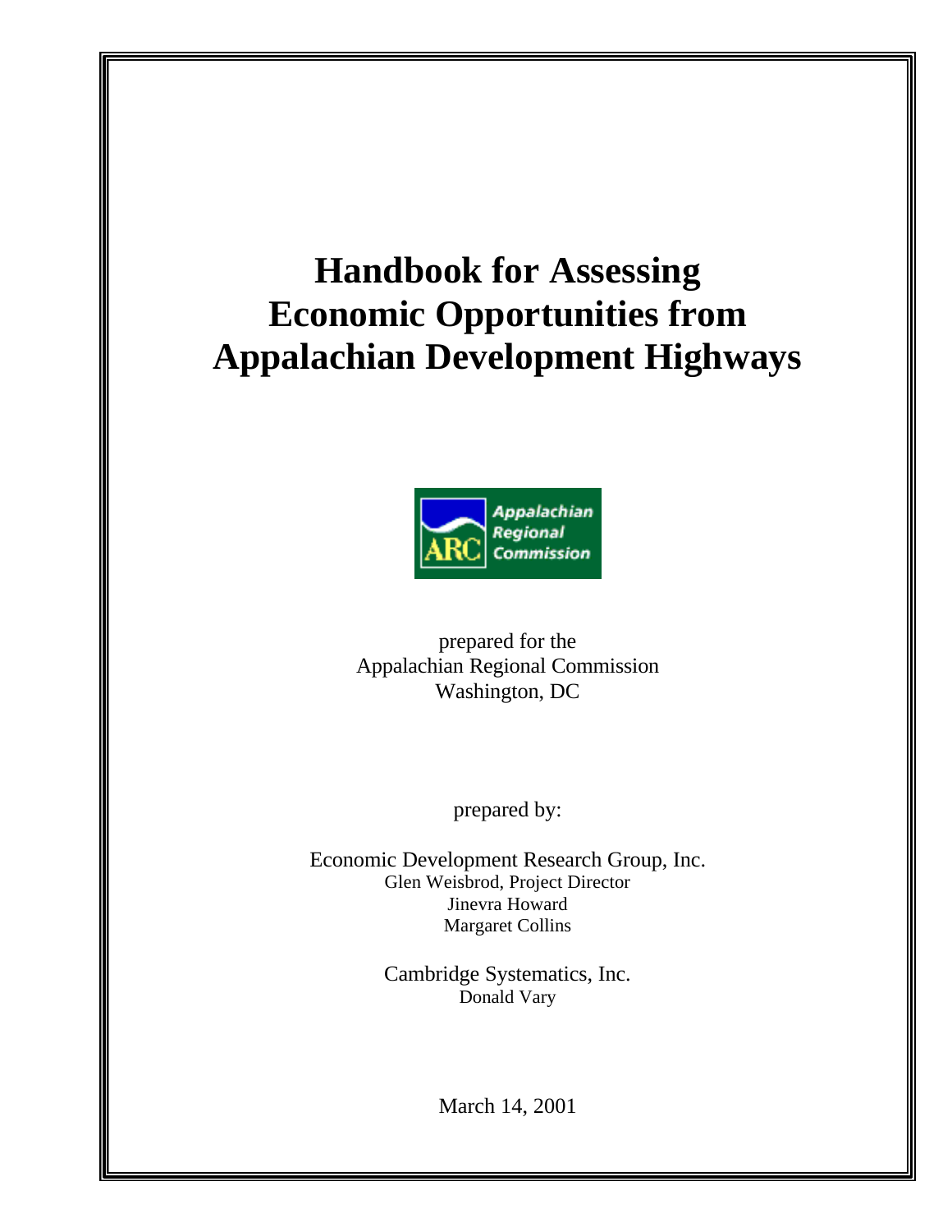# Handbook for Assessing Economic Opportunities from Appalachian Development Highways

prepared for the
Appalachian Regional Commission
Washington, DC

prepared by:

Economic Development Research Group, Inc.
Glen Weisbrod, Project Director
Jinevra Howard
Margaret Collins

Cambridge Systematics, Inc.
Donald Vary

March 14, 2001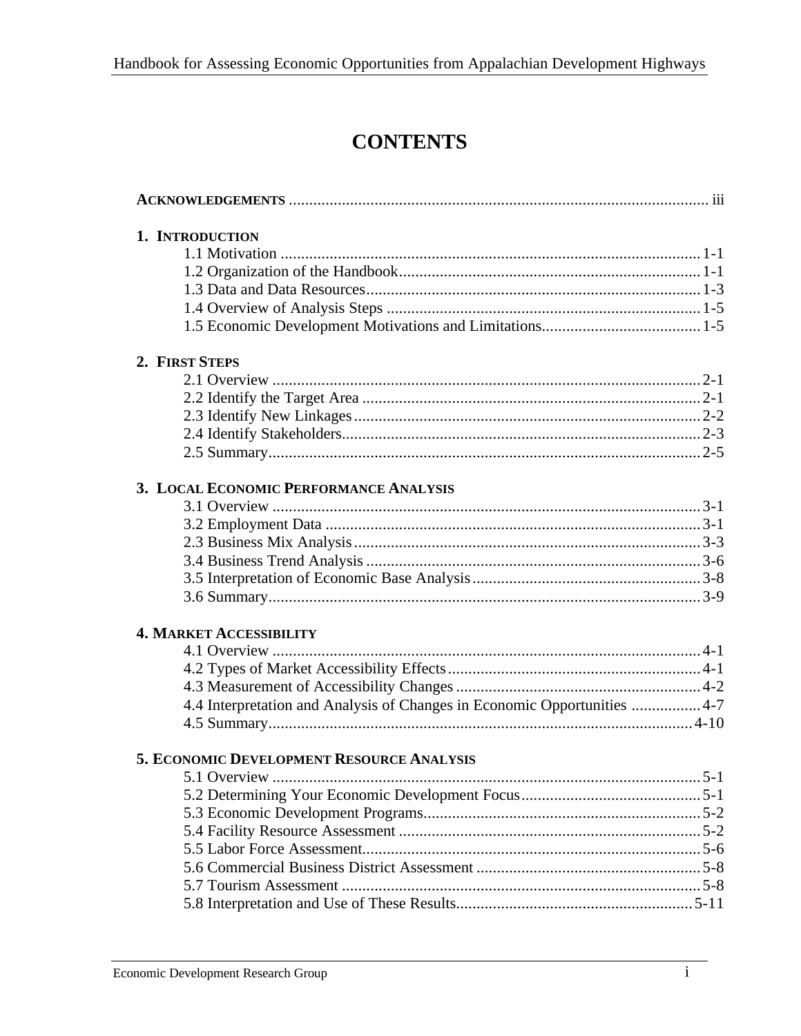# CONTENTS

**ACKNOWLEDGEMENTS** ........................................................................................................ iii

**1. INTRODUCTION**

- 1.1 Motivation ........................................................................................................ 1-1
- 1.2 Organization of the Handbook.......................................................................... 1-1
- 1.3 Data and Data Resources.................................................................................. 1-3
- 1.4 Overview of Analysis Steps ............................................................................. 1-5
- 1.5 Economic Development Motivations and Limitations....................................... 1-5

**2. FIRST STEPS**

- 2.1 Overview ......................................................................................................... 2-1
- 2.2 Identify the Target Area ................................................................................... 2-1
- 2.3 Identify New Linkages..................................................................................... 2-2
- 2.4 Identify Stakeholders........................................................................................ 2-3
- 2.5 Summary.......................................................................................................... 2-5

**3. LOCAL ECONOMIC PERFORMANCE ANALYSIS**

- 3.1 Overview ......................................................................................................... 3-1
- 3.2 Employment Data ............................................................................................ 3-1
- 2.3 Business Mix Analysis..................................................................................... 3-3
- 3.4 Business Trend Analysis .................................................................................. 3-6
- 3.5 Interpretation of Economic Base Analysis........................................................ 3-8
- 3.6 Summary.......................................................................................................... 3-9

**4. MARKET ACCESSIBILITY**

- 4.1 Overview ......................................................................................................... 4-1
- 4.2 Types of Market Accessibility Effects.............................................................. 4-1
- 4.3 Measurement of Accessibility Changes ............................................................ 4-2
- 4.4 Interpretation and Analysis of Changes in Economic Opportunities ................. 4-7
- 4.5 Summary........................................................................................................ 4-10

**5. ECONOMIC DEVELOPMENT RESOURCE ANALYSIS**

- 5.1 Overview ......................................................................................................... 5-1
- 5.2 Determining Your Economic Development Focus............................................ 5-1
- 5.3 Economic Development Programs.................................................................... 5-2
- 5.4 Facility Resource Assessment .......................................................................... 5-2
- 5.5 Labor Force Assessment................................................................................... 5-6
- 5.6 Commercial Business District Assessment ....................................................... 5-8
- 5.7 Tourism Assessment ........................................................................................ 5-8
- 5.8 Interpretation and Use of These Results.......................................................... 5-11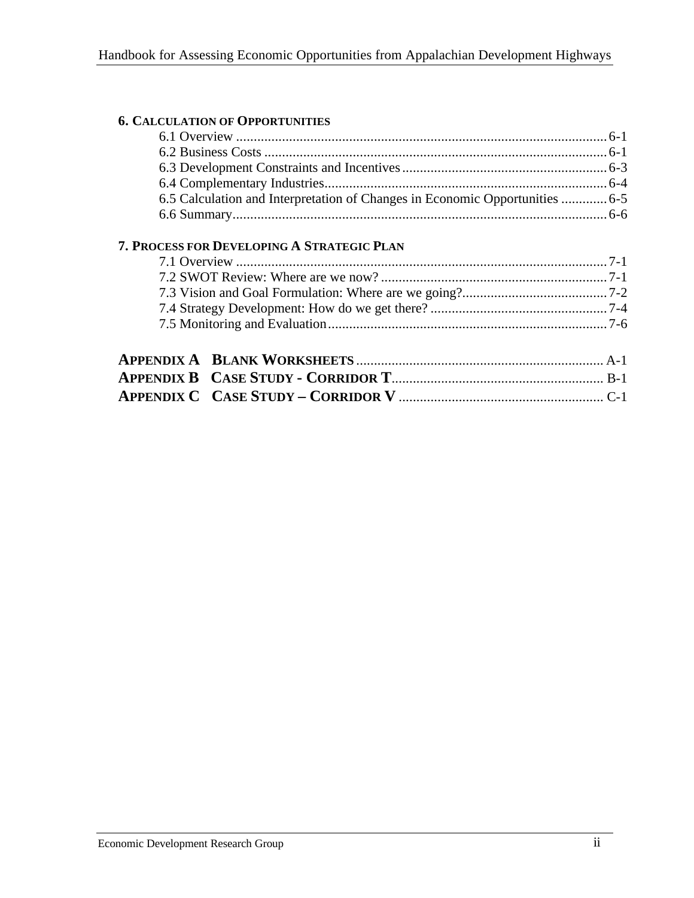**6. CALCULATION OF OPPORTUNITIES**

6.1 Overview ........................................................................................................ 6-1
6.2 Business Costs ................................................................................................ 6-1
6.3 Development Constraints and Incentives ......................................................... 6-3
6.4 Complementary Industries ............................................................................... 6-4
6.5 Calculation and Interpretation of Changes in Economic Opportunities ............. 6-5
6.6 Summary ......................................................................................................... 6-6

**7. PROCESS FOR DEVELOPING A STRATEGIC PLAN**

7.1 Overview ........................................................................................................ 7-1
7.2 SWOT Review: Where are we now? ............................................................... 7-1
7.3 Vision and Goal Formulation: Where are we going? ......................................... 7-2
7.4 Strategy Development: How do we get there? ................................................. 7-4
7.5 Monitoring and Evaluation ............................................................................... 7-6

**APPENDIX A BLANK WORKSHEETS** ..................................................................... A-1
**APPENDIX B CASE STUDY - CORRIDOR T** ........................................................... B-1
**APPENDIX C CASE STUDY – CORRIDOR V** ........................................................... C-1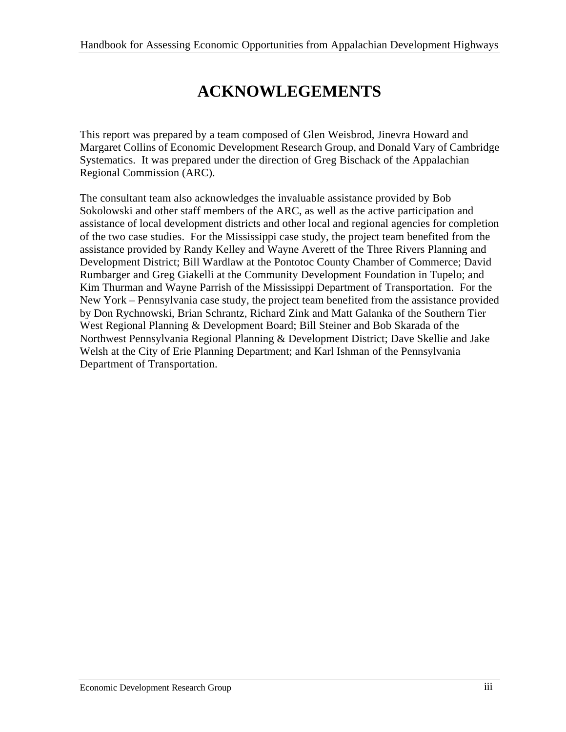# ACKNOWLEGEMENTS

This report was prepared by a team composed of Glen Weisbrod, Jinevra Howard and Margaret Collins of Economic Development Research Group, and Donald Vary of Cambridge Systematics. It was prepared under the direction of Greg Bischack of the Appalachian Regional Commission (ARC).

The consultant team also acknowledges the invaluable assistance provided by Bob Sokolowski and other staff members of the ARC, as well as the active participation and assistance of local development districts and other local and regional agencies for completion of the two case studies. For the Mississippi case study, the project team benefited from the assistance provided by Randy Kelley and Wayne Averett of the Three Rivers Planning and Development District; Bill Wardlaw at the Pontotoc County Chamber of Commerce; David Rumbarger and Greg Giakelli at the Community Development Foundation in Tupelo; and Kim Thurman and Wayne Parrish of the Mississippi Department of Transportation. For the New York – Pennsylvania case study, the project team benefited from the assistance provided by Don Rychnowski, Brian Schrantz, Richard Zink and Matt Galanka of the Southern Tier West Regional Planning & Development Board; Bill Steiner and Bob Skarada of the Northwest Pennsylvania Regional Planning & Development District; Dave Skellie and Jake Welsh at the City of Erie Planning Department; and Karl Ishman of the Pennsylvania Department of Transportation.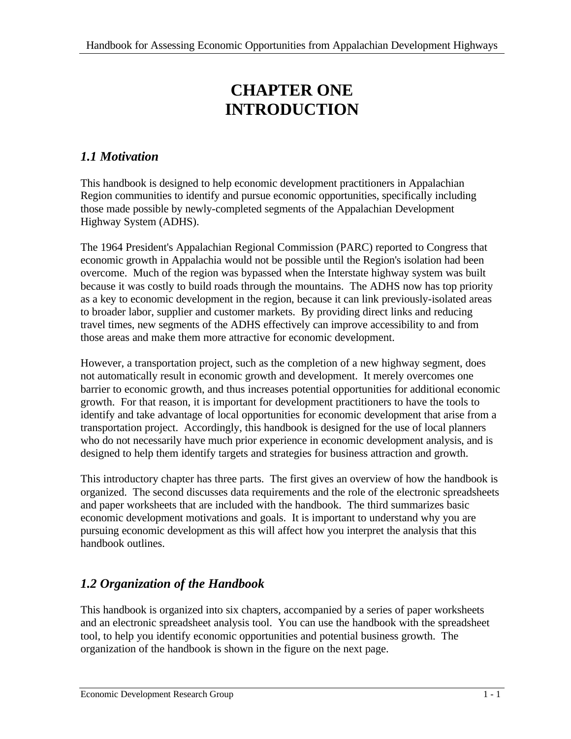# CHAPTER ONE
# INTRODUCTION

## *1.1 Motivation*

This handbook is designed to help economic development practitioners in Appalachian Region communities to identify and pursue economic opportunities, specifically including those made possible by newly-completed segments of the Appalachian Development Highway System (ADHS).

The 1964 President's Appalachian Regional Commission (PARC) reported to Congress that economic growth in Appalachia would not be possible until the Region's isolation had been overcome. Much of the region was bypassed when the Interstate highway system was built because it was costly to build roads through the mountains. The ADHS now has top priority as a key to economic development in the region, because it can link previously-isolated areas to broader labor, supplier and customer markets. By providing direct links and reducing travel times, new segments of the ADHS effectively can improve accessibility to and from those areas and make them more attractive for economic development.

However, a transportation project, such as the completion of a new highway segment, does not automatically result in economic growth and development. It merely overcomes one barrier to economic growth, and thus increases potential opportunities for additional economic growth. For that reason, it is important for development practitioners to have the tools to identify and take advantage of local opportunities for economic development that arise from a transportation project. Accordingly, this handbook is designed for the use of local planners who do not necessarily have much prior experience in economic development analysis, and is designed to help them identify targets and strategies for business attraction and growth.

This introductory chapter has three parts. The first gives an overview of how the handbook is organized. The second discusses data requirements and the role of the electronic spreadsheets and paper worksheets that are included with the handbook. The third summarizes basic economic development motivations and goals. It is important to understand why you are pursuing economic development as this will affect how you interpret the analysis that this handbook outlines.

## *1.2 Organization of the Handbook*

This handbook is organized into six chapters, accompanied by a series of paper worksheets and an electronic spreadsheet analysis tool. You can use the handbook with the spreadsheet tool, to help you identify economic opportunities and potential business growth. The organization of the handbook is shown in the figure on the next page.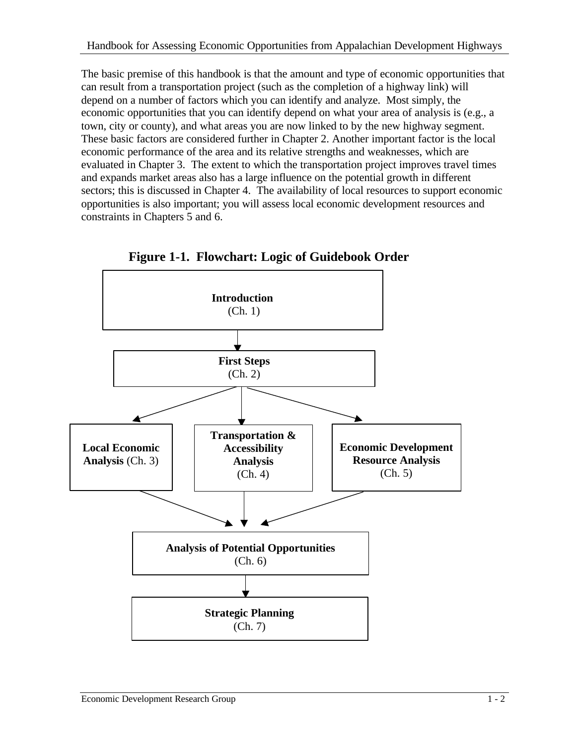The basic premise of this handbook is that the amount and type of economic opportunities that can result from a transportation project (such as the completion of a highway link) will depend on a number of factors which you can identify and analyze. Most simply, the economic opportunities that you can identify depend on what your area of analysis is (e.g., a town, city or county), and what areas you are now linked to by the new highway segment. These basic factors are considered further in Chapter 2. Another important factor is the local economic performance of the area and its relative strengths and weaknesses, which are evaluated in Chapter 3. The extent to which the transportation project improves travel times and expands market areas also has a large influence on the potential growth in different sectors; this is discussed in Chapter 4. The availability of local resources to support economic opportunities is also important; you will assess local economic development resources and constraints in Chapters 5 and 6.

**Figure 1-1. Flowchart: Logic of Guidebook Order**

**Introduction** (Ch. 1)

↓

**First Steps** (Ch. 2)

↓ ↓ ↓

**Local Economic Analysis** (Ch. 3) | **Transportation & Accessibility Analysis** (Ch. 4) | **Economic Development Resource Analysis** (Ch. 5)

↓ ↓ ↓

**Analysis of Potential Opportunities** (Ch. 6)

↓

**Strategic Planning** (Ch. 7)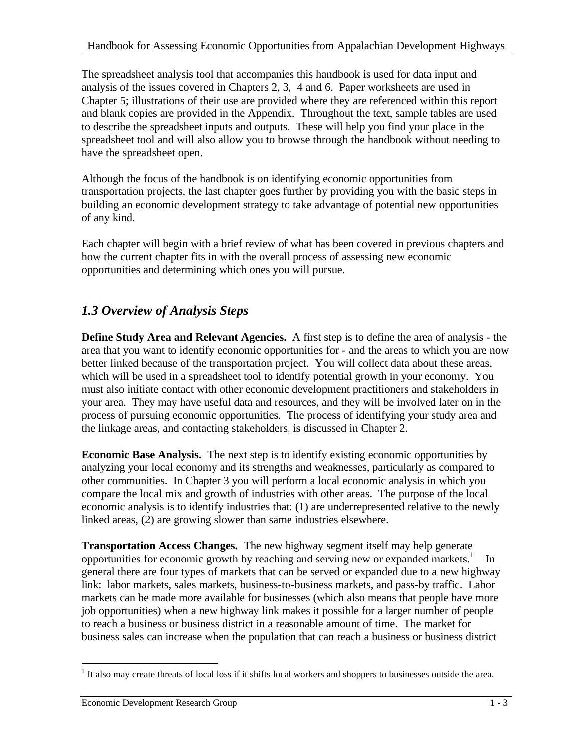The spreadsheet analysis tool that accompanies this handbook is used for data input and analysis of the issues covered in Chapters 2, 3, 4 and 6. Paper worksheets are used in Chapter 5; illustrations of their use are provided where they are referenced within this report and blank copies are provided in the Appendix. Throughout the text, sample tables are used to describe the spreadsheet inputs and outputs. These will help you find your place in the spreadsheet tool and will also allow you to browse through the handbook without needing to have the spreadsheet open.

Although the focus of the handbook is on identifying economic opportunities from transportation projects, the last chapter goes further by providing you with the basic steps in building an economic development strategy to take advantage of potential new opportunities of any kind.

Each chapter will begin with a brief review of what has been covered in previous chapters and how the current chapter fits in with the overall process of assessing new economic opportunities and determining which ones you will pursue.

## *1.3 Overview of Analysis Steps*

**Define Study Area and Relevant Agencies.** A first step is to define the area of analysis - the area that you want to identify economic opportunities for - and the areas to which you are now better linked because of the transportation project. You will collect data about these areas, which will be used in a spreadsheet tool to identify potential growth in your economy. You must also initiate contact with other economic development practitioners and stakeholders in your area. They may have useful data and resources, and they will be involved later on in the process of pursuing economic opportunities. The process of identifying your study area and the linkage areas, and contacting stakeholders, is discussed in Chapter 2.

**Economic Base Analysis.** The next step is to identify existing economic opportunities by analyzing your local economy and its strengths and weaknesses, particularly as compared to other communities. In Chapter 3 you will perform a local economic analysis in which you compare the local mix and growth of industries with other areas. The purpose of the local economic analysis is to identify industries that: (1) are underrepresented relative to the newly linked areas, (2) are growing slower than same industries elsewhere.

**Transportation Access Changes.** The new highway segment itself may help generate opportunities for economic growth by reaching and serving new or expanded markets.[1] In general there are four types of markets that can be served or expanded due to a new highway link: labor markets, sales markets, business-to-business markets, and pass-by traffic. Labor markets can be made more available for businesses (which also means that people have more job opportunities) when a new highway link makes it possible for a larger number of people to reach a business or business district in a reasonable amount of time. The market for business sales can increase when the population that can reach a business or business district

[1] It also may create threats of local loss if it shifts local workers and shoppers to businesses outside the area.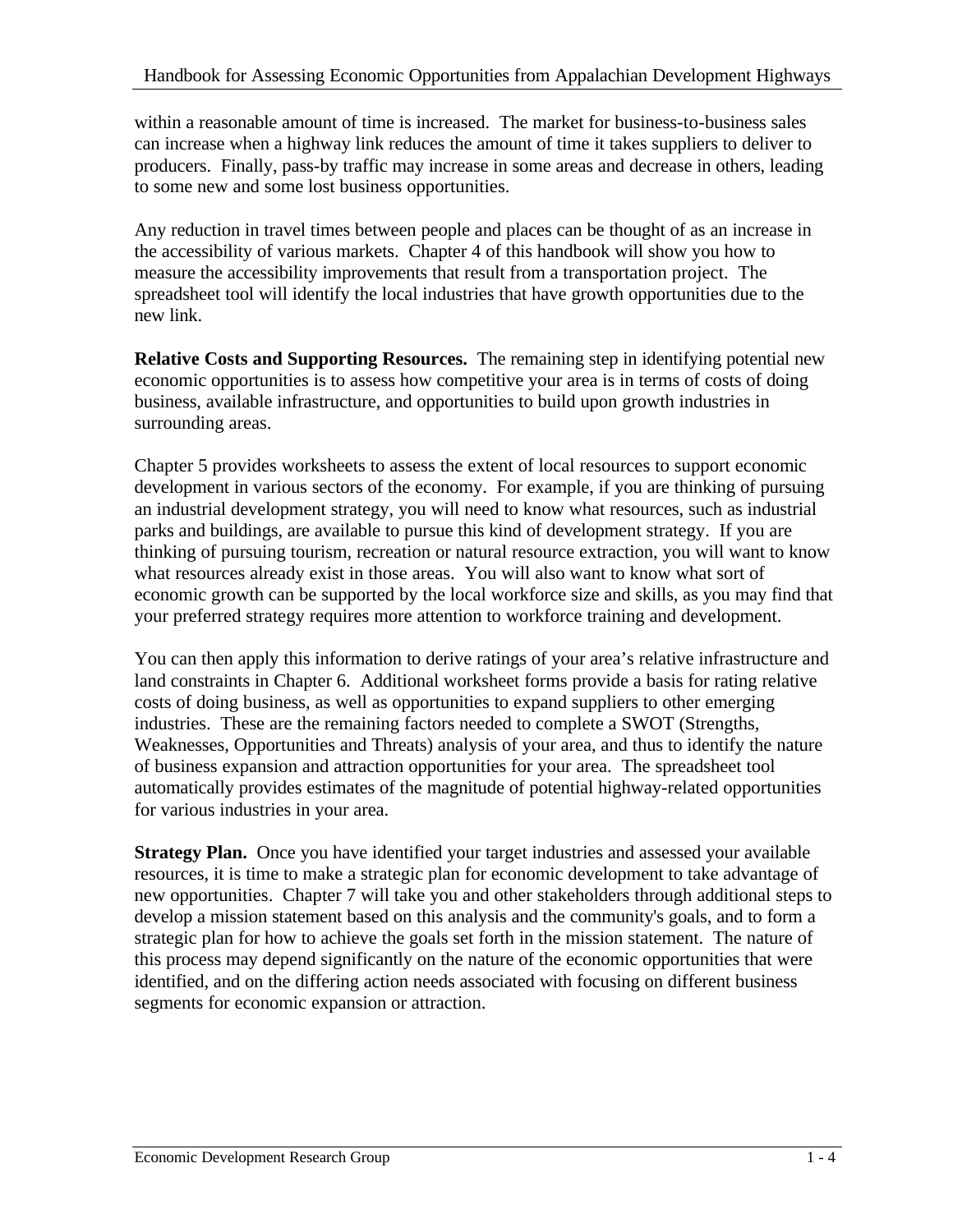within a reasonable amount of time is increased. The market for business-to-business sales can increase when a highway link reduces the amount of time it takes suppliers to deliver to producers. Finally, pass-by traffic may increase in some areas and decrease in others, leading to some new and some lost business opportunities.

Any reduction in travel times between people and places can be thought of as an increase in the accessibility of various markets. Chapter 4 of this handbook will show you how to measure the accessibility improvements that result from a transportation project. The spreadsheet tool will identify the local industries that have growth opportunities due to the new link.

**Relative Costs and Supporting Resources.** The remaining step in identifying potential new economic opportunities is to assess how competitive your area is in terms of costs of doing business, available infrastructure, and opportunities to build upon growth industries in surrounding areas.

Chapter 5 provides worksheets to assess the extent of local resources to support economic development in various sectors of the economy. For example, if you are thinking of pursuing an industrial development strategy, you will need to know what resources, such as industrial parks and buildings, are available to pursue this kind of development strategy. If you are thinking of pursuing tourism, recreation or natural resource extraction, you will want to know what resources already exist in those areas. You will also want to know what sort of economic growth can be supported by the local workforce size and skills, as you may find that your preferred strategy requires more attention to workforce training and development.

You can then apply this information to derive ratings of your area's relative infrastructure and land constraints in Chapter 6. Additional worksheet forms provide a basis for rating relative costs of doing business, as well as opportunities to expand suppliers to other emerging industries. These are the remaining factors needed to complete a SWOT (Strengths, Weaknesses, Opportunities and Threats) analysis of your area, and thus to identify the nature of business expansion and attraction opportunities for your area. The spreadsheet tool automatically provides estimates of the magnitude of potential highway-related opportunities for various industries in your area.

**Strategy Plan.** Once you have identified your target industries and assessed your available resources, it is time to make a strategic plan for economic development to take advantage of new opportunities. Chapter 7 will take you and other stakeholders through additional steps to develop a mission statement based on this analysis and the community's goals, and to form a strategic plan for how to achieve the goals set forth in the mission statement. The nature of this process may depend significantly on the nature of the economic opportunities that were identified, and on the differing action needs associated with focusing on different business segments for economic expansion or attraction.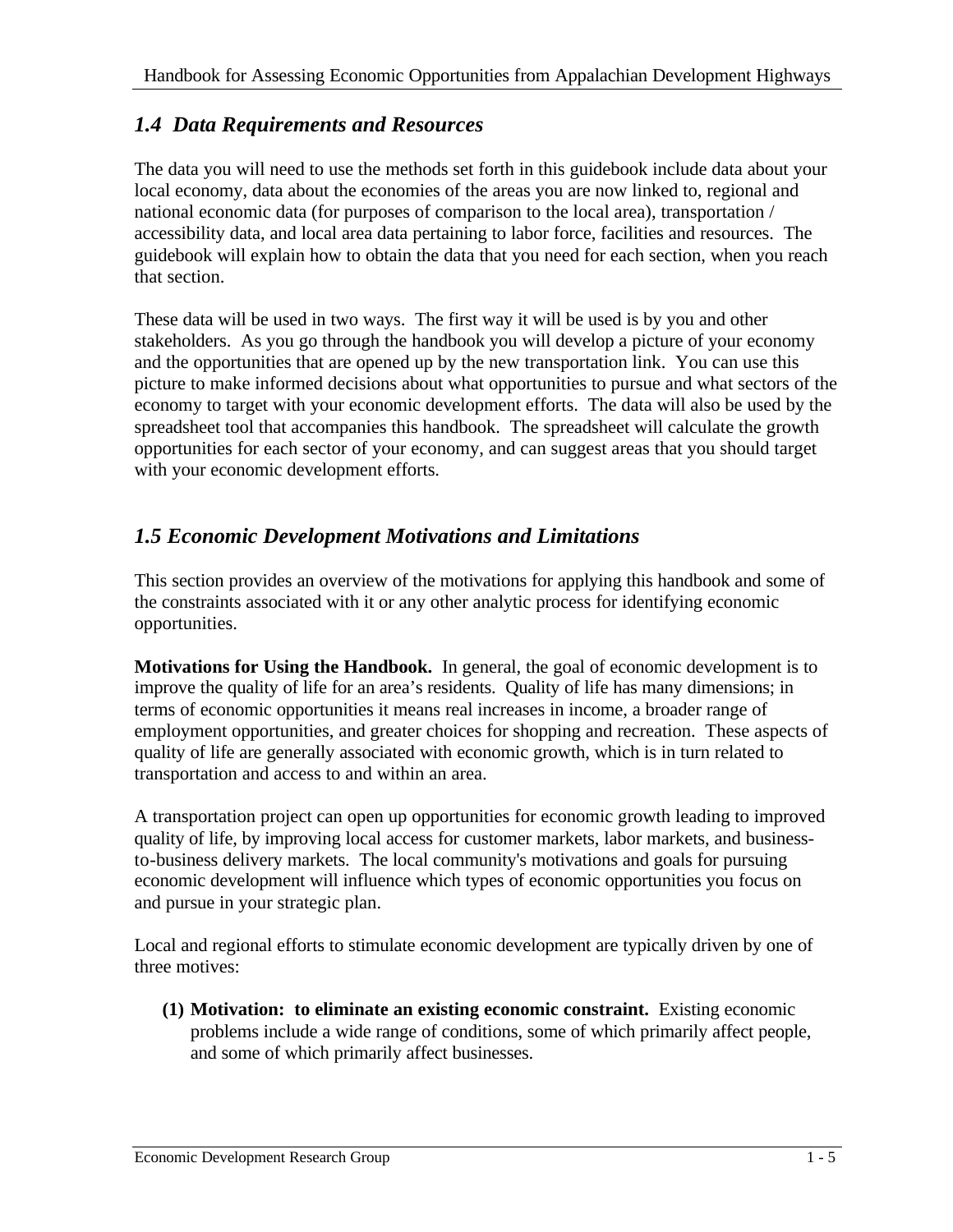## *1.4 Data Requirements and Resources*

The data you will need to use the methods set forth in this guidebook include data about your local economy, data about the economies of the areas you are now linked to, regional and national economic data (for purposes of comparison to the local area), transportation / accessibility data, and local area data pertaining to labor force, facilities and resources. The guidebook will explain how to obtain the data that you need for each section, when you reach that section.

These data will be used in two ways. The first way it will be used is by you and other stakeholders. As you go through the handbook you will develop a picture of your economy and the opportunities that are opened up by the new transportation link. You can use this picture to make informed decisions about what opportunities to pursue and what sectors of the economy to target with your economic development efforts. The data will also be used by the spreadsheet tool that accompanies this handbook. The spreadsheet will calculate the growth opportunities for each sector of your economy, and can suggest areas that you should target with your economic development efforts.

## *1.5 Economic Development Motivations and Limitations*

This section provides an overview of the motivations for applying this handbook and some of the constraints associated with it or any other analytic process for identifying economic opportunities.

**Motivations for Using the Handbook.** In general, the goal of economic development is to improve the quality of life for an area's residents. Quality of life has many dimensions; in terms of economic opportunities it means real increases in income, a broader range of employment opportunities, and greater choices for shopping and recreation. These aspects of quality of life are generally associated with economic growth, which is in turn related to transportation and access to and within an area.

A transportation project can open up opportunities for economic growth leading to improved quality of life, by improving local access for customer markets, labor markets, and business-to-business delivery markets. The local community's motivations and goals for pursuing economic development will influence which types of economic opportunities you focus on and pursue in your strategic plan.

Local and regional efforts to stimulate economic development are typically driven by one of three motives:

**(1) Motivation: to eliminate an existing economic constraint.** Existing economic problems include a wide range of conditions, some of which primarily affect people, and some of which primarily affect businesses.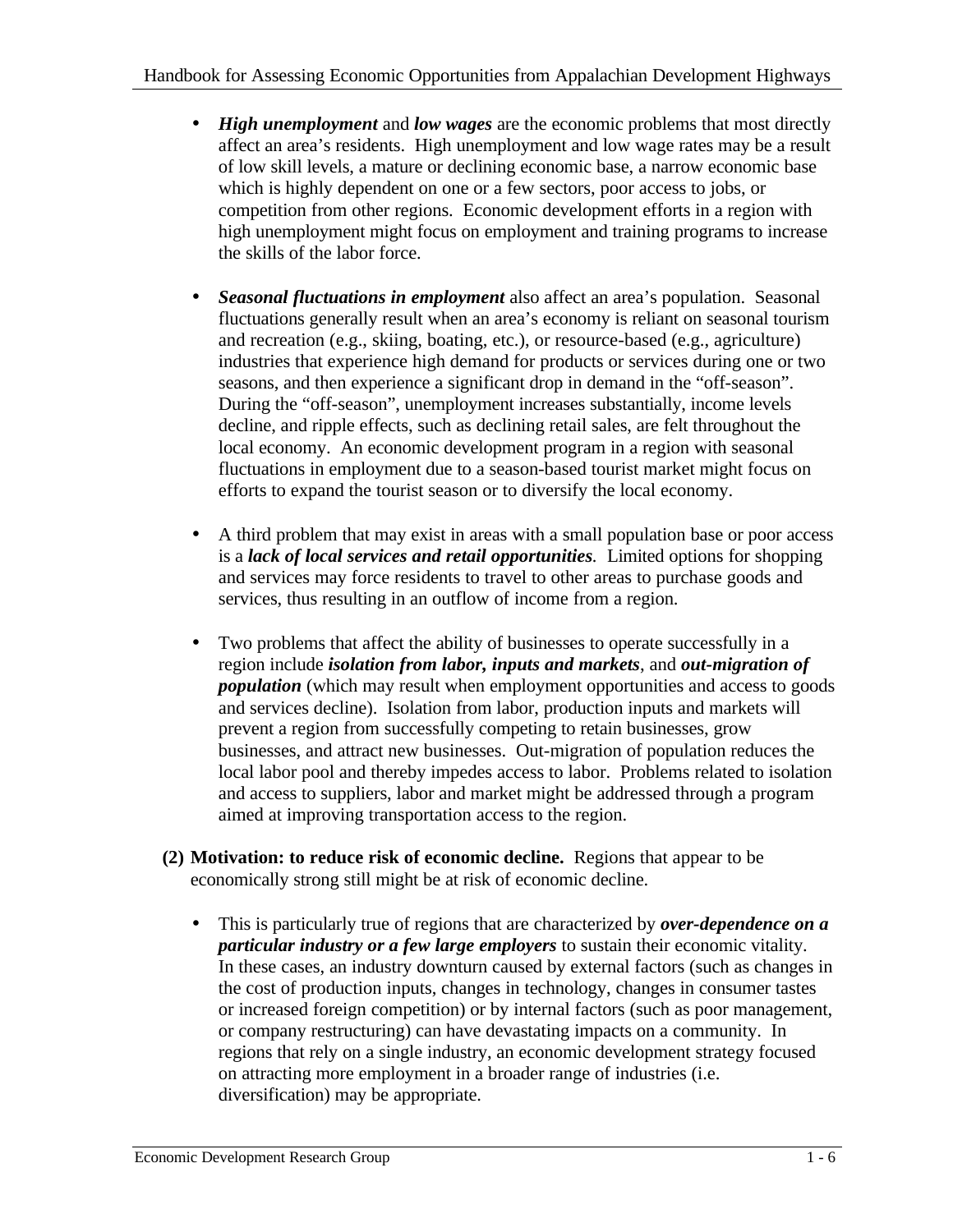- ***High unemployment*** and ***low wages*** are the economic problems that most directly affect an area's residents. High unemployment and low wage rates may be a result of low skill levels, a mature or declining economic base, a narrow economic base which is highly dependent on one or a few sectors, poor access to jobs, or competition from other regions. Economic development efforts in a region with high unemployment might focus on employment and training programs to increase the skills of the labor force.

- ***Seasonal fluctuations in employment*** also affect an area's population. Seasonal fluctuations generally result when an area's economy is reliant on seasonal tourism and recreation (e.g., skiing, boating, etc.), or resource-based (e.g., agriculture) industries that experience high demand for products or services during one or two seasons, and then experience a significant drop in demand in the "off-season". During the "off-season", unemployment increases substantially, income levels decline, and ripple effects, such as declining retail sales, are felt throughout the local economy. An economic development program in a region with seasonal fluctuations in employment due to a season-based tourist market might focus on efforts to expand the tourist season or to diversify the local economy.

- A third problem that may exist in areas with a small population base or poor access is a ***lack of local services and retail opportunities***. Limited options for shopping and services may force residents to travel to other areas to purchase goods and services, thus resulting in an outflow of income from a region.

- Two problems that affect the ability of businesses to operate successfully in a region include ***isolation from labor, inputs and markets***, and ***out-migration of population*** (which may result when employment opportunities and access to goods and services decline). Isolation from labor, production inputs and markets will prevent a region from successfully competing to retain businesses, grow businesses, and attract new businesses. Out-migration of population reduces the local labor pool and thereby impedes access to labor. Problems related to isolation and access to suppliers, labor and market might be addressed through a program aimed at improving transportation access to the region.

**(2) Motivation: to reduce risk of economic decline.** Regions that appear to be economically strong still might be at risk of economic decline.

- This is particularly true of regions that are characterized by ***over-dependence on a particular industry or a few large employers*** to sustain their economic vitality. In these cases, an industry downturn caused by external factors (such as changes in the cost of production inputs, changes in technology, changes in consumer tastes or increased foreign competition) or by internal factors (such as poor management, or company restructuring) can have devastating impacts on a community. In regions that rely on a single industry, an economic development strategy focused on attracting more employment in a broader range of industries (i.e. diversification) may be appropriate.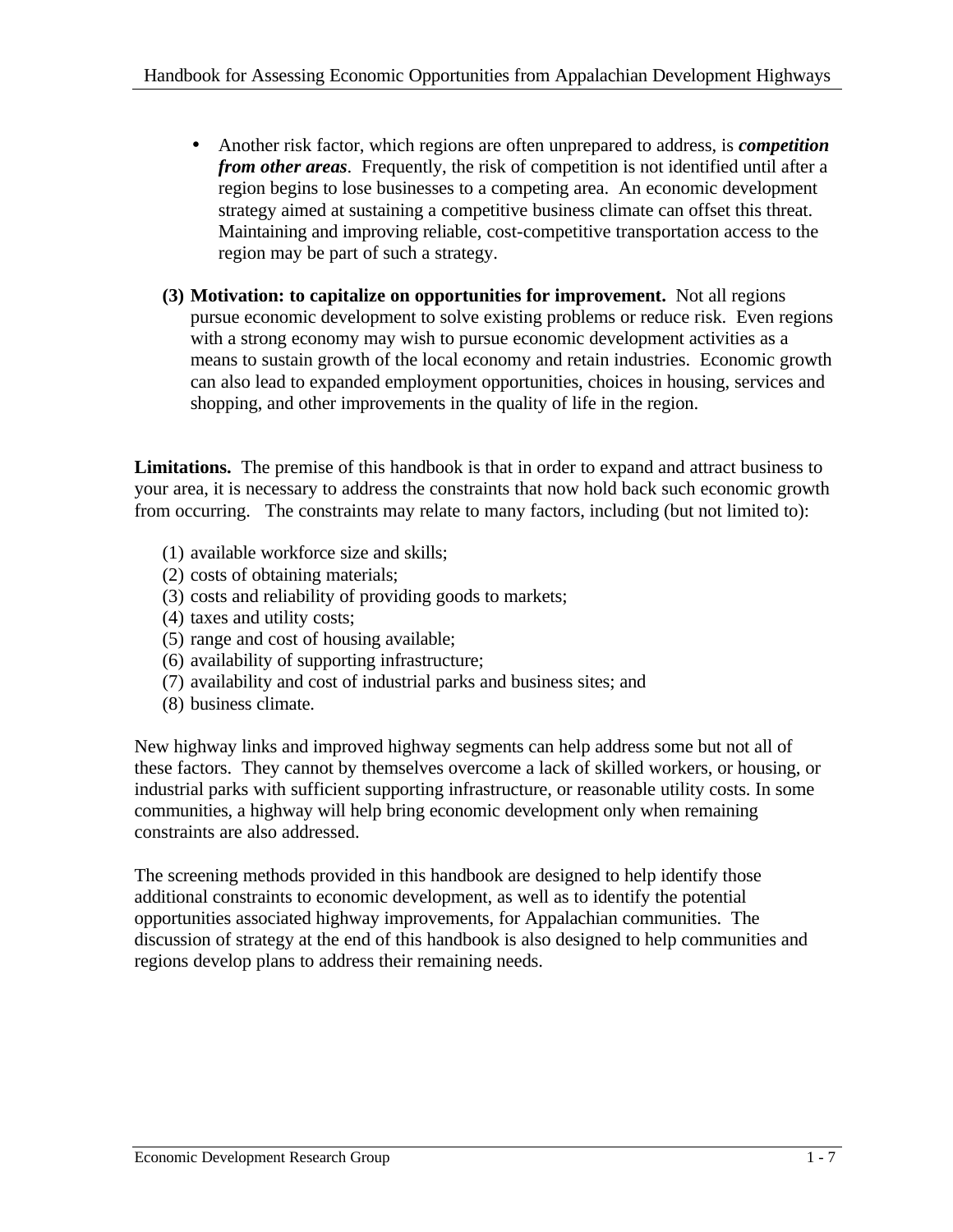- Another risk factor, which regions are often unprepared to address, is ***competition from other areas***. Frequently, the risk of competition is not identified until after a region begins to lose businesses to a competing area. An economic development strategy aimed at sustaining a competitive business climate can offset this threat. Maintaining and improving reliable, cost-competitive transportation access to the region may be part of such a strategy.

**(3) Motivation: to capitalize on opportunities for improvement.** Not all regions pursue economic development to solve existing problems or reduce risk. Even regions with a strong economy may wish to pursue economic development activities as a means to sustain growth of the local economy and retain industries. Economic growth can also lead to expanded employment opportunities, choices in housing, services and shopping, and other improvements in the quality of life in the region.

**Limitations.** The premise of this handbook is that in order to expand and attract business to your area, it is necessary to address the constraints that now hold back such economic growth from occurring. The constraints may relate to many factors, including (but not limited to):

(1) available workforce size and skills;
(2) costs of obtaining materials;
(3) costs and reliability of providing goods to markets;
(4) taxes and utility costs;
(5) range and cost of housing available;
(6) availability of supporting infrastructure;
(7) availability and cost of industrial parks and business sites; and
(8) business climate.

New highway links and improved highway segments can help address some but not all of these factors. They cannot by themselves overcome a lack of skilled workers, or housing, or industrial parks with sufficient supporting infrastructure, or reasonable utility costs. In some communities, a highway will help bring economic development only when remaining constraints are also addressed.

The screening methods provided in this handbook are designed to help identify those additional constraints to economic development, as well as to identify the potential opportunities associated highway improvements, for Appalachian communities. The discussion of strategy at the end of this handbook is also designed to help communities and regions develop plans to address their remaining needs.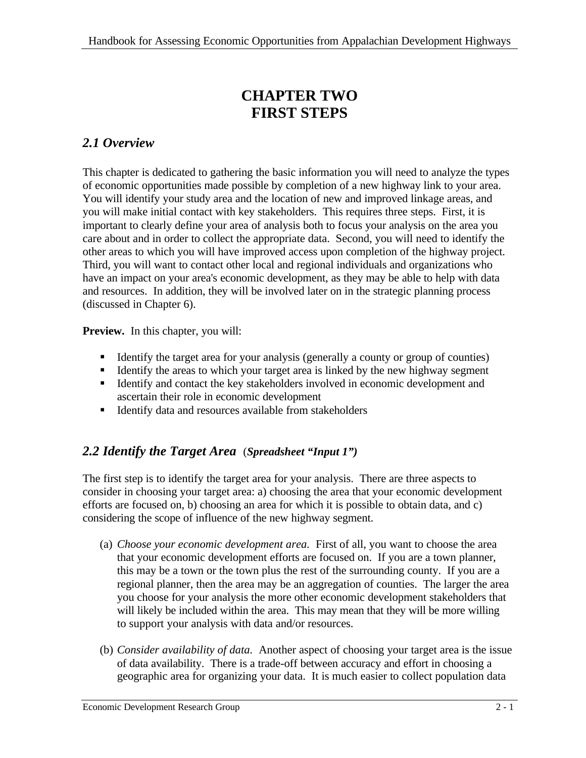# CHAPTER TWO
# FIRST STEPS

## *2.1 Overview*

This chapter is dedicated to gathering the basic information you will need to analyze the types of economic opportunities made possible by completion of a new highway link to your area. You will identify your study area and the location of new and improved linkage areas, and you will make initial contact with key stakeholders. This requires three steps. First, it is important to clearly define your area of analysis both to focus your analysis on the area you care about and in order to collect the appropriate data. Second, you will need to identify the other areas to which you will have improved access upon completion of the highway project. Third, you will want to contact other local and regional individuals and organizations who have an impact on your area's economic development, as they may be able to help with data and resources. In addition, they will be involved later on in the strategic planning process (discussed in Chapter 6).

**Preview.** In this chapter, you will:

- Identify the target area for your analysis (generally a county or group of counties)
- Identify the areas to which your target area is linked by the new highway segment
- Identify and contact the key stakeholders involved in economic development and ascertain their role in economic development
- Identify data and resources available from stakeholders

## *2.2 Identify the Target Area* (***Spreadsheet "Input 1"***)

The first step is to identify the target area for your analysis. There are three aspects to consider in choosing your target area: a) choosing the area that your economic development efforts are focused on, b) choosing an area for which it is possible to obtain data, and c) considering the scope of influence of the new highway segment.

(a) *Choose your economic development area.* First of all, you want to choose the area that your economic development efforts are focused on. If you are a town planner, this may be a town or the town plus the rest of the surrounding county. If you are a regional planner, then the area may be an aggregation of counties. The larger the area you choose for your analysis the more other economic development stakeholders that will likely be included within the area. This may mean that they will be more willing to support your analysis with data and/or resources.

(b) *Consider availability of data.* Another aspect of choosing your target area is the issue of data availability. There is a trade-off between accuracy and effort in choosing a geographic area for organizing your data. It is much easier to collect population data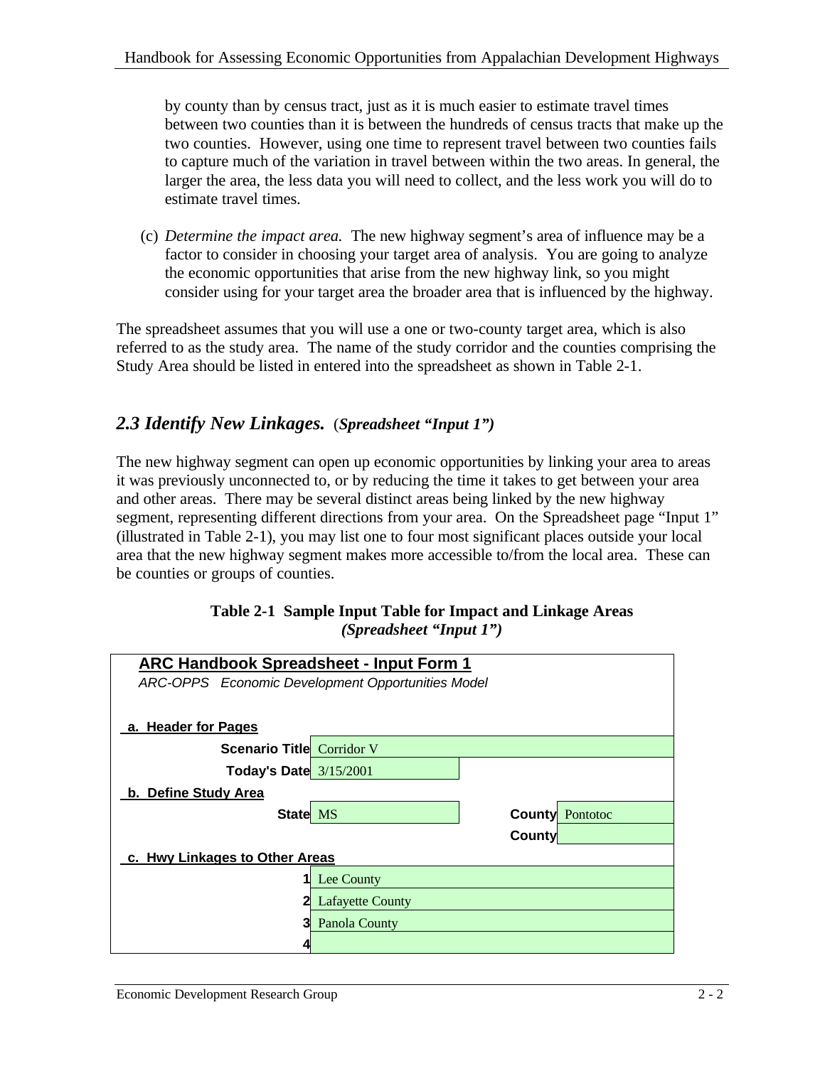by county than by census tract, just as it is much easier to estimate travel times between two counties than it is between the hundreds of census tracts that make up the two counties. However, using one time to represent travel between two counties fails to capture much of the variation in travel between within the two areas. In general, the larger the area, the less data you will need to collect, and the less work you will do to estimate travel times.

(c) *Determine the impact area.* The new highway segment's area of influence may be a factor to consider in choosing your target area of analysis. You are going to analyze the economic opportunities that arise from the new highway link, so you might consider using for your target area the broader area that is influenced by the highway.

The spreadsheet assumes that you will use a one or two-county target area, which is also referred to as the study area. The name of the study corridor and the counties comprising the Study Area should be listed in entered into the spreadsheet as shown in Table 2-1.

## *2.3 Identify New Linkages.* (*Spreadsheet "Input 1")*

The new highway segment can open up economic opportunities by linking your area to areas it was previously unconnected to, or by reducing the time it takes to get between your area and other areas. There may be several distinct areas being linked by the new highway segment, representing different directions from your area. On the Spreadsheet page "Input 1" (illustrated in Table 2-1), you may list one to four most significant places outside your local area that the new highway segment makes more accessible to/from the local area. These can be counties or groups of counties.

**Table 2-1 Sample Input Table for Impact and Linkage Areas**
***(Spreadsheet "Input 1")***

| **ARC Handbook Spreadsheet - Input Form 1** | | | |
|---|---|---|---|
| *ARC-OPPS Economic Development Opportunities Model* | | | |
| **a. Header for Pages** | | | |
| **Scenario Title** | Corridor V | | |
| **Today's Date** | 3/15/2001 | | |
| **b. Define Study Area** | | | |
| **State** | MS | **County** | Pontotoc |
| | | **County** | |
| **c. Hwy Linkages to Other Areas** | | | |
| **1** | Lee County | | |
| **2** | Lafayette County | | |
| **3** | Panola County | | |
| **4** | | | |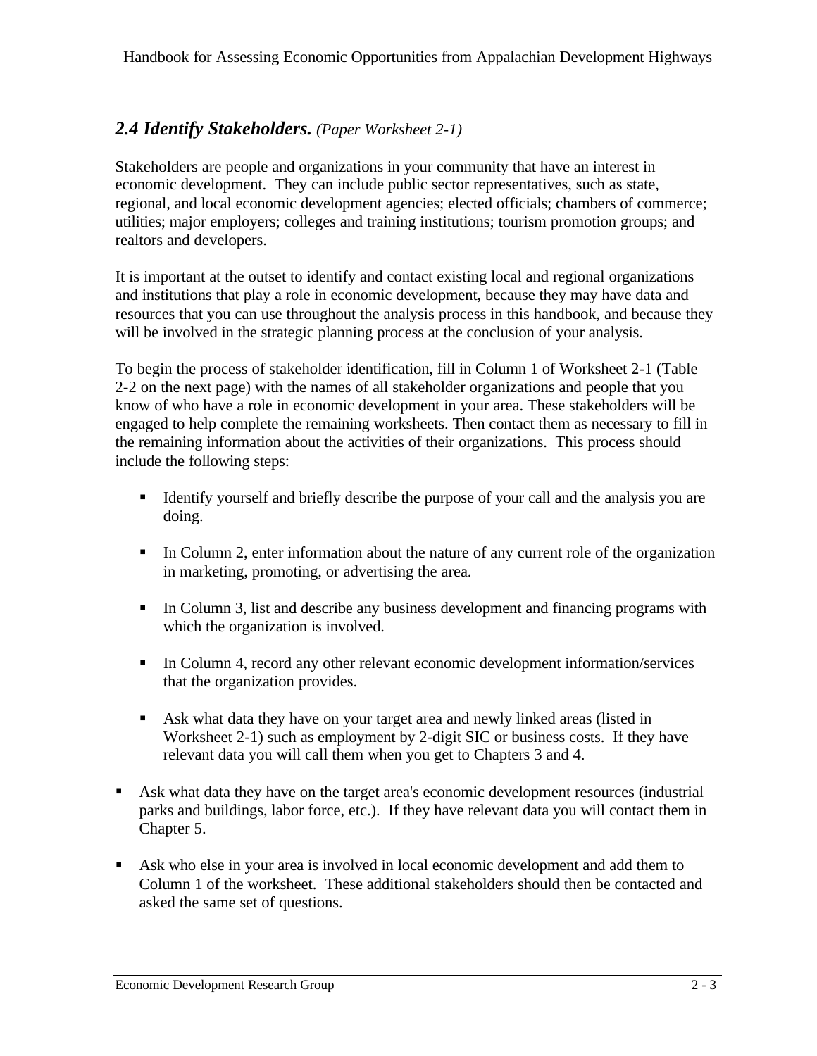## *2.4 Identify Stakeholders.* *(Paper Worksheet 2-1)*

Stakeholders are people and organizations in your community that have an interest in economic development. They can include public sector representatives, such as state, regional, and local economic development agencies; elected officials; chambers of commerce; utilities; major employers; colleges and training institutions; tourism promotion groups; and realtors and developers.

It is important at the outset to identify and contact existing local and regional organizations and institutions that play a role in economic development, because they may have data and resources that you can use throughout the analysis process in this handbook, and because they will be involved in the strategic planning process at the conclusion of your analysis.

To begin the process of stakeholder identification, fill in Column 1 of Worksheet 2-1 (Table 2-2 on the next page) with the names of all stakeholder organizations and people that you know of who have a role in economic development in your area. These stakeholders will be engaged to help complete the remaining worksheets. Then contact them as necessary to fill in the remaining information about the activities of their organizations. This process should include the following steps:

- Identify yourself and briefly describe the purpose of your call and the analysis you are doing.
- In Column 2, enter information about the nature of any current role of the organization in marketing, promoting, or advertising the area.
- In Column 3, list and describe any business development and financing programs with which the organization is involved.
- In Column 4, record any other relevant economic development information/services that the organization provides.
- Ask what data they have on your target area and newly linked areas (listed in Worksheet 2-1) such as employment by 2-digit SIC or business costs. If they have relevant data you will call them when you get to Chapters 3 and 4.
- Ask what data they have on the target area's economic development resources (industrial parks and buildings, labor force, etc.). If they have relevant data you will contact them in Chapter 5.
- Ask who else in your area is involved in local economic development and add them to Column 1 of the worksheet. These additional stakeholders should then be contacted and asked the same set of questions.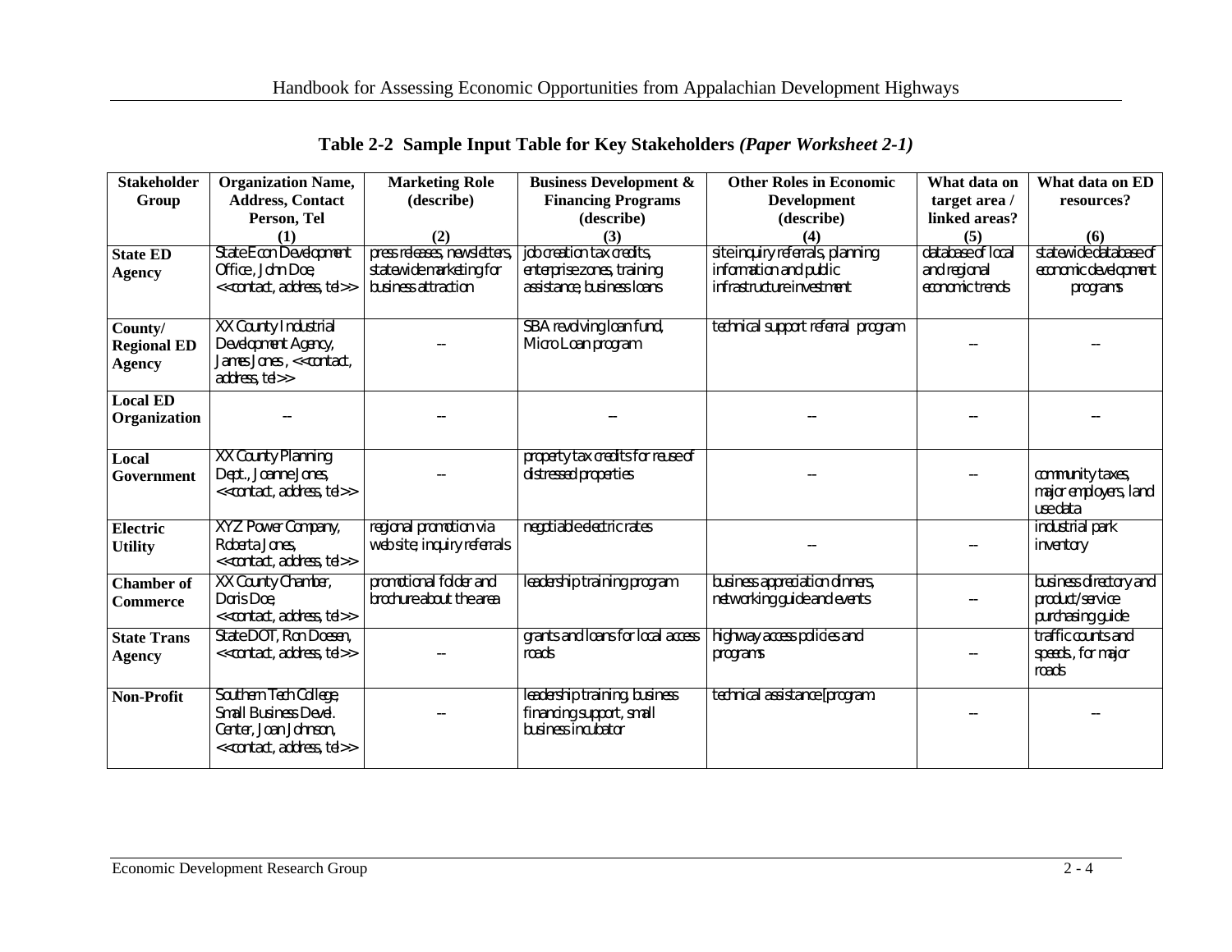**Table 2-2 Sample Input Table for Key Stakeholders** ***(Paper Worksheet 2-1)***

| Stakeholder Group | Organization Name, Address, Contact Person, Tel (1) | Marketing Role (describe) (2) | Business Development & Financing Programs (describe) (3) | Other Roles in Economic Development (describe) (4) | What data on target area / linked areas? (5) | What data on ED resources? (6) |
|---|---|---|---|---|---|---|
| **State ED Agency** | State Econ Development Office , John Doe, <<contact, address, tel>> | press releases, newsletters, statewide marketing for business attraction | job creation tax credits, enterprise zones, training assistance, business loans | site inquiry referrals, planning information and public infrastructure investment | database of local and regional economic trends | statewide database of economic development programs |
| **County/ Regional ED Agency** | XX County Industrial Development Agency, James Jones , <<contact, address, tel>> | -- | SBA revolving loan fund, Micro Loan program | technical support referral program | -- | -- |
| **Local ED Organization** | -- | -- | -- | -- | -- | -- |
| **Local Government** | XX County Planning Dept., Joanne Jones, <<contact, address, tel>> | -- | property tax credits for reuse of distressed properties | -- | -- | community taxes, major employers, land use data |
| **Electric Utility** | XYZ Power Company, Roberta Jones, <<contact, address, tel>> | regional promotion via web site, inquiry referrals | negotiable electric rates | -- | -- | industrial park inventory |
| **Chamber of Commerce** | XX County Chamber, Doris Doe, <<contact, address, tel>> | promotional folder and brochure about the area | leadership training program | business appreciation dinners, networking guide and events | -- | business directory and product/service purchasing guide |
| **State Trans Agency** | State DOT, Ron Doesen, <<contact, address, tel>> | -- | grants and loans for local access roads | highway access policies and programs | -- | traffic counts and speeds , for major roads |
| **Non-Profit** | Southern Tech College, Small Business Devel. Center, Joan Johnson, <<contact, address, tel>> | -- | leadership training, business financing support, small business incubator | technical assistance [program | -- | -- |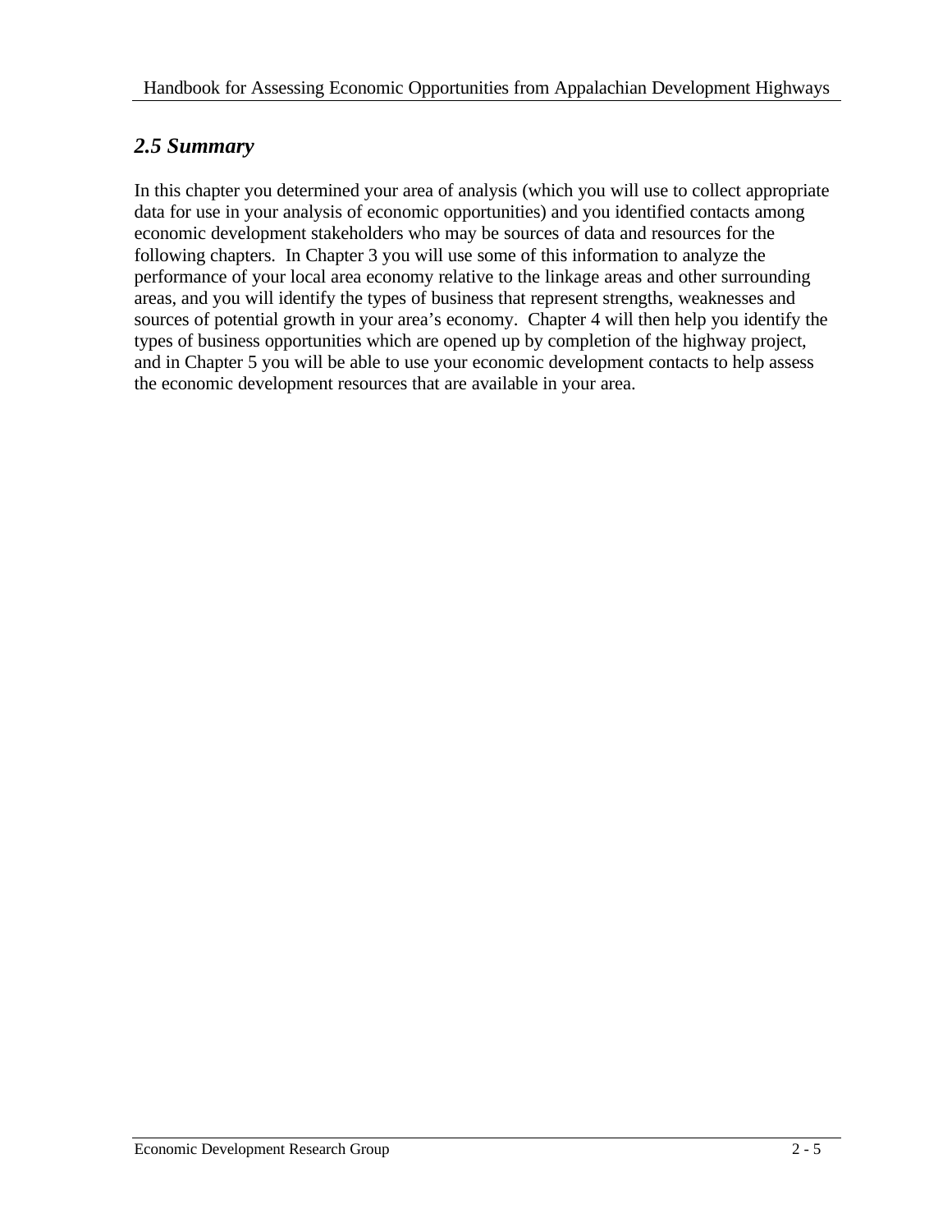## *2.5 Summary*

In this chapter you determined your area of analysis (which you will use to collect appropriate data for use in your analysis of economic opportunities) and you identified contacts among economic development stakeholders who may be sources of data and resources for the following chapters. In Chapter 3 you will use some of this information to analyze the performance of your local area economy relative to the linkage areas and other surrounding areas, and you will identify the types of business that represent strengths, weaknesses and sources of potential growth in your area's economy. Chapter 4 will then help you identify the types of business opportunities which are opened up by completion of the highway project, and in Chapter 5 you will be able to use your economic development contacts to help assess the economic development resources that are available in your area.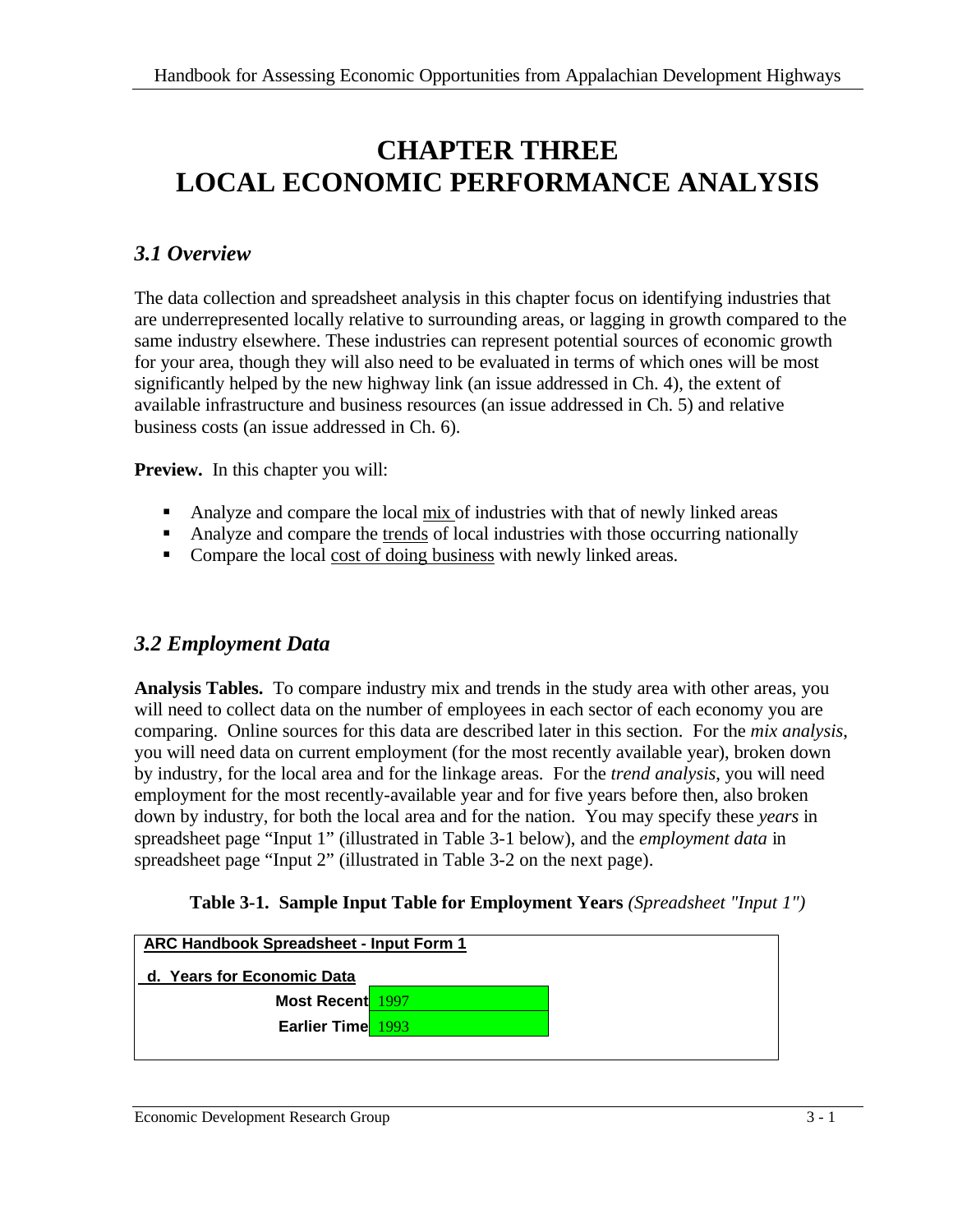# CHAPTER THREE
# LOCAL ECONOMIC PERFORMANCE ANALYSIS

## *3.1 Overview*

The data collection and spreadsheet analysis in this chapter focus on identifying industries that are underrepresented locally relative to surrounding areas, or lagging in growth compared to the same industry elsewhere. These industries can represent potential sources of economic growth for your area, though they will also need to be evaluated in terms of which ones will be most significantly helped by the new highway link (an issue addressed in Ch. 4), the extent of available infrastructure and business resources (an issue addressed in Ch. 5) and relative business costs (an issue addressed in Ch. 6).

**Preview.** In this chapter you will:

- Analyze and compare the local mix of industries with that of newly linked areas
- Analyze and compare the trends of local industries with those occurring nationally
- Compare the local cost of doing business with newly linked areas.

## *3.2 Employment Data*

**Analysis Tables.** To compare industry mix and trends in the study area with other areas, you will need to collect data on the number of employees in each sector of each economy you are comparing. Online sources for this data are described later in this section. For the *mix analysis*, you will need data on current employment (for the most recently available year), broken down by industry, for the local area and for the linkage areas. For the *trend analysis*, you will need employment for the most recently-available year and for five years before then, also broken down by industry, for both the local area and for the nation. You may specify these *years* in spreadsheet page "Input 1" (illustrated in Table 3-1 below), and the *employment data* in spreadsheet page "Input 2" (illustrated in Table 3-2 on the next page).

**Table 3-1. Sample Input Table for Employment Years** *(Spreadsheet "Input 1")*

| ARC Handbook Spreadsheet - Input Form 1 | |
|---|---|
| d. Years for Economic Data | |
| Most Recent | 1997 |
| Earlier Time | 1993 |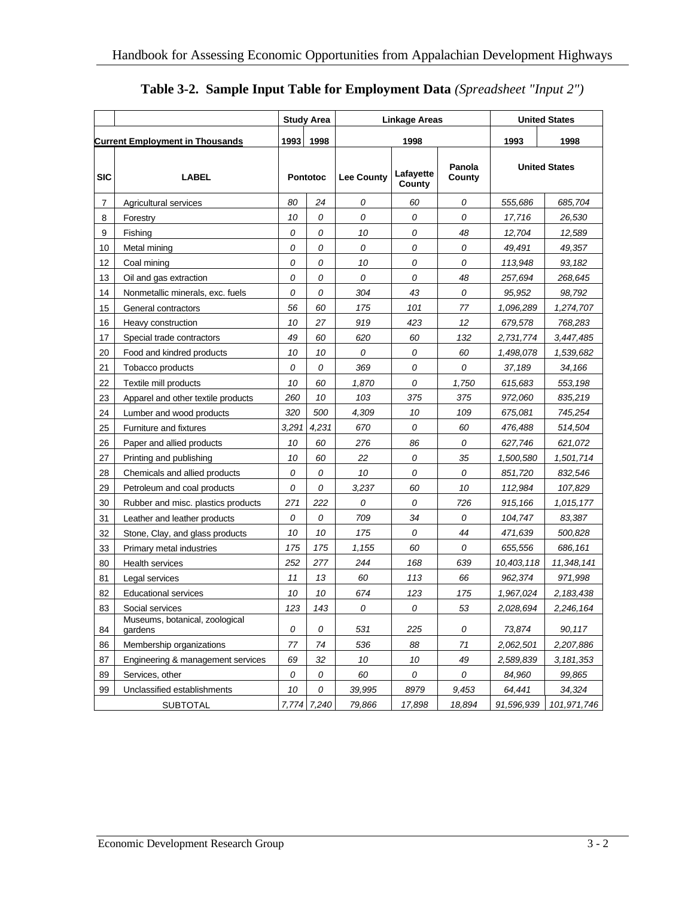**Table 3-2. Sample Input Table for Employment Data** *(Spreadsheet "Input 2")*

| | | Study Area | | Linkage Areas | | | United States | |
|---|---|---|---|---|---|---|---|---|
| **Current Employment in Thousands** | | 1993 | 1998 | 1998 | | | 1993 | 1998 |
| **SIC** | **LABEL** | Pontotoc | | Lee County | Lafayette County | Panola County | United States | |
| 7 | Agricultural services | 80 | 24 | 0 | 60 | 0 | 555,686 | 685,704 |
| 8 | Forestry | 10 | 0 | 0 | 0 | 0 | 17,716 | 26,530 |
| 9 | Fishing | 0 | 0 | 10 | 0 | 48 | 12,704 | 12,589 |
| 10 | Metal mining | 0 | 0 | 0 | 0 | 0 | 49,491 | 49,357 |
| 12 | Coal mining | 0 | 0 | 10 | 0 | 0 | 113,948 | 93,182 |
| 13 | Oil and gas extraction | 0 | 0 | 0 | 0 | 48 | 257,694 | 268,645 |
| 14 | Nonmetallic minerals, exc. fuels | 0 | 0 | 304 | 43 | 0 | 95,952 | 98,792 |
| 15 | General contractors | 56 | 60 | 175 | 101 | 77 | 1,096,289 | 1,274,707 |
| 16 | Heavy construction | 10 | 27 | 919 | 423 | 12 | 679,578 | 768,283 |
| 17 | Special trade contractors | 49 | 60 | 620 | 60 | 132 | 2,731,774 | 3,447,485 |
| 20 | Food and kindred products | 10 | 10 | 0 | 0 | 60 | 1,498,078 | 1,539,682 |
| 21 | Tobacco products | 0 | 0 | 369 | 0 | 0 | 37,189 | 34,166 |
| 22 | Textile mill products | 10 | 60 | 1,870 | 0 | 1,750 | 615,683 | 553,198 |
| 23 | Apparel and other textile products | 260 | 10 | 103 | 375 | 375 | 972,060 | 835,219 |
| 24 | Lumber and wood products | 320 | 500 | 4,309 | 10 | 109 | 675,081 | 745,254 |
| 25 | Furniture and fixtures | 3,291 | 4,231 | 670 | 0 | 60 | 476,488 | 514,504 |
| 26 | Paper and allied products | 10 | 60 | 276 | 86 | 0 | 627,746 | 621,072 |
| 27 | Printing and publishing | 10 | 60 | 22 | 0 | 35 | 1,500,580 | 1,501,714 |
| 28 | Chemicals and allied products | 0 | 0 | 10 | 0 | 0 | 851,720 | 832,546 |
| 29 | Petroleum and coal products | 0 | 0 | 3,237 | 60 | 10 | 112,984 | 107,829 |
| 30 | Rubber and misc. plastics products | 271 | 222 | 0 | 0 | 726 | 915,166 | 1,015,177 |
| 31 | Leather and leather products | 0 | 0 | 709 | 34 | 0 | 104,747 | 83,387 |
| 32 | Stone, Clay, and glass products | 10 | 10 | 175 | 0 | 44 | 471,639 | 500,828 |
| 33 | Primary metal industries | 175 | 175 | 1,155 | 60 | 0 | 655,556 | 686,161 |
| 80 | Health services | 252 | 277 | 244 | 168 | 639 | 10,403,118 | 11,348,141 |
| 81 | Legal services | 11 | 13 | 60 | 113 | 66 | 962,374 | 971,998 |
| 82 | Educational services | 10 | 10 | 674 | 123 | 175 | 1,967,024 | 2,183,438 |
| 83 | Social services | 123 | 143 | 0 | 0 | 53 | 2,028,694 | 2,246,164 |
| 84 | Museums, botanical, zoological gardens | 0 | 0 | 531 | 225 | 0 | 73,874 | 90,117 |
| 86 | Membership organizations | 77 | 74 | 536 | 88 | 71 | 2,062,501 | 2,207,886 |
| 87 | Engineering & management services | 69 | 32 | 10 | 10 | 49 | 2,589,839 | 3,181,353 |
| 89 | Services, other | 0 | 0 | 60 | 0 | 0 | 84,960 | 99,865 |
| 99 | Unclassified establishments | 10 | 0 | 39,995 | 8979 | 9,453 | 64,441 | 34,324 |
| SUBTOTAL | | 7,774 | 7,240 | 79,866 | 17,898 | 18,894 | 91,596,939 | 101,971,746 |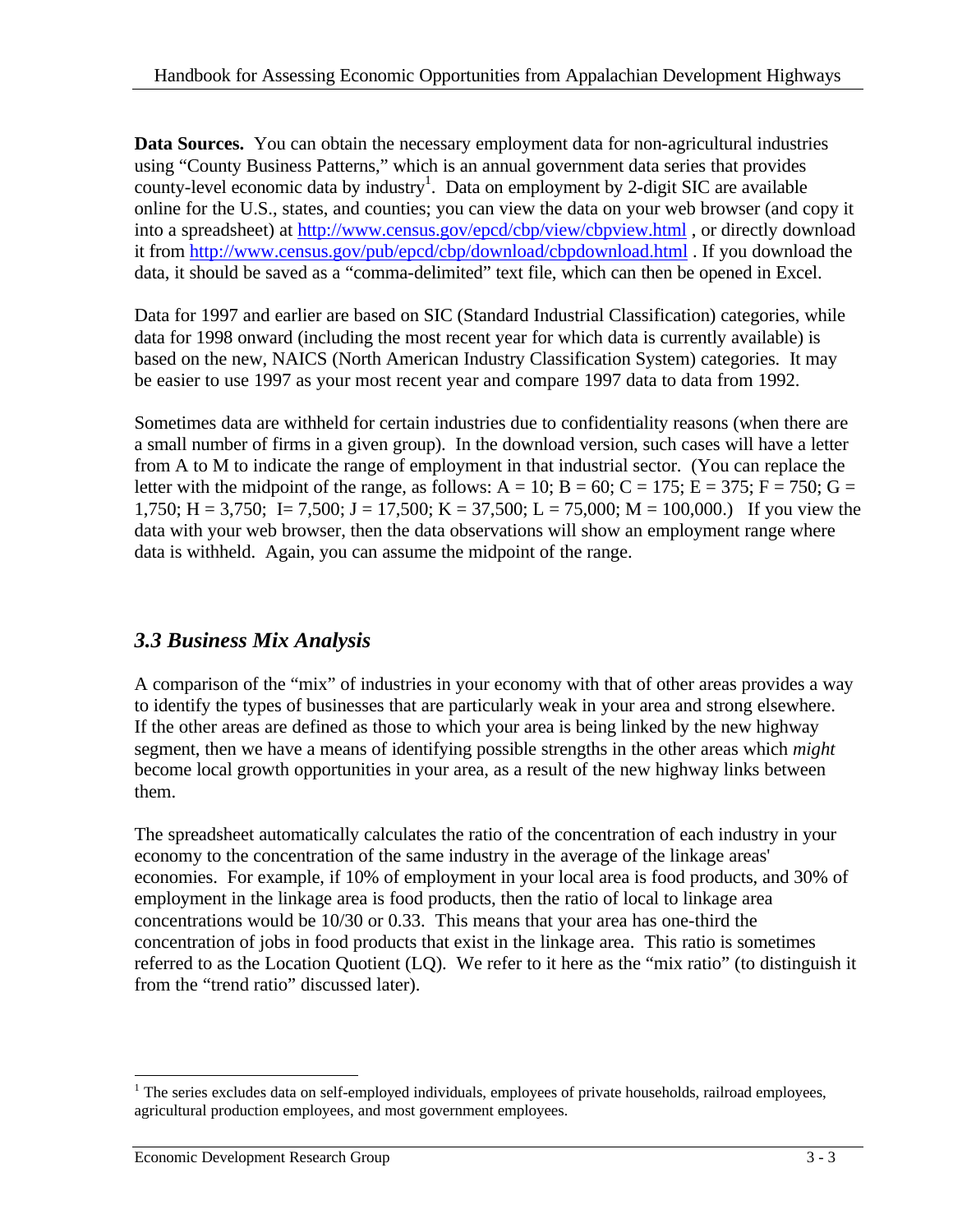**Data Sources.** You can obtain the necessary employment data for non-agricultural industries using "County Business Patterns," which is an annual government data series that provides county-level economic data by industry[1]. Data on employment by 2-digit SIC are available online for the U.S., states, and counties; you can view the data on your web browser (and copy it into a spreadsheet) at http://www.census.gov/epcd/cbp/view/cbpview.html , or directly download it from http://www.census.gov/pub/epcd/cbp/download/cbpdownload.html . If you download the data, it should be saved as a "comma-delimited" text file, which can then be opened in Excel.

Data for 1997 and earlier are based on SIC (Standard Industrial Classification) categories, while data for 1998 onward (including the most recent year for which data is currently available) is based on the new, NAICS (North American Industry Classification System) categories. It may be easier to use 1997 as your most recent year and compare 1997 data to data from 1992.

Sometimes data are withheld for certain industries due to confidentiality reasons (when there are a small number of firms in a given group). In the download version, such cases will have a letter from A to M to indicate the range of employment in that industrial sector. (You can replace the letter with the midpoint of the range, as follows: A = 10; B = 60; C = 175; E = 375; F = 750; G = 1,750; H = 3,750; I= 7,500; J = 17,500; K = 37,500; L = 75,000; M = 100,000.) If you view the data with your web browser, then the data observations will show an employment range where data is withheld. Again, you can assume the midpoint of the range.

## *3.3 Business Mix Analysis*

A comparison of the "mix" of industries in your economy with that of other areas provides a way to identify the types of businesses that are particularly weak in your area and strong elsewhere. If the other areas are defined as those to which your area is being linked by the new highway segment, then we have a means of identifying possible strengths in the other areas which *might* become local growth opportunities in your area, as a result of the new highway links between them.

The spreadsheet automatically calculates the ratio of the concentration of each industry in your economy to the concentration of the same industry in the average of the linkage areas' economies. For example, if 10% of employment in your local area is food products, and 30% of employment in the linkage area is food products, then the ratio of local to linkage area concentrations would be 10/30 or 0.33. This means that your area has one-third the concentration of jobs in food products that exist in the linkage area. This ratio is sometimes referred to as the Location Quotient (LQ). We refer to it here as the "mix ratio" (to distinguish it from the "trend ratio" discussed later).

---

[1] The series excludes data on self-employed individuals, employees of private households, railroad employees, agricultural production employees, and most government employees.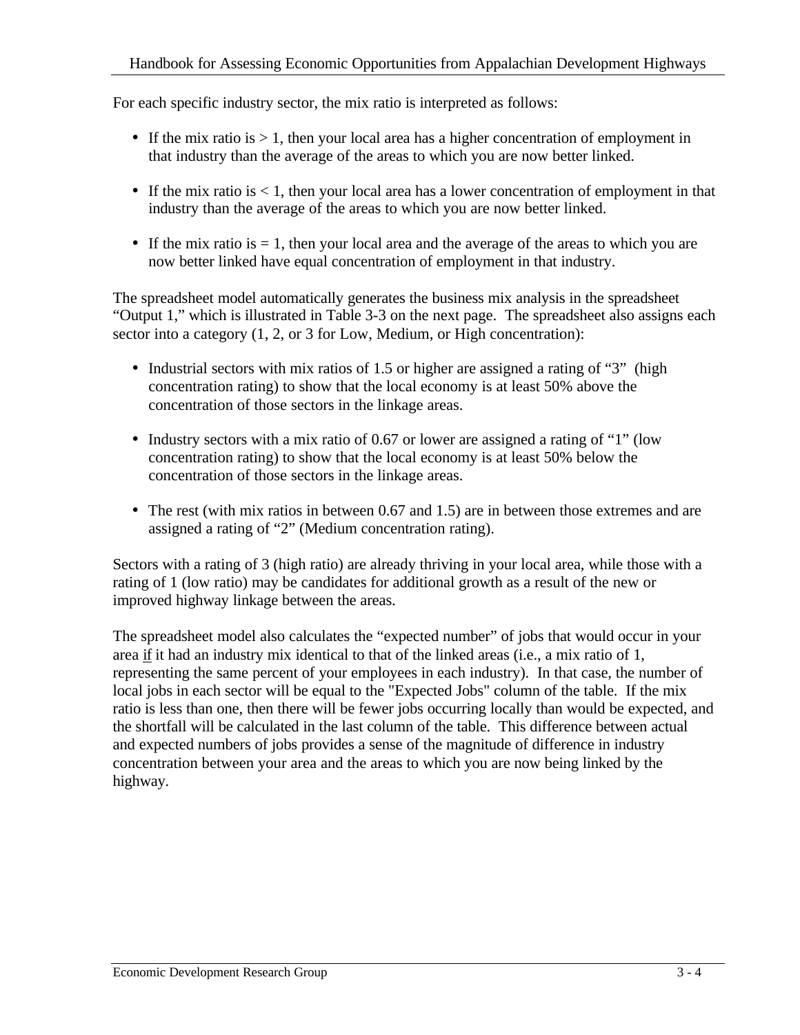For each specific industry sector, the mix ratio is interpreted as follows:

- If the mix ratio is > 1, then your local area has a higher concentration of employment in that industry than the average of the areas to which you are now better linked.
- If the mix ratio is < 1, then your local area has a lower concentration of employment in that industry than the average of the areas to which you are now better linked.
- If the mix ratio is = 1, then your local area and the average of the areas to which you are now better linked have equal concentration of employment in that industry.

The spreadsheet model automatically generates the business mix analysis in the spreadsheet "Output 1," which is illustrated in Table 3-3 on the next page. The spreadsheet also assigns each sector into a category (1, 2, or 3 for Low, Medium, or High concentration):

- Industrial sectors with mix ratios of 1.5 or higher are assigned a rating of "3" (high concentration rating) to show that the local economy is at least 50% above the concentration of those sectors in the linkage areas.
- Industry sectors with a mix ratio of 0.67 or lower are assigned a rating of "1" (low concentration rating) to show that the local economy is at least 50% below the concentration of those sectors in the linkage areas.
- The rest (with mix ratios in between 0.67 and 1.5) are in between those extremes and are assigned a rating of "2" (Medium concentration rating).

Sectors with a rating of 3 (high ratio) are already thriving in your local area, while those with a rating of 1 (low ratio) may be candidates for additional growth as a result of the new or improved highway linkage between the areas.

The spreadsheet model also calculates the "expected number" of jobs that would occur in your area <u>if</u> it had an industry mix identical to that of the linked areas (i.e., a mix ratio of 1, representing the same percent of your employees in each industry). In that case, the number of local jobs in each sector will be equal to the "Expected Jobs" column of the table. If the mix ratio is less than one, then there will be fewer jobs occurring locally than would be expected, and the shortfall will be calculated in the last column of the table. This difference between actual and expected numbers of jobs provides a sense of the magnitude of difference in industry concentration between your area and the areas to which you are now being linked by the highway.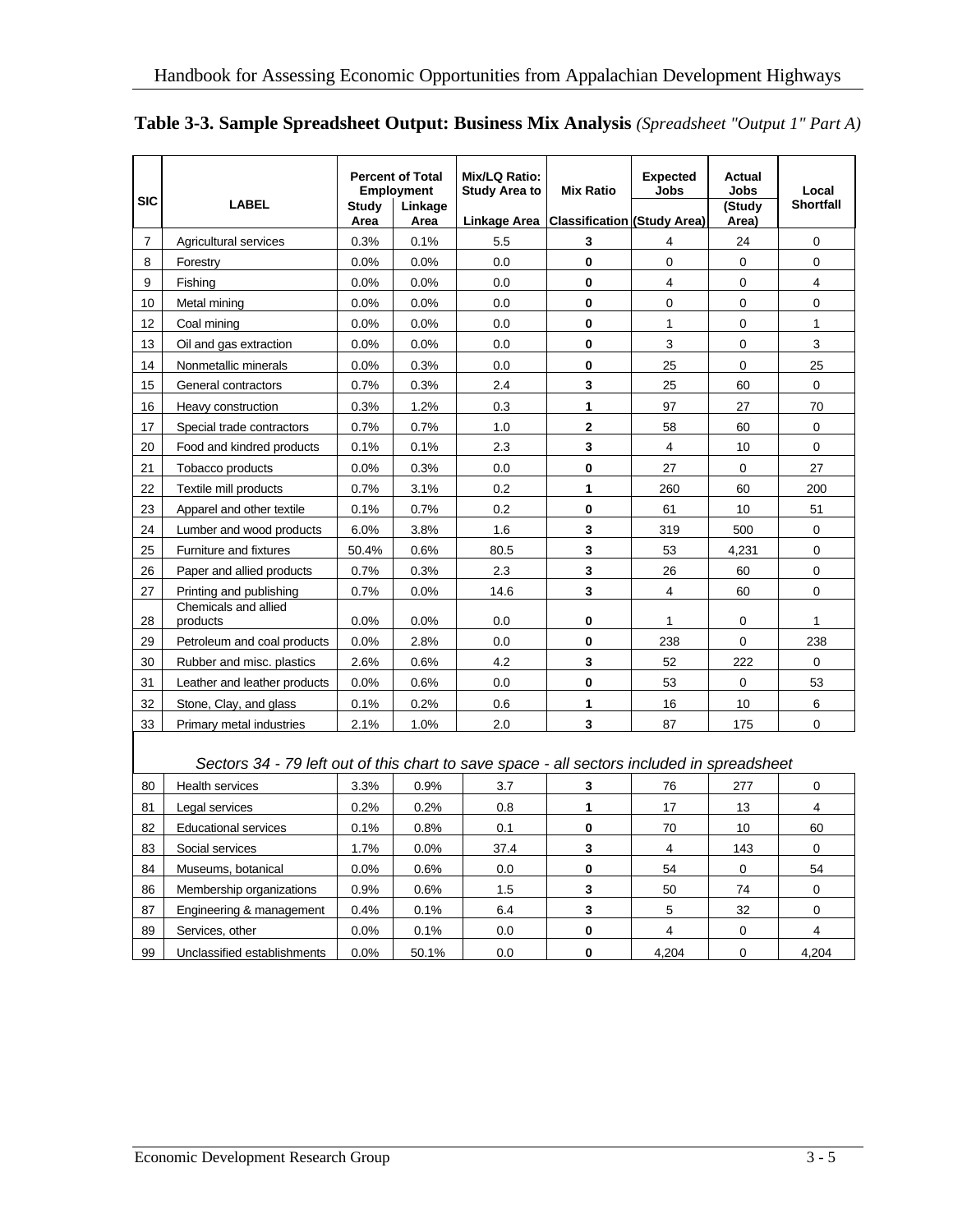**Table 3-3. Sample Spreadsheet Output: Business Mix Analysis** *(Spreadsheet "Output 1" Part A)*

| SIC | LABEL | Percent of Total Employment | | Mix/LQ Ratio: Study Area to | Mix Ratio | Expected Jobs | Actual Jobs | Local Shortfall |
|---|---|---|---|---|---|---|---|---|
| | | Study Area | Linkage Area | Linkage Area | Classification | (Study Area) | (Study Area) | |
| 7 | Agricultural services | 0.3% | 0.1% | 5.5 | **3** | 4 | 24 | 0 |
| 8 | Forestry | 0.0% | 0.0% | 0.0 | **0** | 0 | 0 | 0 |
| 9 | Fishing | 0.0% | 0.0% | 0.0 | **0** | 4 | 0 | 4 |
| 10 | Metal mining | 0.0% | 0.0% | 0.0 | **0** | 0 | 0 | 0 |
| 12 | Coal mining | 0.0% | 0.0% | 0.0 | **0** | 1 | 0 | 1 |
| 13 | Oil and gas extraction | 0.0% | 0.0% | 0.0 | **0** | 3 | 0 | 3 |
| 14 | Nonmetallic minerals | 0.0% | 0.3% | 0.0 | **0** | 25 | 0 | 25 |
| 15 | General contractors | 0.7% | 0.3% | 2.4 | **3** | 25 | 60 | 0 |
| 16 | Heavy construction | 0.3% | 1.2% | 0.3 | **1** | 97 | 27 | 70 |
| 17 | Special trade contractors | 0.7% | 0.7% | 1.0 | **2** | 58 | 60 | 0 |
| 20 | Food and kindred products | 0.1% | 0.1% | 2.3 | **3** | 4 | 10 | 0 |
| 21 | Tobacco products | 0.0% | 0.3% | 0.0 | **0** | 27 | 0 | 27 |
| 22 | Textile mill products | 0.7% | 3.1% | 0.2 | **1** | 260 | 60 | 200 |
| 23 | Apparel and other textile | 0.1% | 0.7% | 0.2 | **0** | 61 | 10 | 51 |
| 24 | Lumber and wood products | 6.0% | 3.8% | 1.6 | **3** | 319 | 500 | 0 |
| 25 | Furniture and fixtures | 50.4% | 0.6% | 80.5 | **3** | 53 | 4,231 | 0 |
| 26 | Paper and allied products | 0.7% | 0.3% | 2.3 | **3** | 26 | 60 | 0 |
| 27 | Printing and publishing | 0.7% | 0.0% | 14.6 | **3** | 4 | 60 | 0 |
| 28 | Chemicals and allied products | 0.0% | 0.0% | 0.0 | **0** | 1 | 0 | 1 |
| 29 | Petroleum and coal products | 0.0% | 2.8% | 0.0 | **0** | 238 | 0 | 238 |
| 30 | Rubber and misc. plastics | 2.6% | 0.6% | 4.2 | **3** | 52 | 222 | 0 |
| 31 | Leather and leather products | 0.0% | 0.6% | 0.0 | **0** | 53 | 0 | 53 |
| 32 | Stone, Clay, and glass | 0.1% | 0.2% | 0.6 | **1** | 16 | 10 | 6 |
| 33 | Primary metal industries | 2.1% | 1.0% | 2.0 | **3** | 87 | 175 | 0 |
| | *Sectors 34 - 79 left out of this chart to save space - all sectors included in spreadsheet* | | | | | | | |
| 80 | Health services | 3.3% | 0.9% | 3.7 | **3** | 76 | 277 | 0 |
| 81 | Legal services | 0.2% | 0.2% | 0.8 | **1** | 17 | 13 | 4 |
| 82 | Educational services | 0.1% | 0.8% | 0.1 | **0** | 70 | 10 | 60 |
| 83 | Social services | 1.7% | 0.0% | 37.4 | **3** | 4 | 143 | 0 |
| 84 | Museums, botanical | 0.0% | 0.6% | 0.0 | **0** | 54 | 0 | 54 |
| 86 | Membership organizations | 0.9% | 0.6% | 1.5 | **3** | 50 | 74 | 0 |
| 87 | Engineering & management | 0.4% | 0.1% | 6.4 | **3** | 5 | 32 | 0 |
| 89 | Services, other | 0.0% | 0.1% | 0.0 | **0** | 4 | 0 | 4 |
| 99 | Unclassified establishments | 0.0% | 50.1% | 0.0 | **0** | 4,204 | 0 | 4,204 |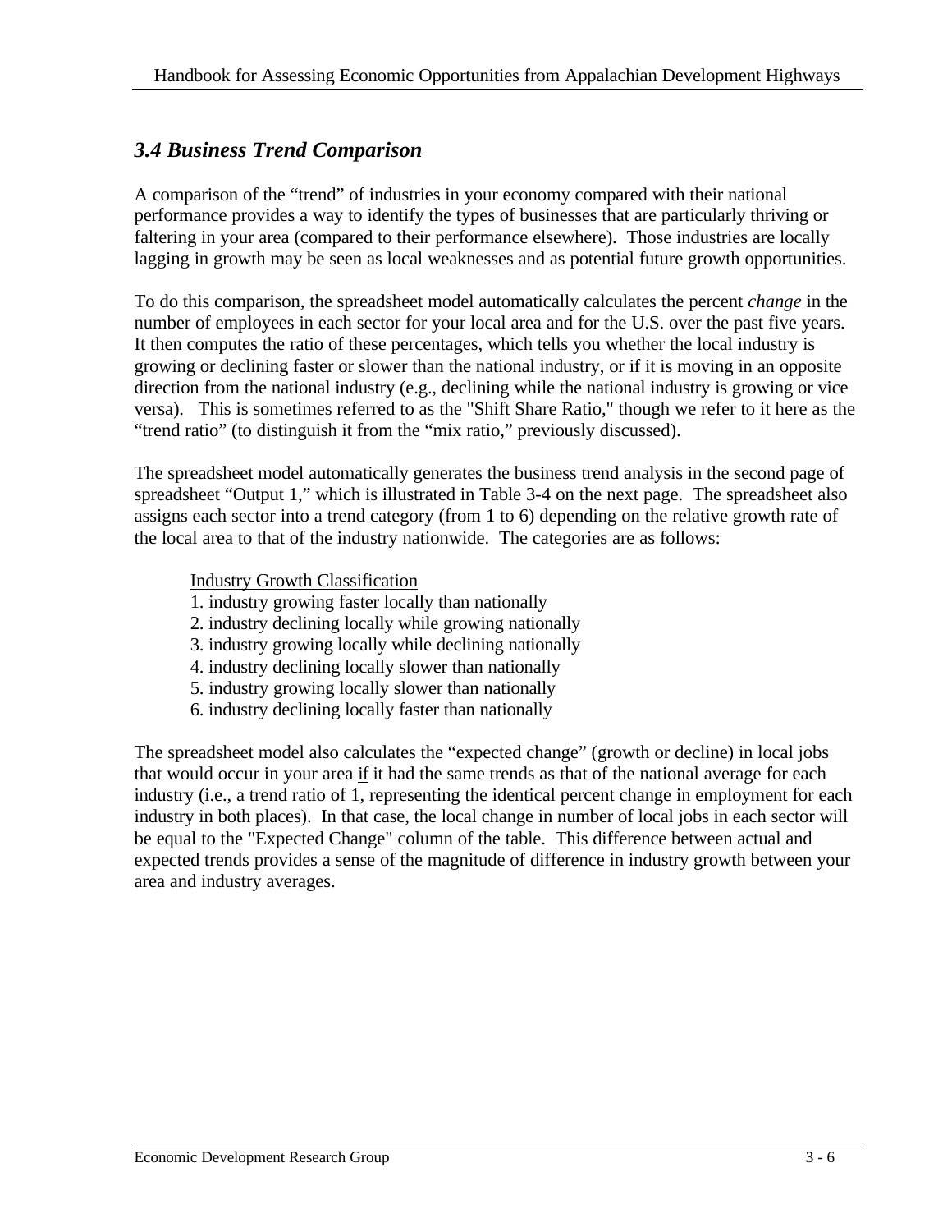### *3.4 Business Trend Comparison*

A comparison of the "trend" of industries in your economy compared with their national performance provides a way to identify the types of businesses that are particularly thriving or faltering in your area (compared to their performance elsewhere). Those industries are locally lagging in growth may be seen as local weaknesses and as potential future growth opportunities.

To do this comparison, the spreadsheet model automatically calculates the percent *change* in the number of employees in each sector for your local area and for the U.S. over the past five years. It then computes the ratio of these percentages, which tells you whether the local industry is growing or declining faster or slower than the national industry, or if it is moving in an opposite direction from the national industry (e.g., declining while the national industry is growing or vice versa). This is sometimes referred to as the "Shift Share Ratio," though we refer to it here as the "trend ratio" (to distinguish it from the "mix ratio," previously discussed).

The spreadsheet model automatically generates the business trend analysis in the second page of spreadsheet "Output 1," which is illustrated in Table 3-4 on the next page. The spreadsheet also assigns each sector into a trend category (from 1 to 6) depending on the relative growth rate of the local area to that of the industry nationwide. The categories are as follows:

<u>Industry Growth Classification</u>

1. industry growing faster locally than nationally
2. industry declining locally while growing nationally
3. industry growing locally while declining nationally
4. industry declining locally slower than nationally
5. industry growing locally slower than nationally
6. industry declining locally faster than nationally

The spreadsheet model also calculates the "expected change" (growth or decline) in local jobs that would occur in your area <u>if</u> it had the same trends as that of the national average for each industry (i.e., a trend ratio of 1, representing the identical percent change in employment for each industry in both places). In that case, the local change in number of local jobs in each sector will be equal to the "Expected Change" column of the table. This difference between actual and expected trends provides a sense of the magnitude of difference in industry growth between your area and industry averages.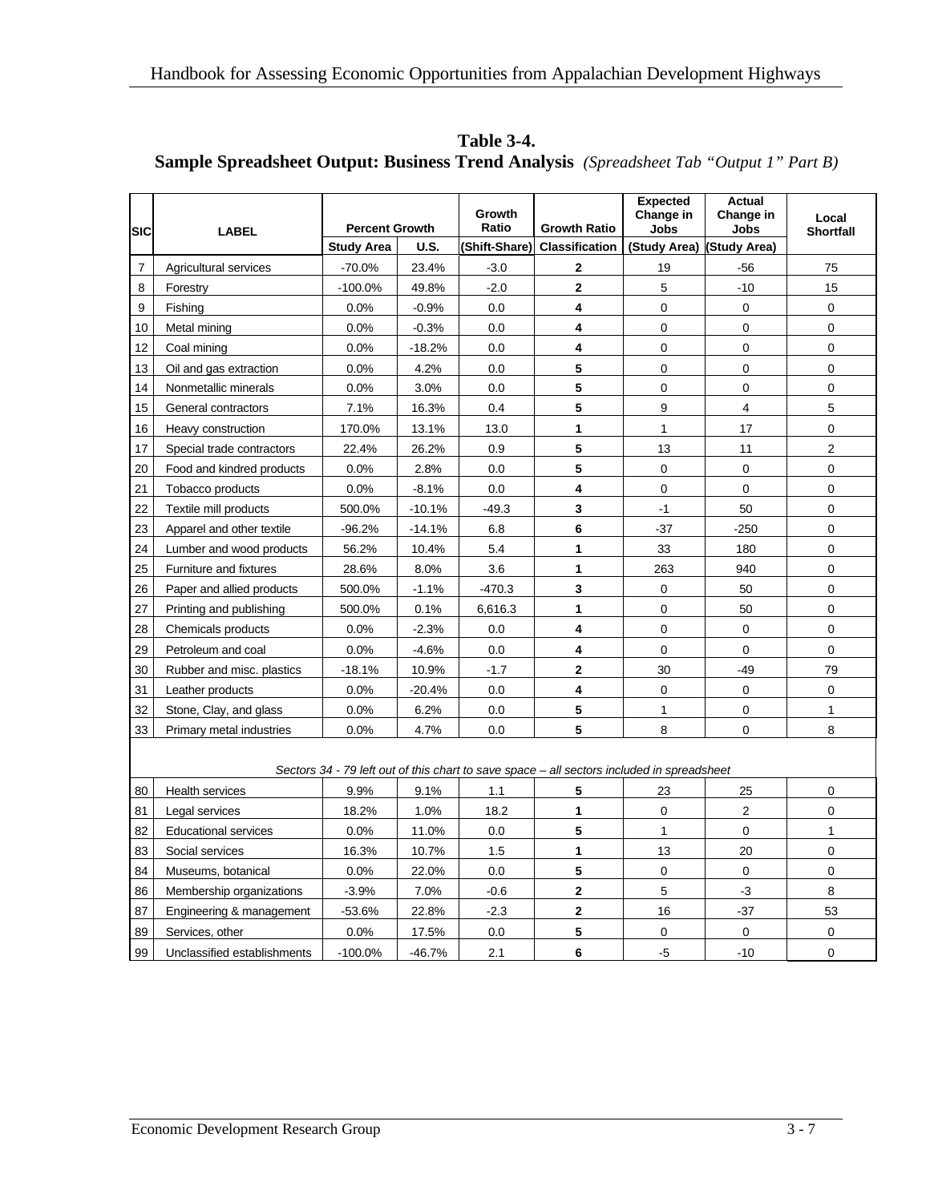**Table 3-4.**
**Sample Spreadsheet Output: Business Trend Analysis** *(Spreadsheet Tab "Output 1" Part B)*

| SIC | LABEL | Percent Growth | | Growth Ratio | Growth Ratio | Expected Change in Jobs | Actual Change in Jobs | Local Shortfall |
|---|---|---|---|---|---|---|---|---|
| | | Study Area | U.S. | (Shift-Share) | Classification | (Study Area) | (Study Area) | |
| 7 | Agricultural services | -70.0% | 23.4% | -3.0 | **2** | 19 | -56 | 75 |
| 8 | Forestry | -100.0% | 49.8% | -2.0 | **2** | 5 | -10 | 15 |
| 9 | Fishing | 0.0% | -0.9% | 0.0 | **4** | 0 | 0 | 0 |
| 10 | Metal mining | 0.0% | -0.3% | 0.0 | **4** | 0 | 0 | 0 |
| 12 | Coal mining | 0.0% | -18.2% | 0.0 | **4** | 0 | 0 | 0 |
| 13 | Oil and gas extraction | 0.0% | 4.2% | 0.0 | **5** | 0 | 0 | 0 |
| 14 | Nonmetallic minerals | 0.0% | 3.0% | 0.0 | **5** | 0 | 0 | 0 |
| 15 | General contractors | 7.1% | 16.3% | 0.4 | **5** | 9 | 4 | 5 |
| 16 | Heavy construction | 170.0% | 13.1% | 13.0 | **1** | 1 | 17 | 0 |
| 17 | Special trade contractors | 22.4% | 26.2% | 0.9 | **5** | 13 | 11 | 2 |
| 20 | Food and kindred products | 0.0% | 2.8% | 0.0 | **5** | 0 | 0 | 0 |
| 21 | Tobacco products | 0.0% | -8.1% | 0.0 | **4** | 0 | 0 | 0 |
| 22 | Textile mill products | 500.0% | -10.1% | -49.3 | **3** | -1 | 50 | 0 |
| 23 | Apparel and other textile | -96.2% | -14.1% | 6.8 | **6** | -37 | -250 | 0 |
| 24 | Lumber and wood products | 56.2% | 10.4% | 5.4 | **1** | 33 | 180 | 0 |
| 25 | Furniture and fixtures | 28.6% | 8.0% | 3.6 | **1** | 263 | 940 | 0 |
| 26 | Paper and allied products | 500.0% | -1.1% | -470.3 | **3** | 0 | 50 | 0 |
| 27 | Printing and publishing | 500.0% | 0.1% | 6,616.3 | **1** | 0 | 50 | 0 |
| 28 | Chemicals products | 0.0% | -2.3% | 0.0 | **4** | 0 | 0 | 0 |
| 29 | Petroleum and coal | 0.0% | -4.6% | 0.0 | **4** | 0 | 0 | 0 |
| 30 | Rubber and misc. plastics | -18.1% | 10.9% | -1.7 | **2** | 30 | -49 | 79 |
| 31 | Leather products | 0.0% | -20.4% | 0.0 | **4** | 0 | 0 | 0 |
| 32 | Stone, Clay, and glass | 0.0% | 6.2% | 0.0 | **5** | 1 | 0 | 1 |
| 33 | Primary metal industries | 0.0% | 4.7% | 0.0 | **5** | 8 | 0 | 8 |
| | *Sectors 34 - 79 left out of this chart to save space – all sectors included in spreadsheet* | | | | | | | |
| 80 | Health services | 9.9% | 9.1% | 1.1 | **5** | 23 | 25 | 0 |
| 81 | Legal services | 18.2% | 1.0% | 18.2 | **1** | 0 | 2 | 0 |
| 82 | Educational services | 0.0% | 11.0% | 0.0 | **5** | 1 | 0 | 1 |
| 83 | Social services | 16.3% | 10.7% | 1.5 | **1** | 13 | 20 | 0 |
| 84 | Museums, botanical | 0.0% | 22.0% | 0.0 | **5** | 0 | 0 | 0 |
| 86 | Membership organizations | -3.9% | 7.0% | -0.6 | **2** | 5 | -3 | 8 |
| 87 | Engineering & management | -53.6% | 22.8% | -2.3 | **2** | 16 | -37 | 53 |
| 89 | Services, other | 0.0% | 17.5% | 0.0 | **5** | 0 | 0 | 0 |
| 99 | Unclassified establishments | -100.0% | -46.7% | 2.1 | **6** | -5 | -10 | 0 |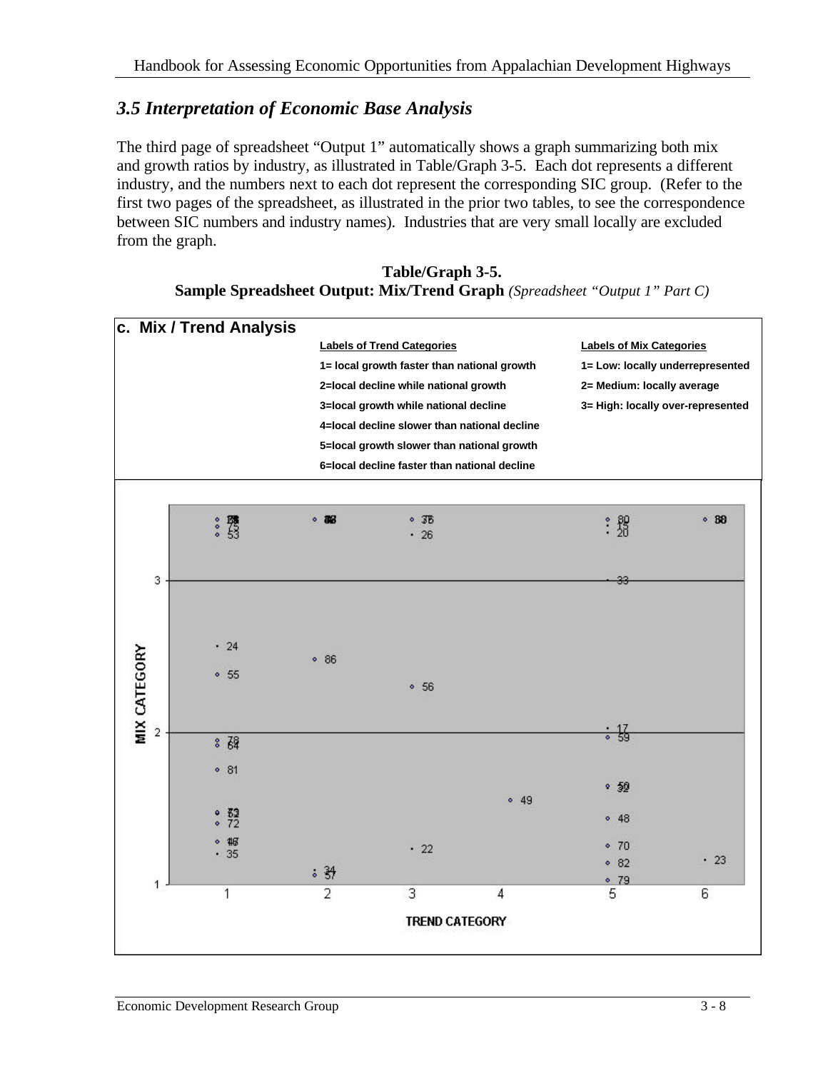## 3.5 Interpretation of Economic Base Analysis

The third page of spreadsheet "Output 1" automatically shows a graph summarizing both mix and growth ratios by industry, as illustrated in Table/Graph 3-5. Each dot represents a different industry, and the numbers next to each dot represent the corresponding SIC group. (Refer to the first two pages of the spreadsheet, as illustrated in the prior two tables, to see the correspondence between SIC numbers and industry names). Industries that are very small locally are excluded from the graph.

**Table/Graph 3-5.**
**Sample Spreadsheet Output: Mix/Trend Graph** *(Spreadsheet "Output 1" Part C)*

**c. Mix / Trend Analysis**

| Labels of Trend Categories | Labels of Mix Categories |
|---|---|
| 1= local growth faster than national growth | 1= Low: locally underrepresented |
| 2=local decline while national growth | 2= Medium: locally average |
| 3=local growth while national decline | 3= High: locally over-represented |
| 4=local decline slower than national decline | |
| 5=local growth slower than national growth | |
| 6=local decline faster than national decline | |

MIX CATEGORY

TREND CATEGORY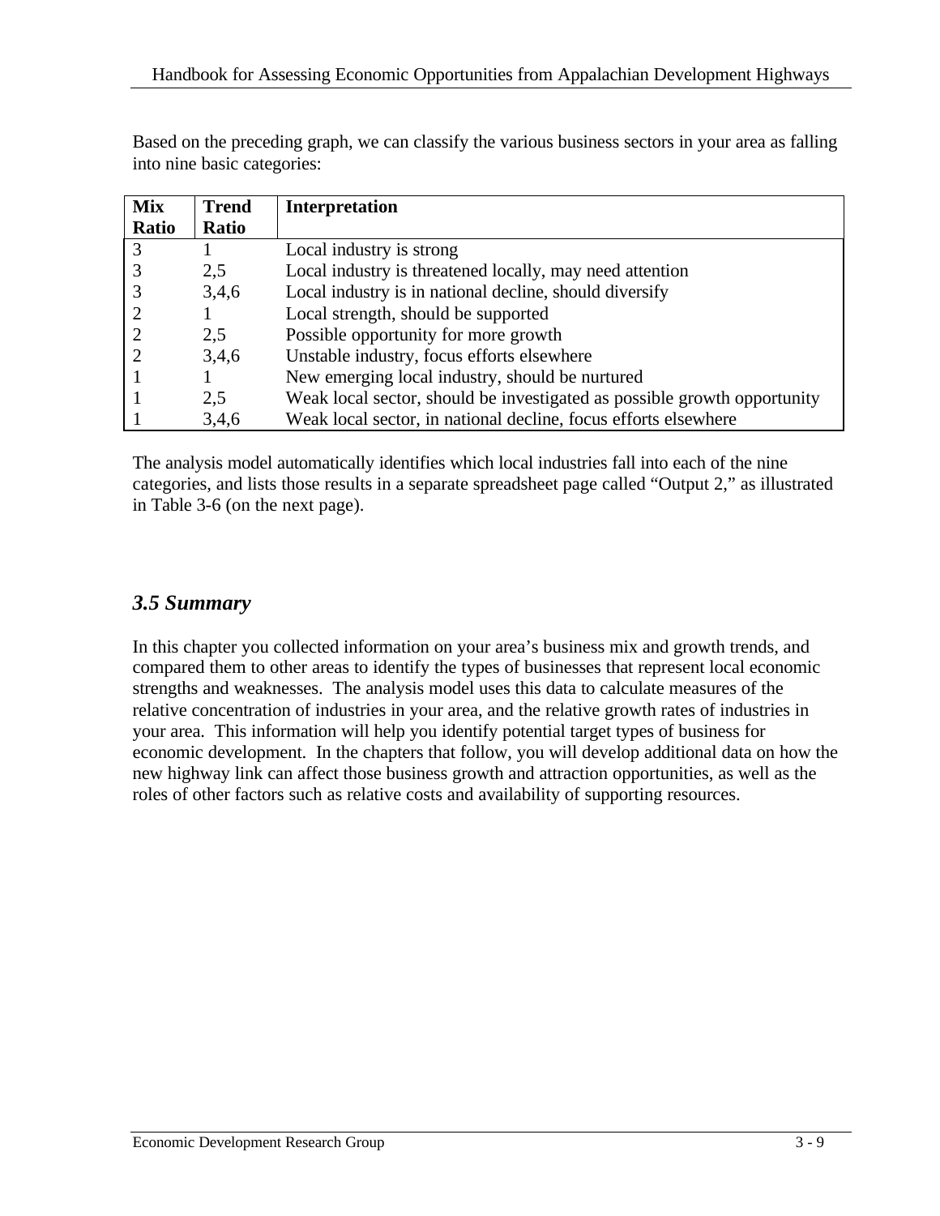Based on the preceding graph, we can classify the various business sectors in your area as falling into nine basic categories:

| Mix Ratio | Trend Ratio | Interpretation |
|---|---|---|
| 3 | 1 | Local industry is strong |
| 3 | 2,5 | Local industry is threatened locally, may need attention |
| 3 | 3,4,6 | Local industry is in national decline, should diversify |
| 2 | 1 | Local strength, should be supported |
| 2 | 2,5 | Possible opportunity for more growth |
| 2 | 3,4,6 | Unstable industry, focus efforts elsewhere |
| 1 | 1 | New emerging local industry, should be nurtured |
| 1 | 2,5 | Weak local sector, should be investigated as possible growth opportunity |
| 1 | 3,4,6 | Weak local sector, in national decline, focus efforts elsewhere |

The analysis model automatically identifies which local industries fall into each of the nine categories, and lists those results in a separate spreadsheet page called "Output 2," as illustrated in Table 3-6 (on the next page).

## *3.5 Summary*

In this chapter you collected information on your area's business mix and growth trends, and compared them to other areas to identify the types of businesses that represent local economic strengths and weaknesses. The analysis model uses this data to calculate measures of the relative concentration of industries in your area, and the relative growth rates of industries in your area. This information will help you identify potential target types of business for economic development. In the chapters that follow, you will develop additional data on how the new highway link can affect those business growth and attraction opportunities, as well as the roles of other factors such as relative costs and availability of supporting resources.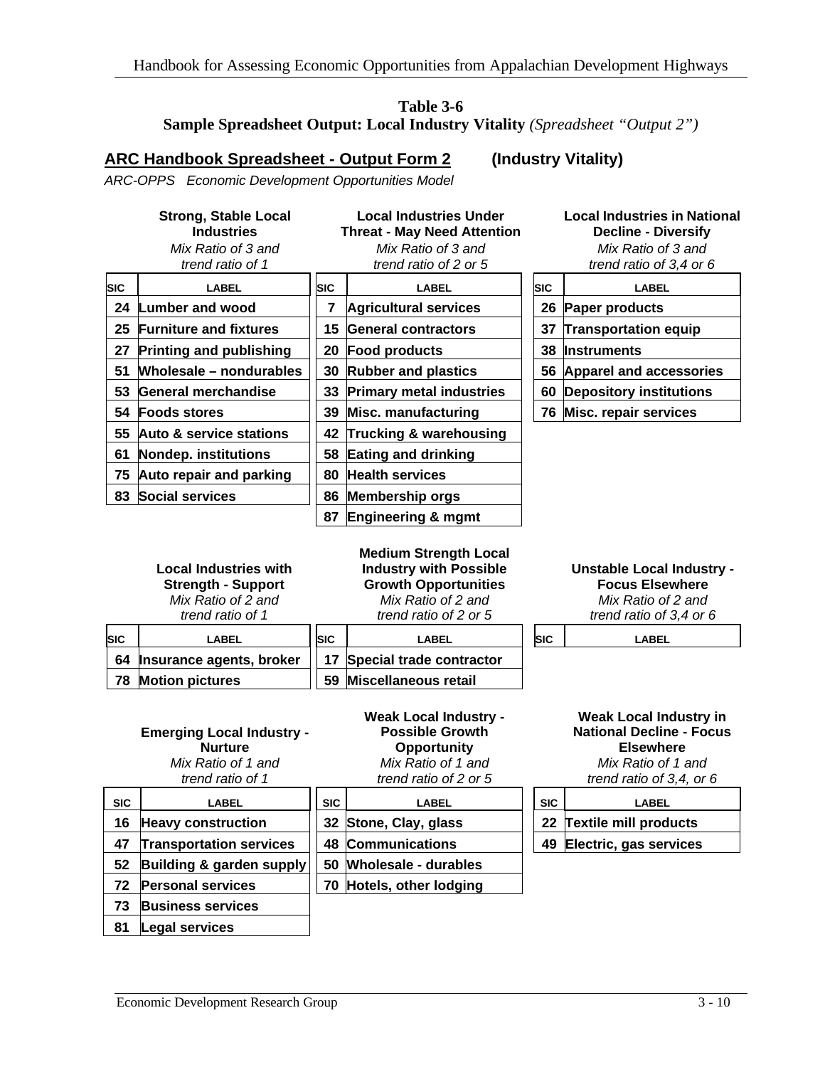**Table 3-6**
**Sample Spreadsheet Output: Local Industry Vitality** *(Spreadsheet "Output 2")*

## ARC Handbook Spreadsheet - Output Form 2 (Industry Vitality)

*ARC-OPPS Economic Development Opportunities Model*

**Strong, Stable Local Industries**
*Mix Ratio of 3 and trend ratio of 1*

| SIC | LABEL |
|---|---|
| 24 | Lumber and wood |
| 25 | Furniture and fixtures |
| 27 | Printing and publishing |
| 51 | Wholesale – nondurables |
| 53 | General merchandise |
| 54 | Foods stores |
| 55 | Auto & service stations |
| 61 | Nondep. institutions |
| 75 | Auto repair and parking |
| 83 | Social services |

**Local Industries Under Threat - May Need Attention**
*Mix Ratio of 3 and trend ratio of 2 or 5*

| SIC | LABEL |
|---|---|
| 7 | Agricultural services |
| 15 | General contractors |
| 20 | Food products |
| 30 | Rubber and plastics |
| 33 | Primary metal industries |
| 39 | Misc. manufacturing |
| 42 | Trucking & warehousing |
| 58 | Eating and drinking |
| 80 | Health services |
| 86 | Membership orgs |
| 87 | Engineering & mgmt |

**Local Industries in National Decline - Diversify**
*Mix Ratio of 3 and trend ratio of 3,4 or 6*

| SIC | LABEL |
|---|---|
| 26 | Paper products |
| 37 | Transportation equip |
| 38 | Instruments |
| 56 | Apparel and accessories |
| 60 | Depository institutions |
| 76 | Misc. repair services |

**Local Industries with Strength - Support**
*Mix Ratio of 2 and trend ratio of 1*

| SIC | LABEL |
|---|---|
| 64 | Insurance agents, broker |
| 78 | Motion pictures |

**Medium Strength Local Industry with Possible Growth Opportunities**
*Mix Ratio of 2 and trend ratio of 2 or 5*

| SIC | LABEL |
|---|---|
| 17 | Special trade contractor |
| 59 | Miscellaneous retail |

**Unstable Local Industry - Focus Elsewhere**
*Mix Ratio of 2 and trend ratio of 3,4 or 6*

| SIC | LABEL |
|---|---|

**Emerging Local Industry - Nurture**
*Mix Ratio of 1 and trend ratio of 1*

| SIC | LABEL |
|---|---|
| 16 | Heavy construction |
| 47 | Transportation services |
| 52 | Building & garden supply |
| 72 | Personal services |
| 73 | Business services |
| 81 | Legal services |

**Weak Local Industry - Possible Growth Opportunity**
*Mix Ratio of 1 and trend ratio of 2 or 5*

| SIC | LABEL |
|---|---|
| 32 | Stone, Clay, glass |
| 48 | Communications |
| 50 | Wholesale - durables |
| 70 | Hotels, other lodging |

**Weak Local Industry in National Decline - Focus Elsewhere**
*Mix Ratio of 1 and trend ratio of 3,4, or 6*

| SIC | LABEL |
|---|---|
| 22 | Textile mill products |
| 49 | Electric, gas services |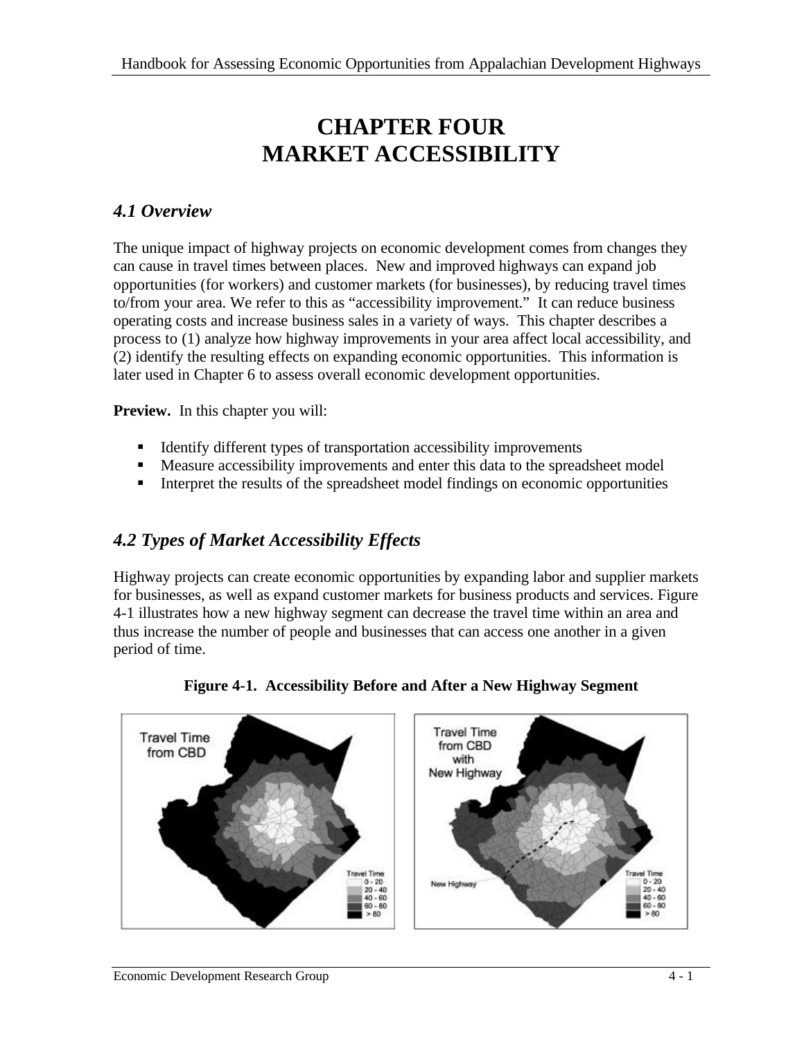# CHAPTER FOUR
# MARKET ACCESSIBILITY

## *4.1 Overview*

The unique impact of highway projects on economic development comes from changes they can cause in travel times between places. New and improved highways can expand job opportunities (for workers) and customer markets (for businesses), by reducing travel times to/from your area. We refer to this as "accessibility improvement." It can reduce business operating costs and increase business sales in a variety of ways. This chapter describes a process to (1) analyze how highway improvements in your area affect local accessibility, and (2) identify the resulting effects on expanding economic opportunities. This information is later used in Chapter 6 to assess overall economic development opportunities.

**Preview.** In this chapter you will:

- Identify different types of transportation accessibility improvements
- Measure accessibility improvements and enter this data to the spreadsheet model
- Interpret the results of the spreadsheet model findings on economic opportunities

## *4.2 Types of Market Accessibility Effects*

Highway projects can create economic opportunities by expanding labor and supplier markets for businesses, as well as expand customer markets for business products and services. Figure 4-1 illustrates how a new highway segment can decrease the travel time within an area and thus increase the number of people and businesses that can access one another in a given period of time.

**Figure 4-1. Accessibility Before and After a New Highway Segment**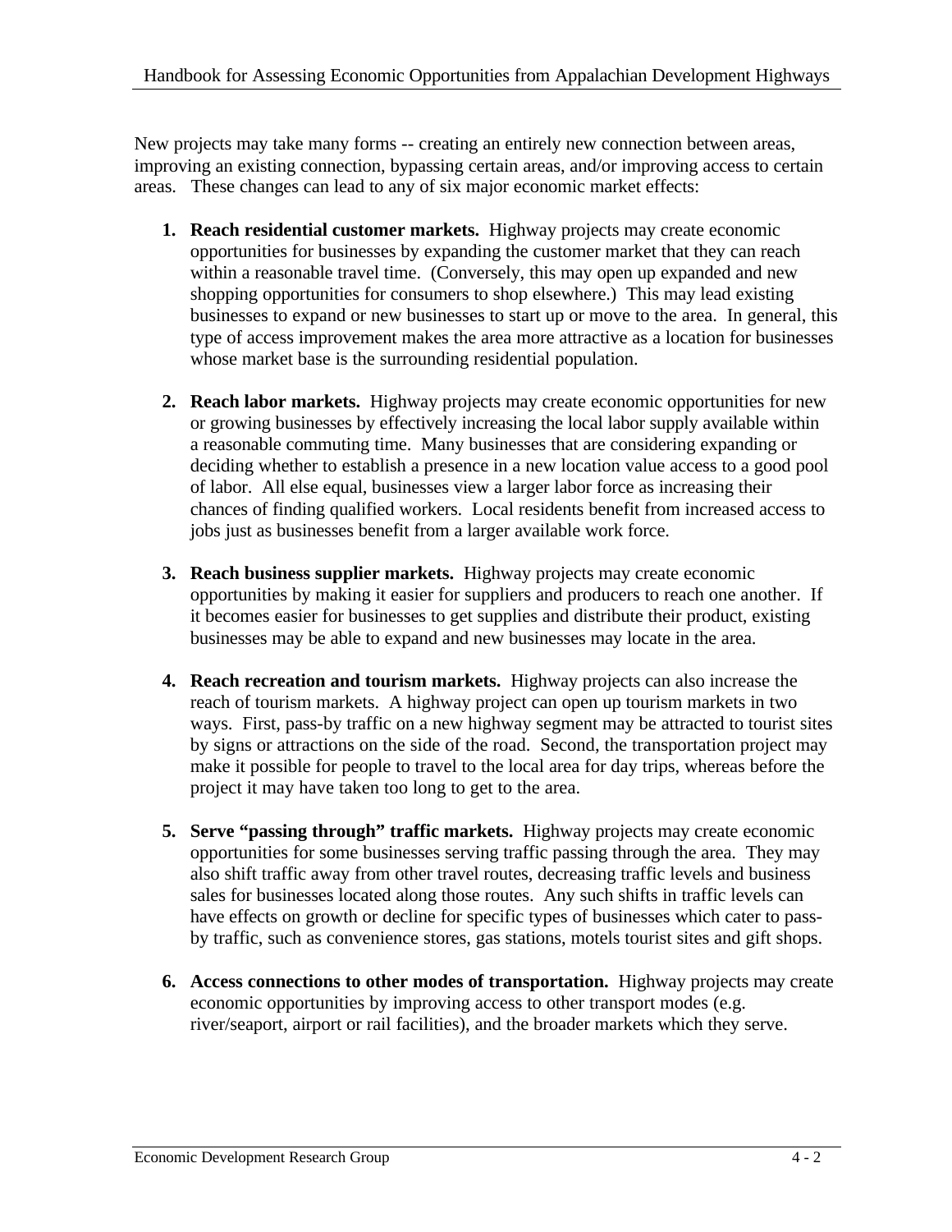New projects may take many forms -- creating an entirely new connection between areas, improving an existing connection, bypassing certain areas, and/or improving access to certain areas. These changes can lead to any of six major economic market effects:

1. **Reach residential customer markets.** Highway projects may create economic opportunities for businesses by expanding the customer market that they can reach within a reasonable travel time. (Conversely, this may open up expanded and new shopping opportunities for consumers to shop elsewhere.) This may lead existing businesses to expand or new businesses to start up or move to the area. In general, this type of access improvement makes the area more attractive as a location for businesses whose market base is the surrounding residential population.

2. **Reach labor markets.** Highway projects may create economic opportunities for new or growing businesses by effectively increasing the local labor supply available within a reasonable commuting time. Many businesses that are considering expanding or deciding whether to establish a presence in a new location value access to a good pool of labor. All else equal, businesses view a larger labor force as increasing their chances of finding qualified workers. Local residents benefit from increased access to jobs just as businesses benefit from a larger available work force.

3. **Reach business supplier markets.** Highway projects may create economic opportunities by making it easier for suppliers and producers to reach one another. If it becomes easier for businesses to get supplies and distribute their product, existing businesses may be able to expand and new businesses may locate in the area.

4. **Reach recreation and tourism markets.** Highway projects can also increase the reach of tourism markets. A highway project can open up tourism markets in two ways. First, pass-by traffic on a new highway segment may be attracted to tourist sites by signs or attractions on the side of the road. Second, the transportation project may make it possible for people to travel to the local area for day trips, whereas before the project it may have taken too long to get to the area.

5. **Serve "passing through" traffic markets.** Highway projects may create economic opportunities for some businesses serving traffic passing through the area. They may also shift traffic away from other travel routes, decreasing traffic levels and business sales for businesses located along those routes. Any such shifts in traffic levels can have effects on growth or decline for specific types of businesses which cater to pass-by traffic, such as convenience stores, gas stations, motels tourist sites and gift shops.

6. **Access connections to other modes of transportation.** Highway projects may create economic opportunities by improving access to other transport modes (e.g. river/seaport, airport or rail facilities), and the broader markets which they serve.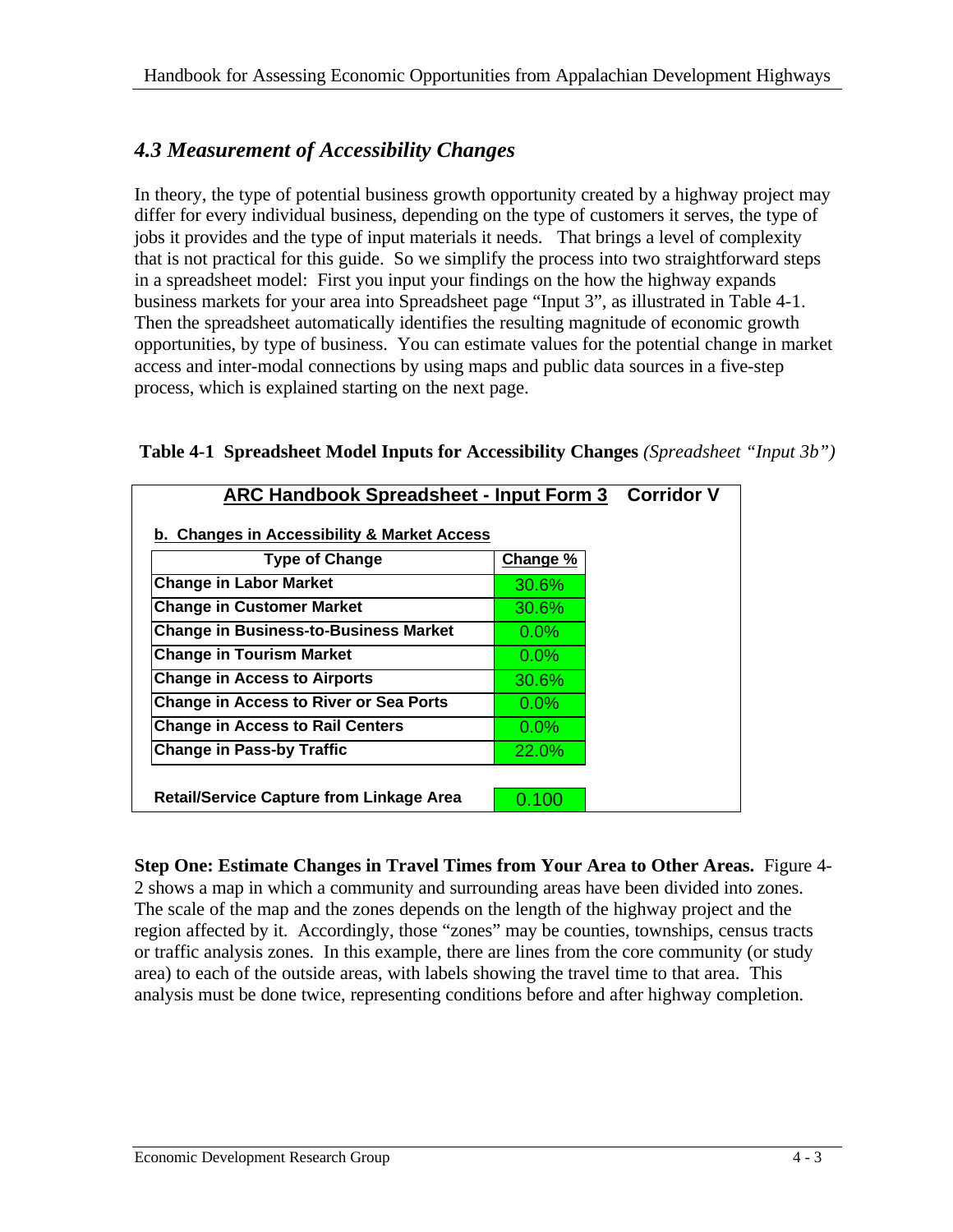## *4.3 Measurement of Accessibility Changes*

In theory, the type of potential business growth opportunity created by a highway project may differ for every individual business, depending on the type of customers it serves, the type of jobs it provides and the type of input materials it needs. That brings a level of complexity that is not practical for this guide. So we simplify the process into two straightforward steps in a spreadsheet model: First you input your findings on the how the highway expands business markets for your area into Spreadsheet page "Input 3", as illustrated in Table 4-1. Then the spreadsheet automatically identifies the resulting magnitude of economic growth opportunities, by type of business. You can estimate values for the potential change in market access and inter-modal connections by using maps and public data sources in a five-step process, which is explained starting on the next page.

**Table 4-1 Spreadsheet Model Inputs for Accessibility Changes** *(Spreadsheet "Input 3b")*

**ARC Handbook Spreadsheet - Input Form 3 Corridor V**

**b. Changes in Accessibility & Market Access**

| Type of Change | Change % |
|---|---|
| **Change in Labor Market** | 30.6% |
| **Change in Customer Market** | 30.6% |
| **Change in Business-to-Business Market** | 0.0% |
| **Change in Tourism Market** | 0.0% |
| **Change in Access to Airports** | 30.6% |
| **Change in Access to River or Sea Ports** | 0.0% |
| **Change in Access to Rail Centers** | 0.0% |
| **Change in Pass-by Traffic** | 22.0% |

| | |
|---|---|
| **Retail/Service Capture from Linkage Area** | 0.100 |

**Step One: Estimate Changes in Travel Times from Your Area to Other Areas.** Figure 4-2 shows a map in which a community and surrounding areas have been divided into zones. The scale of the map and the zones depends on the length of the highway project and the region affected by it. Accordingly, those "zones" may be counties, townships, census tracts or traffic analysis zones. In this example, there are lines from the core community (or study area) to each of the outside areas, with labels showing the travel time to that area. This analysis must be done twice, representing conditions before and after highway completion.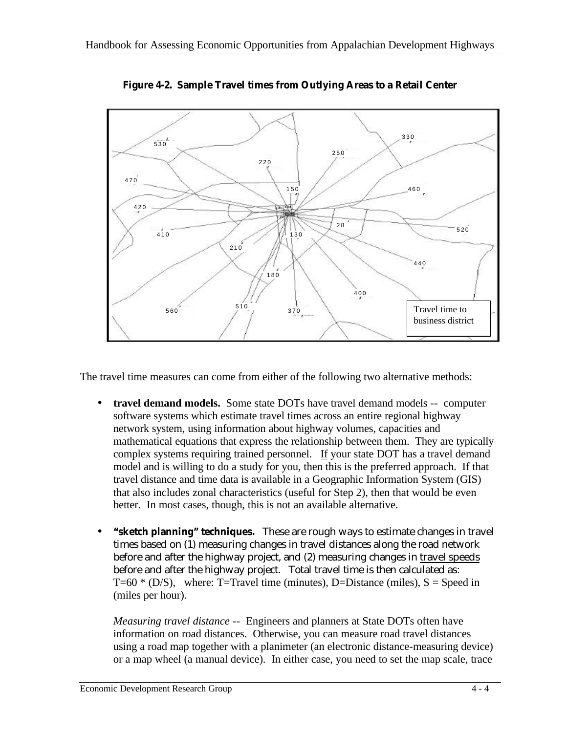**Figure 4-2. Sample Travel times from Outlying Areas to a Retail Center**

The travel time measures can come from either of the following two alternative methods:

- **travel demand models.** Some state DOTs have travel demand models -- computer software systems which estimate travel times across an entire regional highway network system, using information about highway volumes, capacities and mathematical equations that express the relationship between them. They are typically complex systems requiring trained personnel. <u>If</u> your state DOT has a travel demand model and is willing to do a study for you, then this is the preferred approach. If that travel distance and time data is available in a Geographic Information System (GIS) that also includes zonal characteristics (useful for Step 2), then that would be even better. In most cases, though, this is not an available alternative.

- **"sketch planning" techniques.** These are rough ways to estimate changes in travel times based on (1) measuring changes in <u>travel distances</u> along the road network before and after the highway project, and (2) measuring changes in <u>travel speeds</u> before and after the highway project. Total travel time is then calculated as: $T=60 * (D/S)$, where: T=Travel time (minutes), D=Distance (miles), S = Speed in (miles per hour).

  *Measuring travel distance* -- Engineers and planners at State DOTs often have information on road distances. Otherwise, you can measure road travel distances using a road map together with a planimeter (an electronic distance-measuring device) or a map wheel (a manual device). In either case, you need to set the map scale, trace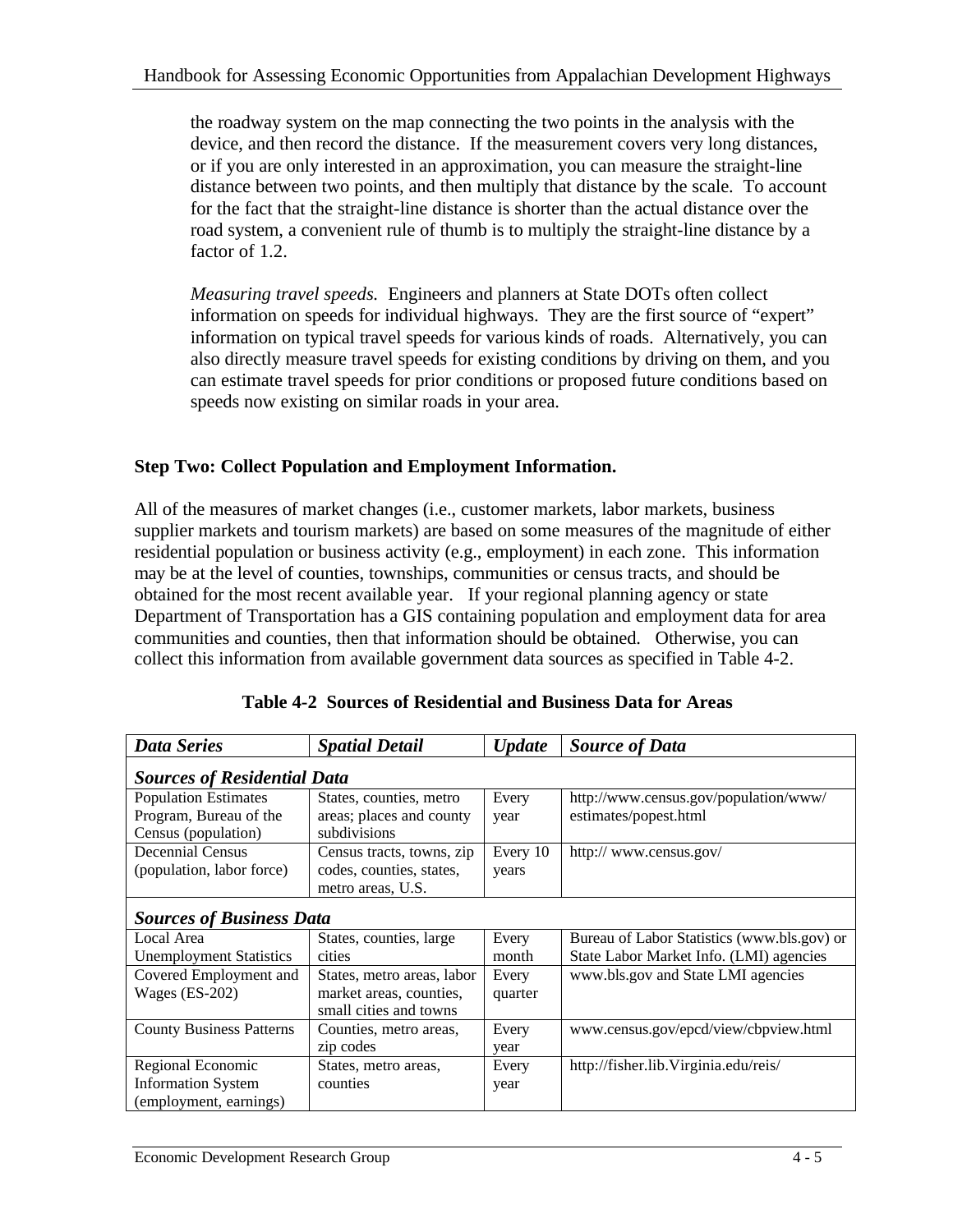the roadway system on the map connecting the two points in the analysis with the device, and then record the distance. If the measurement covers very long distances, or if you are only interested in an approximation, you can measure the straight-line distance between two points, and then multiply that distance by the scale. To account for the fact that the straight-line distance is shorter than the actual distance over the road system, a convenient rule of thumb is to multiply the straight-line distance by a factor of 1.2.

*Measuring travel speeds.* Engineers and planners at State DOTs often collect information on speeds for individual highways. They are the first source of "expert" information on typical travel speeds for various kinds of roads. Alternatively, you can also directly measure travel speeds for existing conditions by driving on them, and you can estimate travel speeds for prior conditions or proposed future conditions based on speeds now existing on similar roads in your area.

**Step Two: Collect Population and Employment Information.**

All of the measures of market changes (i.e., customer markets, labor markets, business supplier markets and tourism markets) are based on some measures of the magnitude of either residential population or business activity (e.g., employment) in each zone. This information may be at the level of counties, townships, communities or census tracts, and should be obtained for the most recent available year. If your regional planning agency or state Department of Transportation has a GIS containing population and employment data for area communities and counties, then that information should be obtained. Otherwise, you can collect this information from available government data sources as specified in Table 4-2.

**Table 4-2 Sources of Residential and Business Data for Areas**

| *Data Series* | *Spatial Detail* | *Update* | *Source of Data* |
|---|---|---|---|
| ***Sources of Residential Data*** | | | |
| Population Estimates Program, Bureau of the Census (population) | States, counties, metro areas; places and county subdivisions | Every year | http://www.census.gov/population/www/estimates/popest.html |
| Decennial Census (population, labor force) | Census tracts, towns, zip codes, counties, states, metro areas, U.S. | Every 10 years | http:// www.census.gov/ |
| ***Sources of Business Data*** | | | |
| Local Area Unemployment Statistics | States, counties, large cities | Every month | Bureau of Labor Statistics (www.bls.gov) or State Labor Market Info. (LMI) agencies |
| Covered Employment and Wages (ES-202) | States, metro areas, labor market areas, counties, small cities and towns | Every quarter | www.bls.gov and State LMI agencies |
| County Business Patterns | Counties, metro areas, zip codes | Every year | www.census.gov/epcd/view/cbpview.html |
| Regional Economic Information System (employment, earnings) | States, metro areas, counties | Every year | http://fisher.lib.Virginia.edu/reis/ |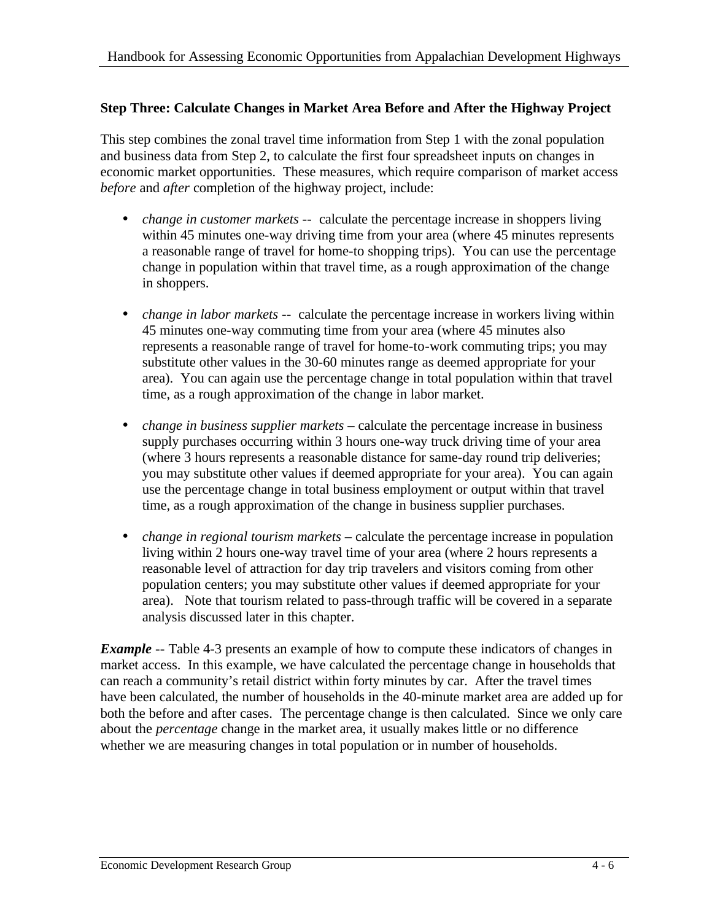### Step Three: Calculate Changes in Market Area Before and After the Highway Project

This step combines the zonal travel time information from Step 1 with the zonal population and business data from Step 2, to calculate the first four spreadsheet inputs on changes in economic market opportunities. These measures, which require comparison of market access *before* and *after* completion of the highway project, include:

- *change in customer markets* -- calculate the percentage increase in shoppers living within 45 minutes one-way driving time from your area (where 45 minutes represents a reasonable range of travel for home-to shopping trips). You can use the percentage change in population within that travel time, as a rough approximation of the change in shoppers.

- *change in labor markets* -- calculate the percentage increase in workers living within 45 minutes one-way commuting time from your area (where 45 minutes also represents a reasonable range of travel for home-to-work commuting trips; you may substitute other values in the 30-60 minutes range as deemed appropriate for your area). You can again use the percentage change in total population within that travel time, as a rough approximation of the change in labor market.

- *change in business supplier markets* – calculate the percentage increase in business supply purchases occurring within 3 hours one-way truck driving time of your area (where 3 hours represents a reasonable distance for same-day round trip deliveries; you may substitute other values if deemed appropriate for your area). You can again use the percentage change in total business employment or output within that travel time, as a rough approximation of the change in business supplier purchases.

- *change in regional tourism markets* – calculate the percentage increase in population living within 2 hours one-way travel time of your area (where 2 hours represents a reasonable level of attraction for day trip travelers and visitors coming from other population centers; you may substitute other values if deemed appropriate for your area). Note that tourism related to pass-through traffic will be covered in a separate analysis discussed later in this chapter.

***Example*** -- Table 4-3 presents an example of how to compute these indicators of changes in market access. In this example, we have calculated the percentage change in households that can reach a community's retail district within forty minutes by car. After the travel times have been calculated, the number of households in the 40-minute market area are added up for both the before and after cases. The percentage change is then calculated. Since we only care about the *percentage* change in the market area, it usually makes little or no difference whether we are measuring changes in total population or in number of households.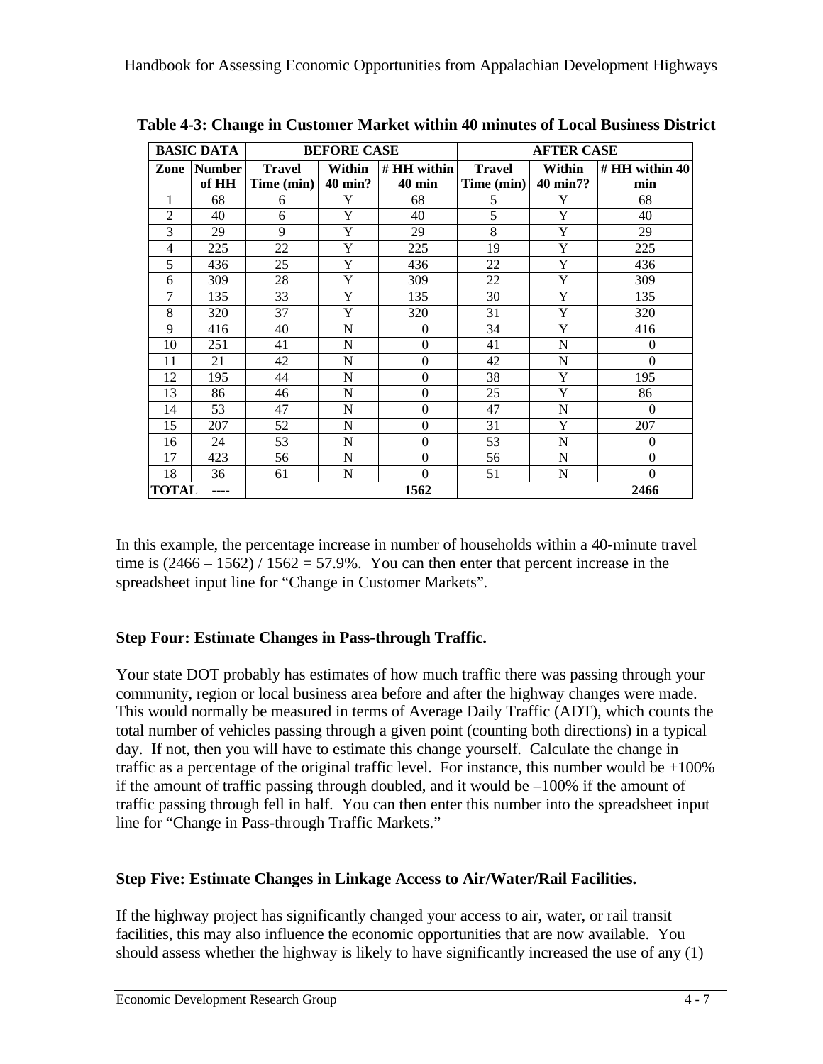**Table 4-3: Change in Customer Market within 40 minutes of Local Business District**

| BASIC DATA | | BEFORE CASE | | | AFTER CASE | | |
|---|---|---|---|---|---|---|---|
| Zone | Number of HH | Travel Time (min) | Within 40 min? | # HH within 40 min | Travel Time (min) | Within 40 min7? | # HH within 40 min |
| 1 | 68 | 6 | Y | 68 | 5 | Y | 68 |
| 2 | 40 | 6 | Y | 40 | 5 | Y | 40 |
| 3 | 29 | 9 | Y | 29 | 8 | Y | 29 |
| 4 | 225 | 22 | Y | 225 | 19 | Y | 225 |
| 5 | 436 | 25 | Y | 436 | 22 | Y | 436 |
| 6 | 309 | 28 | Y | 309 | 22 | Y | 309 |
| 7 | 135 | 33 | Y | 135 | 30 | Y | 135 |
| 8 | 320 | 37 | Y | 320 | 31 | Y | 320 |
| 9 | 416 | 40 | N | 0 | 34 | Y | 416 |
| 10 | 251 | 41 | N | 0 | 41 | N | 0 |
| 11 | 21 | 42 | N | 0 | 42 | N | 0 |
| 12 | 195 | 44 | N | 0 | 38 | Y | 195 |
| 13 | 86 | 46 | N | 0 | 25 | Y | 86 |
| 14 | 53 | 47 | N | 0 | 47 | N | 0 |
| 15 | 207 | 52 | N | 0 | 31 | Y | 207 |
| 16 | 24 | 53 | N | 0 | 53 | N | 0 |
| 17 | 423 | 56 | N | 0 | 56 | N | 0 |
| 18 | 36 | 61 | N | 0 | 51 | N | 0 |
| **TOTAL** | ---- | | | **1562** | | | **2466** |

In this example, the percentage increase in number of households within a 40-minute travel time is (2466 – 1562) / 1562 = 57.9%. You can then enter that percent increase in the spreadsheet input line for "Change in Customer Markets".

**Step Four: Estimate Changes in Pass-through Traffic.**

Your state DOT probably has estimates of how much traffic there was passing through your community, region or local business area before and after the highway changes were made. This would normally be measured in terms of Average Daily Traffic (ADT), which counts the total number of vehicles passing through a given point (counting both directions) in a typical day. If not, then you will have to estimate this change yourself. Calculate the change in traffic as a percentage of the original traffic level. For instance, this number would be +100% if the amount of traffic passing through doubled, and it would be –100% if the amount of traffic passing through fell in half. You can then enter this number into the spreadsheet input line for "Change in Pass-through Traffic Markets."

**Step Five: Estimate Changes in Linkage Access to Air/Water/Rail Facilities.**

If the highway project has significantly changed your access to air, water, or rail transit facilities, this may also influence the economic opportunities that are now available. You should assess whether the highway is likely to have significantly increased the use of any (1)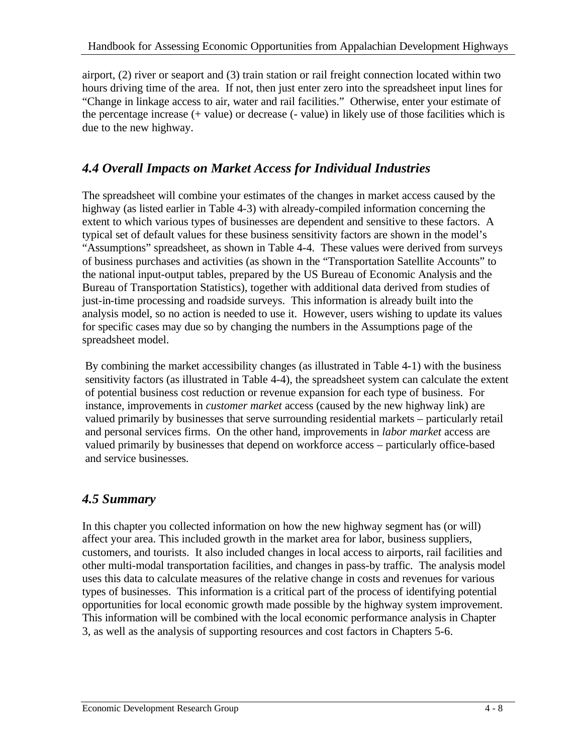airport, (2) river or seaport and (3) train station or rail freight connection located within two hours driving time of the area. If not, then just enter zero into the spreadsheet input lines for "Change in linkage access to air, water and rail facilities." Otherwise, enter your estimate of the percentage increase (+ value) or decrease (- value) in likely use of those facilities which is due to the new highway.

## *4.4 Overall Impacts on Market Access for Individual Industries*

The spreadsheet will combine your estimates of the changes in market access caused by the highway (as listed earlier in Table 4-3) with already-compiled information concerning the extent to which various types of businesses are dependent and sensitive to these factors. A typical set of default values for these business sensitivity factors are shown in the model's "Assumptions" spreadsheet, as shown in Table 4-4. These values were derived from surveys of business purchases and activities (as shown in the "Transportation Satellite Accounts" to the national input-output tables, prepared by the US Bureau of Economic Analysis and the Bureau of Transportation Statistics), together with additional data derived from studies of just-in-time processing and roadside surveys. This information is already built into the analysis model, so no action is needed to use it. However, users wishing to update its values for specific cases may due so by changing the numbers in the Assumptions page of the spreadsheet model.

By combining the market accessibility changes (as illustrated in Table 4-1) with the business sensitivity factors (as illustrated in Table 4-4), the spreadsheet system can calculate the extent of potential business cost reduction or revenue expansion for each type of business. For instance, improvements in *customer market* access (caused by the new highway link) are valued primarily by businesses that serve surrounding residential markets – particularly retail and personal services firms. On the other hand, improvements in *labor market* access are valued primarily by businesses that depend on workforce access – particularly office-based and service businesses.

## *4.5 Summary*

In this chapter you collected information on how the new highway segment has (or will) affect your area. This included growth in the market area for labor, business suppliers, customers, and tourists. It also included changes in local access to airports, rail facilities and other multi-modal transportation facilities, and changes in pass-by traffic. The analysis model uses this data to calculate measures of the relative change in costs and revenues for various types of businesses. This information is a critical part of the process of identifying potential opportunities for local economic growth made possible by the highway system improvement. This information will be combined with the local economic performance analysis in Chapter 3, as well as the analysis of supporting resources and cost factors in Chapters 5-6.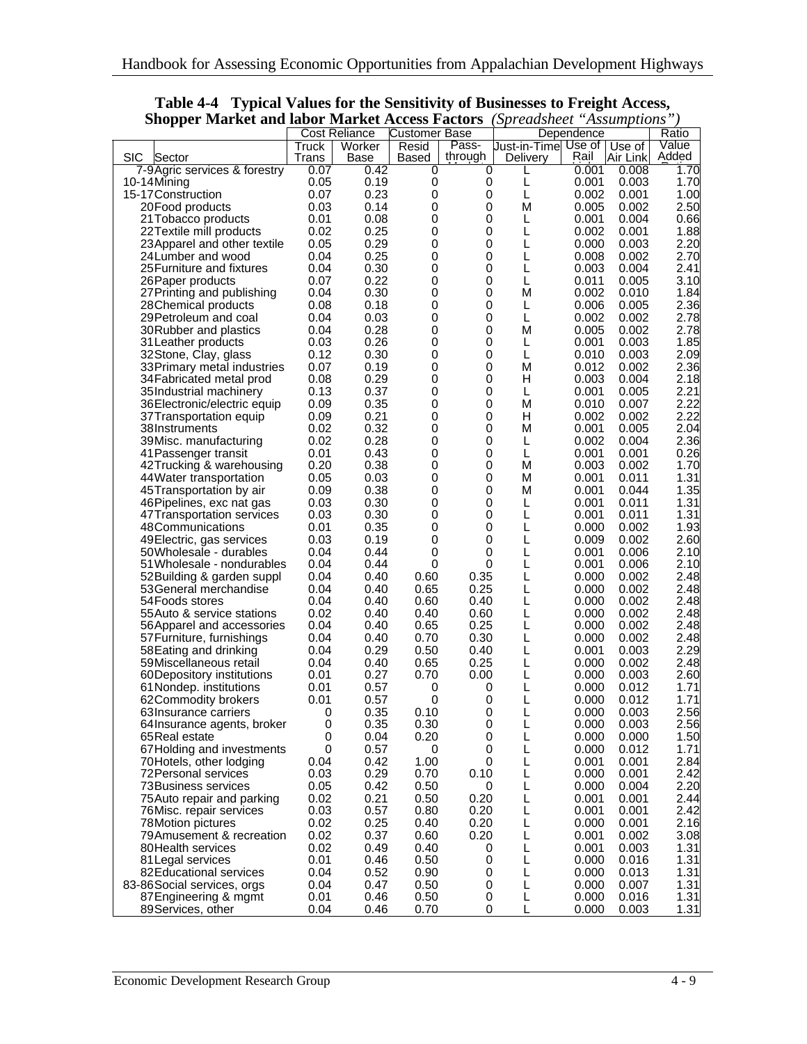**Table 4-4 Typical Values for the Sensitivity of Businesses to Freight Access, Shopper Market and labor Market Access Factors** *(Spreadsheet "Assumptions")*

| | | Cost Reliance | | Customer Base | | Dependence | | | Ratio |
|---|---|---|---|---|---|---|---|---|---|
| SIC | Sector | Truck Trans | Worker Base | Resid Based | Pass-through | Just-in-Time Delivery | Use of Rail | Use of Air Link | Value Added |
| 7-9 | Agric services & forestry | 0.07 | 0.42 | 0 | 0 | L | 0.001 | 0.008 | 1.70 |
| 10-14 | Mining | 0.05 | 0.19 | 0 | 0 | L | 0.001 | 0.003 | 1.70 |
| 15-17 | Construction | 0.07 | 0.23 | 0 | 0 | L | 0.002 | 0.001 | 1.00 |
| 20 | Food products | 0.03 | 0.14 | 0 | 0 | M | 0.005 | 0.002 | 2.50 |
| 21 | Tobacco products | 0.01 | 0.08 | 0 | 0 | L | 0.001 | 0.004 | 0.66 |
| 22 | Textile mill products | 0.02 | 0.25 | 0 | 0 | L | 0.002 | 0.001 | 1.88 |
| 23 | Apparel and other textile | 0.05 | 0.29 | 0 | 0 | L | 0.000 | 0.003 | 2.20 |
| 24 | Lumber and wood | 0.04 | 0.25 | 0 | 0 | L | 0.008 | 0.002 | 2.70 |
| 25 | Furniture and fixtures | 0.04 | 0.30 | 0 | 0 | L | 0.003 | 0.004 | 2.41 |
| 26 | Paper products | 0.07 | 0.22 | 0 | 0 | L | 0.011 | 0.005 | 3.10 |
| 27 | Printing and publishing | 0.04 | 0.30 | 0 | 0 | M | 0.002 | 0.010 | 1.84 |
| 28 | Chemical products | 0.08 | 0.18 | 0 | 0 | L | 0.006 | 0.005 | 2.36 |
| 29 | Petroleum and coal | 0.04 | 0.03 | 0 | 0 | L | 0.002 | 0.002 | 2.78 |
| 30 | Rubber and plastics | 0.04 | 0.28 | 0 | 0 | M | 0.005 | 0.002 | 2.78 |
| 31 | Leather products | 0.03 | 0.26 | 0 | 0 | L | 0.001 | 0.003 | 1.85 |
| 32 | Stone, Clay, glass | 0.12 | 0.30 | 0 | 0 | L | 0.010 | 0.003 | 2.09 |
| 33 | Primary metal industries | 0.07 | 0.19 | 0 | 0 | M | 0.012 | 0.002 | 2.36 |
| 34 | Fabricated metal prod | 0.08 | 0.29 | 0 | 0 | H | 0.003 | 0.004 | 2.18 |
| 35 | Industrial machinery | 0.13 | 0.37 | 0 | 0 | L | 0.001 | 0.005 | 2.21 |
| 36 | Electronic/electric equip | 0.09 | 0.35 | 0 | 0 | M | 0.010 | 0.007 | 2.22 |
| 37 | Transportation equip | 0.09 | 0.21 | 0 | 0 | H | 0.002 | 0.002 | 2.22 |
| 38 | Instruments | 0.02 | 0.32 | 0 | 0 | M | 0.001 | 0.005 | 2.04 |
| 39 | Misc. manufacturing | 0.02 | 0.28 | 0 | 0 | L | 0.002 | 0.004 | 2.36 |
| 41 | Passenger transit | 0.01 | 0.43 | 0 | 0 | L | 0.001 | 0.001 | 0.26 |
| 42 | Trucking & warehousing | 0.20 | 0.38 | 0 | 0 | M | 0.003 | 0.002 | 1.70 |
| 44 | Water transportation | 0.05 | 0.03 | 0 | 0 | M | 0.001 | 0.011 | 1.31 |
| 45 | Transportation by air | 0.09 | 0.38 | 0 | 0 | M | 0.001 | 0.044 | 1.35 |
| 46 | Pipelines, exc nat gas | 0.03 | 0.30 | 0 | 0 | L | 0.001 | 0.011 | 1.31 |
| 47 | Transportation services | 0.03 | 0.30 | 0 | 0 | L | 0.001 | 0.011 | 1.31 |
| 48 | Communications | 0.01 | 0.35 | 0 | 0 | L | 0.000 | 0.002 | 1.93 |
| 49 | Electric, gas services | 0.03 | 0.19 | 0 | 0 | L | 0.009 | 0.002 | 2.60 |
| 50 | Wholesale - durables | 0.04 | 0.44 | 0 | 0 | L | 0.001 | 0.006 | 2.10 |
| 51 | Wholesale - nondurables | 0.04 | 0.44 | 0 | 0 | L | 0.001 | 0.006 | 2.10 |
| 52 | Building & garden suppl | 0.04 | 0.40 | 0.60 | 0.35 | L | 0.000 | 0.002 | 2.48 |
| 53 | General merchandise | 0.04 | 0.40 | 0.65 | 0.25 | L | 0.000 | 0.002 | 2.48 |
| 54 | Foods stores | 0.04 | 0.40 | 0.60 | 0.40 | L | 0.000 | 0.002 | 2.48 |
| 55 | Auto & service stations | 0.02 | 0.40 | 0.40 | 0.60 | L | 0.000 | 0.002 | 2.48 |
| 56 | Apparel and accessories | 0.04 | 0.40 | 0.65 | 0.25 | L | 0.000 | 0.002 | 2.48 |
| 57 | Furniture, furnishings | 0.04 | 0.40 | 0.70 | 0.30 | L | 0.000 | 0.002 | 2.48 |
| 58 | Eating and drinking | 0.04 | 0.29 | 0.50 | 0.40 | L | 0.001 | 0.003 | 2.29 |
| 59 | Miscellaneous retail | 0.04 | 0.40 | 0.65 | 0.25 | L | 0.000 | 0.002 | 2.48 |
| 60 | Depository institutions | 0.01 | 0.27 | 0.70 | 0.00 | L | 0.000 | 0.003 | 2.60 |
| 61 | Nondep. institutions | 0.01 | 0.57 | 0 | 0 | L | 0.000 | 0.012 | 1.71 |
| 62 | Commodity brokers | 0.01 | 0.57 | 0 | 0 | L | 0.000 | 0.012 | 1.71 |
| 63 | Insurance carriers | 0 | 0.35 | 0.10 | 0 | L | 0.000 | 0.003 | 2.56 |
| 64 | Insurance agents, broker | 0 | 0.35 | 0.30 | 0 | L | 0.000 | 0.003 | 2.56 |
| 65 | Real estate | 0 | 0.04 | 0.20 | 0 | L | 0.000 | 0.000 | 1.50 |
| 67 | Holding and investments | 0 | 0.57 | 0 | 0 | L | 0.000 | 0.012 | 1.71 |
| 70 | Hotels, other lodging | 0.04 | 0.42 | 1.00 | 0 | L | 0.001 | 0.001 | 2.84 |
| 72 | Personal services | 0.03 | 0.29 | 0.70 | 0.10 | L | 0.000 | 0.001 | 2.42 |
| 73 | Business services | 0.05 | 0.42 | 0.50 | 0 | L | 0.000 | 0.004 | 2.20 |
| 75 | Auto repair and parking | 0.02 | 0.21 | 0.50 | 0.20 | L | 0.001 | 0.001 | 2.44 |
| 76 | Misc. repair services | 0.03 | 0.57 | 0.80 | 0.20 | L | 0.001 | 0.001 | 2.42 |
| 78 | Motion pictures | 0.02 | 0.25 | 0.40 | 0.20 | L | 0.000 | 0.001 | 2.16 |
| 79 | Amusement & recreation | 0.02 | 0.37 | 0.60 | 0.20 | L | 0.001 | 0.002 | 3.08 |
| 80 | Health services | 0.02 | 0.49 | 0.40 | 0 | L | 0.001 | 0.003 | 1.31 |
| 81 | Legal services | 0.01 | 0.46 | 0.50 | 0 | L | 0.000 | 0.016 | 1.31 |
| 82 | Educational services | 0.04 | 0.52 | 0.90 | 0 | L | 0.000 | 0.013 | 1.31 |
| 83-86 | Social services, orgs | 0.04 | 0.47 | 0.50 | 0 | L | 0.000 | 0.007 | 1.31 |
| 87 | Engineering & mgmt | 0.01 | 0.46 | 0.50 | 0 | L | 0.000 | 0.016 | 1.31 |
| 89 | Services, other | 0.04 | 0.46 | 0.70 | 0 | L | 0.000 | 0.003 | 1.31 |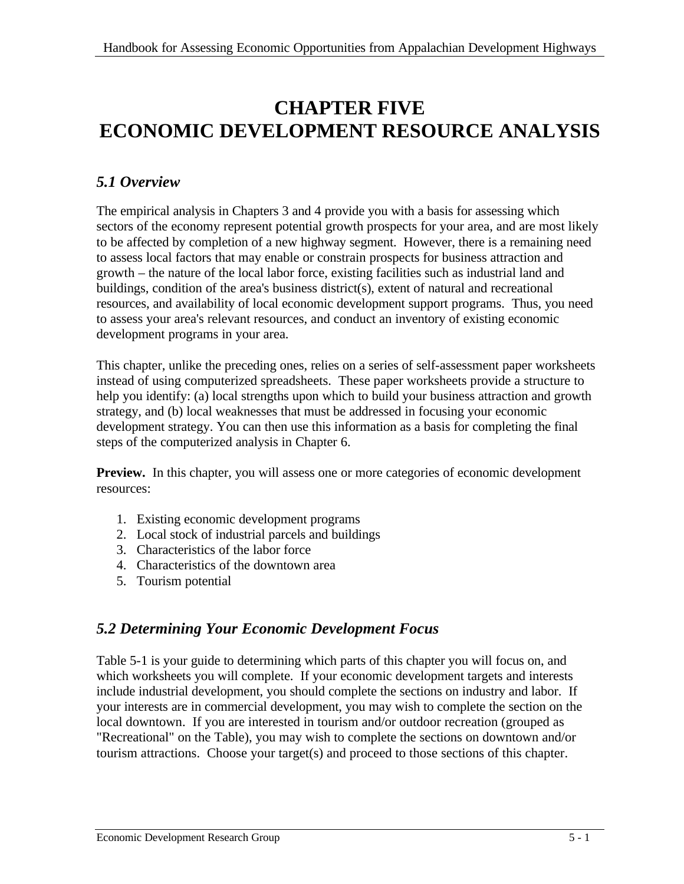# CHAPTER FIVE
# ECONOMIC DEVELOPMENT RESOURCE ANALYSIS

## *5.1 Overview*

The empirical analysis in Chapters 3 and 4 provide you with a basis for assessing which sectors of the economy represent potential growth prospects for your area, and are most likely to be affected by completion of a new highway segment. However, there is a remaining need to assess local factors that may enable or constrain prospects for business attraction and growth – the nature of the local labor force, existing facilities such as industrial land and buildings, condition of the area's business district(s), extent of natural and recreational resources, and availability of local economic development support programs. Thus, you need to assess your area's relevant resources, and conduct an inventory of existing economic development programs in your area.

This chapter, unlike the preceding ones, relies on a series of self-assessment paper worksheets instead of using computerized spreadsheets. These paper worksheets provide a structure to help you identify: (a) local strengths upon which to build your business attraction and growth strategy, and (b) local weaknesses that must be addressed in focusing your economic development strategy. You can then use this information as a basis for completing the final steps of the computerized analysis in Chapter 6.

**Preview.** In this chapter, you will assess one or more categories of economic development resources:

1. Existing economic development programs
2. Local stock of industrial parcels and buildings
3. Characteristics of the labor force
4. Characteristics of the downtown area
5. Tourism potential

## *5.2 Determining Your Economic Development Focus*

Table 5-1 is your guide to determining which parts of this chapter you will focus on, and which worksheets you will complete. If your economic development targets and interests include industrial development, you should complete the sections on industry and labor. If your interests are in commercial development, you may wish to complete the section on the local downtown. If you are interested in tourism and/or outdoor recreation (grouped as "Recreational" on the Table), you may wish to complete the sections on downtown and/or tourism attractions. Choose your target(s) and proceed to those sections of this chapter.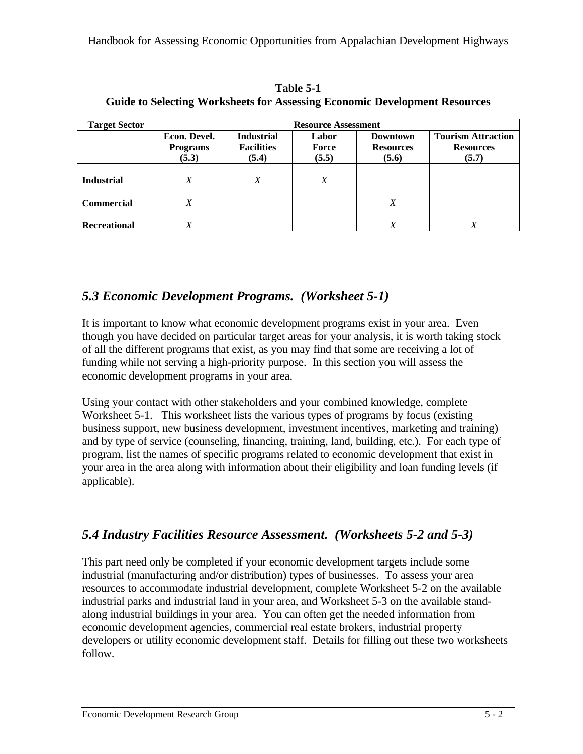**Table 5-1**
**Guide to Selecting Worksheets for Assessing Economic Development Resources**

| Target Sector | Resource Assessment | | | | |
|---|---|---|---|---|---|
| | Econ. Devel. Programs (5.3) | Industrial Facilities (5.4) | Labor Force (5.5) | Downtown Resources (5.6) | Tourism Attraction Resources (5.7) |
| **Industrial** | *X* | *X* | *X* | | |
| **Commercial** | *X* | | | *X* | |
| **Recreational** | *X* | | | *X* | *X* |

## *5.3 Economic Development Programs. (Worksheet 5-1)*

It is important to know what economic development programs exist in your area. Even though you have decided on particular target areas for your analysis, it is worth taking stock of all the different programs that exist, as you may find that some are receiving a lot of funding while not serving a high-priority purpose. In this section you will assess the economic development programs in your area.

Using your contact with other stakeholders and your combined knowledge, complete Worksheet 5-1. This worksheet lists the various types of programs by focus (existing business support, new business development, investment incentives, marketing and training) and by type of service (counseling, financing, training, land, building, etc.). For each type of program, list the names of specific programs related to economic development that exist in your area in the area along with information about their eligibility and loan funding levels (if applicable).

## *5.4 Industry Facilities Resource Assessment. (Worksheets 5-2 and 5-3)*

This part need only be completed if your economic development targets include some industrial (manufacturing and/or distribution) types of businesses. To assess your area resources to accommodate industrial development, complete Worksheet 5-2 on the available industrial parks and industrial land in your area, and Worksheet 5-3 on the available stand-along industrial buildings in your area. You can often get the needed information from economic development agencies, commercial real estate brokers, industrial property developers or utility economic development staff. Details for filling out these two worksheets follow.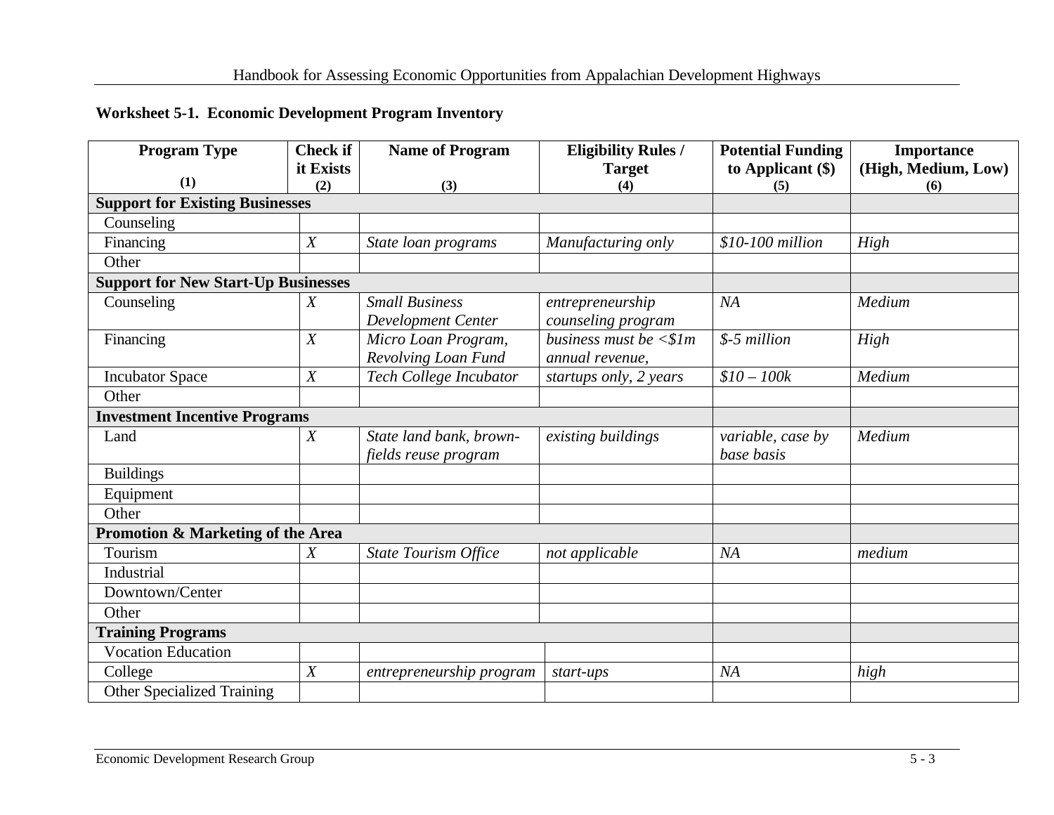**Worksheet 5-1. Economic Development Program Inventory**

| Program Type (1) | Check if it Exists (2) | Name of Program (3) | Eligibility Rules / Target (4) | Potential Funding to Applicant ($) (5) | Importance (High, Medium, Low) (6) |
|---|---|---|---|---|---|
| **Support for Existing Businesses** | | | | | |
| Counseling | | | | | |
| Financing | *X* | *State loan programs* | *Manufacturing only* | *$10-100 million* | *High* |
| Other | | | | | |
| **Support for New Start-Up Businesses** | | | | | |
| Counseling | *X* | *Small Business Development Center* | *entrepreneurship counseling program* | *NA* | *Medium* |
| Financing | *X* | *Micro Loan Program, Revolving Loan Fund* | *business must be <$1m annual revenue,* | *$-5 million* | *High* |
| Incubator Space | *X* | *Tech College Incubator* | *startups only, 2 years* | *$10 – 100k* | *Medium* |
| Other | | | | | |
| **Investment Incentive Programs** | | | | | |
| Land | *X* | *State land bank, brown-fields reuse program* | *existing buildings* | *variable, case by base basis* | *Medium* |
| Buildings | | | | | |
| Equipment | | | | | |
| Other | | | | | |
| **Promotion & Marketing of the Area** | | | | | |
| Tourism | *X* | *State Tourism Office* | *not applicable* | *NA* | *medium* |
| Industrial | | | | | |
| Downtown/Center | | | | | |
| Other | | | | | |
| **Training Programs** | | | | | |
| Vocation Education | | | | | |
| College | *X* | *entrepreneurship program* | *start-ups* | *NA* | *high* |
| Other Specialized Training | | | | | |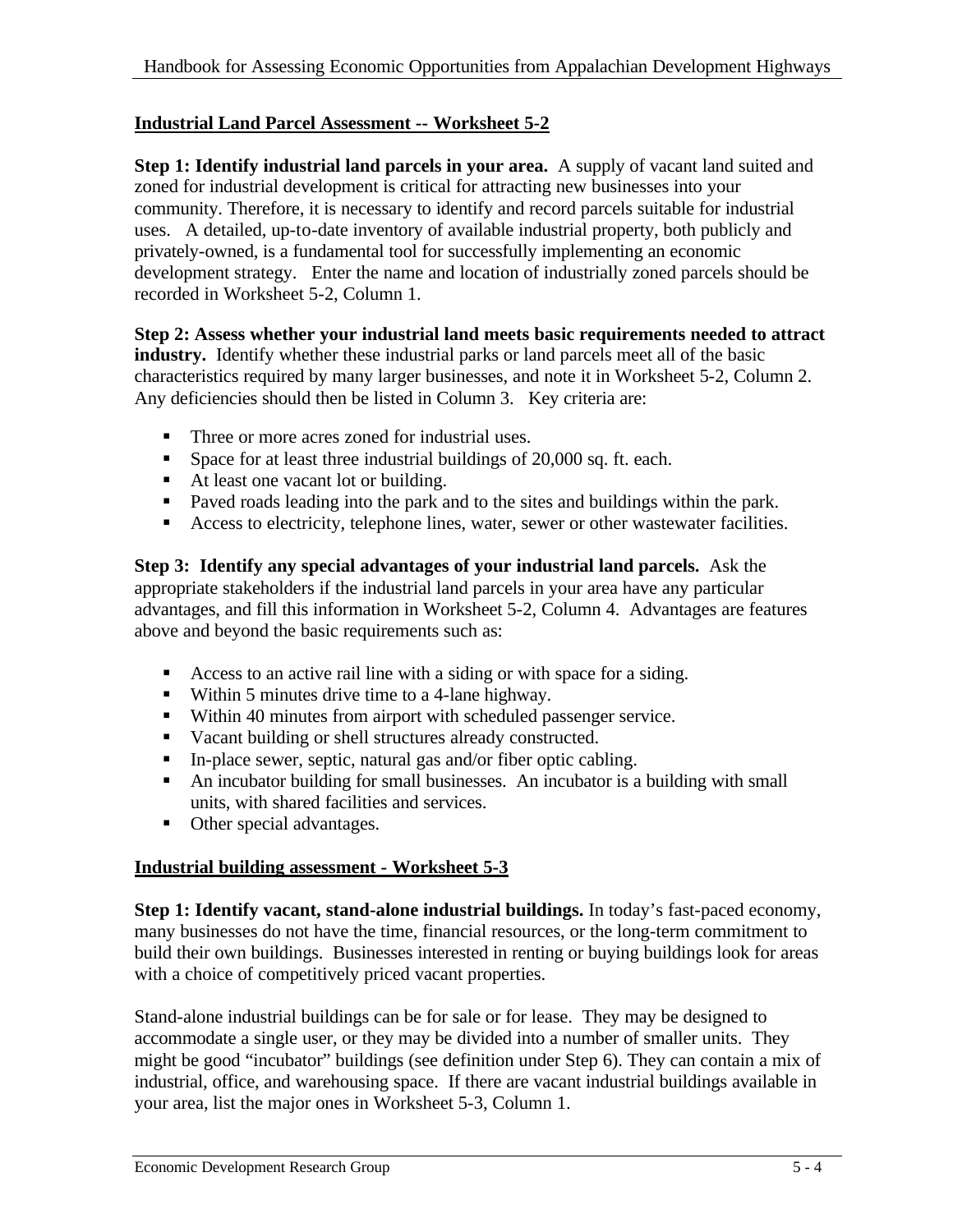## Industrial Land Parcel Assessment -- Worksheet 5-2

**Step 1: Identify industrial land parcels in your area.** A supply of vacant land suited and zoned for industrial development is critical for attracting new businesses into your community. Therefore, it is necessary to identify and record parcels suitable for industrial uses. A detailed, up-to-date inventory of available industrial property, both publicly and privately-owned, is a fundamental tool for successfully implementing an economic development strategy. Enter the name and location of industrially zoned parcels should be recorded in Worksheet 5-2, Column 1.

**Step 2: Assess whether your industrial land meets basic requirements needed to attract industry.** Identify whether these industrial parks or land parcels meet all of the basic characteristics required by many larger businesses, and note it in Worksheet 5-2, Column 2. Any deficiencies should then be listed in Column 3. Key criteria are:

- Three or more acres zoned for industrial uses.
- Space for at least three industrial buildings of 20,000 sq. ft. each.
- At least one vacant lot or building.
- Paved roads leading into the park and to the sites and buildings within the park.
- Access to electricity, telephone lines, water, sewer or other wastewater facilities.

**Step 3: Identify any special advantages of your industrial land parcels.** Ask the appropriate stakeholders if the industrial land parcels in your area have any particular advantages, and fill this information in Worksheet 5-2, Column 4. Advantages are features above and beyond the basic requirements such as:

- Access to an active rail line with a siding or with space for a siding.
- Within 5 minutes drive time to a 4-lane highway.
- Within 40 minutes from airport with scheduled passenger service.
- Vacant building or shell structures already constructed.
- In-place sewer, septic, natural gas and/or fiber optic cabling.
- An incubator building for small businesses. An incubator is a building with small units, with shared facilities and services.
- Other special advantages.

## Industrial building assessment - Worksheet 5-3

**Step 1: Identify vacant, stand-alone industrial buildings.** In today's fast-paced economy, many businesses do not have the time, financial resources, or the long-term commitment to build their own buildings. Businesses interested in renting or buying buildings look for areas with a choice of competitively priced vacant properties.

Stand-alone industrial buildings can be for sale or for lease. They may be designed to accommodate a single user, or they may be divided into a number of smaller units. They might be good "incubator" buildings (see definition under Step 6). They can contain a mix of industrial, office, and warehousing space. If there are vacant industrial buildings available in your area, list the major ones in Worksheet 5-3, Column 1.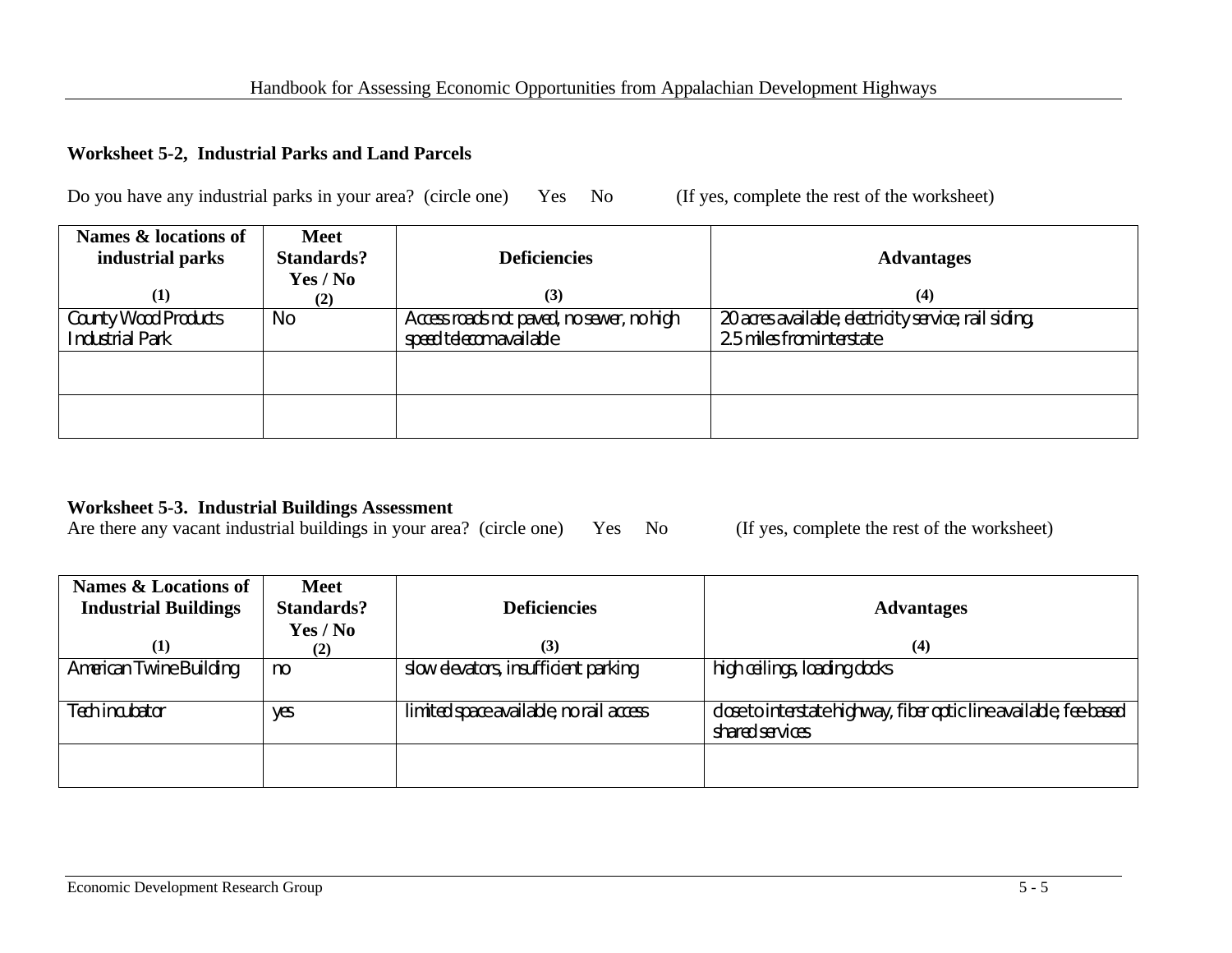### Worksheet 5-2, Industrial Parks and Land Parcels

Do you have any industrial parks in your area? (circle one) Yes No (If yes, complete the rest of the worksheet)

| Names & locations of industrial parks (1) | Meet Standards? Yes / No (2) | Deficiencies (3) | Advantages (4) |
|---|---|---|---|
| County Wood Products Industrial Park | No | Access roads not paved, no sewer, no high speed telecom available | 20 acres available, electricity service, rail siding, 2.5 miles from interstate |
| | | | |
| | | | |

### Worksheet 5-3. Industrial Buildings Assessment

Are there any vacant industrial buildings in your area? (circle one) Yes No (If yes, complete the rest of the worksheet)

| Names & Locations of Industrial Buildings (1) | Meet Standards? Yes / No (2) | Deficiencies (3) | Advantages (4) |
|---|---|---|---|
| American Twine Building | no | slow elevators, insufficient parking | high ceilings, loading docks |
| Tech incubator | yes | limited space available, no rail access | close to interstate highway, fiber optic line available, fee-based shared services |
| | | | |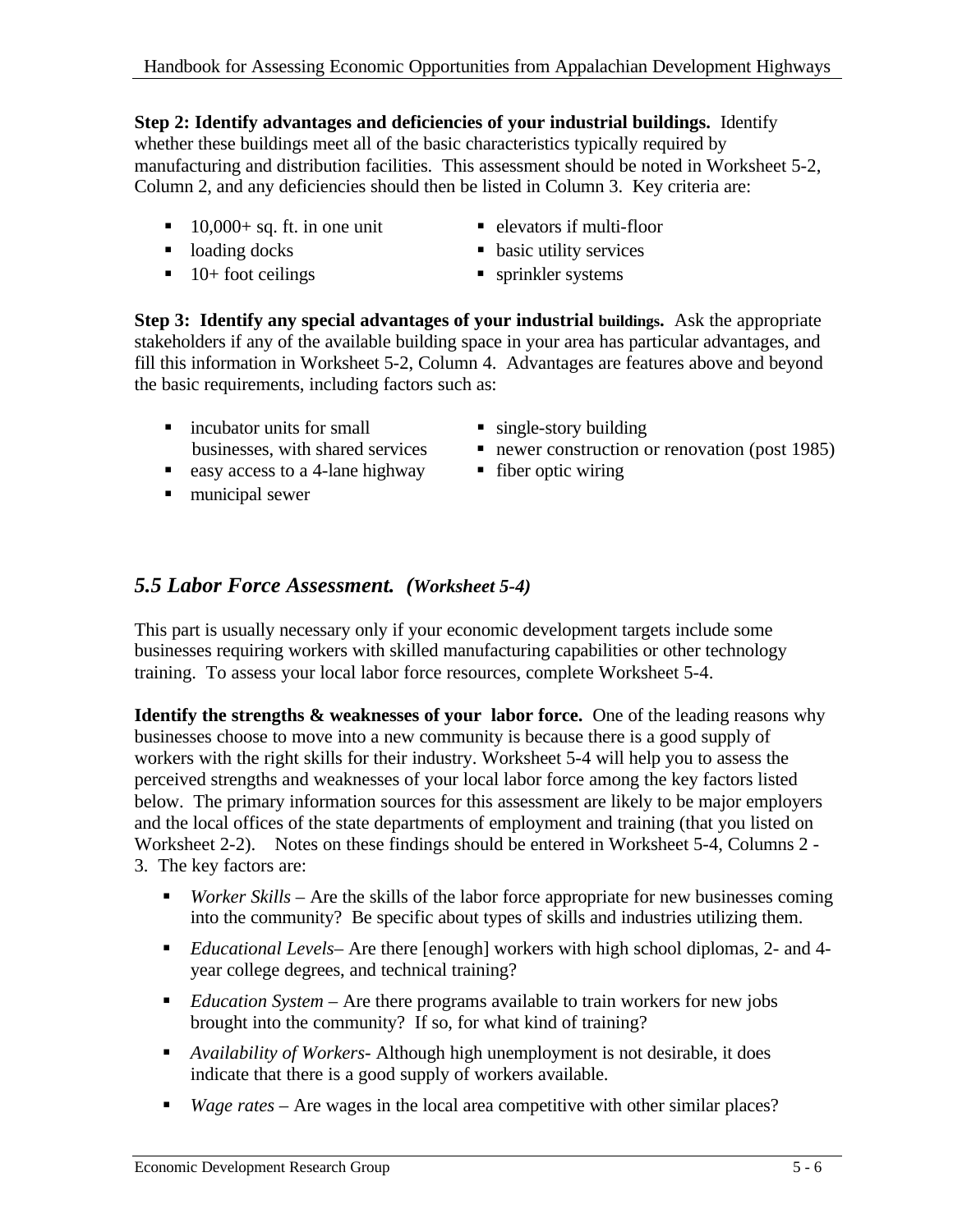**Step 2: Identify advantages and deficiencies of your industrial buildings.** Identify whether these buildings meet all of the basic characteristics typically required by manufacturing and distribution facilities. This assessment should be noted in Worksheet 5-2, Column 2, and any deficiencies should then be listed in Column 3. Key criteria are:

- 10,000+ sq. ft. in one unit
- loading docks
- 10+ foot ceilings
- elevators if multi-floor
- basic utility services
- sprinkler systems

**Step 3: Identify any special advantages of your industrial buildings.** Ask the appropriate stakeholders if any of the available building space in your area has particular advantages, and fill this information in Worksheet 5-2, Column 4. Advantages are features above and beyond the basic requirements, including factors such as:

- incubator units for small businesses, with shared services
- easy access to a 4-lane highway
- municipal sewer
- single-story building
- newer construction or renovation (post 1985)
- fiber optic wiring

## *5.5 Labor Force Assessment. (Worksheet 5-4)*

This part is usually necessary only if your economic development targets include some businesses requiring workers with skilled manufacturing capabilities or other technology training. To assess your local labor force resources, complete Worksheet 5-4.

**Identify the strengths & weaknesses of your labor force.** One of the leading reasons why businesses choose to move into a new community is because there is a good supply of workers with the right skills for their industry. Worksheet 5-4 will help you to assess the perceived strengths and weaknesses of your local labor force among the key factors listed below. The primary information sources for this assessment are likely to be major employers and the local offices of the state departments of employment and training (that you listed on Worksheet 2-2). Notes on these findings should be entered in Worksheet 5-4, Columns 2 - 3. The key factors are:

- *Worker Skills* – Are the skills of the labor force appropriate for new businesses coming into the community? Be specific about types of skills and industries utilizing them.
- *Educational Levels*– Are there [enough] workers with high school diplomas, 2- and 4-year college degrees, and technical training?
- *Education System* – Are there programs available to train workers for new jobs brought into the community? If so, for what kind of training?
- *Availability of Workers*- Although high unemployment is not desirable, it does indicate that there is a good supply of workers available.
- *Wage rates* – Are wages in the local area competitive with other similar places?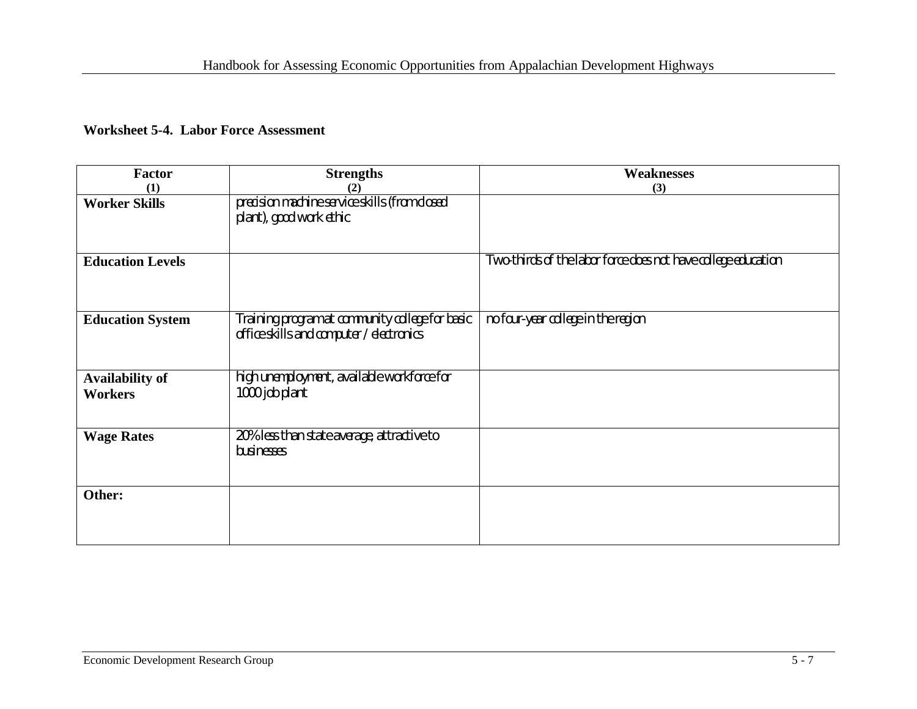**Worksheet 5-4. Labor Force Assessment**

| Factor (1) | Strengths (2) | Weaknesses (3) |
|---|---|---|
| **Worker Skills** | precision machine service skills (from closed plant), good work ethic | |
| **Education Levels** | | Two-thirds of the labor force does not have college education |
| **Education System** | Training program at community college for basic office skills and computer / electronics | no four-year college in the region |
| **Availability of Workers** | high unemployment, available workforce for 1000 job plant | |
| **Wage Rates** | 20% less than state average, attractive to businesses | |
| **Other:** | | |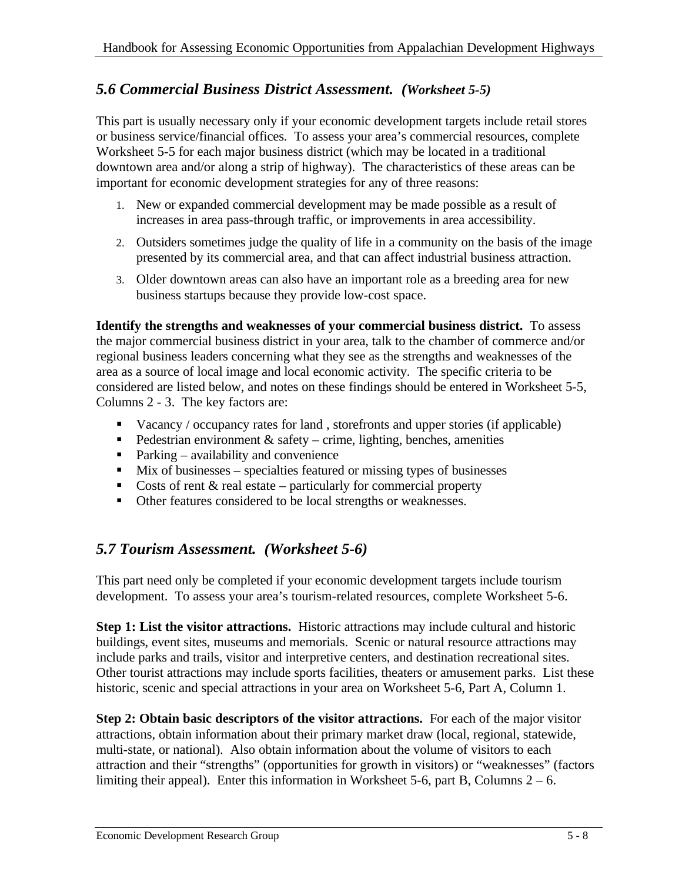## *5.6 Commercial Business District Assessment. (Worksheet 5-5)*

This part is usually necessary only if your economic development targets include retail stores or business service/financial offices. To assess your area's commercial resources, complete Worksheet 5-5 for each major business district (which may be located in a traditional downtown area and/or along a strip of highway). The characteristics of these areas can be important for economic development strategies for any of three reasons:

1. New or expanded commercial development may be made possible as a result of increases in area pass-through traffic, or improvements in area accessibility.
2. Outsiders sometimes judge the quality of life in a community on the basis of the image presented by its commercial area, and that can affect industrial business attraction.
3. Older downtown areas can also have an important role as a breeding area for new business startups because they provide low-cost space.

**Identify the strengths and weaknesses of your commercial business district.** To assess the major commercial business district in your area, talk to the chamber of commerce and/or regional business leaders concerning what they see as the strengths and weaknesses of the area as a source of local image and local economic activity. The specific criteria to be considered are listed below, and notes on these findings should be entered in Worksheet 5-5, Columns 2 - 3. The key factors are:

- Vacancy / occupancy rates for land , storefronts and upper stories (if applicable)
- Pedestrian environment & safety – crime, lighting, benches, amenities
- Parking – availability and convenience
- Mix of businesses – specialties featured or missing types of businesses
- Costs of rent & real estate – particularly for commercial property
- Other features considered to be local strengths or weaknesses.

## *5.7 Tourism Assessment. (Worksheet 5-6)*

This part need only be completed if your economic development targets include tourism development. To assess your area's tourism-related resources, complete Worksheet 5-6.

**Step 1: List the visitor attractions.** Historic attractions may include cultural and historic buildings, event sites, museums and memorials. Scenic or natural resource attractions may include parks and trails, visitor and interpretive centers, and destination recreational sites. Other tourist attractions may include sports facilities, theaters or amusement parks. List these historic, scenic and special attractions in your area on Worksheet 5-6, Part A, Column 1.

**Step 2: Obtain basic descriptors of the visitor attractions.** For each of the major visitor attractions, obtain information about their primary market draw (local, regional, statewide, multi-state, or national). Also obtain information about the volume of visitors to each attraction and their "strengths" (opportunities for growth in visitors) or "weaknesses" (factors limiting their appeal). Enter this information in Worksheet 5-6, part B, Columns 2 – 6.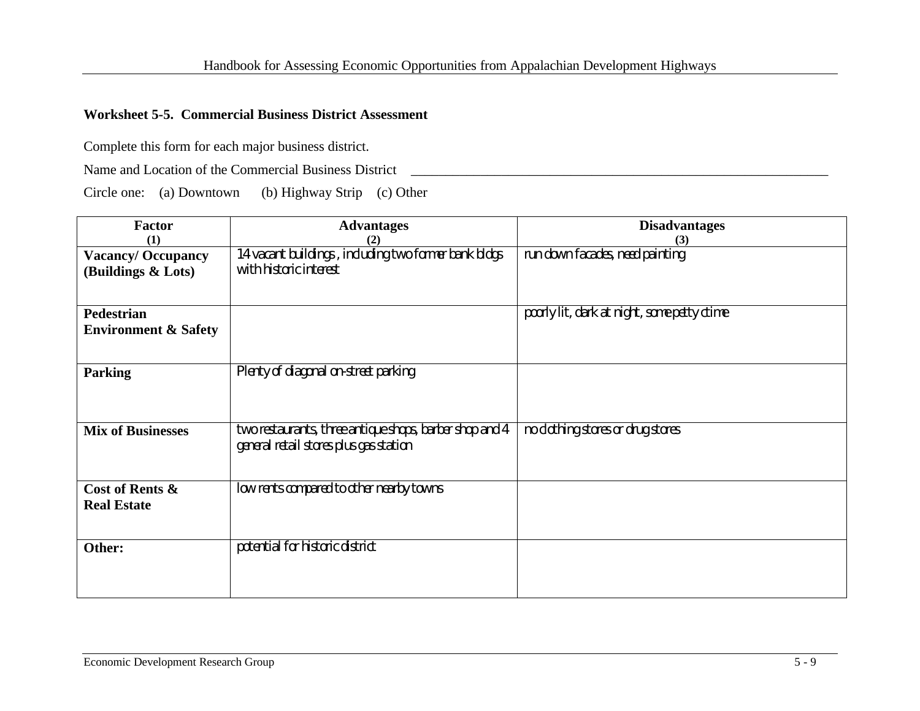**Worksheet 5-5. Commercial Business District Assessment**

Complete this form for each major business district.

Name and Location of the Commercial Business District _______________________________________________

Circle one: (a) Downtown (b) Highway Strip (c) Other

| Factor<br>(1) | Advantages<br>(2) | Disadvantages<br>(3) |
|---|---|---|
| **Vacancy/ Occupancy (Buildings & Lots)** | 14 vacant buildings , including two former bank bldgs with historic interest | run down facades, need painting |
| **Pedestrian Environment & Safety** | | poorly lit, dark at night, some petty crime |
| **Parking** | Plenty of diagonal on-street parking | |
| **Mix of Businesses** | two restaurants, three antique shops, barber shop and 4 general retail stores plus gas station | no clothing stores or drug stores |
| **Cost of Rents & Real Estate** | low rents compared to other nearby towns | |
| **Other:** | potential for historic district | |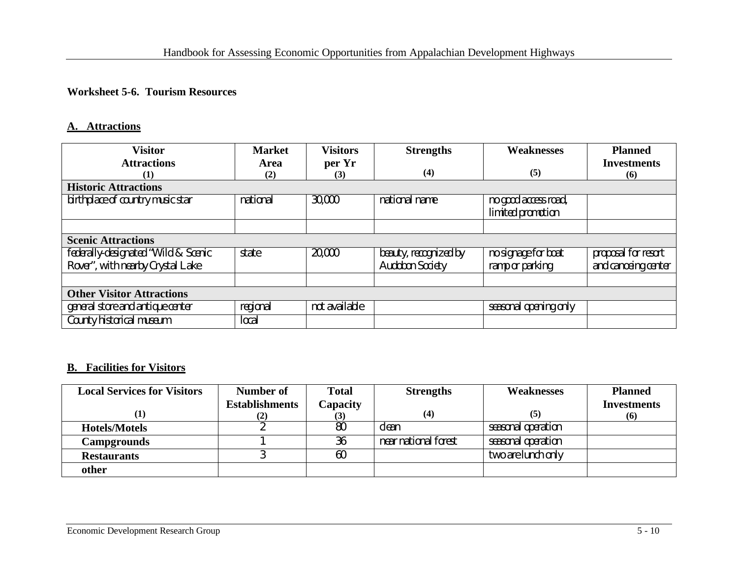**Worksheet 5-6. Tourism Resources**

## A. Attractions

| Visitor Attractions (1) | Market Area (2) | Visitors per Yr (3) | Strengths (4) | Weaknesses (5) | Planned Investments (6) |
|---|---|---|---|---|---|
| **Historic Attractions** | | | | | |
| birthplace of country music star | national | 30,000 | national name | no good access road, limited promotion | |
| | | | | | |
| **Scenic Attractions** | | | | | |
| federally-designated "Wild & Scenic Rover", with nearby Crystal Lake | state | 20,000 | beauty, recognized by Audubon Society | no signage for boat ramp or parking | proposal for resort and canoeing center |
| | | | | | |
| **Other Visitor Attractions** | | | | | |
| general store and antique center | regional | not available | | seasonal opening only | |
| County historical museum | local | | | | |

## B. Facilities for Visitors

| Local Services for Visitors (1) | Number of Establishments (2) | Total Capacity (3) | Strengths (4) | Weaknesses (5) | Planned Investments (6) |
|---|---|---|---|---|---|
| **Hotels/Motels** | 2 | 80 | clean | seasonal operation | |
| **Campgrounds** | 1 | 36 | near national forest | seasonal operation | |
| **Restaurants** | 3 | 60 | | two are lunch only | |
| **other** | | | | | |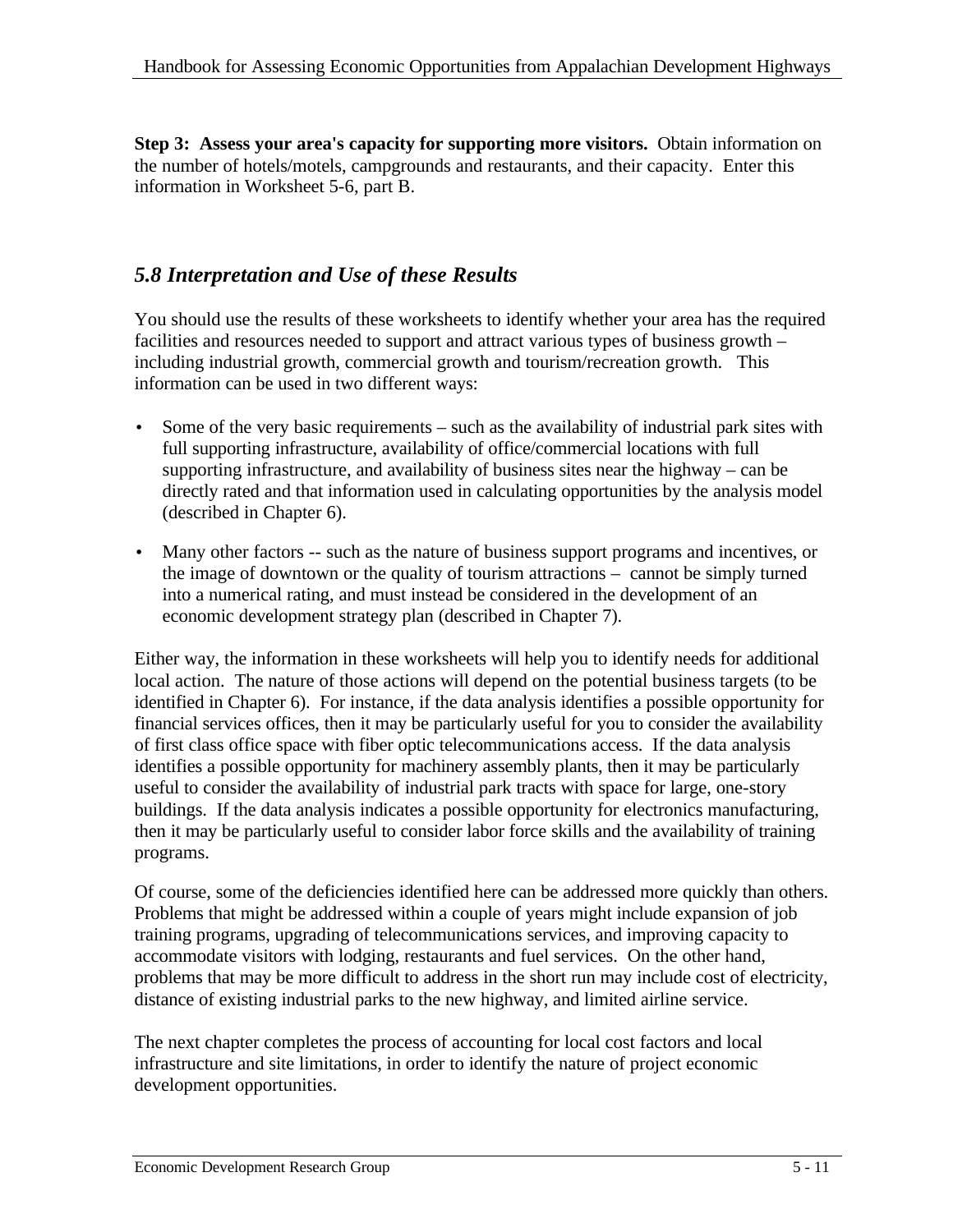**Step 3: Assess your area's capacity for supporting more visitors.** Obtain information on the number of hotels/motels, campgrounds and restaurants, and their capacity. Enter this information in Worksheet 5-6, part B.

## *5.8 Interpretation and Use of these Results*

You should use the results of these worksheets to identify whether your area has the required facilities and resources needed to support and attract various types of business growth – including industrial growth, commercial growth and tourism/recreation growth. This information can be used in two different ways:

- Some of the very basic requirements – such as the availability of industrial park sites with full supporting infrastructure, availability of office/commercial locations with full supporting infrastructure, and availability of business sites near the highway – can be directly rated and that information used in calculating opportunities by the analysis model (described in Chapter 6).
- Many other factors -- such as the nature of business support programs and incentives, or the image of downtown or the quality of tourism attractions – cannot be simply turned into a numerical rating, and must instead be considered in the development of an economic development strategy plan (described in Chapter 7).

Either way, the information in these worksheets will help you to identify needs for additional local action. The nature of those actions will depend on the potential business targets (to be identified in Chapter 6). For instance, if the data analysis identifies a possible opportunity for financial services offices, then it may be particularly useful for you to consider the availability of first class office space with fiber optic telecommunications access. If the data analysis identifies a possible opportunity for machinery assembly plants, then it may be particularly useful to consider the availability of industrial park tracts with space for large, one-story buildings. If the data analysis indicates a possible opportunity for electronics manufacturing, then it may be particularly useful to consider labor force skills and the availability of training programs.

Of course, some of the deficiencies identified here can be addressed more quickly than others. Problems that might be addressed within a couple of years might include expansion of job training programs, upgrading of telecommunications services, and improving capacity to accommodate visitors with lodging, restaurants and fuel services. On the other hand, problems that may be more difficult to address in the short run may include cost of electricity, distance of existing industrial parks to the new highway, and limited airline service.

The next chapter completes the process of accounting for local cost factors and local infrastructure and site limitations, in order to identify the nature of project economic development opportunities.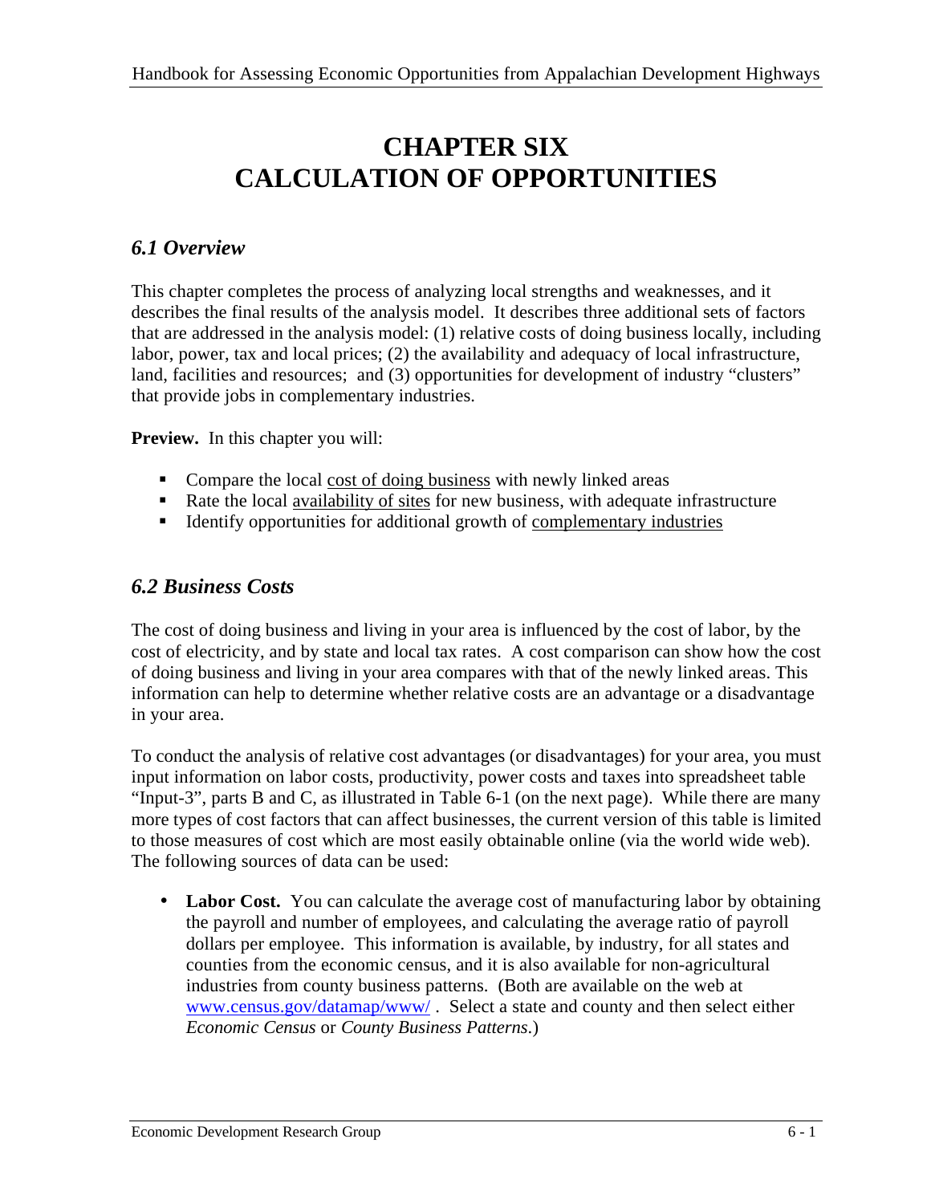# CHAPTER SIX
# CALCULATION OF OPPORTUNITIES

## *6.1 Overview*

This chapter completes the process of analyzing local strengths and weaknesses, and it describes the final results of the analysis model. It describes three additional sets of factors that are addressed in the analysis model: (1) relative costs of doing business locally, including labor, power, tax and local prices; (2) the availability and adequacy of local infrastructure, land, facilities and resources; and (3) opportunities for development of industry "clusters" that provide jobs in complementary industries.

**Preview.** In this chapter you will:

- Compare the local <u>cost of doing business</u> with newly linked areas
- Rate the local <u>availability of sites</u> for new business, with adequate infrastructure
- Identify opportunities for additional growth of <u>complementary industries</u>

## *6.2 Business Costs*

The cost of doing business and living in your area is influenced by the cost of labor, by the cost of electricity, and by state and local tax rates. A cost comparison can show how the cost of doing business and living in your area compares with that of the newly linked areas. This information can help to determine whether relative costs are an advantage or a disadvantage in your area.

To conduct the analysis of relative cost advantages (or disadvantages) for your area, you must input information on labor costs, productivity, power costs and taxes into spreadsheet table "Input-3", parts B and C, as illustrated in Table 6-1 (on the next page). While there are many more types of cost factors that can affect businesses, the current version of this table is limited to those measures of cost which are most easily obtainable online (via the world wide web). The following sources of data can be used:

- **Labor Cost.** You can calculate the average cost of manufacturing labor by obtaining the payroll and number of employees, and calculating the average ratio of payroll dollars per employee. This information is available, by industry, for all states and counties from the economic census, and it is also available for non-agricultural industries from county business patterns. (Both are available on the web at www.census.gov/datamap/www/ . Select a state and county and then select either *Economic Census* or *County Business Patterns*.)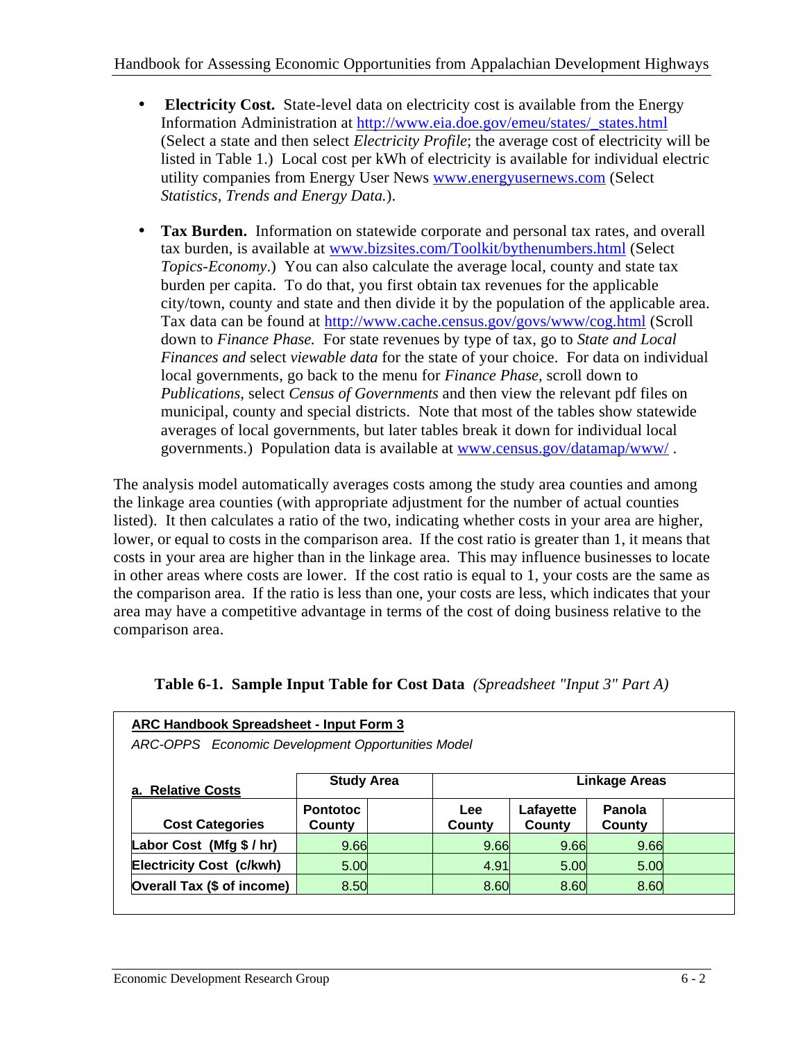- **Electricity Cost.** State-level data on electricity cost is available from the Energy Information Administration at http://www.eia.doe.gov/emeu/states/_states.html (Select a state and then select *Electricity Profile*; the average cost of electricity will be listed in Table 1.) Local cost per kWh of electricity is available for individual electric utility companies from Energy User News www.energyusernews.com (Select *Statistics, Trends and Energy Data.*).

- **Tax Burden.** Information on statewide corporate and personal tax rates, and overall tax burden, is available at www.bizsites.com/Toolkit/bythenumbers.html (Select *Topics-Economy*.) You can also calculate the average local, county and state tax burden per capita. To do that, you first obtain tax revenues for the applicable city/town, county and state and then divide it by the population of the applicable area. Tax data can be found at http://www.cache.census.gov/govs/www/cog.html (Scroll down to *Finance Phase.* For state revenues by type of tax, go to *State and Local Finances and* select *viewable data* for the state of your choice. For data on individual local governments, go back to the menu for *Finance Phase,* scroll down to *Publications*, select *Census of Governments* and then view the relevant pdf files on municipal, county and special districts. Note that most of the tables show statewide averages of local governments, but later tables break it down for individual local governments.) Population data is available at www.census.gov/datamap/www/ .

The analysis model automatically averages costs among the study area counties and among the linkage area counties (with appropriate adjustment for the number of actual counties listed). It then calculates a ratio of the two, indicating whether costs in your area are higher, lower, or equal to costs in the comparison area. If the cost ratio is greater than 1, it means that costs in your area are higher than in the linkage area. This may influence businesses to locate in other areas where costs are lower. If the cost ratio is equal to 1, your costs are the same as the comparison area. If the ratio is less than one, your costs are less, which indicates that your area may have a competitive advantage in terms of the cost of doing business relative to the comparison area.

**Table 6-1. Sample Input Table for Cost Data** *(Spreadsheet "Input 3" Part A)*

**ARC Handbook Spreadsheet - Input Form 3**

*ARC-OPPS Economic Development Opportunities Model*

| a. Relative Costs | Study Area | | Linkage Areas | | | |
|---|---|---|---|---|---|---|
| Cost Categories | Pontotoc County | | Lee County | Lafayette County | Panola County | |
| Labor Cost (Mfg $ / hr) | 9.66 | | 9.66 | 9.66 | 9.66 | |
| Electricity Cost (c/kwh) | 5.00 | | 4.91 | 5.00 | 5.00 | |
| Overall Tax ($ of income) | 8.50 | | 8.60 | 8.60 | 8.60 | |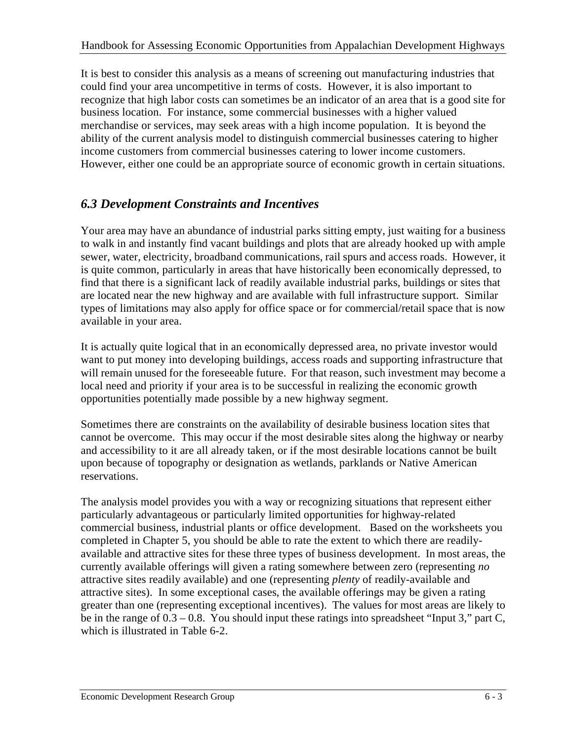It is best to consider this analysis as a means of screening out manufacturing industries that could find your area uncompetitive in terms of costs. However, it is also important to recognize that high labor costs can sometimes be an indicator of an area that is a good site for business location. For instance, some commercial businesses with a higher valued merchandise or services, may seek areas with a high income population. It is beyond the ability of the current analysis model to distinguish commercial businesses catering to higher income customers from commercial businesses catering to lower income customers. However, either one could be an appropriate source of economic growth in certain situations.

## *6.3 Development Constraints and Incentives*

Your area may have an abundance of industrial parks sitting empty, just waiting for a business to walk in and instantly find vacant buildings and plots that are already hooked up with ample sewer, water, electricity, broadband communications, rail spurs and access roads. However, it is quite common, particularly in areas that have historically been economically depressed, to find that there is a significant lack of readily available industrial parks, buildings or sites that are located near the new highway and are available with full infrastructure support. Similar types of limitations may also apply for office space or for commercial/retail space that is now available in your area.

It is actually quite logical that in an economically depressed area, no private investor would want to put money into developing buildings, access roads and supporting infrastructure that will remain unused for the foreseeable future. For that reason, such investment may become a local need and priority if your area is to be successful in realizing the economic growth opportunities potentially made possible by a new highway segment.

Sometimes there are constraints on the availability of desirable business location sites that cannot be overcome. This may occur if the most desirable sites along the highway or nearby and accessibility to it are all already taken, or if the most desirable locations cannot be built upon because of topography or designation as wetlands, parklands or Native American reservations.

The analysis model provides you with a way or recognizing situations that represent either particularly advantageous or particularly limited opportunities for highway-related commercial business, industrial plants or office development. Based on the worksheets you completed in Chapter 5, you should be able to rate the extent to which there are readily-available and attractive sites for these three types of business development. In most areas, the currently available offerings will given a rating somewhere between zero (representing *no* attractive sites readily available) and one (representing *plenty* of readily-available and attractive sites). In some exceptional cases, the available offerings may be given a rating greater than one (representing exceptional incentives). The values for most areas are likely to be in the range of 0.3 – 0.8. You should input these ratings into spreadsheet "Input 3," part C, which is illustrated in Table 6-2.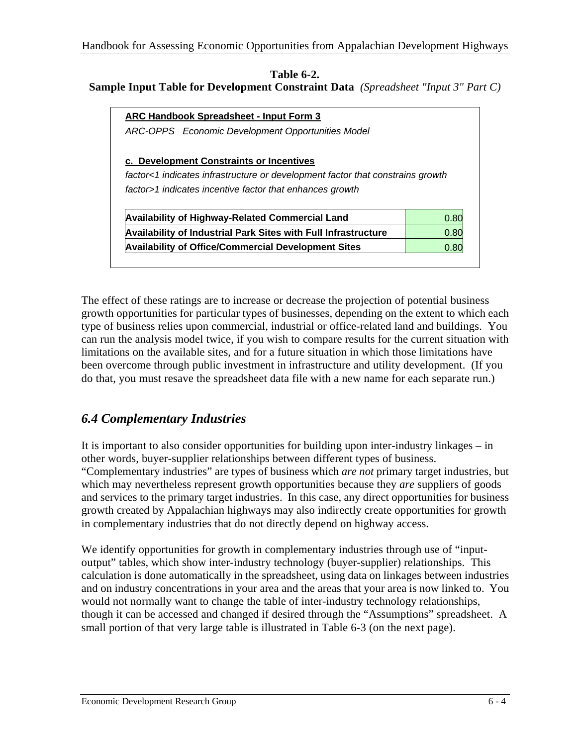**Table 6-2.**
**Sample Input Table for Development Constraint Data** *(Spreadsheet "Input 3" Part C)*

**ARC Handbook Spreadsheet - Input Form 3**

*ARC-OPPS Economic Development Opportunities Model*

**c. Development Constraints or Incentives**

*factor<1 indicates infrastructure or development factor that constrains growth*
*factor>1 indicates incentive factor that enhances growth*

| | |
|---|---|
| **Availability of Highway-Related Commercial Land** | 0.80 |
| **Availability of Industrial Park Sites with Full Infrastructure** | 0.80 |
| **Availability of Office/Commercial Development Sites** | 0.80 |

The effect of these ratings are to increase or decrease the projection of potential business growth opportunities for particular types of businesses, depending on the extent to which each type of business relies upon commercial, industrial or office-related land and buildings. You can run the analysis model twice, if you wish to compare results for the current situation with limitations on the available sites, and for a future situation in which those limitations have been overcome through public investment in infrastructure and utility development. (If you do that, you must resave the spreadsheet data file with a new name for each separate run.)

## *6.4 Complementary Industries*

It is important to also consider opportunities for building upon inter-industry linkages – in other words, buyer-supplier relationships between different types of business. "Complementary industries" are types of business which *are not* primary target industries, but which may nevertheless represent growth opportunities because they *are* suppliers of goods and services to the primary target industries. In this case, any direct opportunities for business growth created by Appalachian highways may also indirectly create opportunities for growth in complementary industries that do not directly depend on highway access.

We identify opportunities for growth in complementary industries through use of "input-output" tables, which show inter-industry technology (buyer-supplier) relationships. This calculation is done automatically in the spreadsheet, using data on linkages between industries and on industry concentrations in your area and the areas that your area is now linked to. You would not normally want to change the table of inter-industry technology relationships, though it can be accessed and changed if desired through the "Assumptions" spreadsheet. A small portion of that very large table is illustrated in Table 6-3 (on the next page).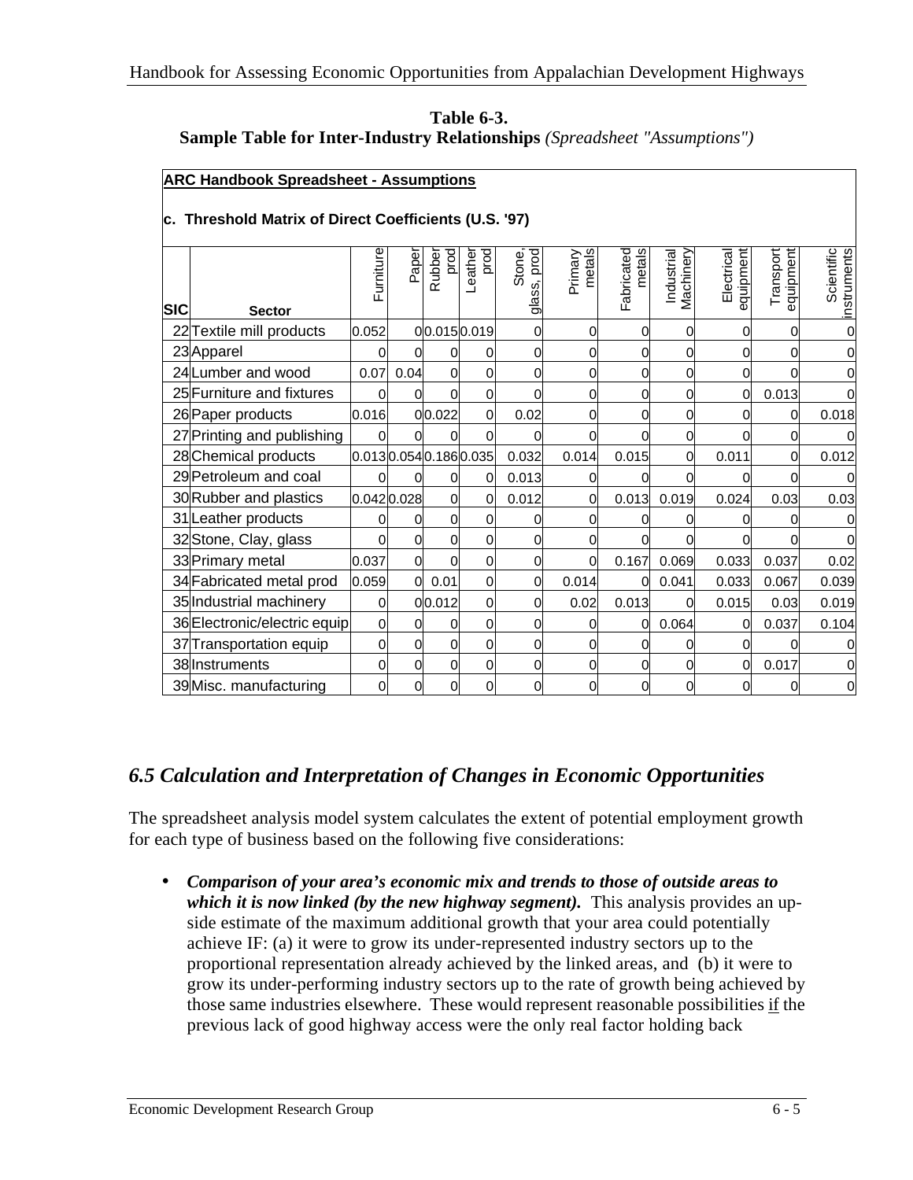**Table 6-3.**
**Sample Table for Inter-Industry Relationships** *(Spreadsheet "Assumptions")*

**ARC Handbook Spreadsheet - Assumptions**

**c. Threshold Matrix of Direct Coefficients (U.S. '97)**

| SIC | Sector | Furniture | Paper | Rubber prod | Leather prod | Stone, glass, prod | Primary metals | Fabricated metals | Industrial Machinery | Electrical equipment | Transport equipment | Scientific instruments |
|---|---|---|---|---|---|---|---|---|---|---|---|---|
| 22 | Textile mill products | 0.052 | 0 | 0.015 | 0.019 | 0 | 0 | 0 | 0 | 0 | 0 | 0 |
| 23 | Apparel | 0 | 0 | 0 | 0 | 0 | 0 | 0 | 0 | 0 | 0 | 0 |
| 24 | Lumber and wood | 0.07 | 0.04 | 0 | 0 | 0 | 0 | 0 | 0 | 0 | 0 | 0 |
| 25 | Furniture and fixtures | 0 | 0 | 0 | 0 | 0 | 0 | 0 | 0 | 0 | 0.013 | 0 |
| 26 | Paper products | 0.016 | 0 | 0.022 | 0 | 0.02 | 0 | 0 | 0 | 0 | 0 | 0.018 |
| 27 | Printing and publishing | 0 | 0 | 0 | 0 | 0 | 0 | 0 | 0 | 0 | 0 | 0 |
| 28 | Chemical products | 0.013 | 0.054 | 0.186 | 0.035 | 0.032 | 0.014 | 0.015 | 0 | 0.011 | 0 | 0.012 |
| 29 | Petroleum and coal | 0 | 0 | 0 | 0 | 0.013 | 0 | 0 | 0 | 0 | 0 | 0 |
| 30 | Rubber and plastics | 0.042 | 0.028 | 0 | 0 | 0.012 | 0 | 0.013 | 0.019 | 0.024 | 0.03 | 0.03 |
| 31 | Leather products | 0 | 0 | 0 | 0 | 0 | 0 | 0 | 0 | 0 | 0 | 0 |
| 32 | Stone, Clay, glass | 0 | 0 | 0 | 0 | 0 | 0 | 0 | 0 | 0 | 0 | 0 |
| 33 | Primary metal | 0.037 | 0 | 0 | 0 | 0 | 0 | 0.167 | 0.069 | 0.033 | 0.037 | 0.02 |
| 34 | Fabricated metal prod | 0.059 | 0 | 0.01 | 0 | 0 | 0.014 | 0 | 0.041 | 0.033 | 0.067 | 0.039 |
| 35 | Industrial machinery | 0 | 0 | 0.012 | 0 | 0 | 0.02 | 0.013 | 0 | 0.015 | 0.03 | 0.019 |
| 36 | Electronic/electric equip | 0 | 0 | 0 | 0 | 0 | 0 | 0 | 0.064 | 0 | 0.037 | 0.104 |
| 37 | Transportation equip | 0 | 0 | 0 | 0 | 0 | 0 | 0 | 0 | 0 | 0 | 0 |
| 38 | Instruments | 0 | 0 | 0 | 0 | 0 | 0 | 0 | 0 | 0 | 0.017 | 0 |
| 39 | Misc. manufacturing | 0 | 0 | 0 | 0 | 0 | 0 | 0 | 0 | 0 | 0 | 0 |

## *6.5 Calculation and Interpretation of Changes in Economic Opportunities*

The spreadsheet analysis model system calculates the extent of potential employment growth for each type of business based on the following five considerations:

- ***Comparison of your area's economic mix and trends to those of outside areas to which it is now linked (by the new highway segment).*** This analysis provides an up-side estimate of the maximum additional growth that your area could potentially achieve IF: (a) it were to grow its under-represented industry sectors up to the proportional representation already achieved by the linked areas, and (b) it were to grow its under-performing industry sectors up to the rate of growth being achieved by those same industries elsewhere. These would represent reasonable possibilities if the previous lack of good highway access were the only real factor holding back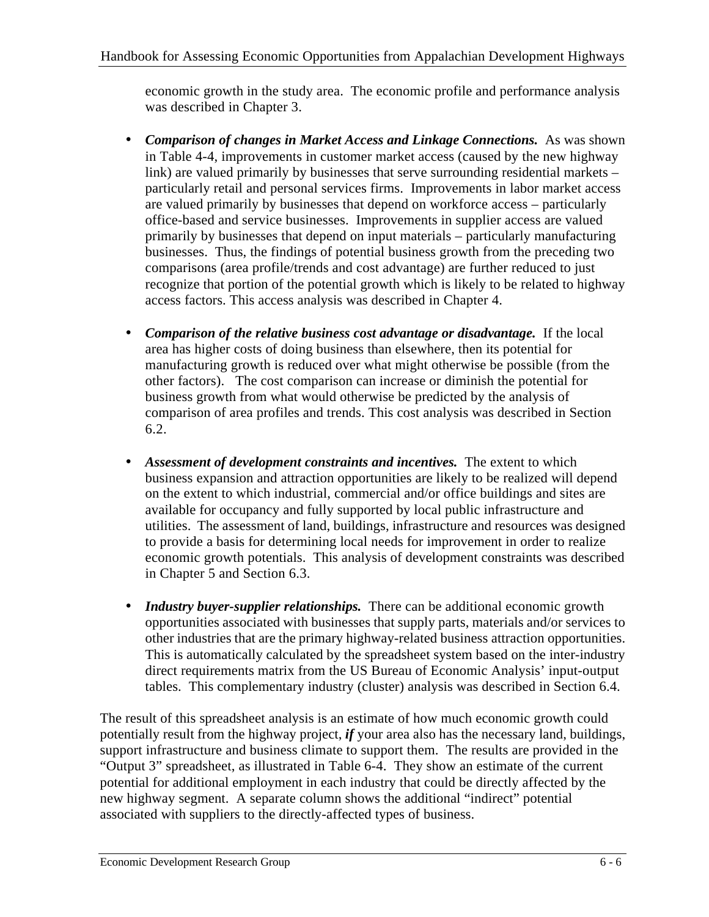economic growth in the study area. The economic profile and performance analysis was described in Chapter 3.

- ***Comparison of changes in Market Access and Linkage Connections.*** As was shown in Table 4-4, improvements in customer market access (caused by the new highway link) are valued primarily by businesses that serve surrounding residential markets – particularly retail and personal services firms. Improvements in labor market access are valued primarily by businesses that depend on workforce access – particularly office-based and service businesses. Improvements in supplier access are valued primarily by businesses that depend on input materials – particularly manufacturing businesses. Thus, the findings of potential business growth from the preceding two comparisons (area profile/trends and cost advantage) are further reduced to just recognize that portion of the potential growth which is likely to be related to highway access factors. This access analysis was described in Chapter 4.

- ***Comparison of the relative business cost advantage or disadvantage.*** If the local area has higher costs of doing business than elsewhere, then its potential for manufacturing growth is reduced over what might otherwise be possible (from the other factors). The cost comparison can increase or diminish the potential for business growth from what would otherwise be predicted by the analysis of comparison of area profiles and trends. This cost analysis was described in Section 6.2.

- ***Assessment of development constraints and incentives.*** The extent to which business expansion and attraction opportunities are likely to be realized will depend on the extent to which industrial, commercial and/or office buildings and sites are available for occupancy and fully supported by local public infrastructure and utilities. The assessment of land, buildings, infrastructure and resources was designed to provide a basis for determining local needs for improvement in order to realize economic growth potentials. This analysis of development constraints was described in Chapter 5 and Section 6.3.

- ***Industry buyer-supplier relationships.*** There can be additional economic growth opportunities associated with businesses that supply parts, materials and/or services to other industries that are the primary highway-related business attraction opportunities. This is automatically calculated by the spreadsheet system based on the inter-industry direct requirements matrix from the US Bureau of Economic Analysis' input-output tables. This complementary industry (cluster) analysis was described in Section 6.4.

The result of this spreadsheet analysis is an estimate of how much economic growth could potentially result from the highway project, ***if*** your area also has the necessary land, buildings, support infrastructure and business climate to support them. The results are provided in the "Output 3" spreadsheet, as illustrated in Table 6-4. They show an estimate of the current potential for additional employment in each industry that could be directly affected by the new highway segment. A separate column shows the additional "indirect" potential associated with suppliers to the directly-affected types of business.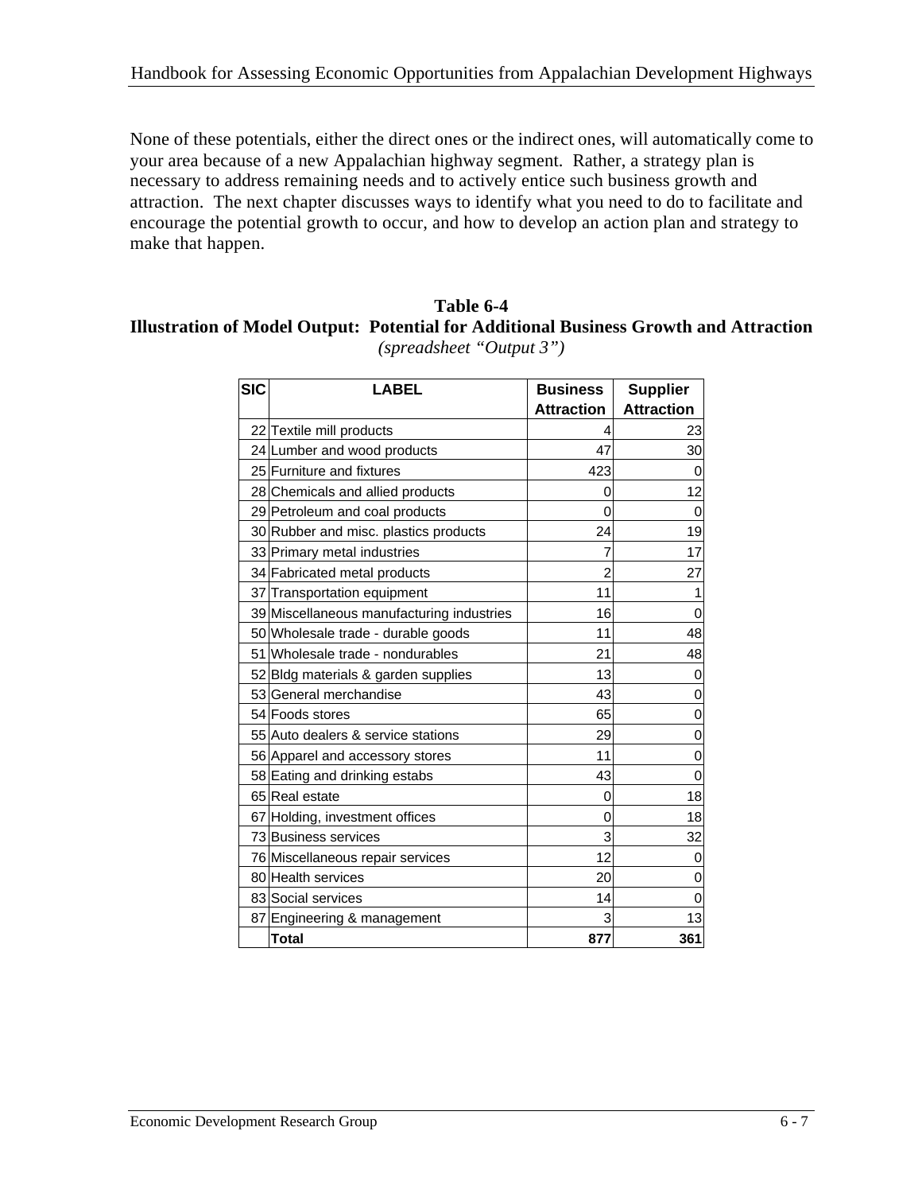None of these potentials, either the direct ones or the indirect ones, will automatically come to your area because of a new Appalachian highway segment. Rather, a strategy plan is necessary to address remaining needs and to actively entice such business growth and attraction. The next chapter discusses ways to identify what you need to do to facilitate and encourage the potential growth to occur, and how to develop an action plan and strategy to make that happen.

**Table 6-4**
**Illustration of Model Output: Potential for Additional Business Growth and Attraction**
*(spreadsheet "Output 3")*

| SIC | LABEL | Business Attraction | Supplier Attraction |
|---|---|---|---|
| 22 | Textile mill products | 4 | 23 |
| 24 | Lumber and wood products | 47 | 30 |
| 25 | Furniture and fixtures | 423 | 0 |
| 28 | Chemicals and allied products | 0 | 12 |
| 29 | Petroleum and coal products | 0 | 0 |
| 30 | Rubber and misc. plastics products | 24 | 19 |
| 33 | Primary metal industries | 7 | 17 |
| 34 | Fabricated metal products | 2 | 27 |
| 37 | Transportation equipment | 11 | 1 |
| 39 | Miscellaneous manufacturing industries | 16 | 0 |
| 50 | Wholesale trade - durable goods | 11 | 48 |
| 51 | Wholesale trade - nondurables | 21 | 48 |
| 52 | Bldg materials & garden supplies | 13 | 0 |
| 53 | General merchandise | 43 | 0 |
| 54 | Foods stores | 65 | 0 |
| 55 | Auto dealers & service stations | 29 | 0 |
| 56 | Apparel and accessory stores | 11 | 0 |
| 58 | Eating and drinking estabs | 43 | 0 |
| 65 | Real estate | 0 | 18 |
| 67 | Holding, investment offices | 0 | 18 |
| 73 | Business services | 3 | 32 |
| 76 | Miscellaneous repair services | 12 | 0 |
| 80 | Health services | 20 | 0 |
| 83 | Social services | 14 | 0 |
| 87 | Engineering & management | 3 | 13 |
| | **Total** | **877** | **361** |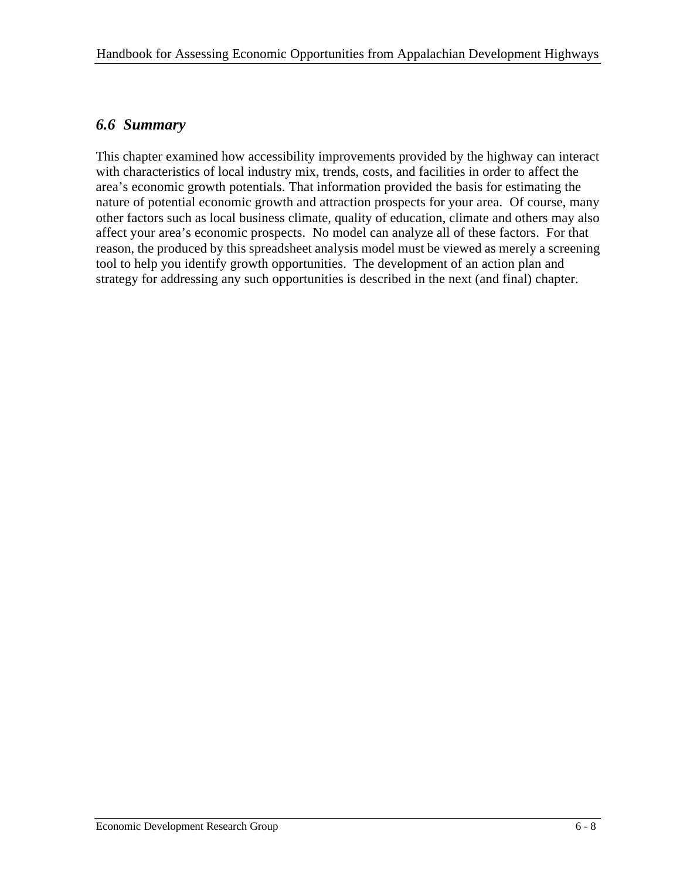### *6.6 Summary*

This chapter examined how accessibility improvements provided by the highway can interact with characteristics of local industry mix, trends, costs, and facilities in order to affect the area's economic growth potentials. That information provided the basis for estimating the nature of potential economic growth and attraction prospects for your area. Of course, many other factors such as local business climate, quality of education, climate and others may also affect your area's economic prospects. No model can analyze all of these factors. For that reason, the produced by this spreadsheet analysis model must be viewed as merely a screening tool to help you identify growth opportunities. The development of an action plan and strategy for addressing any such opportunities is described in the next (and final) chapter.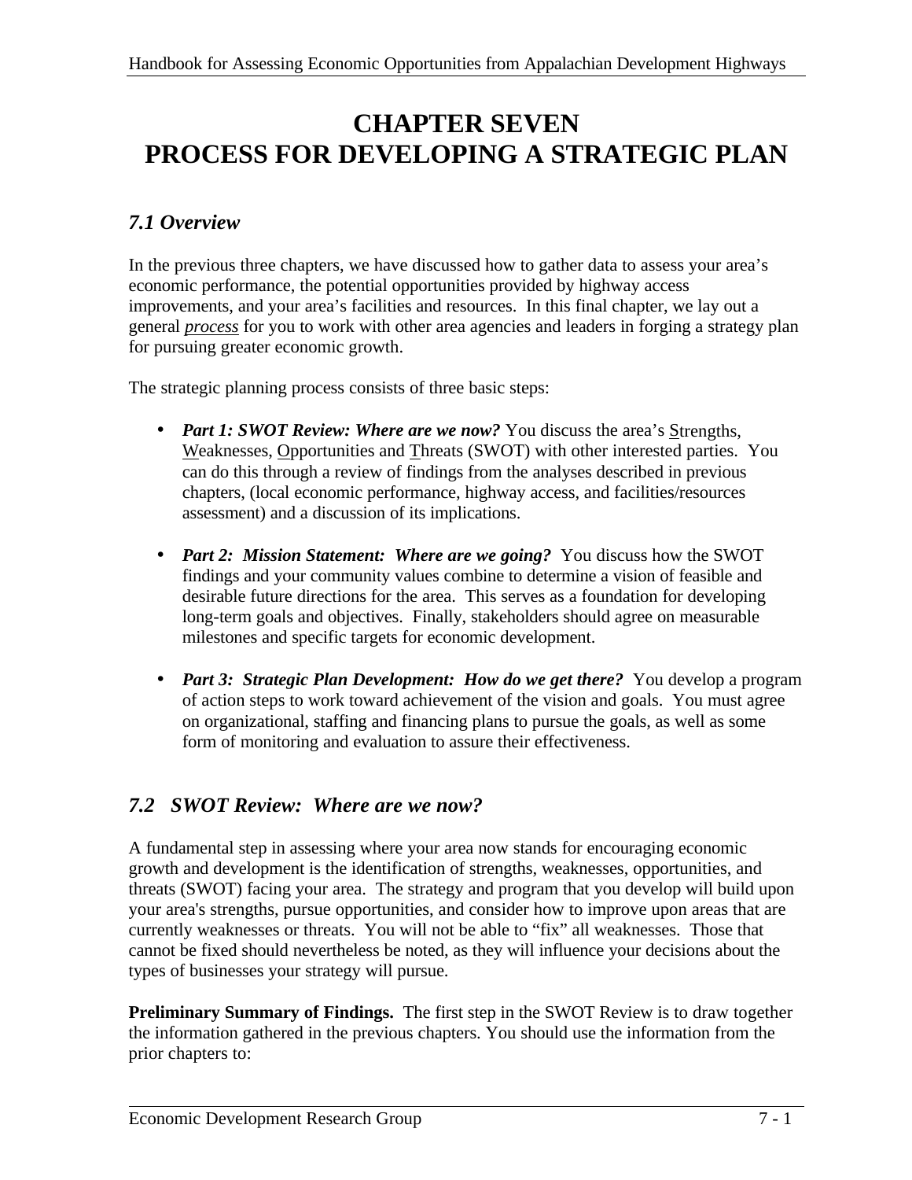# CHAPTER SEVEN
# PROCESS FOR DEVELOPING A STRATEGIC PLAN

## *7.1 Overview*

In the previous three chapters, we have discussed how to gather data to assess your area's economic performance, the potential opportunities provided by highway access improvements, and your area's facilities and resources. In this final chapter, we lay out a general ***process*** for you to work with other area agencies and leaders in forging a strategy plan for pursuing greater economic growth.

The strategic planning process consists of three basic steps:

- ***Part 1: SWOT Review: Where are we now?*** You discuss the area's Strengths, Weaknesses, Opportunities and Threats (SWOT) with other interested parties. You can do this through a review of findings from the analyses described in previous chapters, (local economic performance, highway access, and facilities/resources assessment) and a discussion of its implications.

- ***Part 2: Mission Statement: Where are we going?*** You discuss how the SWOT findings and your community values combine to determine a vision of feasible and desirable future directions for the area. This serves as a foundation for developing long-term goals and objectives. Finally, stakeholders should agree on measurable milestones and specific targets for economic development.

- ***Part 3: Strategic Plan Development: How do we get there?*** You develop a program of action steps to work toward achievement of the vision and goals. You must agree on organizational, staffing and financing plans to pursue the goals, as well as some form of monitoring and evaluation to assure their effectiveness.

## *7.2 SWOT Review: Where are we now?*

A fundamental step in assessing where your area now stands for encouraging economic growth and development is the identification of strengths, weaknesses, opportunities, and threats (SWOT) facing your area. The strategy and program that you develop will build upon your area's strengths, pursue opportunities, and consider how to improve upon areas that are currently weaknesses or threats. You will not be able to "fix" all weaknesses. Those that cannot be fixed should nevertheless be noted, as they will influence your decisions about the types of businesses your strategy will pursue.

**Preliminary Summary of Findings.** The first step in the SWOT Review is to draw together the information gathered in the previous chapters. You should use the information from the prior chapters to: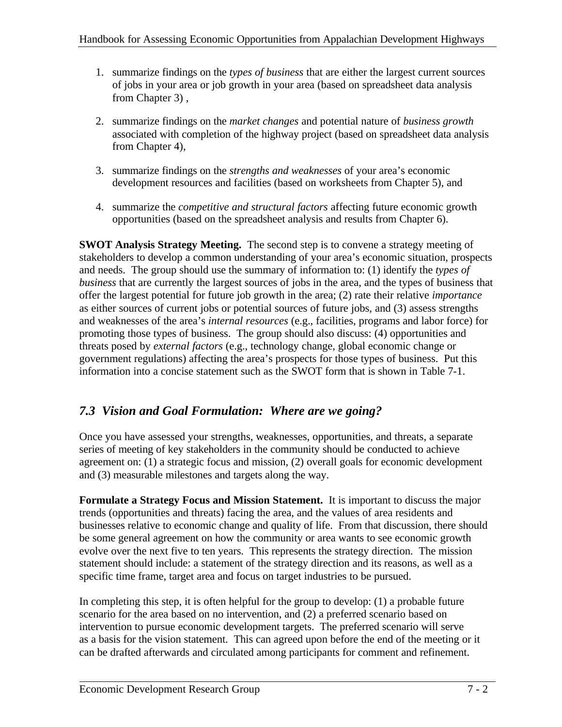1. summarize findings on the *types of business* that are either the largest current sources of jobs in your area or job growth in your area (based on spreadsheet data analysis from Chapter 3) ,

2. summarize findings on the *market changes* and potential nature of *business growth* associated with completion of the highway project (based on spreadsheet data analysis from Chapter 4),

3. summarize findings on the *strengths and weaknesses* of your area's economic development resources and facilities (based on worksheets from Chapter 5), and

4. summarize the *competitive and structural factors* affecting future economic growth opportunities (based on the spreadsheet analysis and results from Chapter 6).

**SWOT Analysis Strategy Meeting.** The second step is to convene a strategy meeting of stakeholders to develop a common understanding of your area's economic situation, prospects and needs. The group should use the summary of information to: (1) identify the *types of business* that are currently the largest sources of jobs in the area, and the types of business that offer the largest potential for future job growth in the area; (2) rate their relative *importance* as either sources of current jobs or potential sources of future jobs, and (3) assess strengths and weaknesses of the area's *internal resources* (e.g., facilities, programs and labor force) for promoting those types of business. The group should also discuss: (4) opportunities and threats posed by *external factors* (e.g., technology change, global economic change or government regulations) affecting the area's prospects for those types of business. Put this information into a concise statement such as the SWOT form that is shown in Table 7-1.

## *7.3 Vision and Goal Formulation: Where are we going?*

Once you have assessed your strengths, weaknesses, opportunities, and threats, a separate series of meeting of key stakeholders in the community should be conducted to achieve agreement on: (1) a strategic focus and mission, (2) overall goals for economic development and (3) measurable milestones and targets along the way.

**Formulate a Strategy Focus and Mission Statement.** It is important to discuss the major trends (opportunities and threats) facing the area, and the values of area residents and businesses relative to economic change and quality of life. From that discussion, there should be some general agreement on how the community or area wants to see economic growth evolve over the next five to ten years. This represents the strategy direction. The mission statement should include: a statement of the strategy direction and its reasons, as well as a specific time frame, target area and focus on target industries to be pursued.

In completing this step, it is often helpful for the group to develop: (1) a probable future scenario for the area based on no intervention, and (2) a preferred scenario based on intervention to pursue economic development targets. The preferred scenario will serve as a basis for the vision statement. This can agreed upon before the end of the meeting or it can be drafted afterwards and circulated among participants for comment and refinement.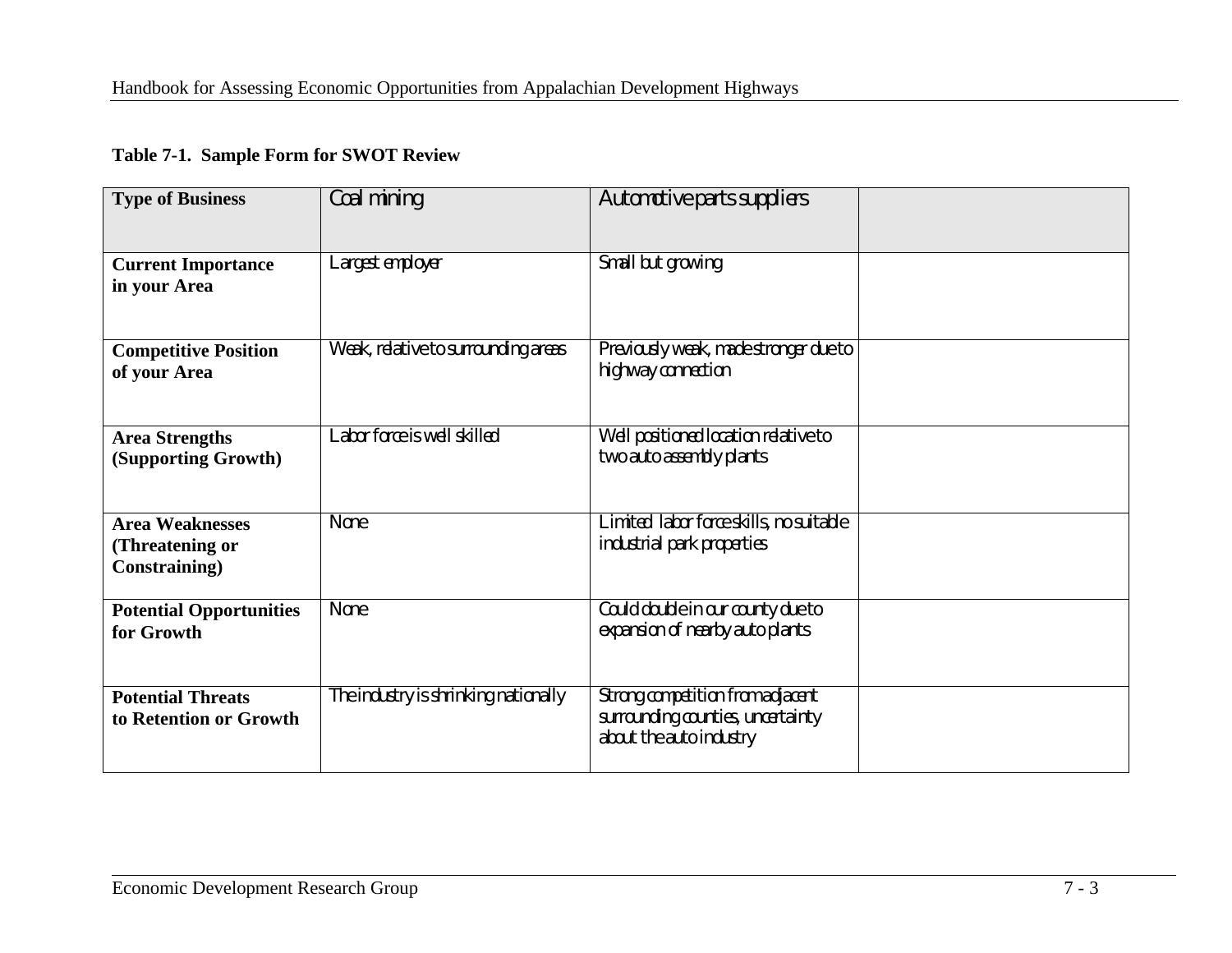**Table 7-1. Sample Form for SWOT Review**

| **Type of Business** | Coal mining | Automotive parts suppliers | |
|---|---|---|---|
| **Current Importance in your Area** | Largest employer | Small but growing | |
| **Competitive Position of your Area** | Weak, relative to surrounding areas | Previously weak, made stronger due to highway connection | |
| **Area Strengths (Supporting Growth)** | Labor force is well skilled | Well positioned location relative to two auto assembly plants | |
| **Area Weaknesses (Threatening or Constraining)** | None | Limited labor force skills, no suitable industrial park properties | |
| **Potential Opportunities for Growth** | None | Could double in our county due to expansion of nearby auto plants | |
| **Potential Threats to Retention or Growth** | The industry is shrinking nationally | Strong competition from adjacent surrounding counties, uncertainty about the auto industry | |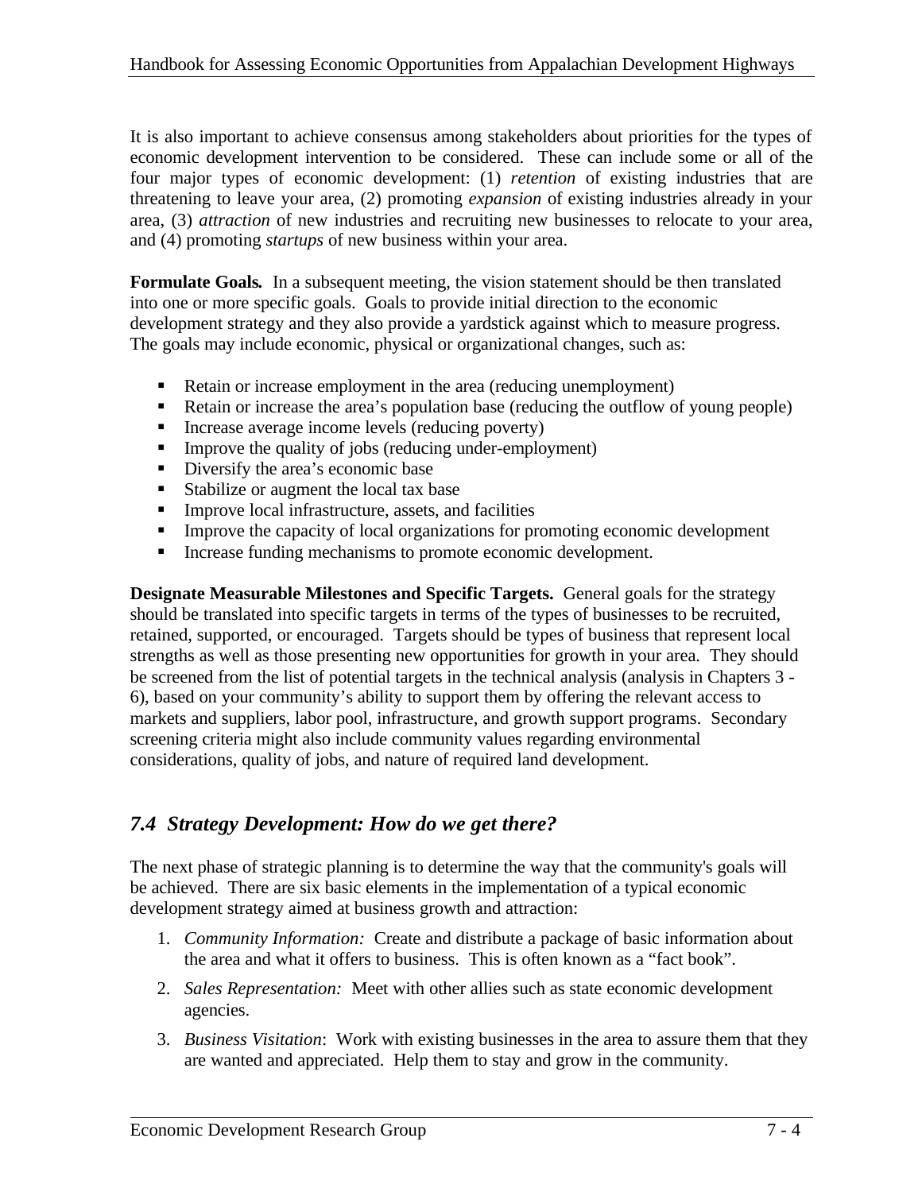It is also important to achieve consensus among stakeholders about priorities for the types of economic development intervention to be considered. These can include some or all of the four major types of economic development: (1) *retention* of existing industries that are threatening to leave your area, (2) promoting *expansion* of existing industries already in your area, (3) *attraction* of new industries and recruiting new businesses to relocate to your area, and (4) promoting *startups* of new business within your area.

**Formulate Goals.** In a subsequent meeting, the vision statement should be then translated into one or more specific goals. Goals to provide initial direction to the economic development strategy and they also provide a yardstick against which to measure progress. The goals may include economic, physical or organizational changes, such as:

- Retain or increase employment in the area (reducing unemployment)
- Retain or increase the area's population base (reducing the outflow of young people)
- Increase average income levels (reducing poverty)
- Improve the quality of jobs (reducing under-employment)
- Diversify the area's economic base
- Stabilize or augment the local tax base
- Improve local infrastructure, assets, and facilities
- Improve the capacity of local organizations for promoting economic development
- Increase funding mechanisms to promote economic development.

**Designate Measurable Milestones and Specific Targets.** General goals for the strategy should be translated into specific targets in terms of the types of businesses to be recruited, retained, supported, or encouraged. Targets should be types of business that represent local strengths as well as those presenting new opportunities for growth in your area. They should be screened from the list of potential targets in the technical analysis (analysis in Chapters 3 - 6), based on your community's ability to support them by offering the relevant access to markets and suppliers, labor pool, infrastructure, and growth support programs. Secondary screening criteria might also include community values regarding environmental considerations, quality of jobs, and nature of required land development.

## *7.4 Strategy Development: How do we get there?*

The next phase of strategic planning is to determine the way that the community's goals will be achieved. There are six basic elements in the implementation of a typical economic development strategy aimed at business growth and attraction:

1. *Community Information:* Create and distribute a package of basic information about the area and what it offers to business. This is often known as a "fact book".
2. *Sales Representation:* Meet with other allies such as state economic development agencies.
3. *Business Visitation*: Work with existing businesses in the area to assure them that they are wanted and appreciated. Help them to stay and grow in the community.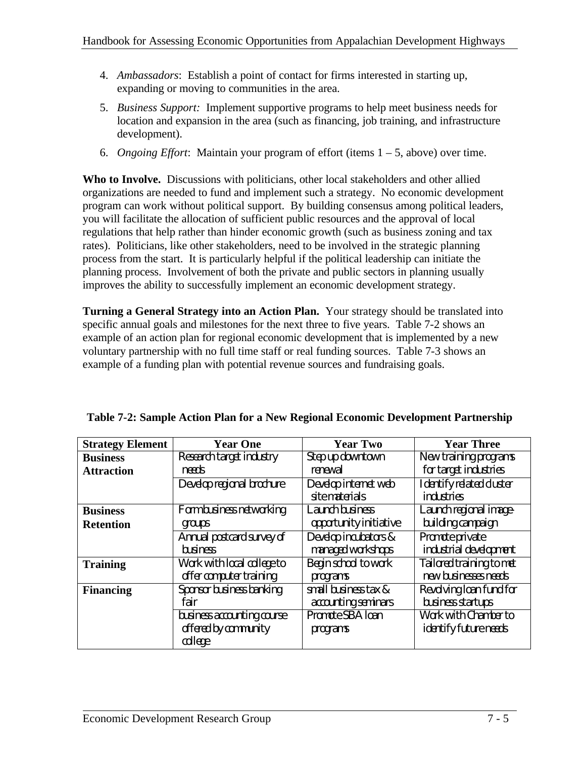4. *Ambassadors*: Establish a point of contact for firms interested in starting up, expanding or moving to communities in the area.

5. *Business Support:* Implement supportive programs to help meet business needs for location and expansion in the area (such as financing, job training, and infrastructure development).

6. *Ongoing Effort*: Maintain your program of effort (items 1 – 5, above) over time.

**Who to Involve.** Discussions with politicians, other local stakeholders and other allied organizations are needed to fund and implement such a strategy. No economic development program can work without political support. By building consensus among political leaders, you will facilitate the allocation of sufficient public resources and the approval of local regulations that help rather than hinder economic growth (such as business zoning and tax rates). Politicians, like other stakeholders, need to be involved in the strategic planning process from the start. It is particularly helpful if the political leadership can initiate the planning process. Involvement of both the private and public sectors in planning usually improves the ability to successfully implement an economic development strategy.

**Turning a General Strategy into an Action Plan.** Your strategy should be translated into specific annual goals and milestones for the next three to five years. Table 7-2 shows an example of an action plan for regional economic development that is implemented by a new voluntary partnership with no full time staff or real funding sources. Table 7-3 shows an example of a funding plan with potential revenue sources and fundraising goals.

**Table 7-2: Sample Action Plan for a New Regional Economic Development Partnership**

| Strategy Element | Year One | Year Two | Year Three |
|---|---|---|---|
| **Business Attraction** | Research target industry needs | Step up downtown renewal | New training programs for target industries |
| | Develop regional brochure | Develop internet web site materials | Identify related cluster industries |
| **Business Retention** | Form business networking groups | Launch business opportunity initiative | Launch regional image-building campaign |
| | Annual postcard survey of business | Develop incubators & managed workshops | Promote private industrial development |
| **Training** | Work with local college to offer computer training | Begin school to work programs | Tailored training to met new businesses needs |
| **Financing** | Sponsor business banking fair | small business tax & accounting seminars | Revolving loan fund for business startups |
| | business accounting course offered by community college | Promote SBA loan programs | Work with Chamber to identify future needs |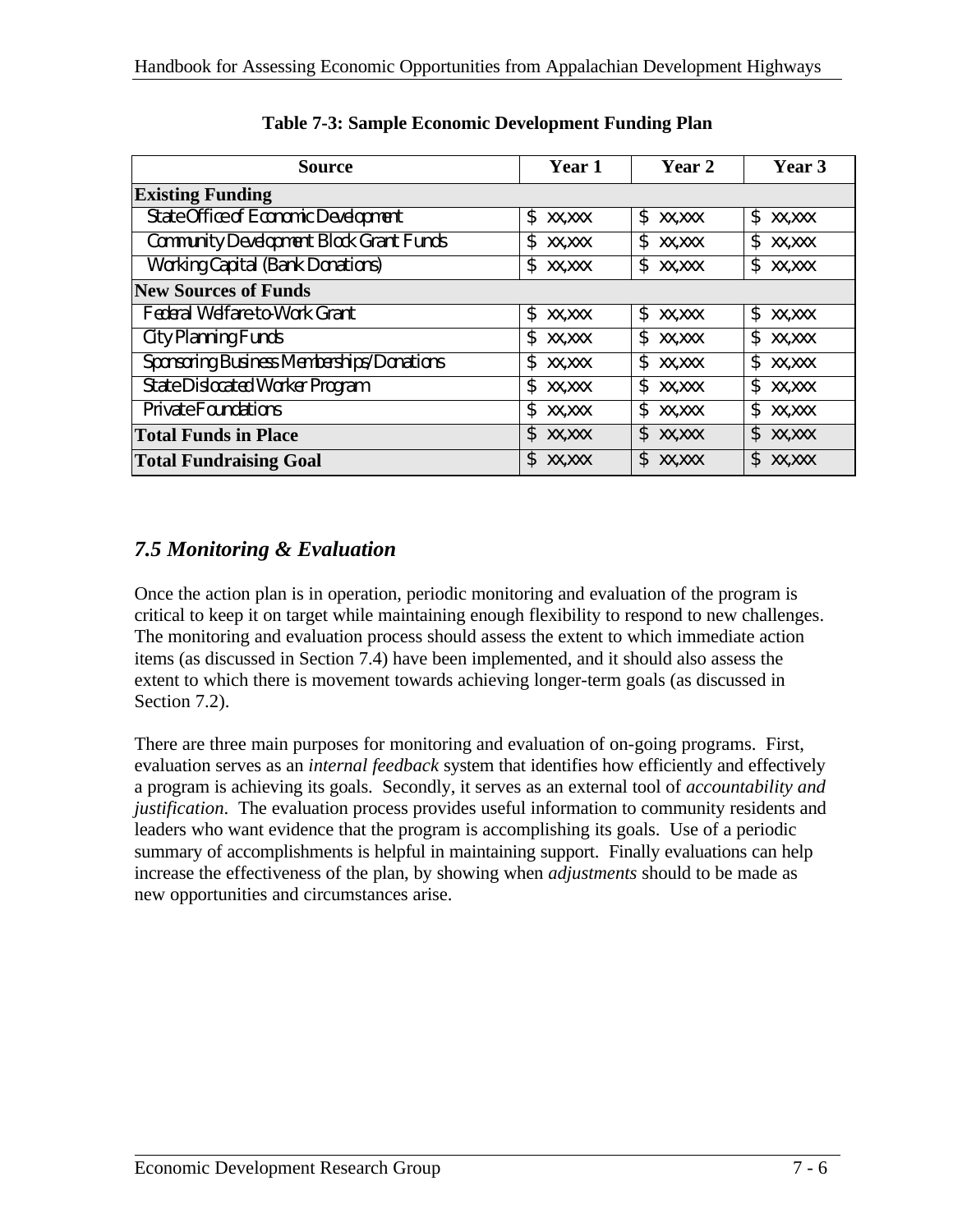**Table 7-3: Sample Economic Development Funding Plan**

| Source | Year 1 | Year 2 | Year 3 |
|---|---|---|---|
| **Existing Funding** | | | |
| State Office of Economic Development | $ xx,xxx | $ xx,xxx | $ xx,xxx |
| Community Development Block Grant Funds | $ xx,xxx | $ xx,xxx | $ xx,xxx |
| Working Capital (Bank Donations) | $ xx,xxx | $ xx,xxx | $ xx,xxx |
| **New Sources of Funds** | | | |
| Federal Welfare-to-Work Grant | $ xx,xxx | $ xx,xxx | $ xx,xxx |
| City Planning Funds | $ xx,xxx | $ xx,xxx | $ xx,xxx |
| Sponsoring Business Memberships/Donations | $ xx,xxx | $ xx,xxx | $ xx,xxx |
| State Dislocated Worker Program | $ xx,xxx | $ xx,xxx | $ xx,xxx |
| Private Foundations | $ xx,xxx | $ xx,xxx | $ xx,xxx |
| **Total Funds in Place** | $ xx,xxx | $ xx,xxx | $ xx,xxx |
| **Total Fundraising Goal** | $ xx,xxx | $ xx,xxx | $ xx,xxx |

## *7.5 Monitoring & Evaluation*

Once the action plan is in operation, periodic monitoring and evaluation of the program is critical to keep it on target while maintaining enough flexibility to respond to new challenges. The monitoring and evaluation process should assess the extent to which immediate action items (as discussed in Section 7.4) have been implemented, and it should also assess the extent to which there is movement towards achieving longer-term goals (as discussed in Section 7.2).

There are three main purposes for monitoring and evaluation of on-going programs. First, evaluation serves as an *internal feedback* system that identifies how efficiently and effectively a program is achieving its goals. Secondly, it serves as an external tool of *accountability and justification*. The evaluation process provides useful information to community residents and leaders who want evidence that the program is accomplishing its goals. Use of a periodic summary of accomplishments is helpful in maintaining support. Finally evaluations can help increase the effectiveness of the plan, by showing when *adjustments* should to be made as new opportunities and circumstances arise.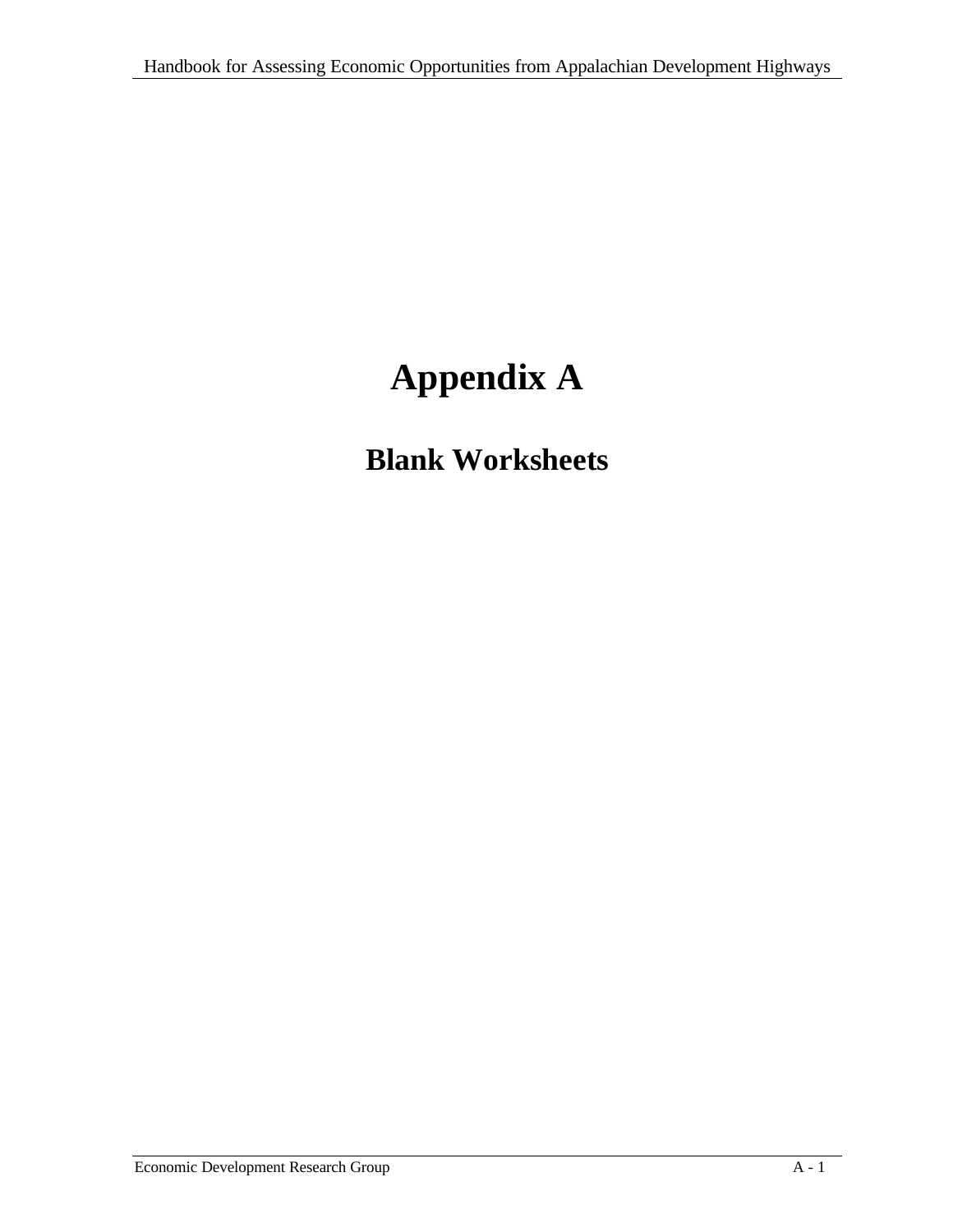# Appendix A

## Blank Worksheets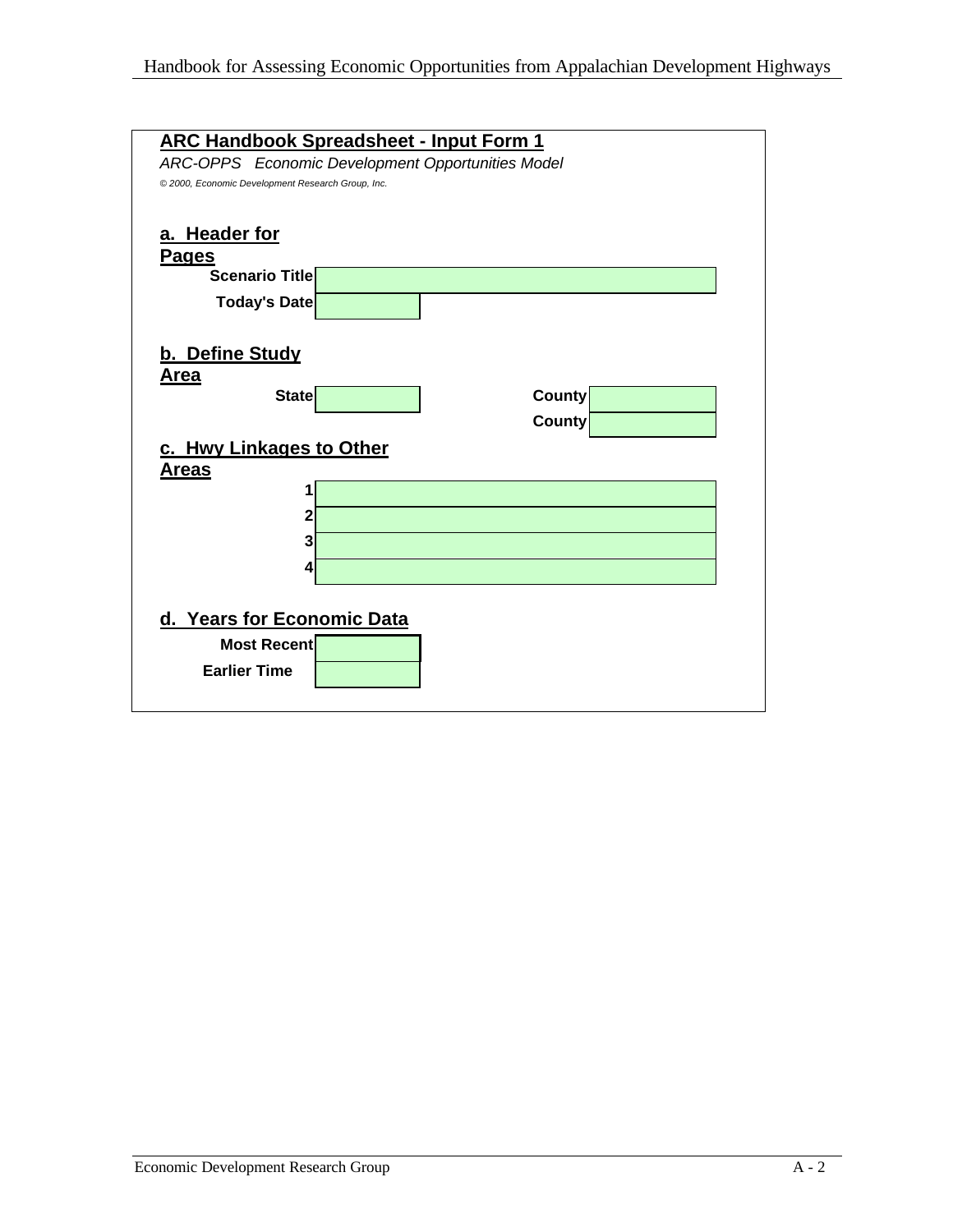## ARC Handbook Spreadsheet - Input Form 1

*ARC-OPPS Economic Development Opportunities Model*

*© 2000, Economic Development Research Group, Inc.*

### a. Header for Pages

| | |
|---|---|
| **Scenario Title** | |
| **Today's Date** | |

### b. Define Study Area

| | | | |
|---|---|---|---|
| **State** | | **County** | |
| | | **County** | |

### c. Hwy Linkages to Other Areas

| | |
|---|---|
| **1** | |
| **2** | |
| **3** | |
| **4** | |

### d. Years for Economic Data

| | |
|---|---|
| **Most Recent** | |
| **Earlier Time** | |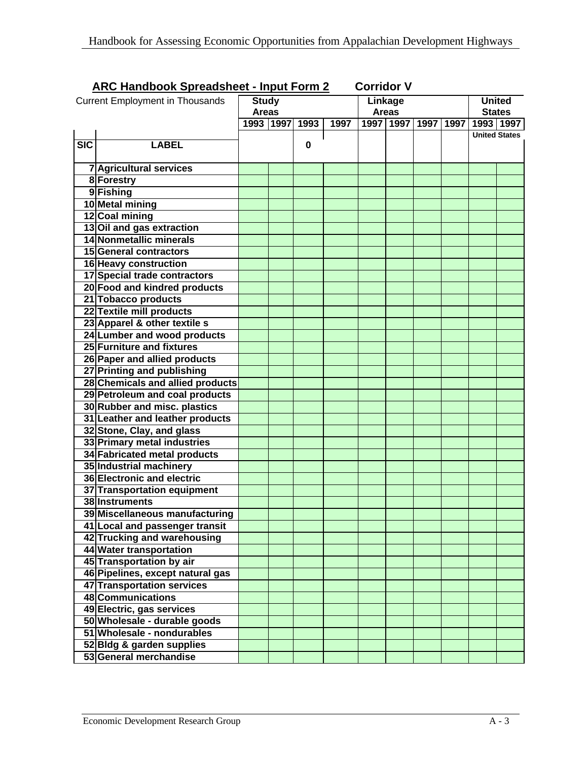**ARC Handbook Spreadsheet - Input Form 2** **Corridor V**

| Current Employment in Thousands | | Study Areas | | | | Linkage Areas | | | | United States | |
|---|---|---|---|---|---|---|---|---|---|---|---|
| | | 1993 | 1997 | 1993 | 1997 | 1997 | 1997 | 1997 | 1997 | 1993 | 1997 |
| | | | | | | | | | | United States | |
| **SIC** | **LABEL** | | | 0 | | | | | | | |
| 7 | Agricultural services | | | | | | | | | | |
| 8 | Forestry | | | | | | | | | | |
| 9 | Fishing | | | | | | | | | | |
| 10 | Metal mining | | | | | | | | | | |
| 12 | Coal mining | | | | | | | | | | |
| 13 | Oil and gas extraction | | | | | | | | | | |
| 14 | Nonmetallic minerals | | | | | | | | | | |
| 15 | General contractors | | | | | | | | | | |
| 16 | Heavy construction | | | | | | | | | | |
| 17 | Special trade contractors | | | | | | | | | | |
| 20 | Food and kindred products | | | | | | | | | | |
| 21 | Tobacco products | | | | | | | | | | |
| 22 | Textile mill products | | | | | | | | | | |
| 23 | Apparel & other textile s | | | | | | | | | | |
| 24 | Lumber and wood products | | | | | | | | | | |
| 25 | Furniture and fixtures | | | | | | | | | | |
| 26 | Paper and allied products | | | | | | | | | | |
| 27 | Printing and publishing | | | | | | | | | | |
| 28 | Chemicals and allied products | | | | | | | | | | |
| 29 | Petroleum and coal products | | | | | | | | | | |
| 30 | Rubber and misc. plastics | | | | | | | | | | |
| 31 | Leather and leather products | | | | | | | | | | |
| 32 | Stone, Clay, and glass | | | | | | | | | | |
| 33 | Primary metal industries | | | | | | | | | | |
| 34 | Fabricated metal products | | | | | | | | | | |
| 35 | Industrial machinery | | | | | | | | | | |
| 36 | Electronic and electric | | | | | | | | | | |
| 37 | Transportation equipment | | | | | | | | | | |
| 38 | Instruments | | | | | | | | | | |
| 39 | Miscellaneous manufacturing | | | | | | | | | | |
| 41 | Local and passenger transit | | | | | | | | | | |
| 42 | Trucking and warehousing | | | | | | | | | | |
| 44 | Water transportation | | | | | | | | | | |
| 45 | Transportation by air | | | | | | | | | | |
| 46 | Pipelines, except natural gas | | | | | | | | | | |
| 47 | Transportation services | | | | | | | | | | |
| 48 | Communications | | | | | | | | | | |
| 49 | Electric, gas services | | | | | | | | | | |
| 50 | Wholesale - durable goods | | | | | | | | | | |
| 51 | Wholesale - nondurables | | | | | | | | | | |
| 52 | Bldg & garden supplies | | | | | | | | | | |
| 53 | General merchandise | | | | | | | | | | |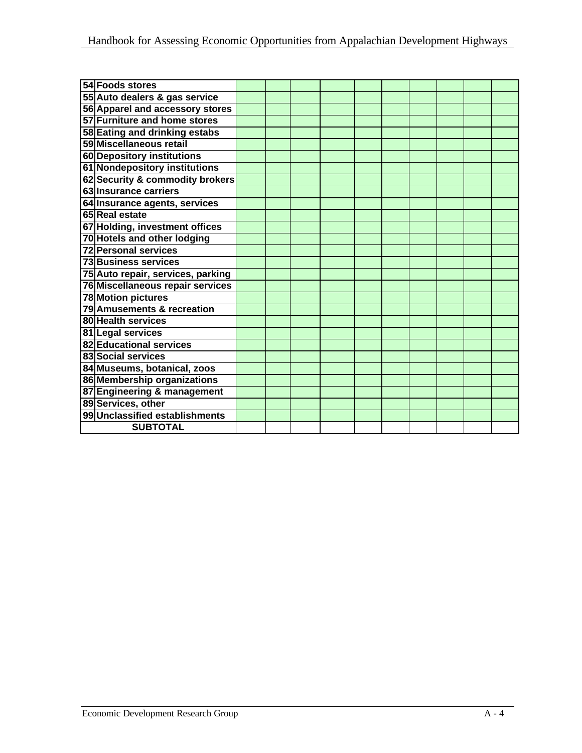| | | | | | | | | | | | |
|---|---|---|---|---|---|---|---|---|---|---|---|
| 54 | Foods stores | | | | | | | | | | |
| 55 | Auto dealers & gas service | | | | | | | | | | |
| 56 | Apparel and accessory stores | | | | | | | | | | |
| 57 | Furniture and home stores | | | | | | | | | | |
| 58 | Eating and drinking estabs | | | | | | | | | | |
| 59 | Miscellaneous retail | | | | | | | | | | |
| 60 | Depository institutions | | | | | | | | | | |
| 61 | Nondepository institutions | | | | | | | | | | |
| 62 | Security & commodity brokers | | | | | | | | | | |
| 63 | Insurance carriers | | | | | | | | | | |
| 64 | Insurance agents, services | | | | | | | | | | |
| 65 | Real estate | | | | | | | | | | |
| 67 | Holding, investment offices | | | | | | | | | | |
| 70 | Hotels and other lodging | | | | | | | | | | |
| 72 | Personal services | | | | | | | | | | |
| 73 | Business services | | | | | | | | | | |
| 75 | Auto repair, services, parking | | | | | | | | | | |
| 76 | Miscellaneous repair services | | | | | | | | | | |
| 78 | Motion pictures | | | | | | | | | | |
| 79 | Amusements & recreation | | | | | | | | | | |
| 80 | Health services | | | | | | | | | | |
| 81 | Legal services | | | | | | | | | | |
| 82 | Educational services | | | | | | | | | | |
| 83 | Social services | | | | | | | | | | |
| 84 | Museums, botanical, zoos | | | | | | | | | | |
| 86 | Membership organizations | | | | | | | | | | |
| 87 | Engineering & management | | | | | | | | | | |
| 89 | Services, other | | | | | | | | | | |
| 99 | Unclassified establishments | | | | | | | | | | |
| | **SUBTOTAL** | | | | | | | | | | |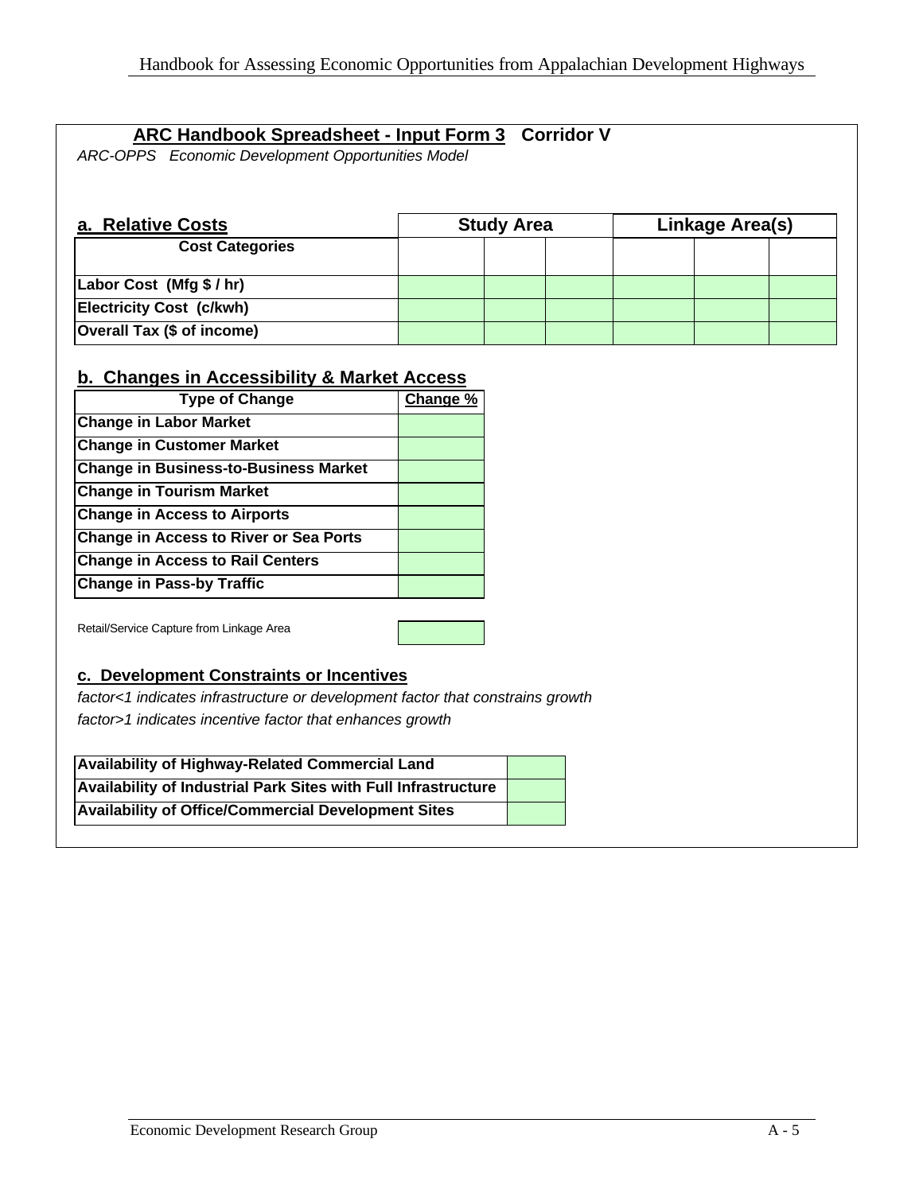## ARC Handbook Spreadsheet - Input Form 3   Corridor V

*ARC-OPPS   Economic Development Opportunities Model*

### a. Relative Costs

| Cost Categories | Study Area | | | Linkage Area(s) | | |
|---|---|---|---|---|---|---|
| | | | | | | |
| Labor Cost (Mfg $ / hr) | | | | | | |
| Electricity Cost (c/kwh) | | | | | | |
| Overall Tax ($ of income) | | | | | | |

### b. Changes in Accessibility & Market Access

| Type of Change | Change % |
|---|---|
| Change in Labor Market | |
| Change in Customer Market | |
| Change in Business-to-Business Market | |
| Change in Tourism Market | |
| Change in Access to Airports | |
| Change in Access to River or Sea Ports | |
| Change in Access to Rail Centers | |
| Change in Pass-by Traffic | |

| Retail/Service Capture from Linkage Area | |
|---|---|

### c. Development Constraints or Incentives

*factor<1 indicates infrastructure or development factor that constrains growth*

*factor>1 indicates incentive factor that enhances growth*

| Availability of Highway-Related Commercial Land | |
|---|---|
| Availability of Industrial Park Sites with Full Infrastructure | |
| Availability of Office/Commercial Development Sites | |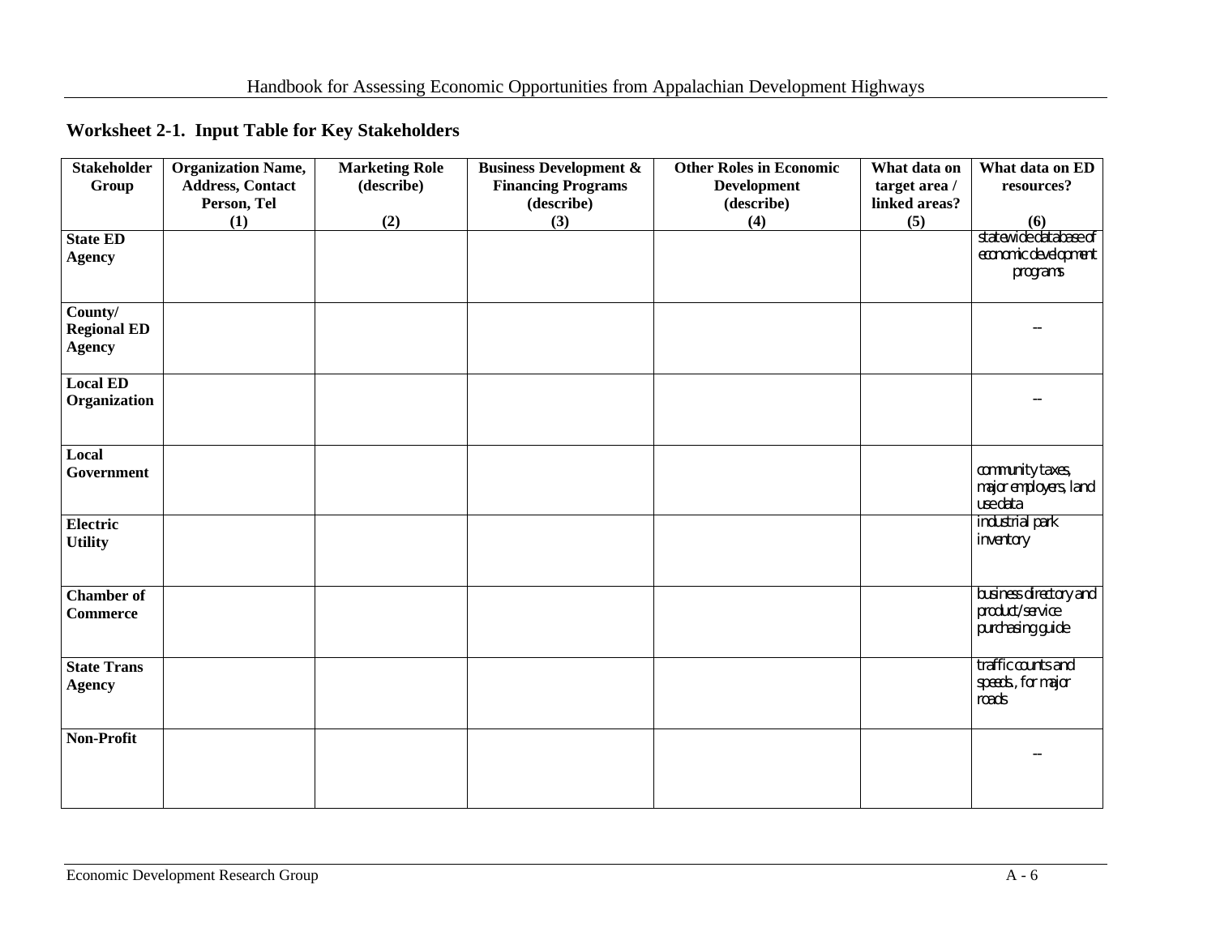## Worksheet 2-1. Input Table for Key Stakeholders

| Stakeholder Group | Organization Name, Address, Contact Person, Tel (1) | Marketing Role (describe) (2) | Business Development & Financing Programs (describe) (3) | Other Roles in Economic Development (describe) (4) | What data on target area / linked areas? (5) | What data on ED resources? (6) |
|---|---|---|---|---|---|---|
| State ED Agency | | | | | | statewide database of economic development programs |
| County/ Regional ED Agency | | | | | | -- |
| Local ED Organization | | | | | | -- |
| Local Government | | | | | | community taxes, major employers, land use data |
| Electric Utility | | | | | | industrial park inventory |
| Chamber of Commerce | | | | | | business directory and product/service purchasing guide |
| State Trans Agency | | | | | | traffic counts and speeds., for major roads |
| Non-Profit | | | | | | -- |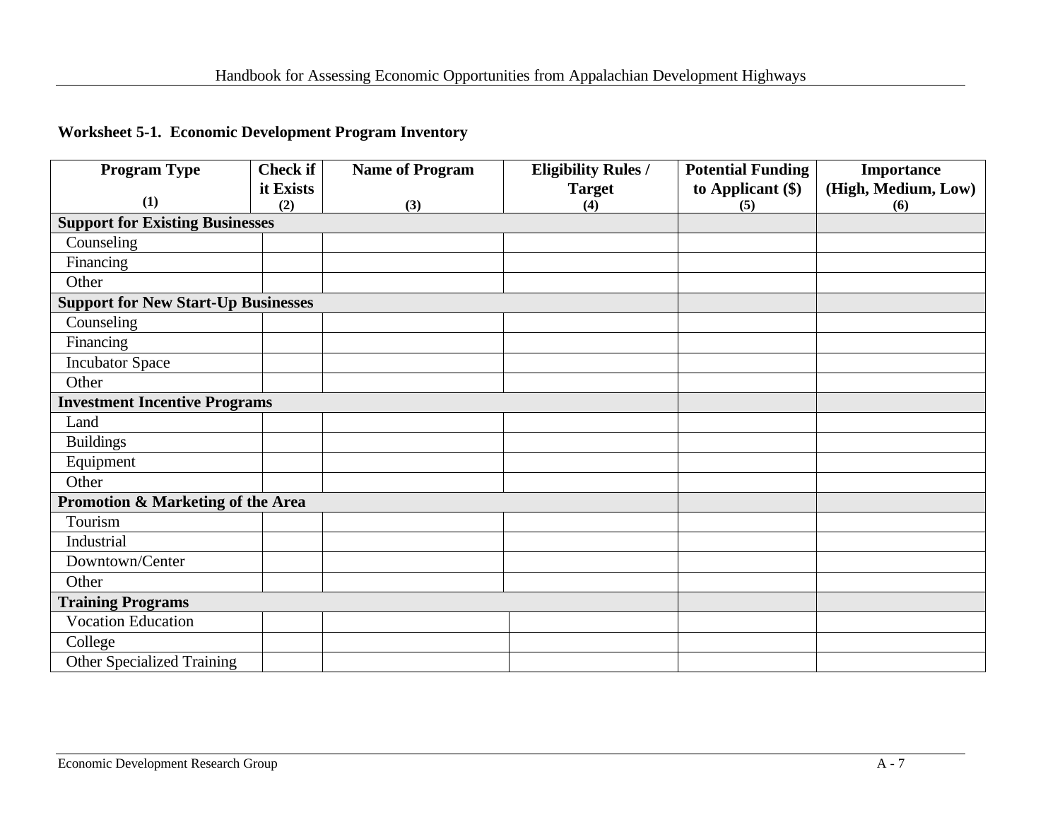**Worksheet 5-1. Economic Development Program Inventory**

| Program Type<br>(1) | Check if it Exists<br>(2) | Name of Program<br>(3) | Eligibility Rules / Target<br>(4) | Potential Funding to Applicant ($)<br>(5) | Importance (High, Medium, Low)<br>(6) |
|---|---|---|---|---|---|
| **Support for Existing Businesses** | | | | | |
| Counseling | | | | | |
| Financing | | | | | |
| Other | | | | | |
| **Support for New Start-Up Businesses** | | | | | |
| Counseling | | | | | |
| Financing | | | | | |
| Incubator Space | | | | | |
| Other | | | | | |
| **Investment Incentive Programs** | | | | | |
| Land | | | | | |
| Buildings | | | | | |
| Equipment | | | | | |
| Other | | | | | |
| **Promotion & Marketing of the Area** | | | | | |
| Tourism | | | | | |
| Industrial | | | | | |
| Downtown/Center | | | | | |
| Other | | | | | |
| **Training Programs** | | | | | |
| Vocation Education | | | | | |
| College | | | | | |
| Other Specialized Training | | | | | |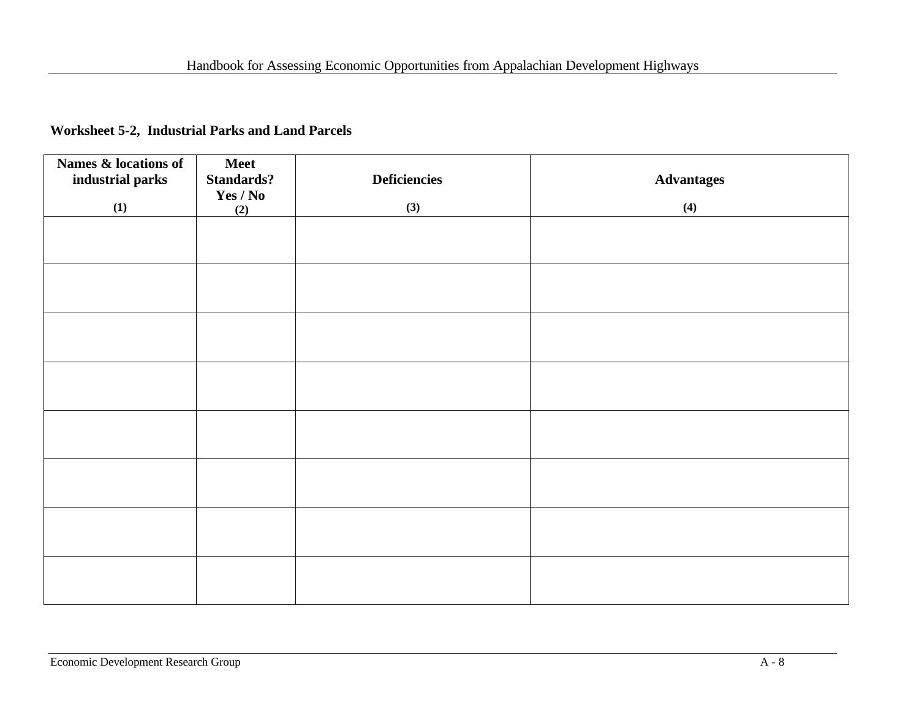**Worksheet 5-2, Industrial Parks and Land Parcels**

| Names & locations of industrial parks (1) | Meet Standards? Yes / No (2) | Deficiencies (3) | Advantages (4) |
|---|---|---|---|
| | | | |
| | | | |
| | | | |
| | | | |
| | | | |
| | | | |
| | | | |
| | | | |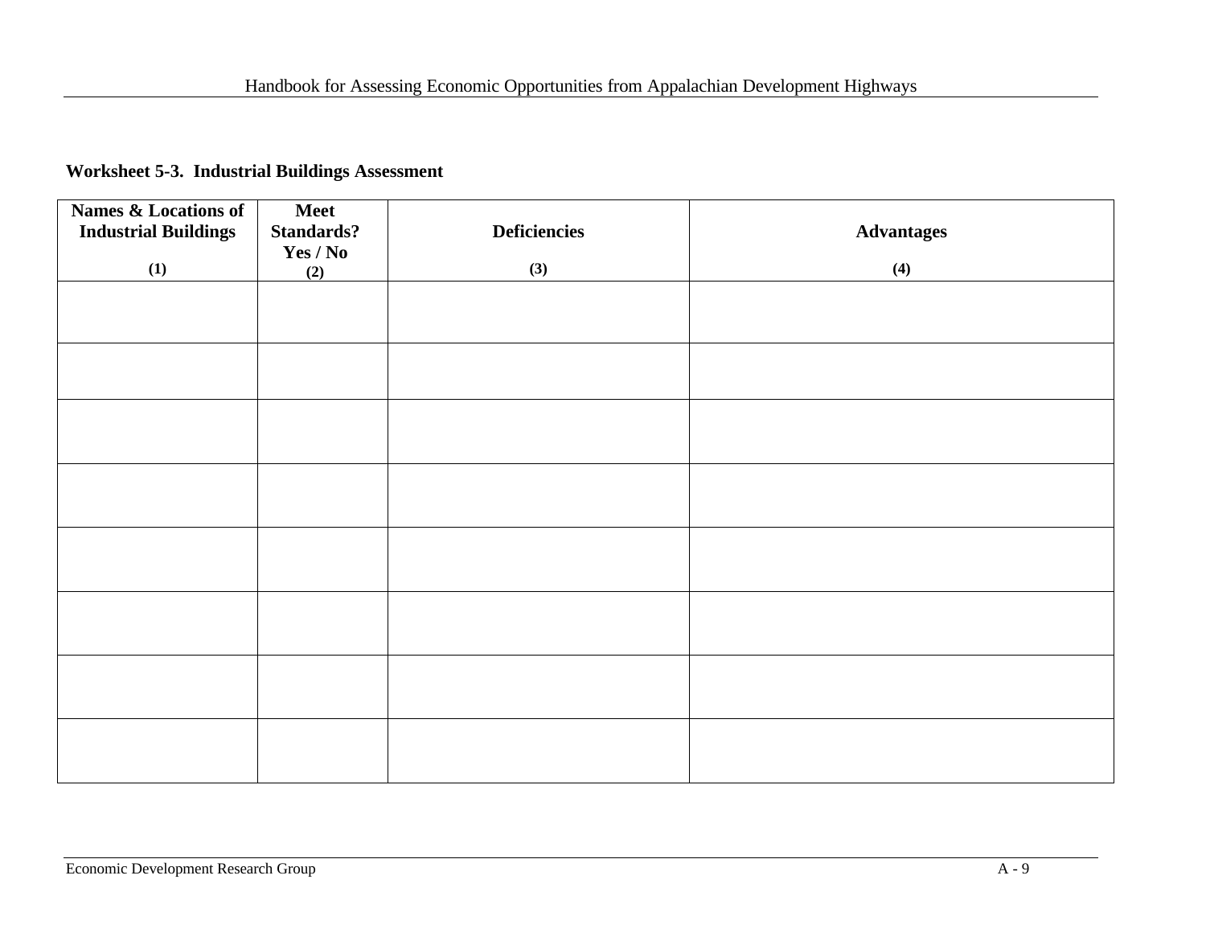**Worksheet 5-3. Industrial Buildings Assessment**

| Names & Locations of Industrial Buildings (1) | Meet Standards? Yes / No (2) | Deficiencies (3) | Advantages (4) |
|---|---|---|---|
| | | | |
| | | | |
| | | | |
| | | | |
| | | | |
| | | | |
| | | | |
| | | | |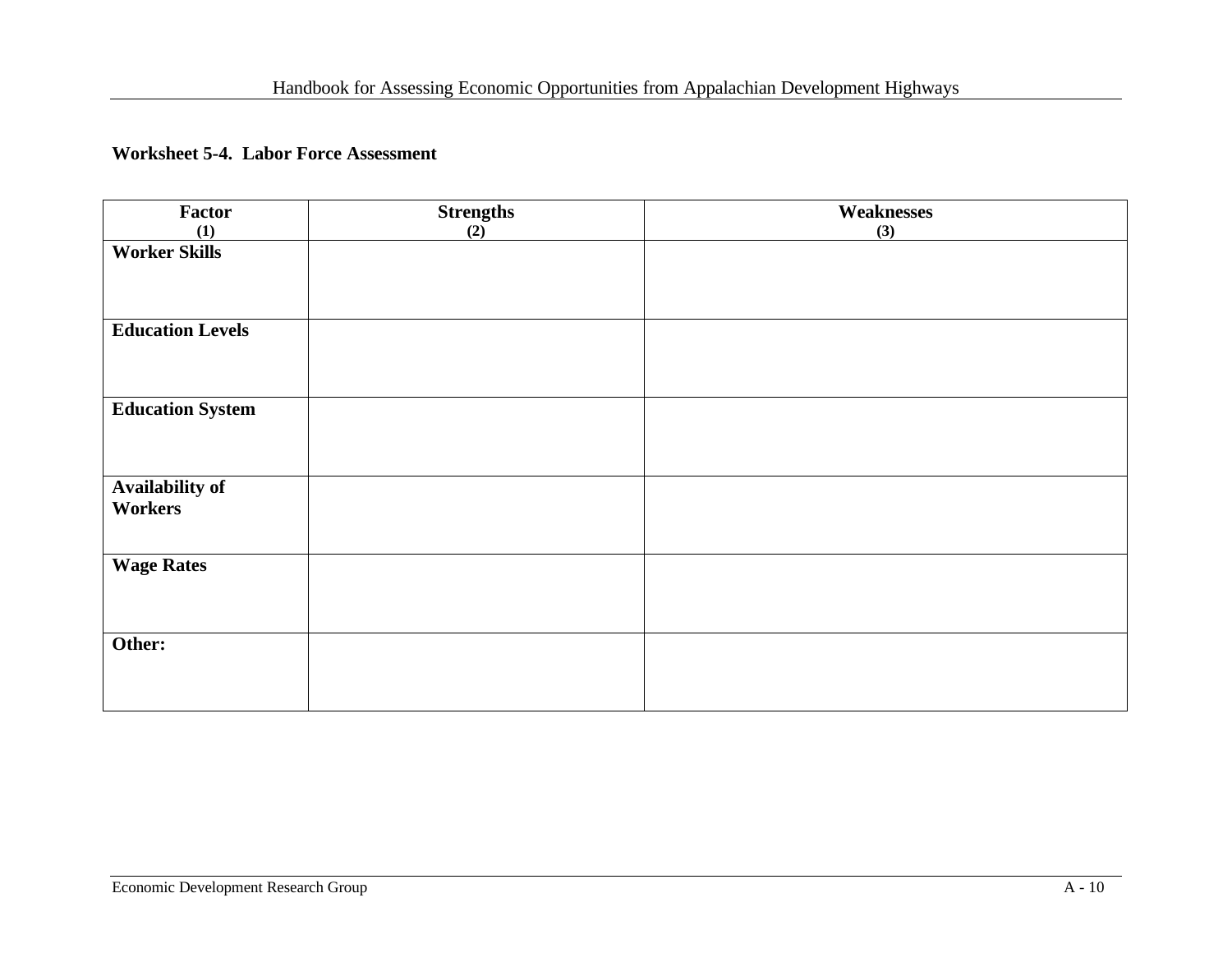**Worksheet 5-4. Labor Force Assessment**

| Factor (1) | Strengths (2) | Weaknesses (3) |
|---|---|---|
| **Worker Skills** | | |
| **Education Levels** | | |
| **Education System** | | |
| **Availability of Workers** | | |
| **Wage Rates** | | |
| **Other:** | | |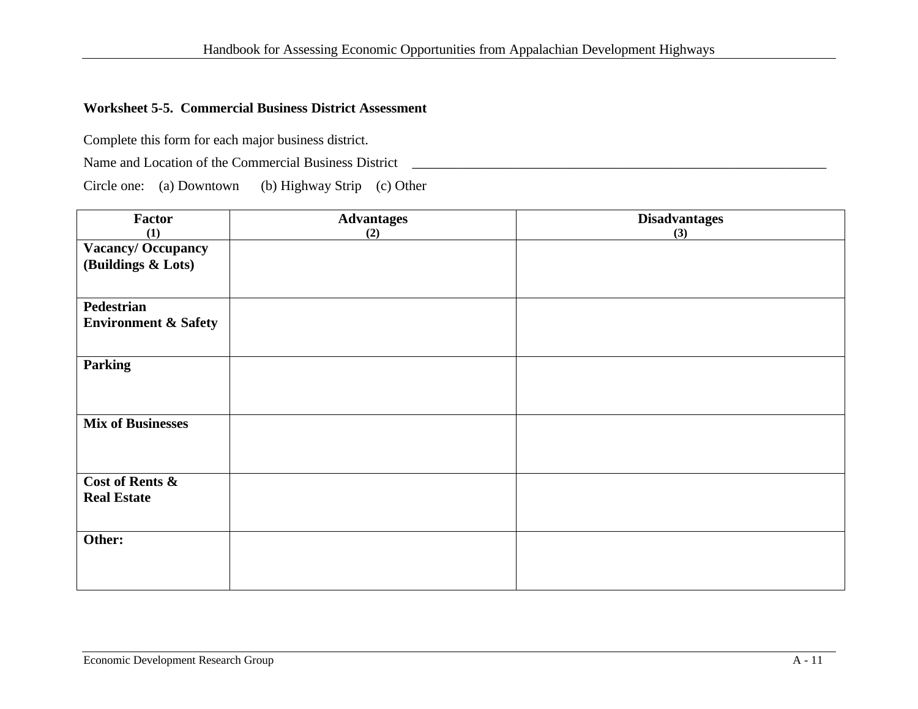**Worksheet 5-5. Commercial Business District Assessment**

Complete this form for each major business district.

Name and Location of the Commercial Business District ______________________________________________________________

Circle one: (a) Downtown (b) Highway Strip (c) Other

| Factor (1) | Advantages (2) | Disadvantages (3) |
|---|---|---|
| **Vacancy/ Occupancy (Buildings & Lots)** | | |
| **Pedestrian Environment & Safety** | | |
| **Parking** | | |
| **Mix of Businesses** | | |
| **Cost of Rents & Real Estate** | | |
| **Other:** | | |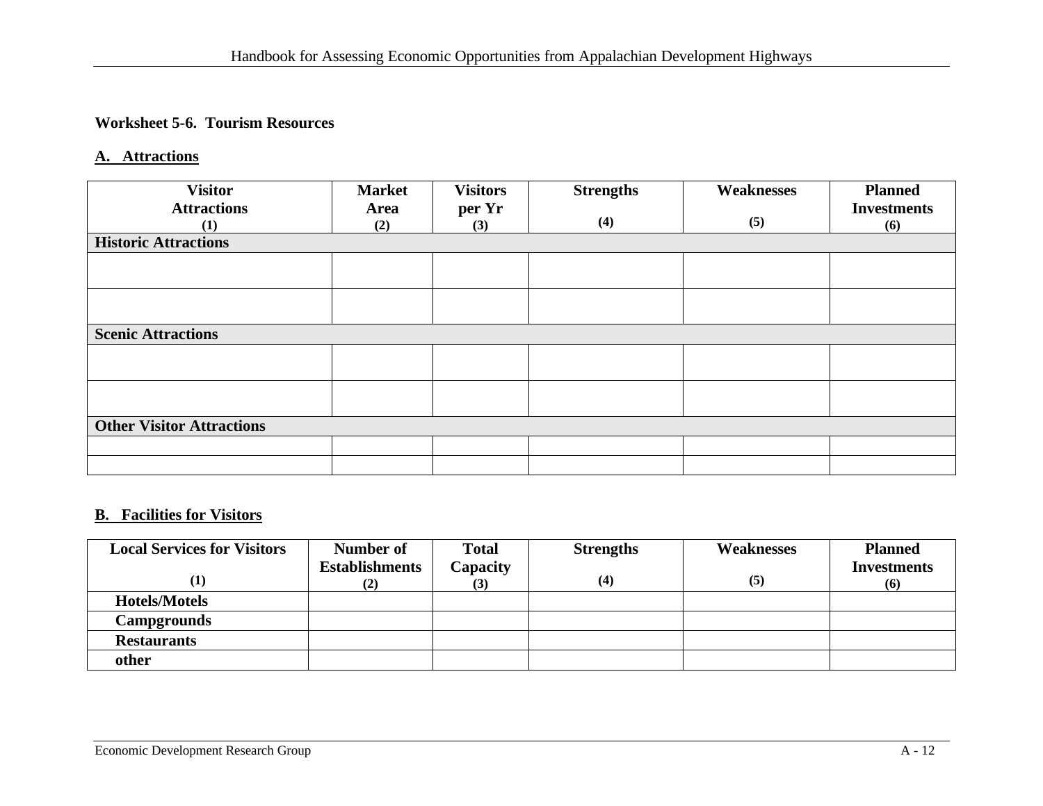**Worksheet 5-6. Tourism Resources**

**A. Attractions**

| Visitor Attractions (1) | Market Area (2) | Visitors per Yr (3) | Strengths (4) | Weaknesses (5) | Planned Investments (6) |
|---|---|---|---|---|---|
| **Historic Attractions** | | | | | |
| | | | | | |
| | | | | | |
| **Scenic Attractions** | | | | | |
| | | | | | |
| | | | | | |
| **Other Visitor Attractions** | | | | | |
| | | | | | |
| | | | | | |

**B. Facilities for Visitors**

| Local Services for Visitors (1) | Number of Establishments (2) | Total Capacity (3) | Strengths (4) | Weaknesses (5) | Planned Investments (6) |
|---|---|---|---|---|---|
| Hotels/Motels | | | | | |
| Campgrounds | | | | | |
| Restaurants | | | | | |
| other | | | | | |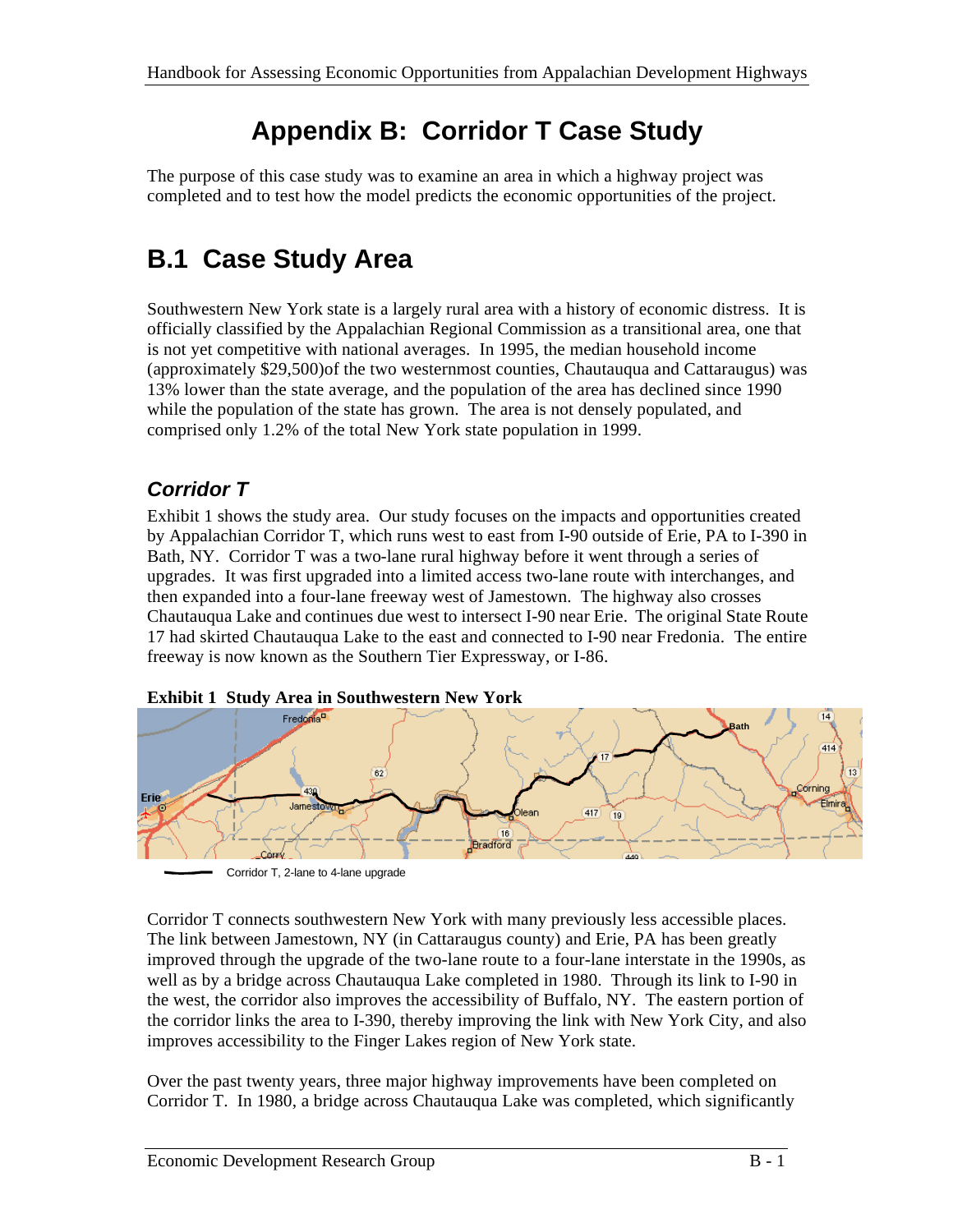# Appendix B: Corridor T Case Study

The purpose of this case study was to examine an area in which a highway project was completed and to test how the model predicts the economic opportunities of the project.

## B.1 Case Study Area

Southwestern New York state is a largely rural area with a history of economic distress. It is officially classified by the Appalachian Regional Commission as a transitional area, one that is not yet competitive with national averages. In 1995, the median household income (approximately $29,500)of the two westernmost counties, Chautauqua and Cattaraugus) was 13% lower than the state average, and the population of the area has declined since 1990 while the population of the state has grown. The area is not densely populated, and comprised only 1.2% of the total New York state population in 1999.

### *Corridor T*

Exhibit 1 shows the study area. Our study focuses on the impacts and opportunities created by Appalachian Corridor T, which runs west to east from I-90 outside of Erie, PA to I-390 in Bath, NY. Corridor T was a two-lane rural highway before it went through a series of upgrades. It was first upgraded into a limited access two-lane route with interchanges, and then expanded into a four-lane freeway west of Jamestown. The highway also crosses Chautauqua Lake and continues due west to intersect I-90 near Erie. The original State Route 17 had skirted Chautauqua Lake to the east and connected to I-90 near Fredonia. The entire freeway is now known as the Southern Tier Expressway, or I-86.

**Exhibit 1 Study Area in Southwestern New York**

Corridor T, 2-lane to 4-lane upgrade

Corridor T connects southwestern New York with many previously less accessible places. The link between Jamestown, NY (in Cattaraugus county) and Erie, PA has been greatly improved through the upgrade of the two-lane route to a four-lane interstate in the 1990s, as well as by a bridge across Chautauqua Lake completed in 1980. Through its link to I-90 in the west, the corridor also improves the accessibility of Buffalo, NY. The eastern portion of the corridor links the area to I-390, thereby improving the link with New York City, and also improves accessibility to the Finger Lakes region of New York state.

Over the past twenty years, three major highway improvements have been completed on Corridor T. In 1980, a bridge across Chautauqua Lake was completed, which significantly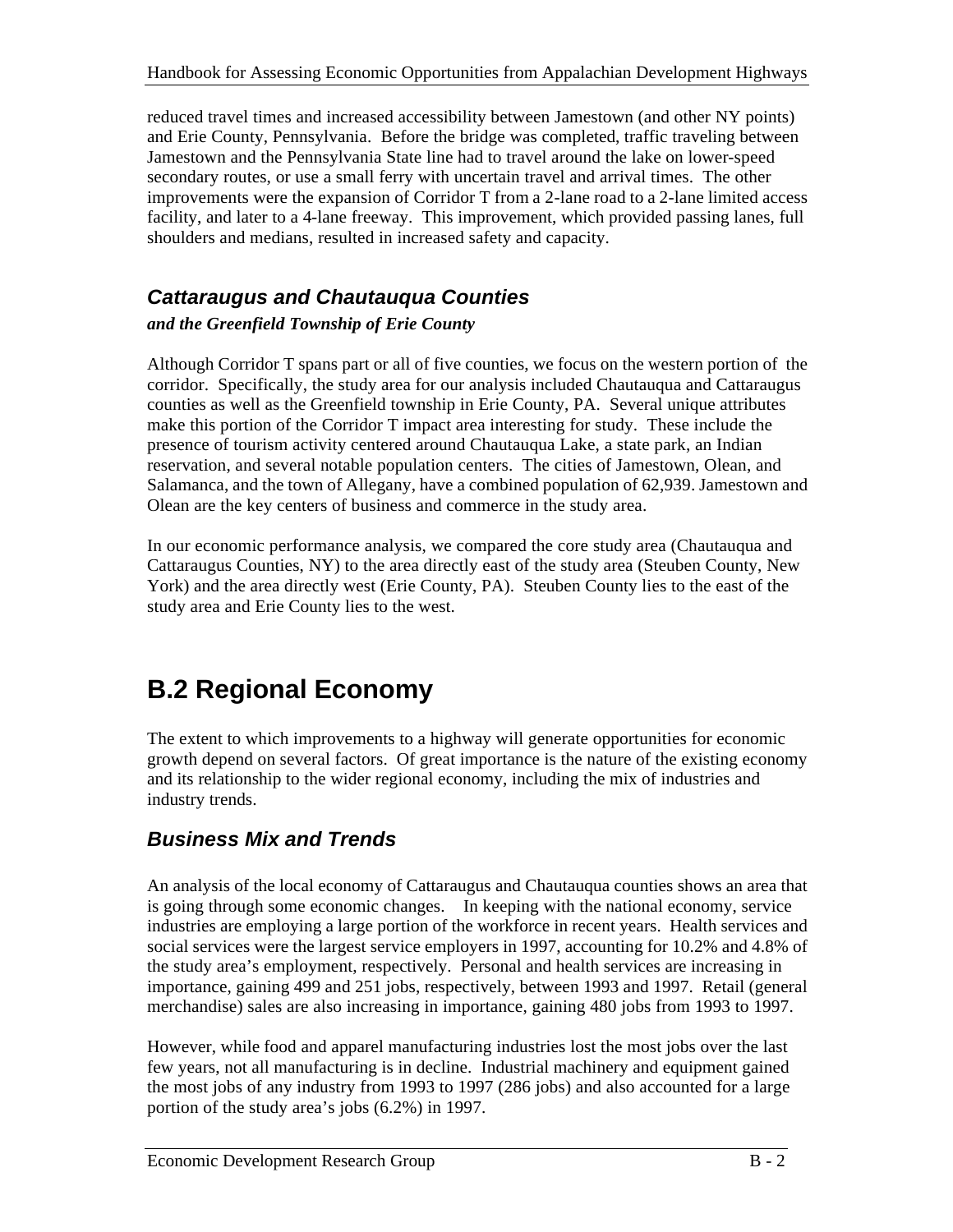reduced travel times and increased accessibility between Jamestown (and other NY points) and Erie County, Pennsylvania. Before the bridge was completed, traffic traveling between Jamestown and the Pennsylvania State line had to travel around the lake on lower-speed secondary routes, or use a small ferry with uncertain travel and arrival times. The other improvements were the expansion of Corridor T from a 2-lane road to a 2-lane limited access facility, and later to a 4-lane freeway. This improvement, which provided passing lanes, full shoulders and medians, resulted in increased safety and capacity.

### *Cattaraugus and Chautauqua Counties*

***and the Greenfield Township of Erie County***

Although Corridor T spans part or all of five counties, we focus on the western portion of the corridor. Specifically, the study area for our analysis included Chautauqua and Cattaraugus counties as well as the Greenfield township in Erie County, PA. Several unique attributes make this portion of the Corridor T impact area interesting for study. These include the presence of tourism activity centered around Chautauqua Lake, a state park, an Indian reservation, and several notable population centers. The cities of Jamestown, Olean, and Salamanca, and the town of Allegany, have a combined population of 62,939. Jamestown and Olean are the key centers of business and commerce in the study area.

In our economic performance analysis, we compared the core study area (Chautauqua and Cattaraugus Counties, NY) to the area directly east of the study area (Steuben County, New York) and the area directly west (Erie County, PA). Steuben County lies to the east of the study area and Erie County lies to the west.

# B.2 Regional Economy

The extent to which improvements to a highway will generate opportunities for economic growth depend on several factors. Of great importance is the nature of the existing economy and its relationship to the wider regional economy, including the mix of industries and industry trends.

### *Business Mix and Trends*

An analysis of the local economy of Cattaraugus and Chautauqua counties shows an area that is going through some economic changes. In keeping with the national economy, service industries are employing a large portion of the workforce in recent years. Health services and social services were the largest service employers in 1997, accounting for 10.2% and 4.8% of the study area's employment, respectively. Personal and health services are increasing in importance, gaining 499 and 251 jobs, respectively, between 1993 and 1997. Retail (general merchandise) sales are also increasing in importance, gaining 480 jobs from 1993 to 1997.

However, while food and apparel manufacturing industries lost the most jobs over the last few years, not all manufacturing is in decline. Industrial machinery and equipment gained the most jobs of any industry from 1993 to 1997 (286 jobs) and also accounted for a large portion of the study area's jobs (6.2%) in 1997.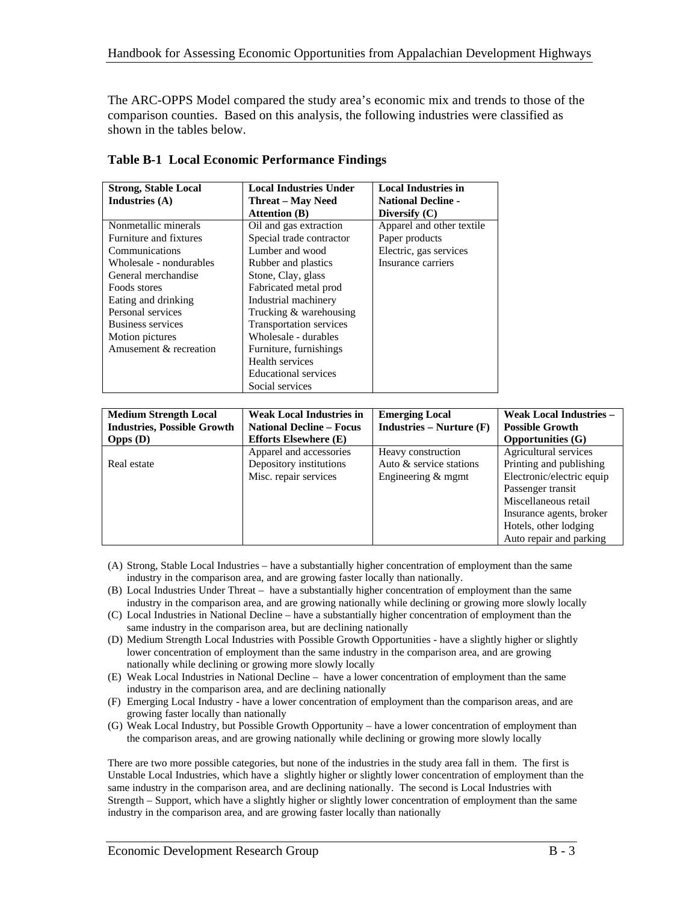The ARC-OPPS Model compared the study area's economic mix and trends to those of the comparison counties. Based on this analysis, the following industries were classified as shown in the tables below.

**Table B-1 Local Economic Performance Findings**

| Strong, Stable Local Industries (A) | Local Industries Under Threat – May Need Attention (B) | Local Industries in National Decline - Diversify (C) |
|---|---|---|
| Nonmetallic minerals | Oil and gas extraction | Apparel and other textile |
| Furniture and fixtures | Special trade contractor | Paper products |
| Communications | Lumber and wood | Electric, gas services |
| Wholesale - nondurables | Rubber and plastics | Insurance carriers |
| General merchandise | Stone, Clay, glass | |
| Foods stores | Fabricated metal prod | |
| Eating and drinking | Industrial machinery | |
| Personal services | Trucking & warehousing | |
| Business services | Transportation services | |
| Motion pictures | Wholesale - durables | |
| Amusement & recreation | Furniture, furnishings | |
| | Health services | |
| | Educational services | |
| | Social services | |

| Medium Strength Local Industries, Possible Growth Opps (D) | Weak Local Industries in National Decline – Focus Efforts Elsewhere (E) | Emerging Local Industries – Nurture (F) | Weak Local Industries – Possible Growth Opportunities (G) |
|---|---|---|---|
| | Apparel and accessories | Heavy construction | Agricultural services |
| Real estate | Depository institutions | Auto & service stations | Printing and publishing |
| | Misc. repair services | Engineering & mgmt | Electronic/electric equip |
| | | | Passenger transit |
| | | | Miscellaneous retail |
| | | | Insurance agents, broker |
| | | | Hotels, other lodging |
| | | | Auto repair and parking |

(A) Strong, Stable Local Industries – have a substantially higher concentration of employment than the same industry in the comparison area, and are growing faster locally than nationally.
(B) Local Industries Under Threat – have a substantially higher concentration of employment than the same industry in the comparison area, and are growing nationally while declining or growing more slowly locally
(C) Local Industries in National Decline – have a substantially higher concentration of employment than the same industry in the comparison area, but are declining nationally
(D) Medium Strength Local Industries with Possible Growth Opportunities - have a slightly higher or slightly lower concentration of employment than the same industry in the comparison area, and are growing nationally while declining or growing more slowly locally
(E) Weak Local Industries in National Decline – have a lower concentration of employment than the same industry in the comparison area, and are declining nationally
(F) Emerging Local Industry - have a lower concentration of employment than the comparison areas, and are growing faster locally than nationally
(G) Weak Local Industry, but Possible Growth Opportunity – have a lower concentration of employment than the comparison areas, and are growing nationally while declining or growing more slowly locally

There are two more possible categories, but none of the industries in the study area fall in them. The first is Unstable Local Industries, which have a slightly higher or slightly lower concentration of employment than the same industry in the comparison area, and are declining nationally. The second is Local Industries with Strength – Support, which have a slightly higher or slightly lower concentration of employment than the same industry in the comparison area, and are growing faster locally than nationally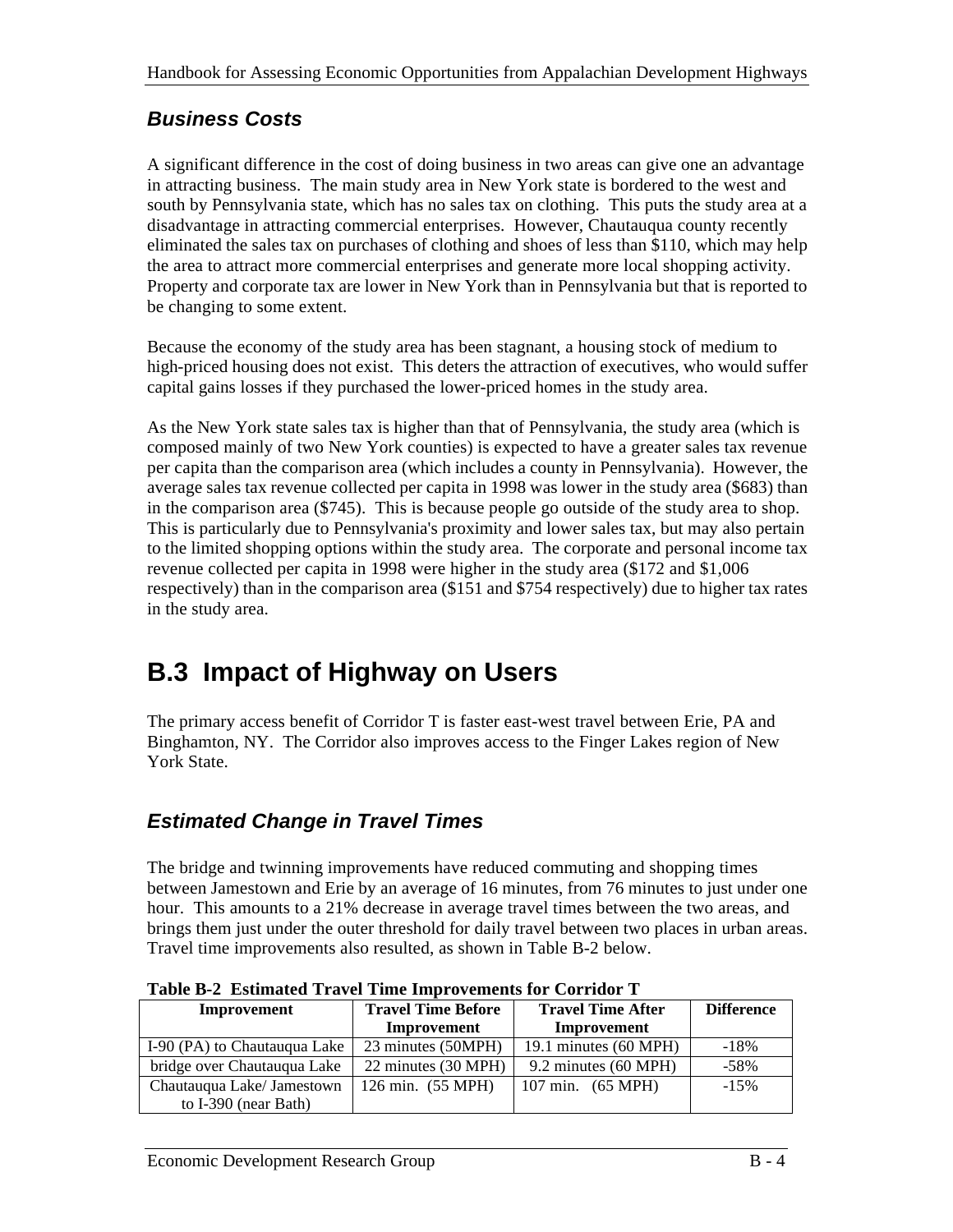### *Business Costs*

A significant difference in the cost of doing business in two areas can give one an advantage in attracting business. The main study area in New York state is bordered to the west and south by Pennsylvania state, which has no sales tax on clothing. This puts the study area at a disadvantage in attracting commercial enterprises. However, Chautauqua county recently eliminated the sales tax on purchases of clothing and shoes of less than $110, which may help the area to attract more commercial enterprises and generate more local shopping activity. Property and corporate tax are lower in New York than in Pennsylvania but that is reported to be changing to some extent.

Because the economy of the study area has been stagnant, a housing stock of medium to high-priced housing does not exist. This deters the attraction of executives, who would suffer capital gains losses if they purchased the lower-priced homes in the study area.

As the New York state sales tax is higher than that of Pennsylvania, the study area (which is composed mainly of two New York counties) is expected to have a greater sales tax revenue per capita than the comparison area (which includes a county in Pennsylvania). However, the average sales tax revenue collected per capita in 1998 was lower in the study area ($683) than in the comparison area ($745). This is because people go outside of the study area to shop. This is particularly due to Pennsylvania's proximity and lower sales tax, but may also pertain to the limited shopping options within the study area. The corporate and personal income tax revenue collected per capita in 1998 were higher in the study area ($172 and $1,006 respectively) than in the comparison area ($151 and $754 respectively) due to higher tax rates in the study area.

## B.3 Impact of Highway on Users

The primary access benefit of Corridor T is faster east-west travel between Erie, PA and Binghamton, NY. The Corridor also improves access to the Finger Lakes region of New York State.

### *Estimated Change in Travel Times*

The bridge and twinning improvements have reduced commuting and shopping times between Jamestown and Erie by an average of 16 minutes, from 76 minutes to just under one hour. This amounts to a 21% decrease in average travel times between the two areas, and brings them just under the outer threshold for daily travel between two places in urban areas. Travel time improvements also resulted, as shown in Table B-2 below.

**Table B-2 Estimated Travel Time Improvements for Corridor T**

| Improvement | Travel Time Before Improvement | Travel Time After Improvement | Difference |
|---|---|---|---|
| I-90 (PA) to Chautauqua Lake | 23 minutes (50MPH) | 19.1 minutes (60 MPH) | -18% |
| bridge over Chautauqua Lake | 22 minutes (30 MPH) | 9.2 minutes (60 MPH) | -58% |
| Chautauqua Lake/ Jamestown to I-390 (near Bath) | 126 min. (55 MPH) | 107 min. (65 MPH) | -15% |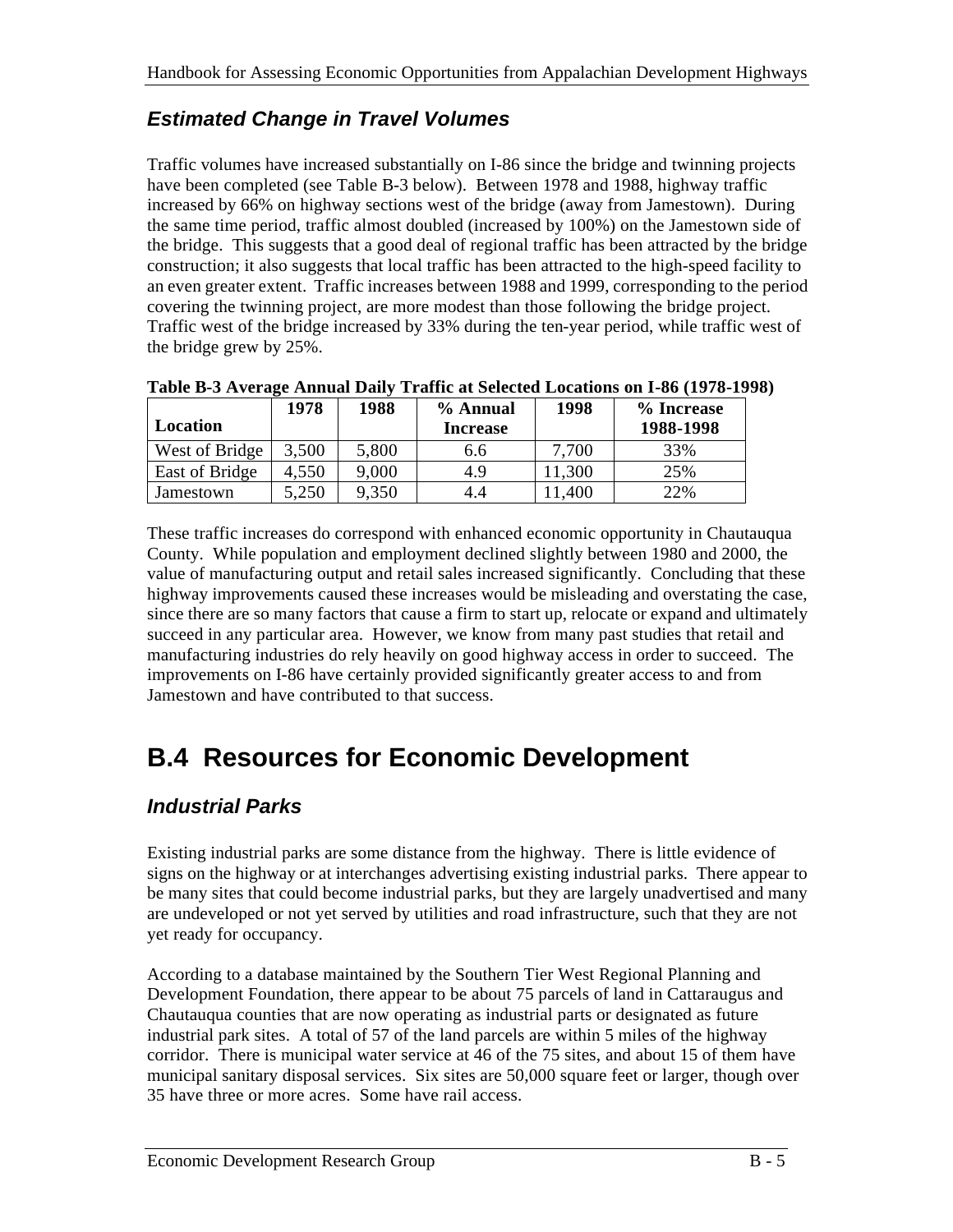### *Estimated Change in Travel Volumes*

Traffic volumes have increased substantially on I-86 since the bridge and twinning projects have been completed (see Table B-3 below). Between 1978 and 1988, highway traffic increased by 66% on highway sections west of the bridge (away from Jamestown). During the same time period, traffic almost doubled (increased by 100%) on the Jamestown side of the bridge. This suggests that a good deal of regional traffic has been attracted by the bridge construction; it also suggests that local traffic has been attracted to the high-speed facility to an even greater extent. Traffic increases between 1988 and 1999, corresponding to the period covering the twinning project, are more modest than those following the bridge project. Traffic west of the bridge increased by 33% during the ten-year period, while traffic west of the bridge grew by 25%.

**Table B-3 Average Annual Daily Traffic at Selected Locations on I-86 (1978-1998)**

| Location | 1978 | 1988 | % Annual Increase | 1998 | % Increase 1988-1998 |
|---|---|---|---|---|---|
| West of Bridge | 3,500 | 5,800 | 6.6 | 7,700 | 33% |
| East of Bridge | 4,550 | 9,000 | 4.9 | 11,300 | 25% |
| Jamestown | 5,250 | 9,350 | 4.4 | 11,400 | 22% |

These traffic increases do correspond with enhanced economic opportunity in Chautauqua County. While population and employment declined slightly between 1980 and 2000, the value of manufacturing output and retail sales increased significantly. Concluding that these highway improvements caused these increases would be misleading and overstating the case, since there are so many factors that cause a firm to start up, relocate or expand and ultimately succeed in any particular area. However, we know from many past studies that retail and manufacturing industries do rely heavily on good highway access in order to succeed. The improvements on I-86 have certainly provided significantly greater access to and from Jamestown and have contributed to that success.

## B.4 Resources for Economic Development

### *Industrial Parks*

Existing industrial parks are some distance from the highway. There is little evidence of signs on the highway or at interchanges advertising existing industrial parks. There appear to be many sites that could become industrial parks, but they are largely unadvertised and many are undeveloped or not yet served by utilities and road infrastructure, such that they are not yet ready for occupancy.

According to a database maintained by the Southern Tier West Regional Planning and Development Foundation, there appear to be about 75 parcels of land in Cattaraugus and Chautauqua counties that are now operating as industrial parts or designated as future industrial park sites. A total of 57 of the land parcels are within 5 miles of the highway corridor. There is municipal water service at 46 of the 75 sites, and about 15 of them have municipal sanitary disposal services. Six sites are 50,000 square feet or larger, though over 35 have three or more acres. Some have rail access.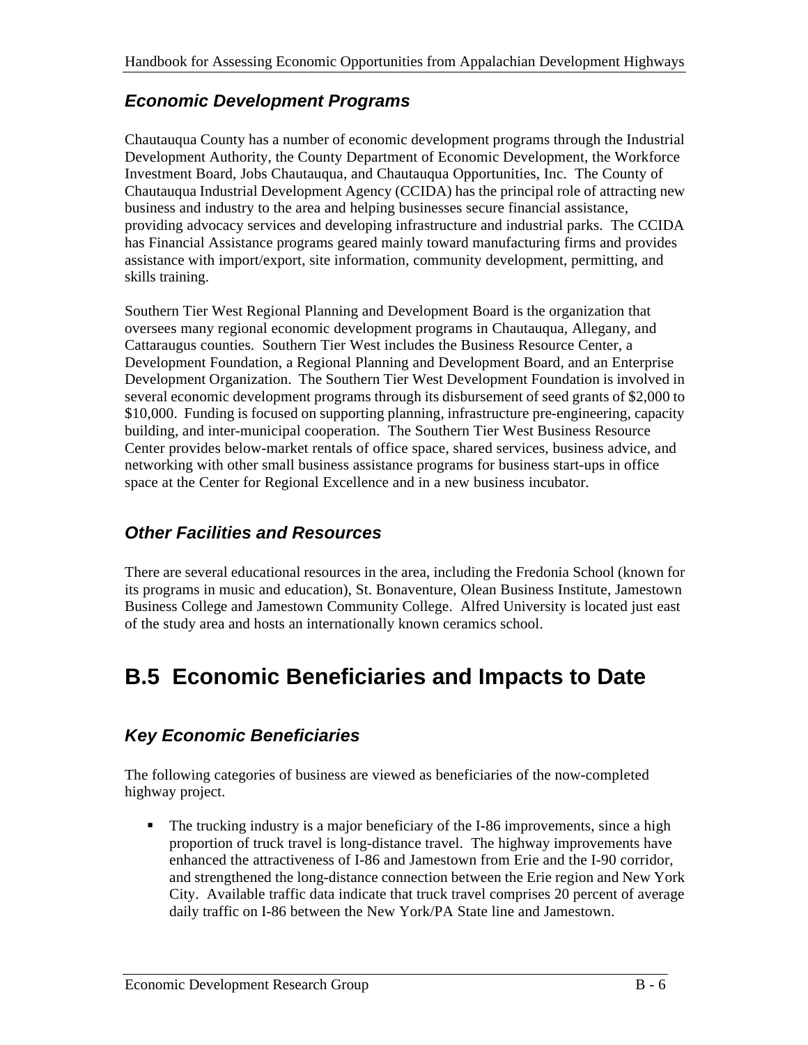### *Economic Development Programs*

Chautauqua County has a number of economic development programs through the Industrial Development Authority, the County Department of Economic Development, the Workforce Investment Board, Jobs Chautauqua, and Chautauqua Opportunities, Inc. The County of Chautauqua Industrial Development Agency (CCIDA) has the principal role of attracting new business and industry to the area and helping businesses secure financial assistance, providing advocacy services and developing infrastructure and industrial parks. The CCIDA has Financial Assistance programs geared mainly toward manufacturing firms and provides assistance with import/export, site information, community development, permitting, and skills training.

Southern Tier West Regional Planning and Development Board is the organization that oversees many regional economic development programs in Chautauqua, Allegany, and Cattaraugus counties. Southern Tier West includes the Business Resource Center, a Development Foundation, a Regional Planning and Development Board, and an Enterprise Development Organization. The Southern Tier West Development Foundation is involved in several economic development programs through its disbursement of seed grants of $2,000 to $10,000. Funding is focused on supporting planning, infrastructure pre-engineering, capacity building, and inter-municipal cooperation. The Southern Tier West Business Resource Center provides below-market rentals of office space, shared services, business advice, and networking with other small business assistance programs for business start-ups in office space at the Center for Regional Excellence and in a new business incubator.

### *Other Facilities and Resources*

There are several educational resources in the area, including the Fredonia School (known for its programs in music and education), St. Bonaventure, Olean Business Institute, Jamestown Business College and Jamestown Community College. Alfred University is located just east of the study area and hosts an internationally known ceramics school.

## B.5 Economic Beneficiaries and Impacts to Date

### *Key Economic Beneficiaries*

The following categories of business are viewed as beneficiaries of the now-completed highway project.

- The trucking industry is a major beneficiary of the I-86 improvements, since a high proportion of truck travel is long-distance travel. The highway improvements have enhanced the attractiveness of I-86 and Jamestown from Erie and the I-90 corridor, and strengthened the long-distance connection between the Erie region and New York City. Available traffic data indicate that truck travel comprises 20 percent of average daily traffic on I-86 between the New York/PA State line and Jamestown.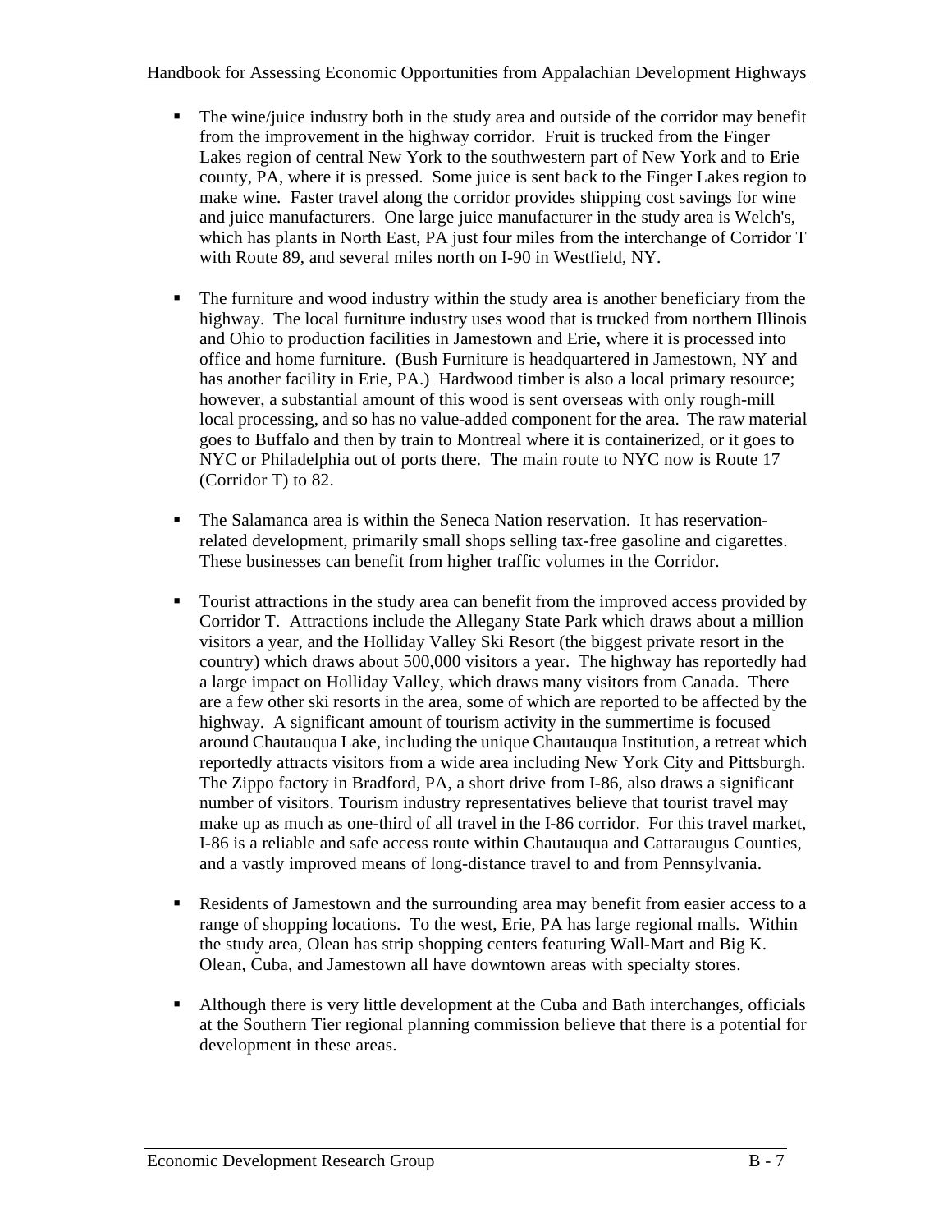- The wine/juice industry both in the study area and outside of the corridor may benefit from the improvement in the highway corridor. Fruit is trucked from the Finger Lakes region of central New York to the southwestern part of New York and to Erie county, PA, where it is pressed. Some juice is sent back to the Finger Lakes region to make wine. Faster travel along the corridor provides shipping cost savings for wine and juice manufacturers. One large juice manufacturer in the study area is Welch's, which has plants in North East, PA just four miles from the interchange of Corridor T with Route 89, and several miles north on I-90 in Westfield, NY.

- The furniture and wood industry within the study area is another beneficiary from the highway. The local furniture industry uses wood that is trucked from northern Illinois and Ohio to production facilities in Jamestown and Erie, where it is processed into office and home furniture. (Bush Furniture is headquartered in Jamestown, NY and has another facility in Erie, PA.) Hardwood timber is also a local primary resource; however, a substantial amount of this wood is sent overseas with only rough-mill local processing, and so has no value-added component for the area. The raw material goes to Buffalo and then by train to Montreal where it is containerized, or it goes to NYC or Philadelphia out of ports there. The main route to NYC now is Route 17 (Corridor T) to 82.

- The Salamanca area is within the Seneca Nation reservation. It has reservation-related development, primarily small shops selling tax-free gasoline and cigarettes. These businesses can benefit from higher traffic volumes in the Corridor.

- Tourist attractions in the study area can benefit from the improved access provided by Corridor T. Attractions include the Allegany State Park which draws about a million visitors a year, and the Holliday Valley Ski Resort (the biggest private resort in the country) which draws about 500,000 visitors a year. The highway has reportedly had a large impact on Holliday Valley, which draws many visitors from Canada. There are a few other ski resorts in the area, some of which are reported to be affected by the highway. A significant amount of tourism activity in the summertime is focused around Chautauqua Lake, including the unique Chautauqua Institution, a retreat which reportedly attracts visitors from a wide area including New York City and Pittsburgh. The Zippo factory in Bradford, PA, a short drive from I-86, also draws a significant number of visitors. Tourism industry representatives believe that tourist travel may make up as much as one-third of all travel in the I-86 corridor. For this travel market, I-86 is a reliable and safe access route within Chautauqua and Cattaraugus Counties, and a vastly improved means of long-distance travel to and from Pennsylvania.

- Residents of Jamestown and the surrounding area may benefit from easier access to a range of shopping locations. To the west, Erie, PA has large regional malls. Within the study area, Olean has strip shopping centers featuring Wall-Mart and Big K. Olean, Cuba, and Jamestown all have downtown areas with specialty stores.

- Although there is very little development at the Cuba and Bath interchanges, officials at the Southern Tier regional planning commission believe that there is a potential for development in these areas.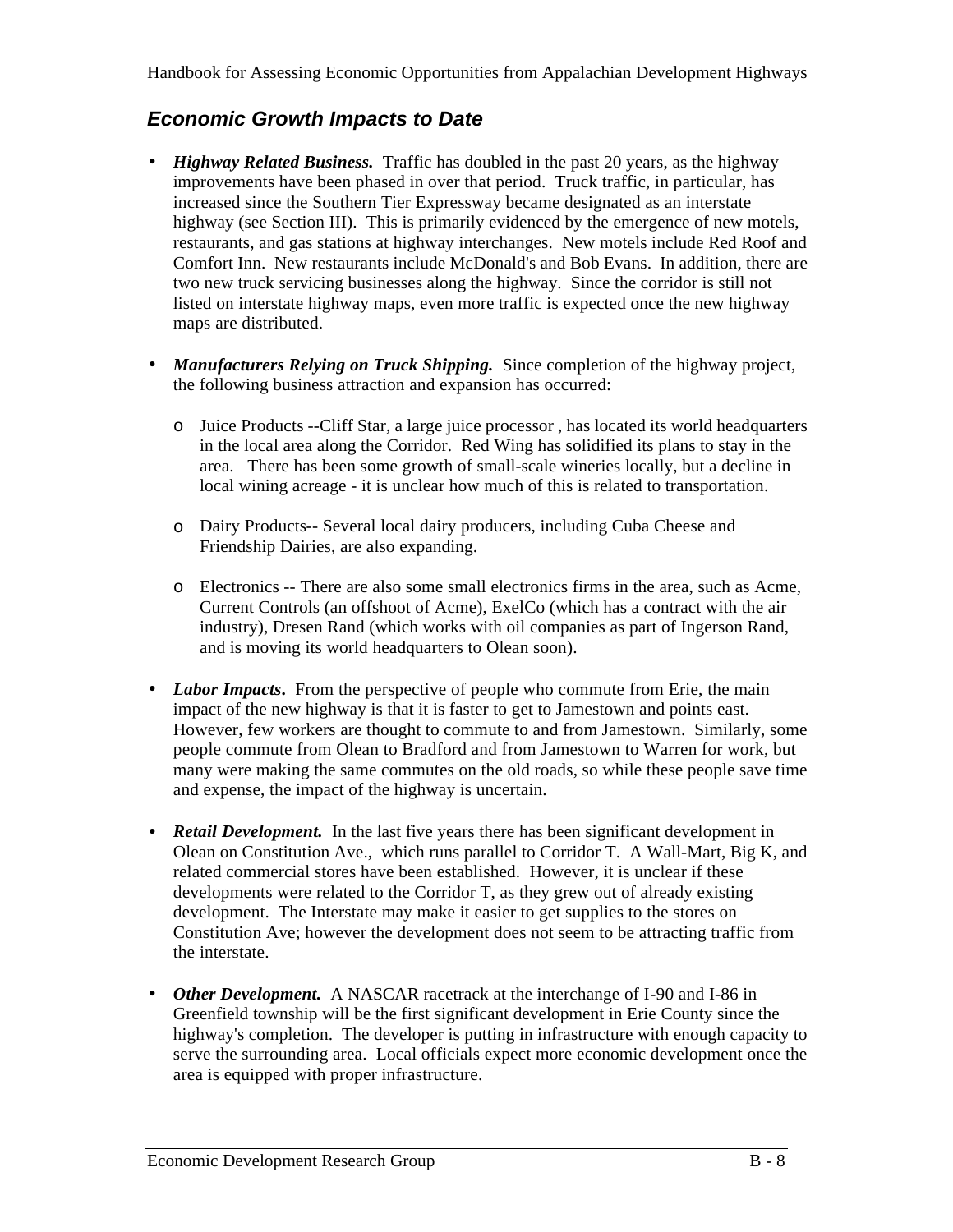## *Economic Growth Impacts to Date*

- ***Highway Related Business.*** Traffic has doubled in the past 20 years, as the highway improvements have been phased in over that period. Truck traffic, in particular, has increased since the Southern Tier Expressway became designated as an interstate highway (see Section III). This is primarily evidenced by the emergence of new motels, restaurants, and gas stations at highway interchanges. New motels include Red Roof and Comfort Inn. New restaurants include McDonald's and Bob Evans. In addition, there are two new truck servicing businesses along the highway. Since the corridor is still not listed on interstate highway maps, even more traffic is expected once the new highway maps are distributed.

- ***Manufacturers Relying on Truck Shipping.*** Since completion of the highway project, the following business attraction and expansion has occurred:

  - Juice Products --Cliff Star, a large juice processor , has located its world headquarters in the local area along the Corridor. Red Wing has solidified its plans to stay in the area. There has been some growth of small-scale wineries locally, but a decline in local wining acreage - it is unclear how much of this is related to transportation.

  - Dairy Products-- Several local dairy producers, including Cuba Cheese and Friendship Dairies, are also expanding.

  - Electronics -- There are also some small electronics firms in the area, such as Acme, Current Controls (an offshoot of Acme), ExelCo (which has a contract with the air industry), Dresen Rand (which works with oil companies as part of Ingerson Rand, and is moving its world headquarters to Olean soon).

- ***Labor Impacts*.** From the perspective of people who commute from Erie, the main impact of the new highway is that it is faster to get to Jamestown and points east. However, few workers are thought to commute to and from Jamestown. Similarly, some people commute from Olean to Bradford and from Jamestown to Warren for work, but many were making the same commutes on the old roads, so while these people save time and expense, the impact of the highway is uncertain.

- ***Retail Development.*** In the last five years there has been significant development in Olean on Constitution Ave., which runs parallel to Corridor T. A Wall-Mart, Big K, and related commercial stores have been established. However, it is unclear if these developments were related to the Corridor T, as they grew out of already existing development. The Interstate may make it easier to get supplies to the stores on Constitution Ave; however the development does not seem to be attracting traffic from the interstate.

- ***Other Development.*** A NASCAR racetrack at the interchange of I-90 and I-86 in Greenfield township will be the first significant development in Erie County since the highway's completion. The developer is putting in infrastructure with enough capacity to serve the surrounding area. Local officials expect more economic development once the area is equipped with proper infrastructure.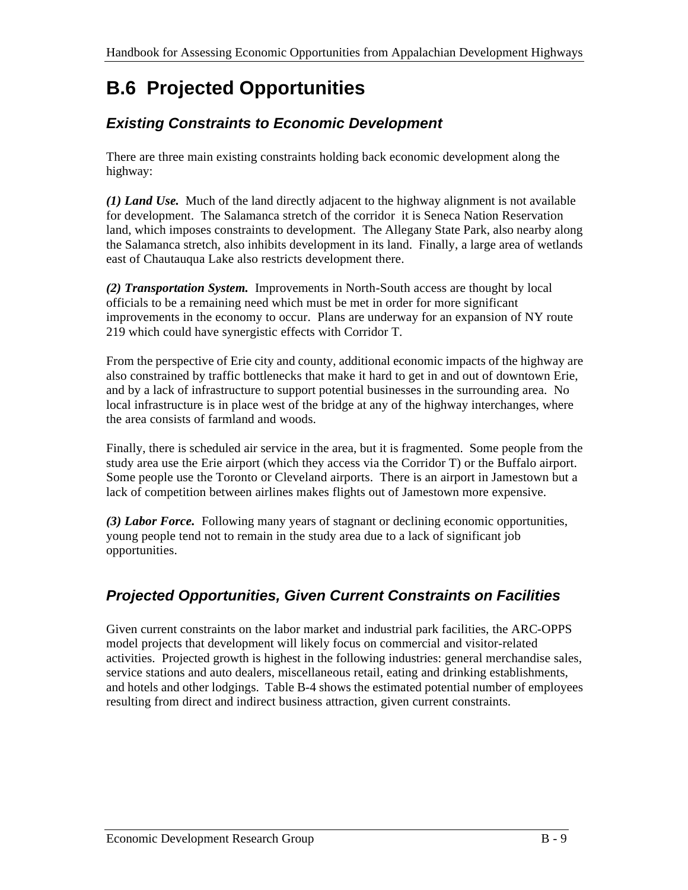# B.6 Projected Opportunities

## *Existing Constraints to Economic Development*

There are three main existing constraints holding back economic development along the highway:

***(1) Land Use.*** Much of the land directly adjacent to the highway alignment is not available for development. The Salamanca stretch of the corridor it is Seneca Nation Reservation land, which imposes constraints to development. The Allegany State Park, also nearby along the Salamanca stretch, also inhibits development in its land. Finally, a large area of wetlands east of Chautauqua Lake also restricts development there.

***(2) Transportation System.*** Improvements in North-South access are thought by local officials to be a remaining need which must be met in order for more significant improvements in the economy to occur. Plans are underway for an expansion of NY route 219 which could have synergistic effects with Corridor T.

From the perspective of Erie city and county, additional economic impacts of the highway are also constrained by traffic bottlenecks that make it hard to get in and out of downtown Erie, and by a lack of infrastructure to support potential businesses in the surrounding area. No local infrastructure is in place west of the bridge at any of the highway interchanges, where the area consists of farmland and woods.

Finally, there is scheduled air service in the area, but it is fragmented. Some people from the study area use the Erie airport (which they access via the Corridor T) or the Buffalo airport. Some people use the Toronto or Cleveland airports. There is an airport in Jamestown but a lack of competition between airlines makes flights out of Jamestown more expensive.

***(3) Labor Force.*** Following many years of stagnant or declining economic opportunities, young people tend not to remain in the study area due to a lack of significant job opportunities.

## *Projected Opportunities, Given Current Constraints on Facilities*

Given current constraints on the labor market and industrial park facilities, the ARC-OPPS model projects that development will likely focus on commercial and visitor-related activities. Projected growth is highest in the following industries: general merchandise sales, service stations and auto dealers, miscellaneous retail, eating and drinking establishments, and hotels and other lodgings. Table B-4 shows the estimated potential number of employees resulting from direct and indirect business attraction, given current constraints.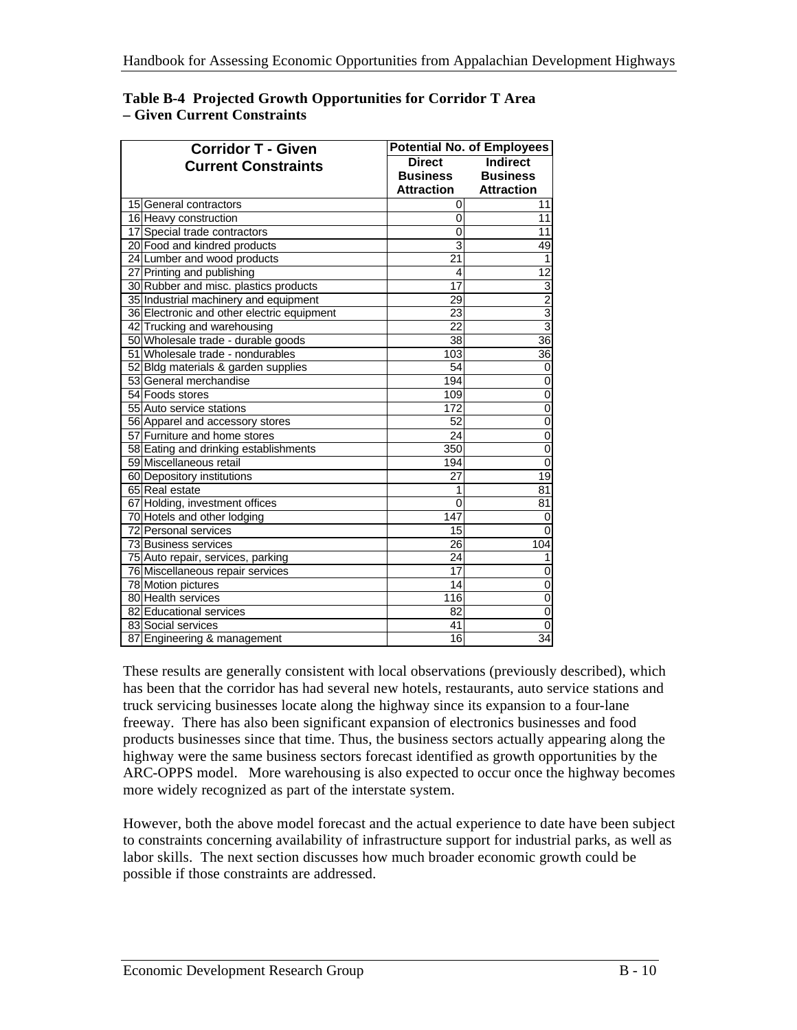**Table B-4 Projected Growth Opportunities for Corridor T Area – Given Current Constraints**

| Corridor T - Given Current Constraints | | Potential No. of Employees | |
|---|---|---|---|
| | | Direct Business Attraction | Indirect Business Attraction |
| 15 | General contractors | 0 | 11 |
| 16 | Heavy construction | 0 | 11 |
| 17 | Special trade contractors | 0 | 11 |
| 20 | Food and kindred products | 3 | 49 |
| 24 | Lumber and wood products | 21 | 1 |
| 27 | Printing and publishing | 4 | 12 |
| 30 | Rubber and misc. plastics products | 17 | 3 |
| 35 | Industrial machinery and equipment | 29 | 2 |
| 36 | Electronic and other electric equipment | 23 | 3 |
| 42 | Trucking and warehousing | 22 | 3 |
| 50 | Wholesale trade - durable goods | 38 | 36 |
| 51 | Wholesale trade - nondurables | 103 | 36 |
| 52 | Bldg materials & garden supplies | 54 | 0 |
| 53 | General merchandise | 194 | 0 |
| 54 | Foods stores | 109 | 0 |
| 55 | Auto service stations | 172 | 0 |
| 56 | Apparel and accessory stores | 52 | 0 |
| 57 | Furniture and home stores | 24 | 0 |
| 58 | Eating and drinking establishments | 350 | 0 |
| 59 | Miscellaneous retail | 194 | 0 |
| 60 | Depository institutions | 27 | 19 |
| 65 | Real estate | 1 | 81 |
| 67 | Holding, investment offices | 0 | 81 |
| 70 | Hotels and other lodging | 147 | 0 |
| 72 | Personal services | 15 | 0 |
| 73 | Business services | 26 | 104 |
| 75 | Auto repair, services, parking | 24 | 1 |
| 76 | Miscellaneous repair services | 17 | 0 |
| 78 | Motion pictures | 14 | 0 |
| 80 | Health services | 116 | 0 |
| 82 | Educational services | 82 | 0 |
| 83 | Social services | 41 | 0 |
| 87 | Engineering & management | 16 | 34 |

These results are generally consistent with local observations (previously described), which has been that the corridor has had several new hotels, restaurants, auto service stations and truck servicing businesses locate along the highway since its expansion to a four-lane freeway. There has also been significant expansion of electronics businesses and food products businesses since that time. Thus, the business sectors actually appearing along the highway were the same business sectors forecast identified as growth opportunities by the ARC-OPPS model. More warehousing is also expected to occur once the highway becomes more widely recognized as part of the interstate system.

However, both the above model forecast and the actual experience to date have been subject to constraints concerning availability of infrastructure support for industrial parks, as well as labor skills. The next section discusses how much broader economic growth could be possible if those constraints are addressed.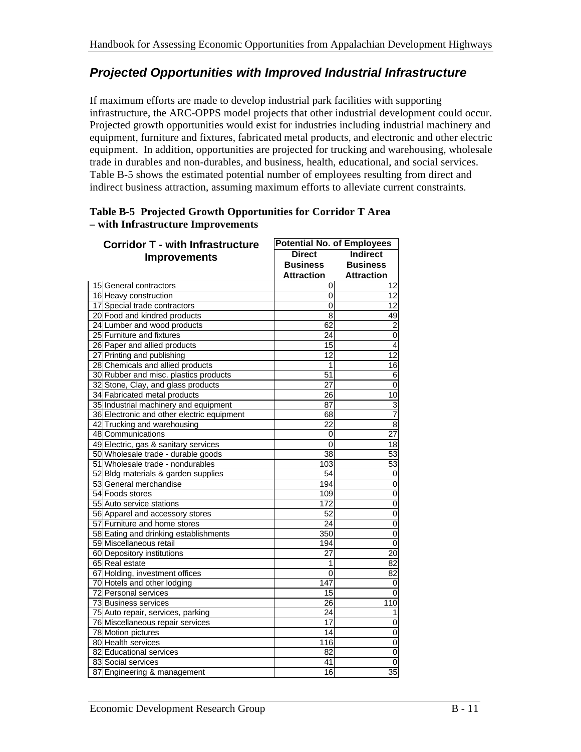## *Projected Opportunities with Improved Industrial Infrastructure*

If maximum efforts are made to develop industrial park facilities with supporting infrastructure, the ARC-OPPS model projects that other industrial development could occur. Projected growth opportunities would exist for industries including industrial machinery and equipment, furniture and fixtures, fabricated metal products, and electronic and other electric equipment. In addition, opportunities are projected for trucking and warehousing, wholesale trade in durables and non-durables, and business, health, educational, and social services. Table B-5 shows the estimated potential number of employees resulting from direct and indirect business attraction, assuming maximum efforts to alleviate current constraints.

**Table B-5 Projected Growth Opportunities for Corridor T Area – with Infrastructure Improvements**

| Corridor T - with Infrastructure Improvements | | Potential No. of Employees | |
|---|---|---|---|
| | | Direct Business Attraction | Indirect Business Attraction |
| 15 | General contractors | 0 | 12 |
| 16 | Heavy construction | 0 | 12 |
| 17 | Special trade contractors | 0 | 12 |
| 20 | Food and kindred products | 8 | 49 |
| 24 | Lumber and wood products | 62 | 2 |
| 25 | Furniture and fixtures | 24 | 0 |
| 26 | Paper and allied products | 15 | 4 |
| 27 | Printing and publishing | 12 | 12 |
| 28 | Chemicals and allied products | 1 | 16 |
| 30 | Rubber and misc. plastics products | 51 | 6 |
| 32 | Stone, Clay, and glass products | 27 | 0 |
| 34 | Fabricated metal products | 26 | 10 |
| 35 | Industrial machinery and equipment | 87 | 3 |
| 36 | Electronic and other electric equipment | 68 | 7 |
| 42 | Trucking and warehousing | 22 | 8 |
| 48 | Communications | 0 | 27 |
| 49 | Electric, gas & sanitary services | 0 | 18 |
| 50 | Wholesale trade - durable goods | 38 | 53 |
| 51 | Wholesale trade - nondurables | 103 | 53 |
| 52 | Bldg materials & garden supplies | 54 | 0 |
| 53 | General merchandise | 194 | 0 |
| 54 | Foods stores | 109 | 0 |
| 55 | Auto service stations | 172 | 0 |
| 56 | Apparel and accessory stores | 52 | 0 |
| 57 | Furniture and home stores | 24 | 0 |
| 58 | Eating and drinking establishments | 350 | 0 |
| 59 | Miscellaneous retail | 194 | 0 |
| 60 | Depository institutions | 27 | 20 |
| 65 | Real estate | 1 | 82 |
| 67 | Holding, investment offices | 0 | 82 |
| 70 | Hotels and other lodging | 147 | 0 |
| 72 | Personal services | 15 | 0 |
| 73 | Business services | 26 | 110 |
| 75 | Auto repair, services, parking | 24 | 1 |
| 76 | Miscellaneous repair services | 17 | 0 |
| 78 | Motion pictures | 14 | 0 |
| 80 | Health services | 116 | 0 |
| 82 | Educational services | 82 | 0 |
| 83 | Social services | 41 | 0 |
| 87 | Engineering & management | 16 | 35 |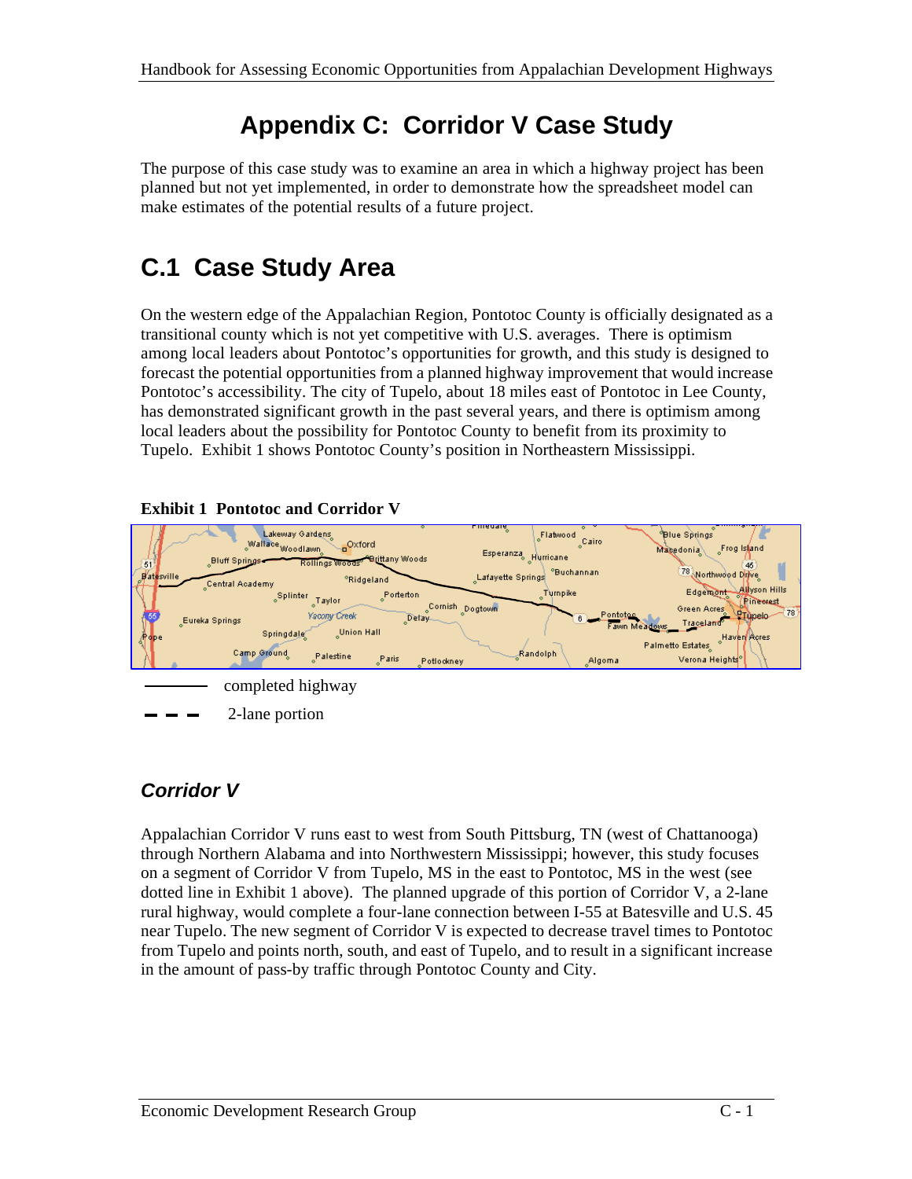# Appendix C: Corridor V Case Study

The purpose of this case study was to examine an area in which a highway project has been planned but not yet implemented, in order to demonstrate how the spreadsheet model can make estimates of the potential results of a future project.

## C.1 Case Study Area

On the western edge of the Appalachian Region, Pontotoc County is officially designated as a transitional county which is not yet competitive with U.S. averages. There is optimism among local leaders about Pontotoc's opportunities for growth, and this study is designed to forecast the potential opportunities from a planned highway improvement that would increase Pontotoc's accessibility. The city of Tupelo, about 18 miles east of Pontotoc in Lee County, has demonstrated significant growth in the past several years, and there is optimism among local leaders about the possibility for Pontotoc County to benefit from its proximity to Tupelo. Exhibit 1 shows Pontotoc County's position in Northeastern Mississippi.

**Exhibit 1 Pontotoc and Corridor V**

completed highway

2-lane portion

### *Corridor V*

Appalachian Corridor V runs east to west from South Pittsburg, TN (west of Chattanooga) through Northern Alabama and into Northwestern Mississippi; however, this study focuses on a segment of Corridor V from Tupelo, MS in the east to Pontotoc, MS in the west (see dotted line in Exhibit 1 above). The planned upgrade of this portion of Corridor V, a 2-lane rural highway, would complete a four-lane connection between I-55 at Batesville and U.S. 45 near Tupelo. The new segment of Corridor V is expected to decrease travel times to Pontotoc from Tupelo and points north, south, and east of Tupelo, and to result in a significant increase in the amount of pass-by traffic through Pontotoc County and City.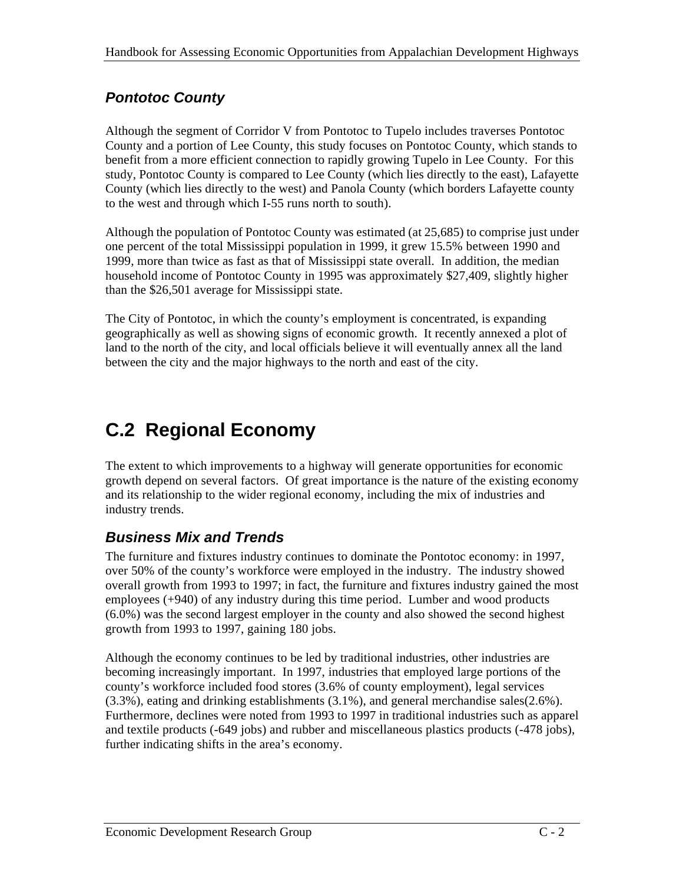### *Pontotoc County*

Although the segment of Corridor V from Pontotoc to Tupelo includes traverses Pontotoc County and a portion of Lee County, this study focuses on Pontotoc County, which stands to benefit from a more efficient connection to rapidly growing Tupelo in Lee County. For this study, Pontotoc County is compared to Lee County (which lies directly to the east), Lafayette County (which lies directly to the west) and Panola County (which borders Lafayette county to the west and through which I-55 runs north to south).

Although the population of Pontotoc County was estimated (at 25,685) to comprise just under one percent of the total Mississippi population in 1999, it grew 15.5% between 1990 and 1999, more than twice as fast as that of Mississippi state overall. In addition, the median household income of Pontotoc County in 1995 was approximately $27,409, slightly higher than the $26,501 average for Mississippi state.

The City of Pontotoc, in which the county's employment is concentrated, is expanding geographically as well as showing signs of economic growth. It recently annexed a plot of land to the north of the city, and local officials believe it will eventually annex all the land between the city and the major highways to the north and east of the city.

## C.2 Regional Economy

The extent to which improvements to a highway will generate opportunities for economic growth depend on several factors. Of great importance is the nature of the existing economy and its relationship to the wider regional economy, including the mix of industries and industry trends.

### *Business Mix and Trends*

The furniture and fixtures industry continues to dominate the Pontotoc economy: in 1997, over 50% of the county's workforce were employed in the industry. The industry showed overall growth from 1993 to 1997; in fact, the furniture and fixtures industry gained the most employees (+940) of any industry during this time period. Lumber and wood products (6.0%) was the second largest employer in the county and also showed the second highest growth from 1993 to 1997, gaining 180 jobs.

Although the economy continues to be led by traditional industries, other industries are becoming increasingly important. In 1997, industries that employed large portions of the county's workforce included food stores (3.6% of county employment), legal services (3.3%), eating and drinking establishments (3.1%), and general merchandise sales(2.6%). Furthermore, declines were noted from 1993 to 1997 in traditional industries such as apparel and textile products (-649 jobs) and rubber and miscellaneous plastics products (-478 jobs), further indicating shifts in the area's economy.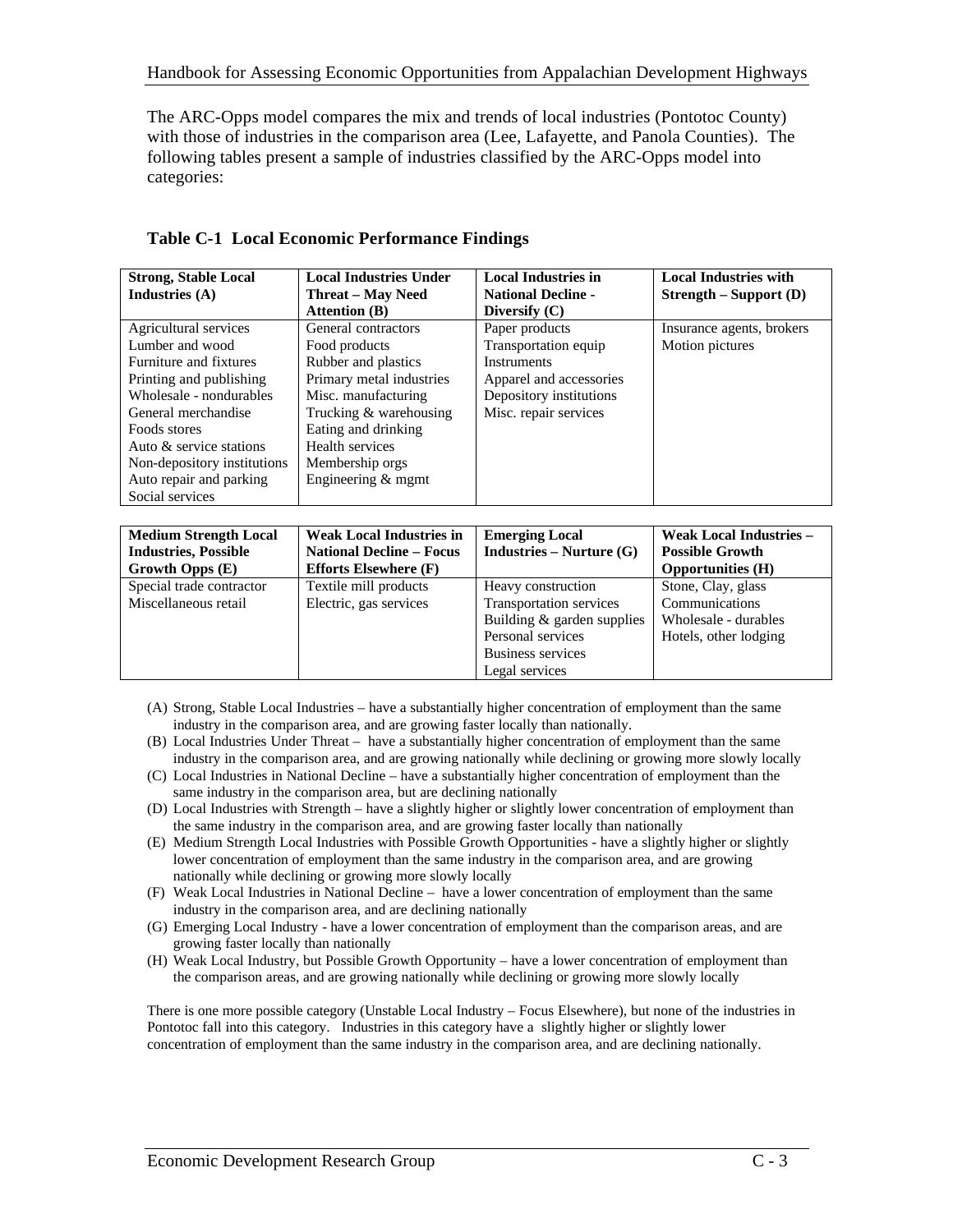The ARC-Opps model compares the mix and trends of local industries (Pontotoc County) with those of industries in the comparison area (Lee, Lafayette, and Panola Counties). The following tables present a sample of industries classified by the ARC-Opps model into categories:

**Table C-1 Local Economic Performance Findings**

| **Strong, Stable Local Industries (A)** | **Local Industries Under Threat – May Need Attention (B)** | **Local Industries in National Decline - Diversify (C)** | **Local Industries with Strength – Support (D)** |
|---|---|---|---|
| Agricultural services | General contractors | Paper products | Insurance agents, brokers |
| Lumber and wood | Food products | Transportation equip | Motion pictures |
| Furniture and fixtures | Rubber and plastics | Instruments | |
| Printing and publishing | Primary metal industries | Apparel and accessories | |
| Wholesale - nondurables | Misc. manufacturing | Depository institutions | |
| General merchandise | Trucking & warehousing | Misc. repair services | |
| Foods stores | Eating and drinking | | |
| Auto & service stations | Health services | | |
| Non-depository institutions | Membership orgs | | |
| Auto repair and parking | Engineering & mgmt | | |
| Social services | | | |

| **Medium Strength Local Industries, Possible Growth Opps (E)** | **Weak Local Industries in National Decline – Focus Efforts Elsewhere (F)** | **Emerging Local Industries – Nurture (G)** | **Weak Local Industries – Possible Growth Opportunities (H)** |
|---|---|---|---|
| Special trade contractor | Textile mill products | Heavy construction | Stone, Clay, glass |
| Miscellaneous retail | Electric, gas services | Transportation services | Communications |
| | | Building & garden supplies | Wholesale - durables |
| | | Personal services | Hotels, other lodging |
| | | Business services | |
| | | Legal services | |

(A) Strong, Stable Local Industries – have a substantially higher concentration of employment than the same industry in the comparison area, and are growing faster locally than nationally.
(B) Local Industries Under Threat – have a substantially higher concentration of employment than the same industry in the comparison area, and are growing nationally while declining or growing more slowly locally
(C) Local Industries in National Decline – have a substantially higher concentration of employment than the same industry in the comparison area, but are declining nationally
(D) Local Industries with Strength – have a slightly higher or slightly lower concentration of employment than the same industry in the comparison area, and are growing faster locally than nationally
(E) Medium Strength Local Industries with Possible Growth Opportunities - have a slightly higher or slightly lower concentration of employment than the same industry in the comparison area, and are growing nationally while declining or growing more slowly locally
(F) Weak Local Industries in National Decline – have a lower concentration of employment than the same industry in the comparison area, and are declining nationally
(G) Emerging Local Industry - have a lower concentration of employment than the comparison areas, and are growing faster locally than nationally
(H) Weak Local Industry, but Possible Growth Opportunity – have a lower concentration of employment than the comparison areas, and are growing nationally while declining or growing more slowly locally

There is one more possible category (Unstable Local Industry – Focus Elsewhere), but none of the industries in Pontotoc fall into this category. Industries in this category have a slightly higher or slightly lower concentration of employment than the same industry in the comparison area, and are declining nationally.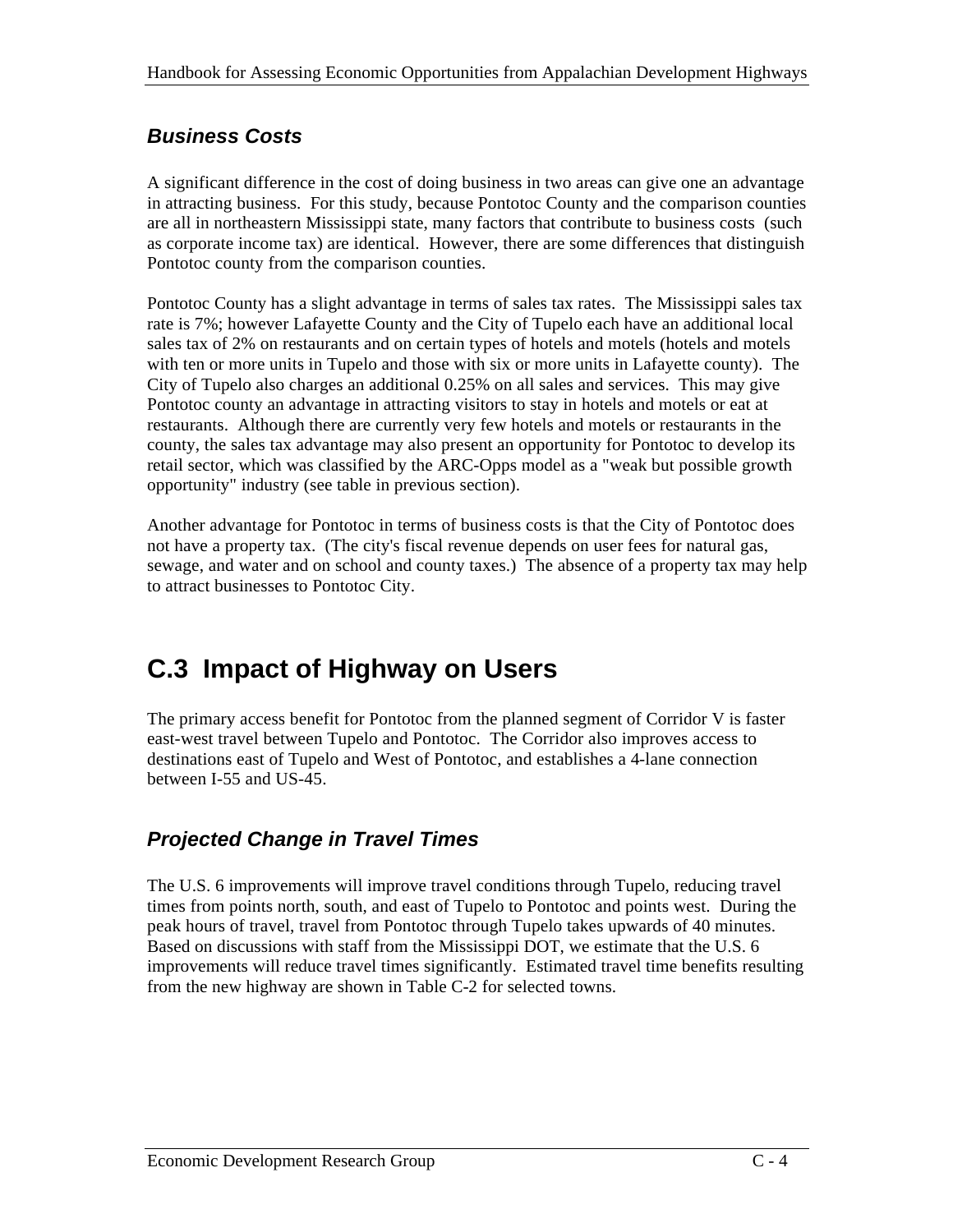### *Business Costs*

A significant difference in the cost of doing business in two areas can give one an advantage in attracting business. For this study, because Pontotoc County and the comparison counties are all in northeastern Mississippi state, many factors that contribute to business costs (such as corporate income tax) are identical. However, there are some differences that distinguish Pontotoc county from the comparison counties.

Pontotoc County has a slight advantage in terms of sales tax rates. The Mississippi sales tax rate is 7%; however Lafayette County and the City of Tupelo each have an additional local sales tax of 2% on restaurants and on certain types of hotels and motels (hotels and motels with ten or more units in Tupelo and those with six or more units in Lafayette county). The City of Tupelo also charges an additional 0.25% on all sales and services. This may give Pontotoc county an advantage in attracting visitors to stay in hotels and motels or eat at restaurants. Although there are currently very few hotels and motels or restaurants in the county, the sales tax advantage may also present an opportunity for Pontotoc to develop its retail sector, which was classified by the ARC-Opps model as a "weak but possible growth opportunity" industry (see table in previous section).

Another advantage for Pontotoc in terms of business costs is that the City of Pontotoc does not have a property tax. (The city's fiscal revenue depends on user fees for natural gas, sewage, and water and on school and county taxes.) The absence of a property tax may help to attract businesses to Pontotoc City.

## C.3 Impact of Highway on Users

The primary access benefit for Pontotoc from the planned segment of Corridor V is faster east-west travel between Tupelo and Pontotoc. The Corridor also improves access to destinations east of Tupelo and West of Pontotoc, and establishes a 4-lane connection between I-55 and US-45.

### *Projected Change in Travel Times*

The U.S. 6 improvements will improve travel conditions through Tupelo, reducing travel times from points north, south, and east of Tupelo to Pontotoc and points west. During the peak hours of travel, travel from Pontotoc through Tupelo takes upwards of 40 minutes. Based on discussions with staff from the Mississippi DOT, we estimate that the U.S. 6 improvements will reduce travel times significantly. Estimated travel time benefits resulting from the new highway are shown in Table C-2 for selected towns.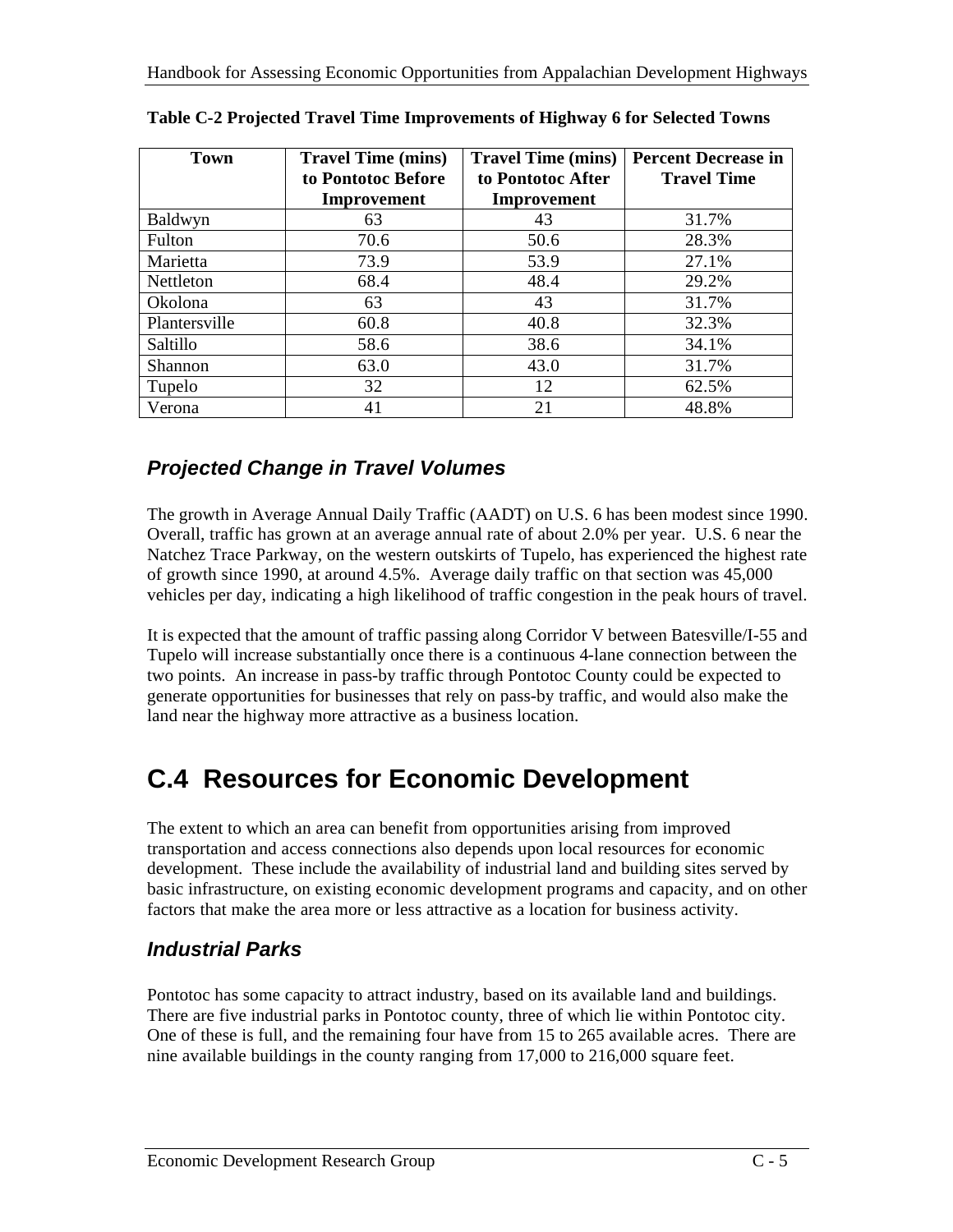**Table C-2 Projected Travel Time Improvements of Highway 6 for Selected Towns**

| Town | Travel Time (mins) to Pontotoc Before Improvement | Travel Time (mins) to Pontotoc After Improvement | Percent Decrease in Travel Time |
|---|---|---|---|
| Baldwyn | 63 | 43 | 31.7% |
| Fulton | 70.6 | 50.6 | 28.3% |
| Marietta | 73.9 | 53.9 | 27.1% |
| Nettleton | 68.4 | 48.4 | 29.2% |
| Okolona | 63 | 43 | 31.7% |
| Plantersville | 60.8 | 40.8 | 32.3% |
| Saltillo | 58.6 | 38.6 | 34.1% |
| Shannon | 63.0 | 43.0 | 31.7% |
| Tupelo | 32 | 12 | 62.5% |
| Verona | 41 | 21 | 48.8% |

### *Projected Change in Travel Volumes*

The growth in Average Annual Daily Traffic (AADT) on U.S. 6 has been modest since 1990. Overall, traffic has grown at an average annual rate of about 2.0% per year. U.S. 6 near the Natchez Trace Parkway, on the western outskirts of Tupelo, has experienced the highest rate of growth since 1990, at around 4.5%. Average daily traffic on that section was 45,000 vehicles per day, indicating a high likelihood of traffic congestion in the peak hours of travel.

It is expected that the amount of traffic passing along Corridor V between Batesville/I-55 and Tupelo will increase substantially once there is a continuous 4-lane connection between the two points. An increase in pass-by traffic through Pontotoc County could be expected to generate opportunities for businesses that rely on pass-by traffic, and would also make the land near the highway more attractive as a business location.

## C.4 Resources for Economic Development

The extent to which an area can benefit from opportunities arising from improved transportation and access connections also depends upon local resources for economic development. These include the availability of industrial land and building sites served by basic infrastructure, on existing economic development programs and capacity, and on other factors that make the area more or less attractive as a location for business activity.

### *Industrial Parks*

Pontotoc has some capacity to attract industry, based on its available land and buildings. There are five industrial parks in Pontotoc county, three of which lie within Pontotoc city. One of these is full, and the remaining four have from 15 to 265 available acres. There are nine available buildings in the county ranging from 17,000 to 216,000 square feet.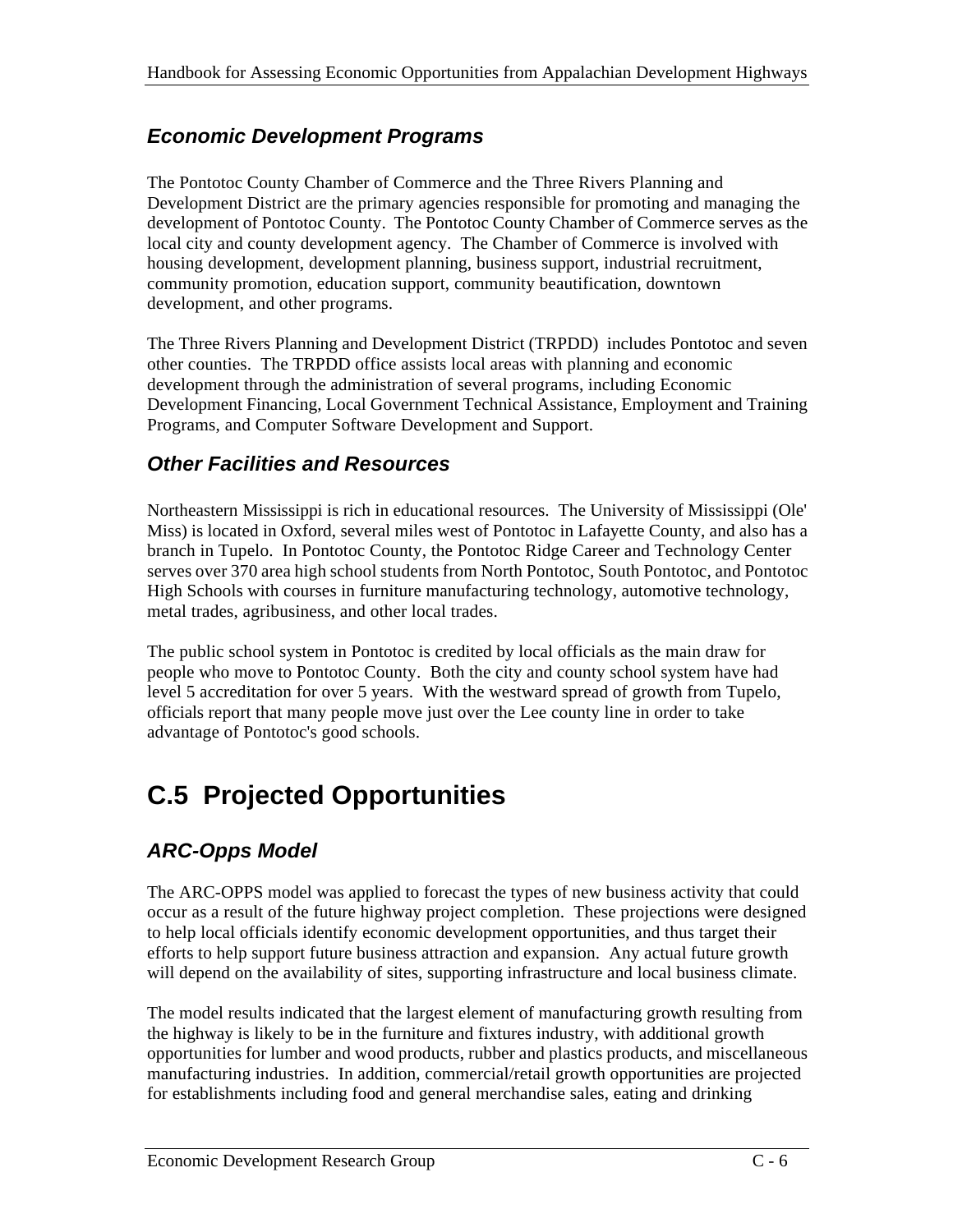### *Economic Development Programs*

The Pontotoc County Chamber of Commerce and the Three Rivers Planning and Development District are the primary agencies responsible for promoting and managing the development of Pontotoc County. The Pontotoc County Chamber of Commerce serves as the local city and county development agency. The Chamber of Commerce is involved with housing development, development planning, business support, industrial recruitment, community promotion, education support, community beautification, downtown development, and other programs.

The Three Rivers Planning and Development District (TRPDD) includes Pontotoc and seven other counties. The TRPDD office assists local areas with planning and economic development through the administration of several programs, including Economic Development Financing, Local Government Technical Assistance, Employment and Training Programs, and Computer Software Development and Support.

### *Other Facilities and Resources*

Northeastern Mississippi is rich in educational resources. The University of Mississippi (Ole' Miss) is located in Oxford, several miles west of Pontotoc in Lafayette County, and also has a branch in Tupelo. In Pontotoc County, the Pontotoc Ridge Career and Technology Center serves over 370 area high school students from North Pontotoc, South Pontotoc, and Pontotoc High Schools with courses in furniture manufacturing technology, automotive technology, metal trades, agribusiness, and other local trades.

The public school system in Pontotoc is credited by local officials as the main draw for people who move to Pontotoc County. Both the city and county school system have had level 5 accreditation for over 5 years. With the westward spread of growth from Tupelo, officials report that many people move just over the Lee county line in order to take advantage of Pontotoc's good schools.

## C.5 Projected Opportunities

### *ARC-Opps Model*

The ARC-OPPS model was applied to forecast the types of new business activity that could occur as a result of the future highway project completion. These projections were designed to help local officials identify economic development opportunities, and thus target their efforts to help support future business attraction and expansion. Any actual future growth will depend on the availability of sites, supporting infrastructure and local business climate.

The model results indicated that the largest element of manufacturing growth resulting from the highway is likely to be in the furniture and fixtures industry, with additional growth opportunities for lumber and wood products, rubber and plastics products, and miscellaneous manufacturing industries. In addition, commercial/retail growth opportunities are projected for establishments including food and general merchandise sales, eating and drinking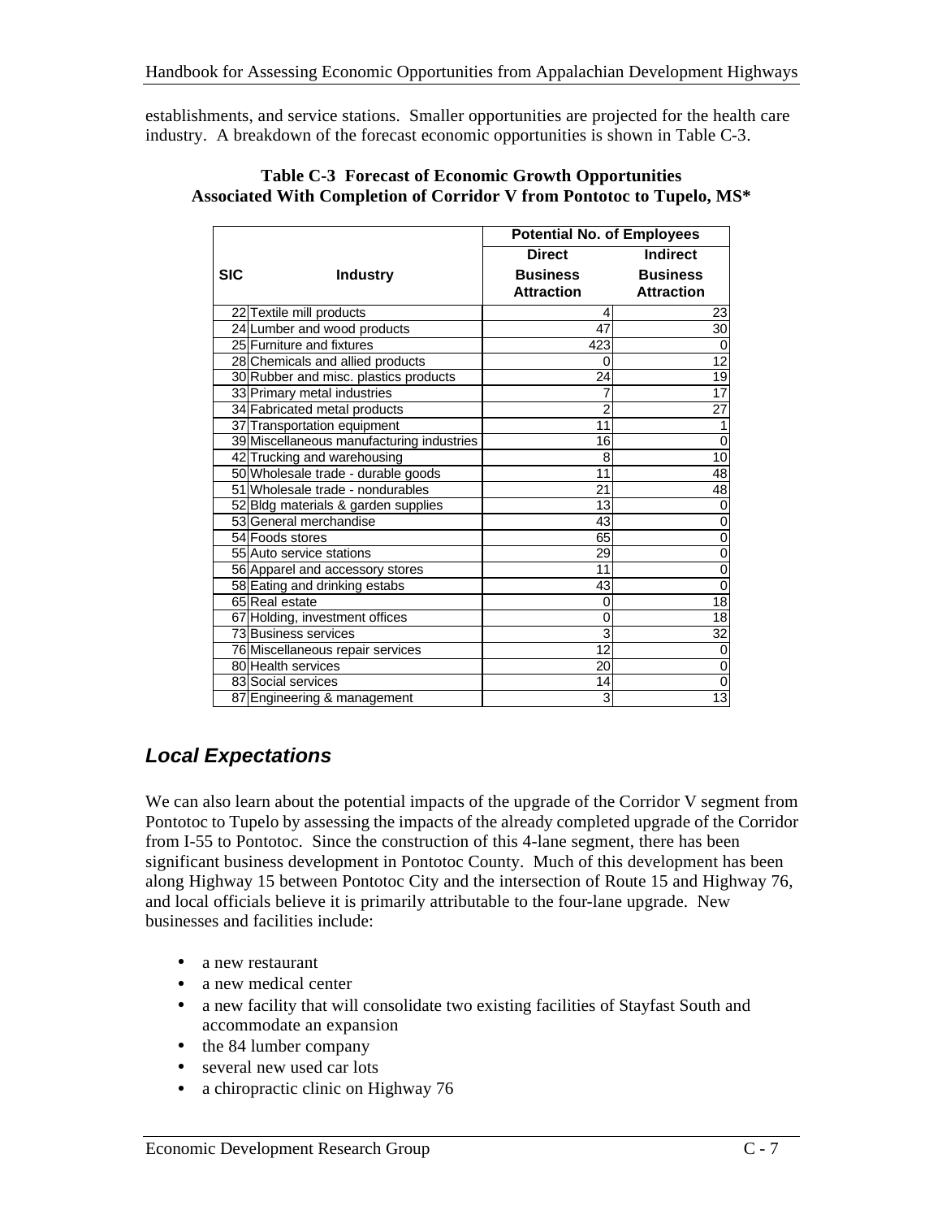establishments, and service stations. Smaller opportunities are projected for the health care industry. A breakdown of the forecast economic opportunities is shown in Table C-3.

**Table C-3 Forecast of Economic Growth Opportunities Associated With Completion of Corridor V from Pontotoc to Tupelo, MS***

| SIC | Industry | Potential No. of Employees Direct Business Attraction | Indirect Business Attraction |
|---|---|---|---|
| 22 | Textile mill products | 4 | 23 |
| 24 | Lumber and wood products | 47 | 30 |
| 25 | Furniture and fixtures | 423 | 0 |
| 28 | Chemicals and allied products | 0 | 12 |
| 30 | Rubber and misc. plastics products | 24 | 19 |
| 33 | Primary metal industries | 7 | 17 |
| 34 | Fabricated metal products | 2 | 27 |
| 37 | Transportation equipment | 11 | 1 |
| 39 | Miscellaneous manufacturing industries | 16 | 0 |
| 42 | Trucking and warehousing | 8 | 10 |
| 50 | Wholesale trade - durable goods | 11 | 48 |
| 51 | Wholesale trade - nondurables | 21 | 48 |
| 52 | Bldg materials & garden supplies | 13 | 0 |
| 53 | General merchandise | 43 | 0 |
| 54 | Foods stores | 65 | 0 |
| 55 | Auto service stations | 29 | 0 |
| 56 | Apparel and accessory stores | 11 | 0 |
| 58 | Eating and drinking estabs | 43 | 0 |
| 65 | Real estate | 0 | 18 |
| 67 | Holding, investment offices | 0 | 18 |
| 73 | Business services | 3 | 32 |
| 76 | Miscellaneous repair services | 12 | 0 |
| 80 | Health services | 20 | 0 |
| 83 | Social services | 14 | 0 |
| 87 | Engineering & management | 3 | 13 |

## *Local Expectations*

We can also learn about the potential impacts of the upgrade of the Corridor V segment from Pontotoc to Tupelo by assessing the impacts of the already completed upgrade of the Corridor from I-55 to Pontotoc. Since the construction of this 4-lane segment, there has been significant business development in Pontotoc County. Much of this development has been along Highway 15 between Pontotoc City and the intersection of Route 15 and Highway 76, and local officials believe it is primarily attributable to the four-lane upgrade. New businesses and facilities include:

- a new restaurant
- a new medical center
- a new facility that will consolidate two existing facilities of Stayfast South and accommodate an expansion
- the 84 lumber company
- several new used car lots
- a chiropractic clinic on Highway 76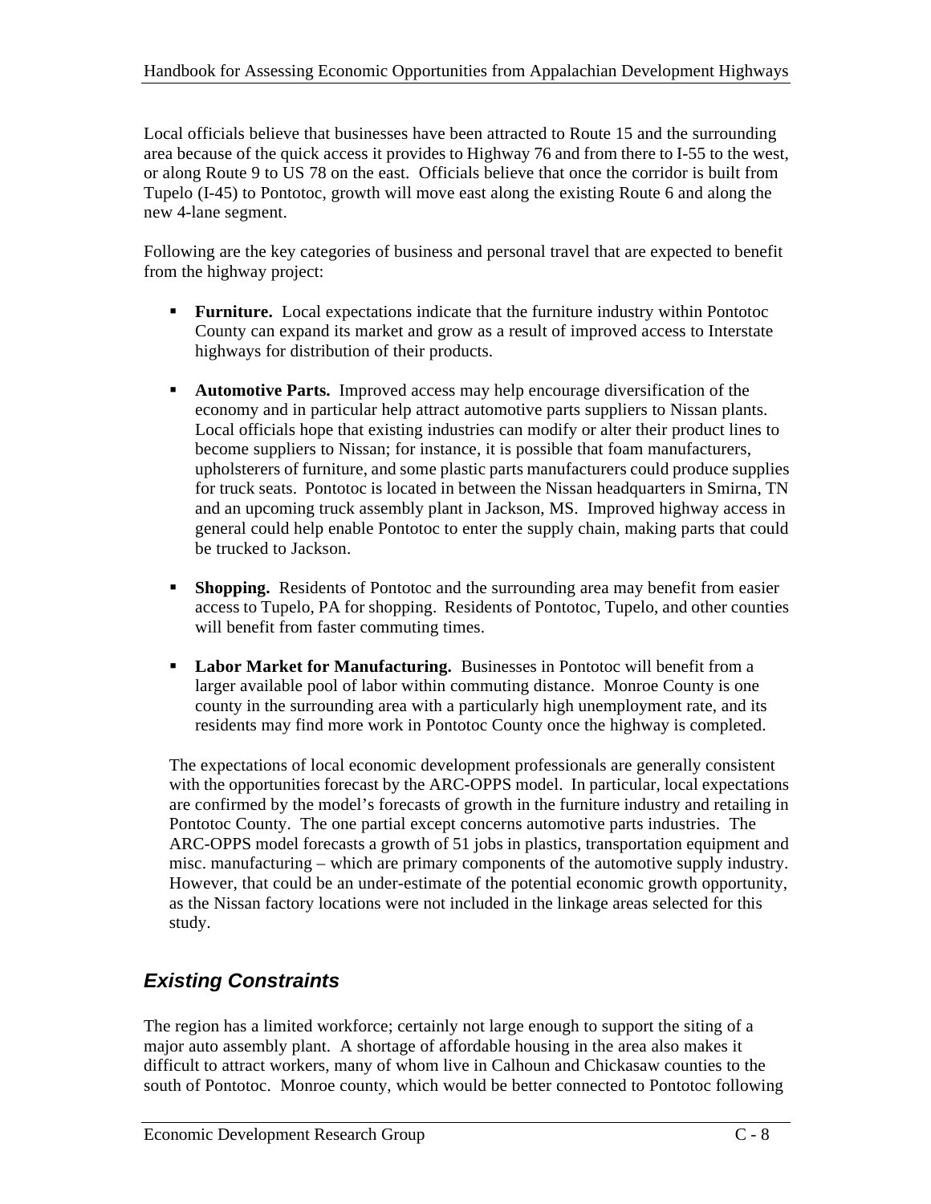Local officials believe that businesses have been attracted to Route 15 and the surrounding area because of the quick access it provides to Highway 76 and from there to I-55 to the west, or along Route 9 to US 78 on the east. Officials believe that once the corridor is built from Tupelo (I-45) to Pontotoc, growth will move east along the existing Route 6 and along the new 4-lane segment.

Following are the key categories of business and personal travel that are expected to benefit from the highway project:

- **Furniture.** Local expectations indicate that the furniture industry within Pontotoc County can expand its market and grow as a result of improved access to Interstate highways for distribution of their products.

- **Automotive Parts.** Improved access may help encourage diversification of the economy and in particular help attract automotive parts suppliers to Nissan plants. Local officials hope that existing industries can modify or alter their product lines to become suppliers to Nissan; for instance, it is possible that foam manufacturers, upholsterers of furniture, and some plastic parts manufacturers could produce supplies for truck seats. Pontotoc is located in between the Nissan headquarters in Smirna, TN and an upcoming truck assembly plant in Jackson, MS. Improved highway access in general could help enable Pontotoc to enter the supply chain, making parts that could be trucked to Jackson.

- **Shopping.** Residents of Pontotoc and the surrounding area may benefit from easier access to Tupelo, PA for shopping. Residents of Pontotoc, Tupelo, and other counties will benefit from faster commuting times.

- **Labor Market for Manufacturing.** Businesses in Pontotoc will benefit from a larger available pool of labor within commuting distance. Monroe County is one county in the surrounding area with a particularly high unemployment rate, and its residents may find more work in Pontotoc County once the highway is completed.

The expectations of local economic development professionals are generally consistent with the opportunities forecast by the ARC-OPPS model. In particular, local expectations are confirmed by the model's forecasts of growth in the furniture industry and retailing in Pontotoc County. The one partial except concerns automotive parts industries. The ARC-OPPS model forecasts a growth of 51 jobs in plastics, transportation equipment and misc. manufacturing – which are primary components of the automotive supply industry. However, that could be an under-estimate of the potential economic growth opportunity, as the Nissan factory locations were not included in the linkage areas selected for this study.

## *Existing Constraints*

The region has a limited workforce; certainly not large enough to support the siting of a major auto assembly plant. A shortage of affordable housing in the area also makes it difficult to attract workers, many of whom live in Calhoun and Chickasaw counties to the south of Pontotoc. Monroe county, which would be better connected to Pontotoc following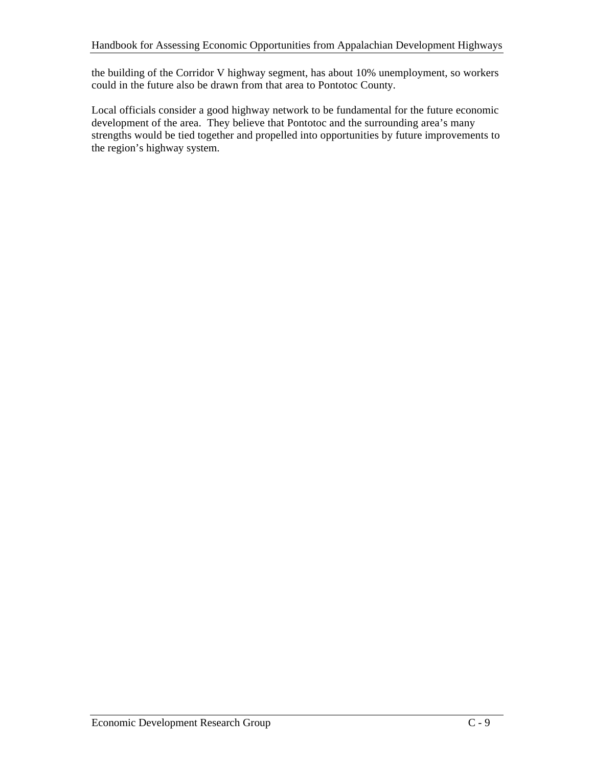the building of the Corridor V highway segment, has about 10% unemployment, so workers could in the future also be drawn from that area to Pontotoc County.

Local officials consider a good highway network to be fundamental for the future economic development of the area. They believe that Pontotoc and the surrounding area's many strengths would be tied together and propelled into opportunities by future improvements to the region's highway system.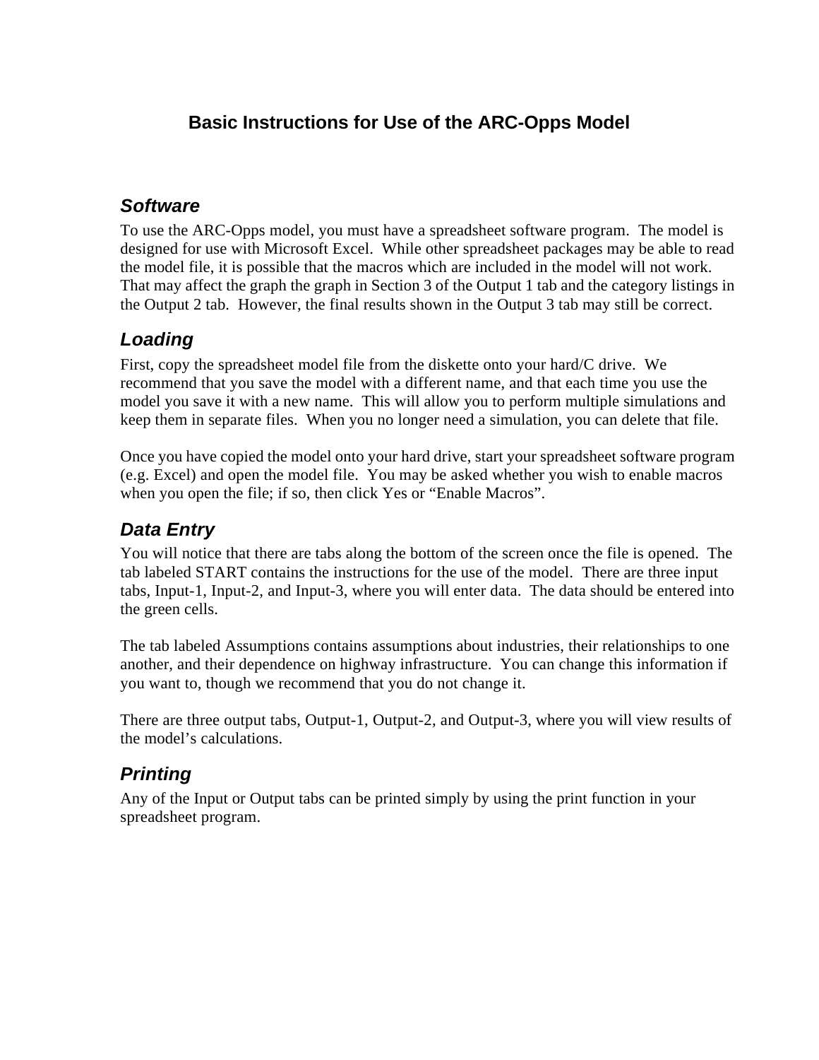# Basic Instructions for Use of the ARC-Opps Model

## *Software*

To use the ARC-Opps model, you must have a spreadsheet software program. The model is designed for use with Microsoft Excel. While other spreadsheet packages may be able to read the model file, it is possible that the macros which are included in the model will not work. That may affect the graph the graph in Section 3 of the Output 1 tab and the category listings in the Output 2 tab. However, the final results shown in the Output 3 tab may still be correct.

## *Loading*

First, copy the spreadsheet model file from the diskette onto your hard/C drive. We recommend that you save the model with a different name, and that each time you use the model you save it with a new name. This will allow you to perform multiple simulations and keep them in separate files. When you no longer need a simulation, you can delete that file.

Once you have copied the model onto your hard drive, start your spreadsheet software program (e.g. Excel) and open the model file. You may be asked whether you wish to enable macros when you open the file; if so, then click Yes or “Enable Macros”.

## *Data Entry*

You will notice that there are tabs along the bottom of the screen once the file is opened. The tab labeled START contains the instructions for the use of the model. There are three input tabs, Input-1, Input-2, and Input-3, where you will enter data. The data should be entered into the green cells.

The tab labeled Assumptions contains assumptions about industries, their relationships to one another, and their dependence on highway infrastructure. You can change this information if you want to, though we recommend that you do not change it.

There are three output tabs, Output-1, Output-2, and Output-3, where you will view results of the model’s calculations.

## *Printing*

Any of the Input or Output tabs can be printed simply by using the print function in your spreadsheet program.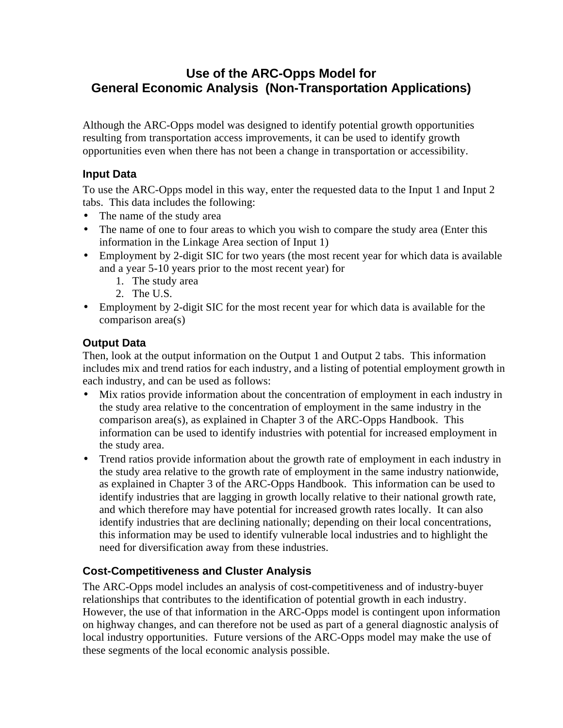# Use of the ARC-Opps Model for General Economic Analysis (Non-Transportation Applications)

Although the ARC-Opps model was designed to identify potential growth opportunities resulting from transportation access improvements, it can be used to identify growth opportunities even when there has not been a change in transportation or accessibility.

## Input Data

To use the ARC-Opps model in this way, enter the requested data to the Input 1 and Input 2 tabs. This data includes the following:

- The name of the study area
- The name of one to four areas to which you wish to compare the study area (Enter this information in the Linkage Area section of Input 1)
- Employment by 2-digit SIC for two years (the most recent year for which data is available and a year 5-10 years prior to the most recent year) for
    1. The study area
    2. The U.S.
- Employment by 2-digit SIC for the most recent year for which data is available for the comparison area(s)

## Output Data

Then, look at the output information on the Output 1 and Output 2 tabs. This information includes mix and trend ratios for each industry, and a listing of potential employment growth in each industry, and can be used as follows:

- Mix ratios provide information about the concentration of employment in each industry in the study area relative to the concentration of employment in the same industry in the comparison area(s), as explained in Chapter 3 of the ARC-Opps Handbook. This information can be used to identify industries with potential for increased employment in the study area.
- Trend ratios provide information about the growth rate of employment in each industry in the study area relative to the growth rate of employment in the same industry nationwide, as explained in Chapter 3 of the ARC-Opps Handbook. This information can be used to identify industries that are lagging in growth locally relative to their national growth rate, and which therefore may have potential for increased growth rates locally. It can also identify industries that are declining nationally; depending on their local concentrations, this information may be used to identify vulnerable local industries and to highlight the need for diversification away from these industries.

## Cost-Competitiveness and Cluster Analysis

The ARC-Opps model includes an analysis of cost-competitiveness and of industry-buyer relationships that contributes to the identification of potential growth in each industry. However, the use of that information in the ARC-Opps model is contingent upon information on highway changes, and can therefore not be used as part of a general diagnostic analysis of local industry opportunities. Future versions of the ARC-Opps model may make the use of these segments of the local economic analysis possible.